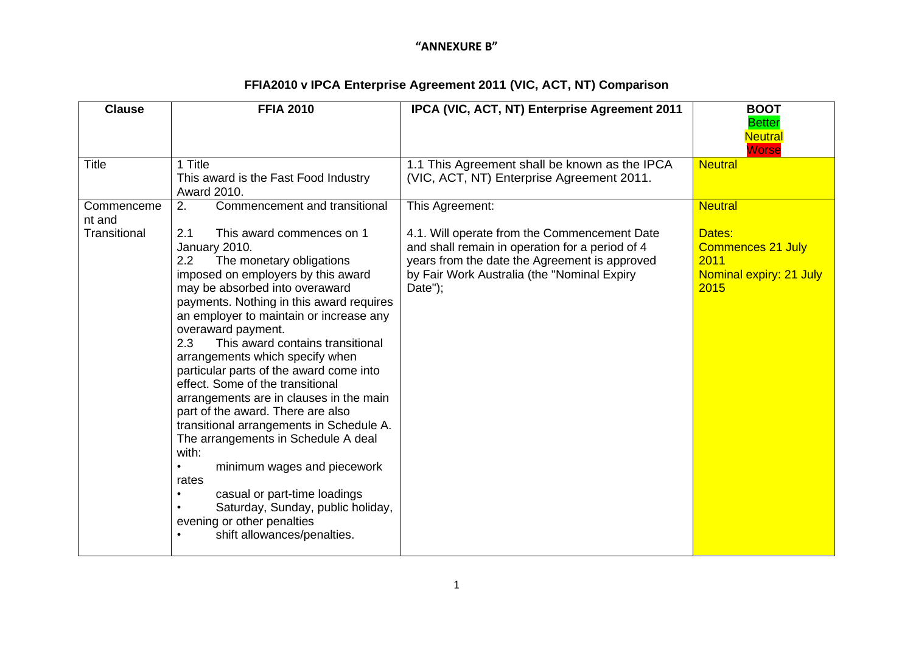**"ANNEXURE B"**

# FFIA2010 v IPCA Enterprise Agreement 2011 (VIC, ACT, NT) Comparison

| Clause | FFIA 2010 | IPCA (VIC, ACT, NT) Enterprise Agreement 2011 | BOOT<br>Better<br>Neutral<br>Worse |
|---|---|---|---|
| Title | 1 Title<br>This award is the Fast Food Industry Award 2010. | 1.1 This Agreement shall be known as the IPCA (VIC, ACT, NT) Enterprise Agreement 2011. | Neutral |
| Commencement and Transitional | 2. Commencement and transitional<br><br>2.1 This award commences on 1 January 2010.<br>2.2 The monetary obligations imposed on employers by this award may be absorbed into overaward payments. Nothing in this award requires an employer to maintain or increase any overaward payment.<br>2.3 This award contains transitional arrangements which specify when particular parts of the award come into effect. Some of the transitional arrangements are in clauses in the main part of the award. There are also transitional arrangements in Schedule A. The arrangements in Schedule A deal with:<br>• minimum wages and piecework rates<br>• casual or part-time loadings<br>• Saturday, Sunday, public holiday, evening or other penalties<br>• shift allowances/penalties. | This Agreement:<br><br>4.1. Will operate from the Commencement Date and shall remain in operation for a period of 4 years from the date the Agreement is approved by Fair Work Australia (the "Nominal Expiry Date"); | Neutral<br><br>Dates:<br>Commences 21 July 2011<br>Nominal expiry: 21 July 2015 |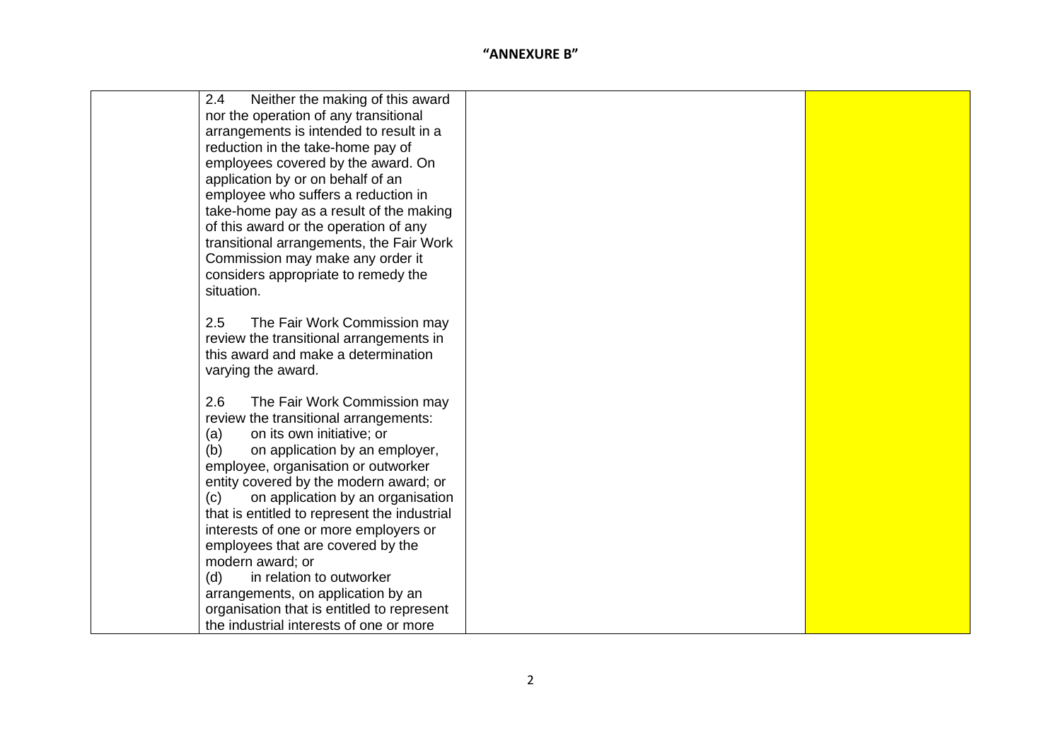"ANNEXURE B"

| | | | |
|---|---|---|---|
| | 2.4 Neither the making of this award nor the operation of any transitional arrangements is intended to result in a reduction in the take-home pay of employees covered by the award. On application by or on behalf of an employee who suffers a reduction in take-home pay as a result of the making of this award or the operation of any transitional arrangements, the Fair Work Commission may make any order it considers appropriate to remedy the situation.<br><br>2.5 The Fair Work Commission may review the transitional arrangements in this award and make a determination varying the award.<br><br>2.6 The Fair Work Commission may review the transitional arrangements:<br>(a) on its own initiative; or<br>(b) on application by an employer, employee, organisation or outworker entity covered by the modern award; or<br>(c) on application by an organisation that is entitled to represent the industrial interests of one or more employers or employees that are covered by the modern award; or<br>(d) in relation to outworker arrangements, on application by an organisation that is entitled to represent the industrial interests of one or more | | |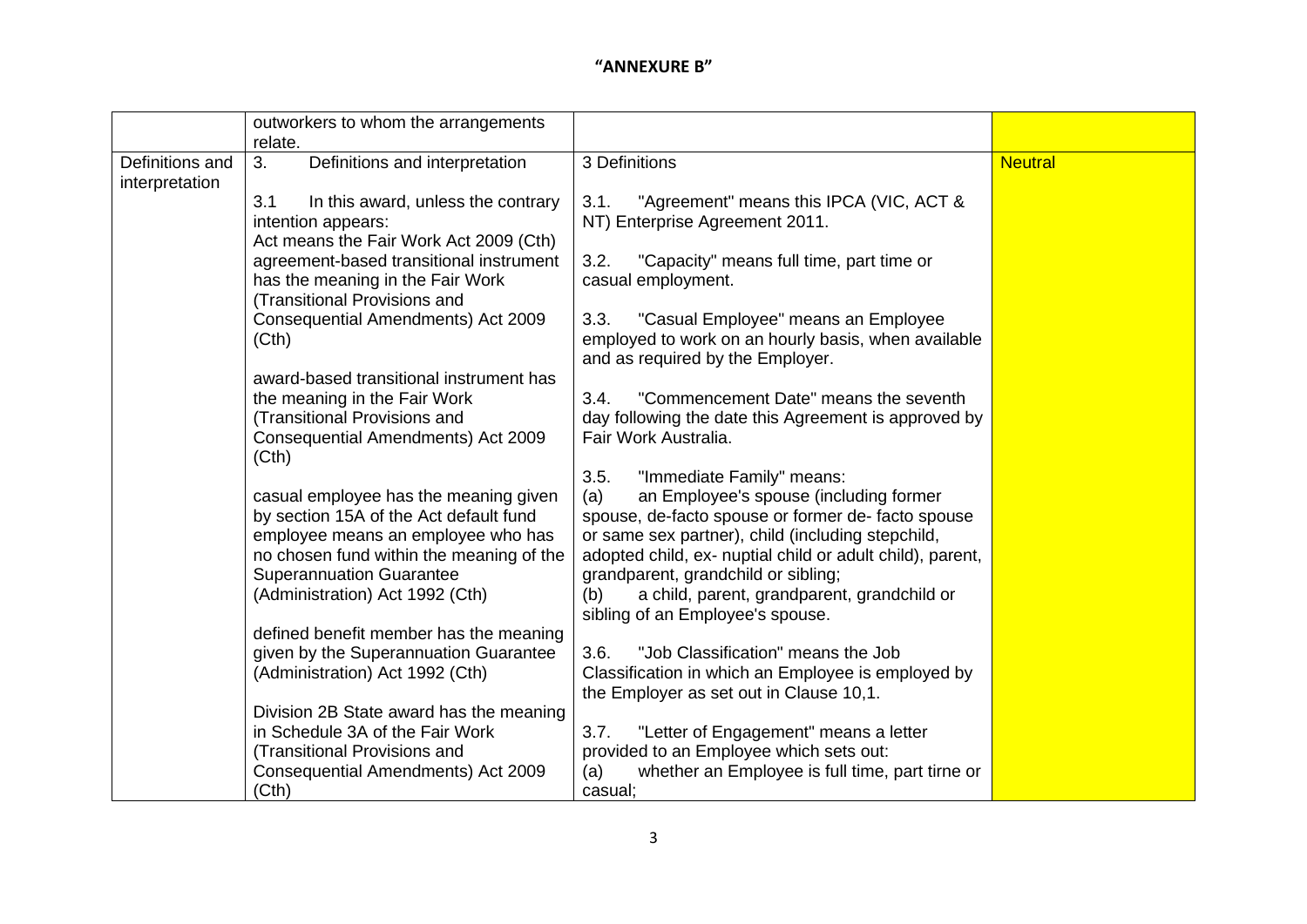**"ANNEXURE B"**

| | | | |
|---|---|---|---|
| | outworkers to whom the arrangements relate. | | |
| Definitions and interpretation | 3. Definitions and interpretation<br><br>3.1 In this award, unless the contrary intention appears:<br>Act means the Fair Work Act 2009 (Cth)<br>agreement-based transitional instrument has the meaning in the Fair Work (Transitional Provisions and Consequential Amendments) Act 2009 (Cth)<br><br>award-based transitional instrument has the meaning in the Fair Work (Transitional Provisions and Consequential Amendments) Act 2009 (Cth)<br><br>casual employee has the meaning given by section 15A of the Act default fund employee means an employee who has no chosen fund within the meaning of the Superannuation Guarantee (Administration) Act 1992 (Cth)<br><br>defined benefit member has the meaning given by the Superannuation Guarantee (Administration) Act 1992 (Cth)<br><br>Division 2B State award has the meaning in Schedule 3A of the Fair Work (Transitional Provisions and Consequential Amendments) Act 2009 (Cth) | 3 Definitions<br><br>3.1. "Agreement" means this IPCA (VIC, ACT & NT) Enterprise Agreement 2011.<br><br>3.2. "Capacity" means full time, part time or casual employment.<br><br>3.3. "Casual Employee" means an Employee employed to work on an hourly basis, when available and as required by the Employer.<br><br>3.4. "Commencement Date" means the seventh day following the date this Agreement is approved by Fair Work Australia.<br><br>3.5. "Immediate Family" means:<br>(a) an Employee's spouse (including former spouse, de-facto spouse or former de- facto spouse or same sex partner), child (including stepchild, adopted child, ex- nuptial child or adult child), parent, grandparent, grandchild or sibling;<br>(b) a child, parent, grandparent, grandchild or sibling of an Employee's spouse.<br><br>3.6. "Job Classification" means the Job Classification in which an Employee is employed by the Employer as set out in Clause 10,1.<br><br>3.7. "Letter of Engagement" means a letter provided to an Employee which sets out:<br>(a) whether an Employee is full time, part tirne or casual; | Neutral |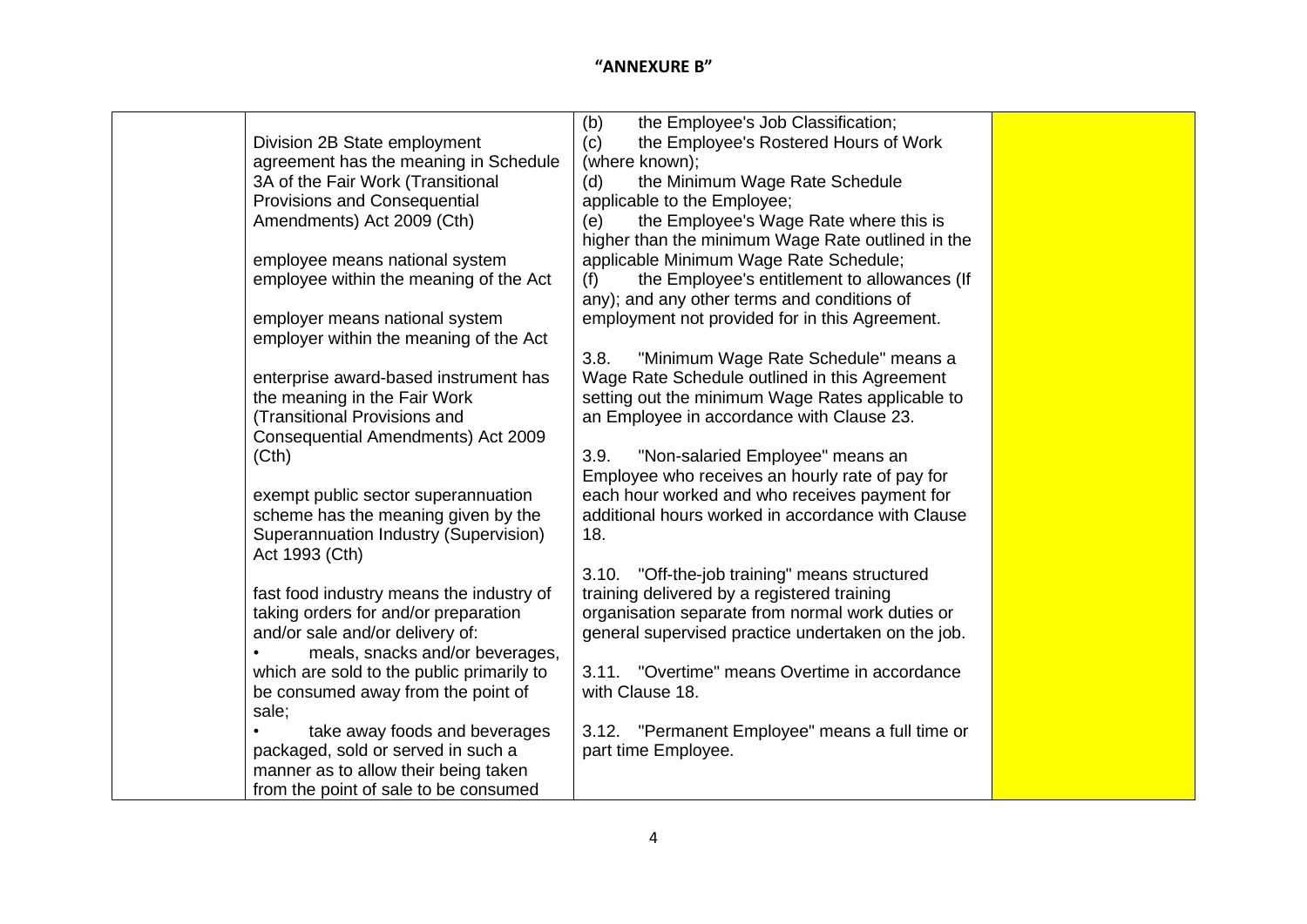**"ANNEXURE B"**

| | | | |
|---|---|---|---|
| | Division 2B State employment agreement has the meaning in Schedule 3A of the Fair Work (Transitional Provisions and Consequential Amendments) Act 2009 (Cth)<br><br>employee means national system employee within the meaning of the Act<br><br>employer means national system employer within the meaning of the Act<br><br>enterprise award-based instrument has the meaning in the Fair Work (Transitional Provisions and Consequential Amendments) Act 2009 (Cth)<br><br>exempt public sector superannuation scheme has the meaning given by the Superannuation Industry (Supervision) Act 1993 (Cth)<br><br>fast food industry means the industry of taking orders for and/or preparation and/or sale and/or delivery of:<br>• meals, snacks and/or beverages, which are sold to the public primarily to be consumed away from the point of sale;<br>• take away foods and beverages packaged, sold or served in such a manner as to allow their being taken from the point of sale to be consumed | (b) the Employee's Job Classification;<br>(c) the Employee's Rostered Hours of Work (where known);<br>(d) the Minimum Wage Rate Schedule applicable to the Employee;<br>(e) the Employee's Wage Rate where this is higher than the minimum Wage Rate outlined in the applicable Minimum Wage Rate Schedule;<br>(f) the Employee's entitlement to allowances (If any); and any other terms and conditions of employment not provided for in this Agreement.<br><br>3.8. "Minimum Wage Rate Schedule" means a Wage Rate Schedule outlined in this Agreement setting out the minimum Wage Rates applicable to an Employee in accordance with Clause 23.<br><br>3.9. "Non-salaried Employee" means an Employee who receives an hourly rate of pay for each hour worked and who receives payment for additional hours worked in accordance with Clause 18.<br><br>3.10. "Off-the-job training" means structured training delivered by a registered training organisation separate from normal work duties or general supervised practice undertaken on the job.<br><br>3.11. "Overtime" means Overtime in accordance with Clause 18.<br><br>3.12. "Permanent Employee" means a full time or part time Employee. | |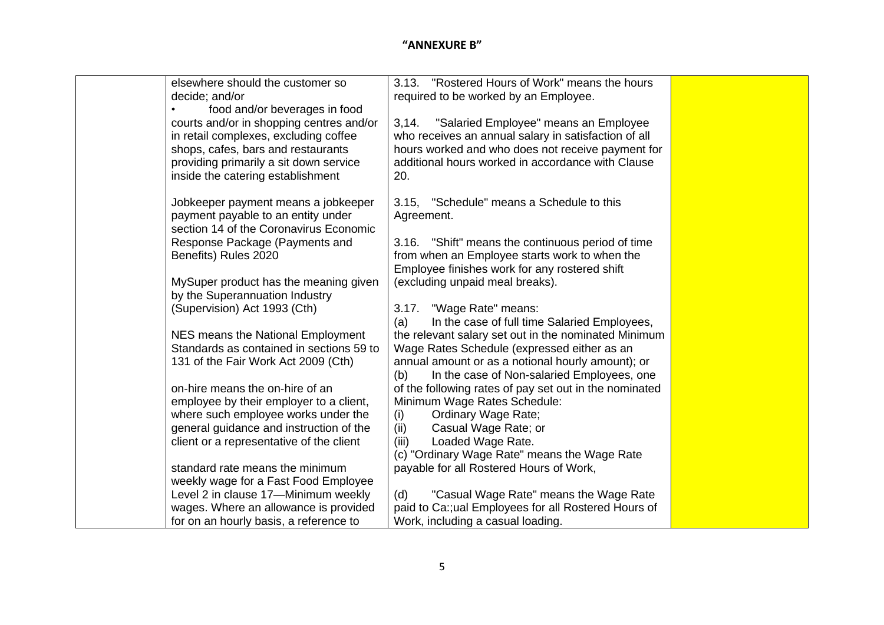# "ANNEXURE B"

| | | | |
|---|---|---|---|
| | elsewhere should the customer so decide; and/or<br>• food and/or beverages in food courts and/or in shopping centres and/or in retail complexes, excluding coffee shops, cafes, bars and restaurants providing primarily a sit down service inside the catering establishment<br><br>Jobkeeper payment means a jobkeeper payment payable to an entity under section 14 of the Coronavirus Economic Response Package (Payments and Benefits) Rules 2020<br><br>MySuper product has the meaning given by the Superannuation Industry (Supervision) Act 1993 (Cth)<br><br>NES means the National Employment Standards as contained in sections 59 to 131 of the Fair Work Act 2009 (Cth)<br><br>on-hire means the on-hire of an employee by their employer to a client, where such employee works under the general guidance and instruction of the client or a representative of the client<br><br>standard rate means the minimum weekly wage for a Fast Food Employee Level 2 in clause 17—Minimum weekly wages. Where an allowance is provided for on an hourly basis, a reference to | 3.13. "Rostered Hours of Work" means the hours required to be worked by an Employee.<br><br>3,14. "Salaried Employee" means an Employee who receives an annual salary in satisfaction of all hours worked and who does not receive payment for additional hours worked in accordance with Clause 20.<br><br>3.15, "Schedule" means a Schedule to this Agreement.<br><br>3.16. "Shift" means the continuous period of time from when an Employee starts work to when the Employee finishes work for any rostered shift (excluding unpaid meal breaks).<br><br>3.17. "Wage Rate" means:<br>(a) In the case of full time Salaried Employees, the relevant salary set out in the nominated Minimum Wage Rates Schedule (expressed either as an annual amount or as a notional hourly amount); or<br>(b) In the case of Non-salaried Employees, one of the following rates of pay set out in the nominated Minimum Wage Rates Schedule:<br>(i) Ordinary Wage Rate;<br>(ii) Casual Wage Rate; or<br>(iii) Loaded Wage Rate.<br>(c) "Ordinary Wage Rate" means the Wage Rate payable for all Rostered Hours of Work,<br><br>(d) "Casual Wage Rate" means the Wage Rate paid to Ca:;ual Employees for all Rostered Hours of Work, including a casual loading. | |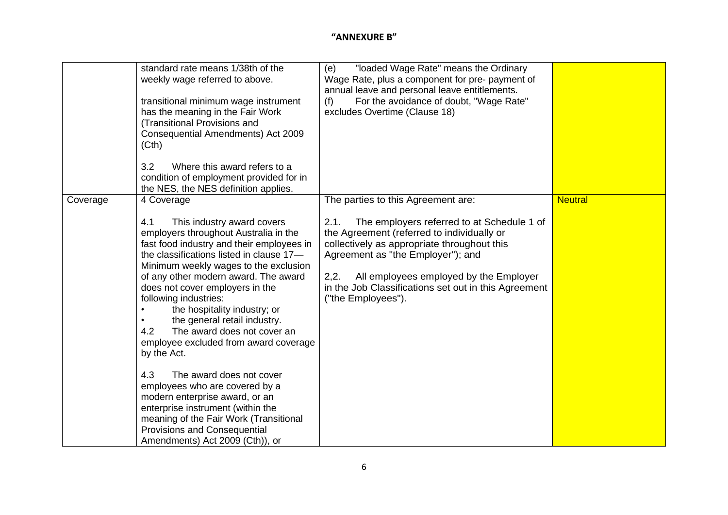**"ANNEXURE B"**

| | | | |
|---|---|---|---|
| | standard rate means 1/38th of the weekly wage referred to above.<br><br>transitional minimum wage instrument has the meaning in the Fair Work (Transitional Provisions and Consequential Amendments) Act 2009 (Cth)<br><br>3.2 Where this award refers to a condition of employment provided for in the NES, the NES definition applies. | (e) "loaded Wage Rate" means the Ordinary Wage Rate, plus a component for pre- payment of annual leave and personal leave entitlements.<br>(f) For the avoidance of doubt, "Wage Rate" excludes Overtime (Clause 18) | |
| Coverage | 4 Coverage<br><br>4.1 This industry award covers employers throughout Australia in the fast food industry and their employees in the classifications listed in clause 17—Minimum weekly wages to the exclusion of any other modern award. The award does not cover employers in the following industries:<br>• the hospitality industry; or<br>• the general retail industry.<br>4.2 The award does not cover an employee excluded from award coverage by the Act.<br><br>4.3 The award does not cover employees who are covered by a modern enterprise award, or an enterprise instrument (within the meaning of the Fair Work (Transitional Provisions and Consequential Amendments) Act 2009 (Cth)), or | The parties to this Agreement are:<br><br>2.1. The employers referred to at Schedule 1 of the Agreement (referred to individually or collectively as appropriate throughout this Agreement as "the Employer"); and<br><br>2,2. All employees employed by the Employer in the Job Classifications set out in this Agreement ("the Employees"). | Neutral |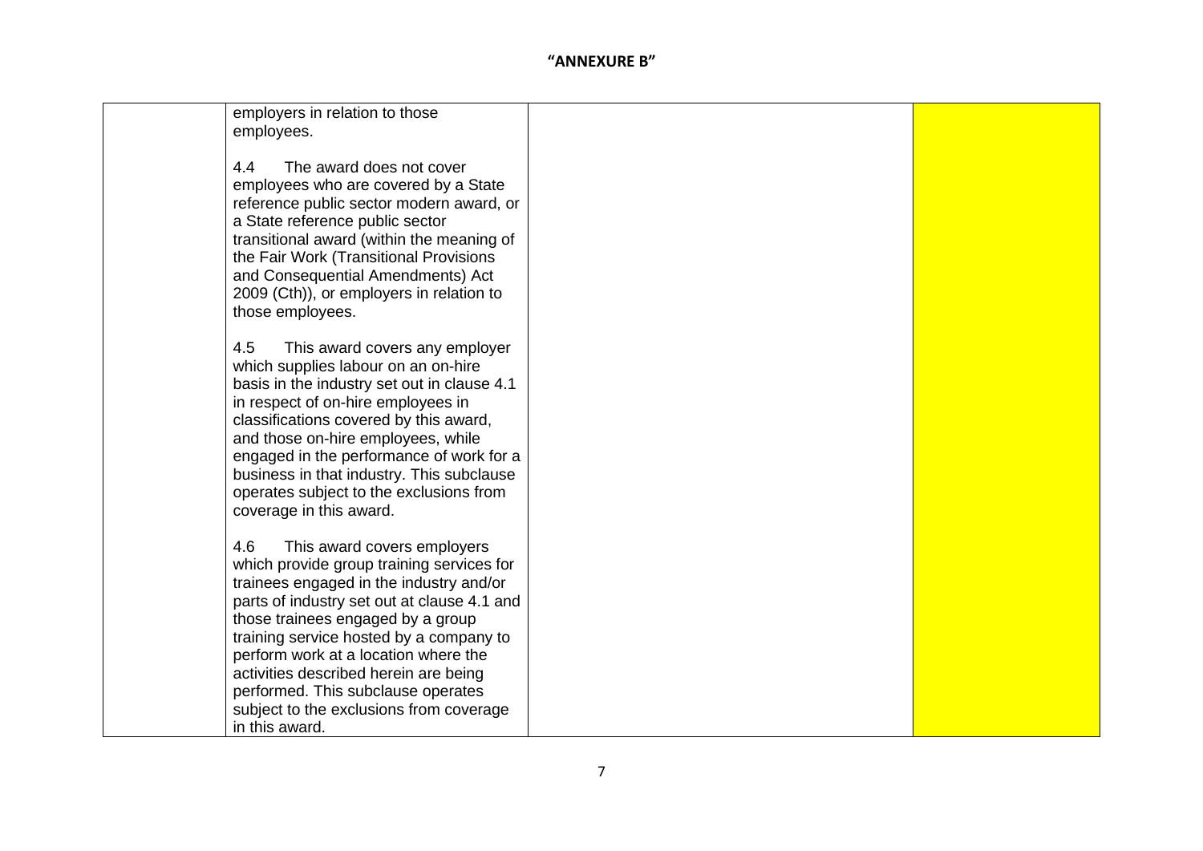"ANNEXURE B"

| | | | |
|---|---|---|---|
| | employers in relation to those employees.<br><br>4.4 The award does not cover employees who are covered by a State reference public sector modern award, or a State reference public sector transitional award (within the meaning of the Fair Work (Transitional Provisions and Consequential Amendments) Act 2009 (Cth)), or employers in relation to those employees.<br><br>4.5 This award covers any employer which supplies labour on an on-hire basis in the industry set out in clause 4.1 in respect of on-hire employees in classifications covered by this award, and those on-hire employees, while engaged in the performance of work for a business in that industry. This subclause operates subject to the exclusions from coverage in this award.<br><br>4.6 This award covers employers which provide group training services for trainees engaged in the industry and/or parts of industry set out at clause 4.1 and those trainees engaged by a group training service hosted by a company to perform work at a location where the activities described herein are being performed. This subclause operates subject to the exclusions from coverage in this award. | | |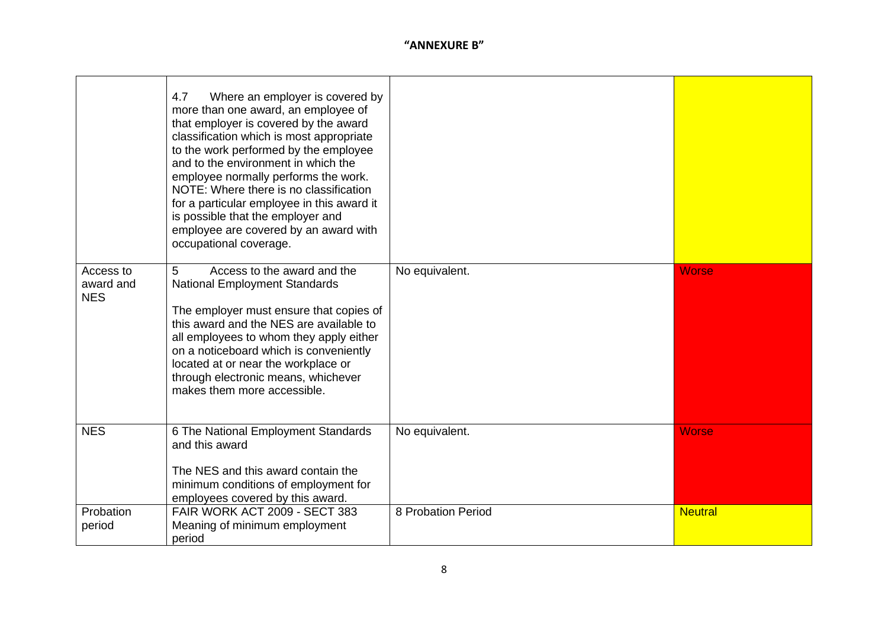**"ANNEXURE B"**

| | | | |
|---|---|---|---|
| | 4.7 Where an employer is covered by more than one award, an employee of that employer is covered by the award classification which is most appropriate to the work performed by the employee and to the environment in which the employee normally performs the work. NOTE: Where there is no classification for a particular employee in this award it is possible that the employer and employee are covered by an award with occupational coverage. | | |
| Access to award and NES | 5 Access to the award and the National Employment Standards<br><br>The employer must ensure that copies of this award and the NES are available to all employees to whom they apply either on a noticeboard which is conveniently located at or near the workplace or through electronic means, whichever makes them more accessible. | No equivalent. | Worse |
| NES | 6 The National Employment Standards and this award<br><br>The NES and this award contain the minimum conditions of employment for employees covered by this award. | No equivalent. | Worse |
| Probation period | FAIR WORK ACT 2009 - SECT 383 Meaning of minimum employment period | 8 Probation Period | Neutral |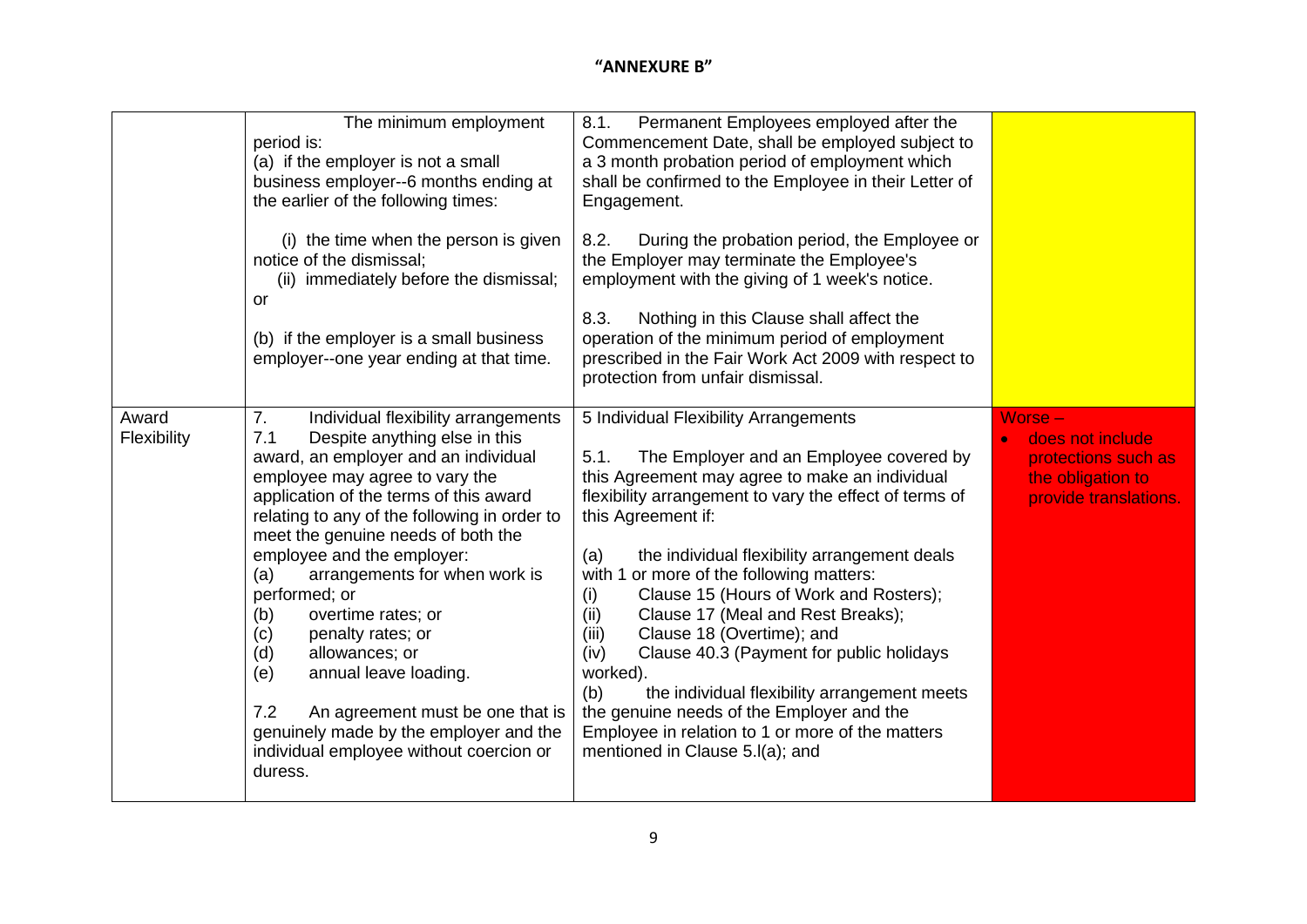**"ANNEXURE B"**

| | | | |
|---|---|---|---|
| | The minimum employment period is:<br>(a) if the employer is not a small business employer--6 months ending at the earlier of the following times:<br><br>(i) the time when the person is given notice of the dismissal;<br>(ii) immediately before the dismissal; or<br><br>(b) if the employer is a small business employer--one year ending at that time. | 8.1. Permanent Employees employed after the Commencement Date, shall be employed subject to a 3 month probation period of employment which shall be confirmed to the Employee in their Letter of Engagement.<br><br>8.2. During the probation period, the Employee or the Employer may terminate the Employee's employment with the giving of 1 week's notice.<br><br>8.3. Nothing in this Clause shall affect the operation of the minimum period of employment prescribed in the Fair Work Act 2009 with respect to protection from unfair dismissal. | |
| Award Flexibility | 7. Individual flexibility arrangements<br>7.1 Despite anything else in this award, an employer and an individual employee may agree to vary the application of the terms of this award relating to any of the following in order to meet the genuine needs of both the employee and the employer:<br>(a) arrangements for when work is performed; or<br>(b) overtime rates; or<br>(c) penalty rates; or<br>(d) allowances; or<br>(e) annual leave loading.<br><br>7.2 An agreement must be one that is genuinely made by the employer and the individual employee without coercion or duress. | 5 Individual Flexibility Arrangements<br><br>5.1. The Employer and an Employee covered by this Agreement may agree to make an individual flexibility arrangement to vary the effect of terms of this Agreement if:<br><br>(a) the individual flexibility arrangement deals with 1 or more of the following matters:<br>(i) Clause 15 (Hours of Work and Rosters);<br>(ii) Clause 17 (Meal and Rest Breaks);<br>(iii) Clause 18 (Overtime); and<br>(iv) Clause 40.3 (Payment for public holidays worked).<br>(b) the individual flexibility arrangement meets the genuine needs of the Employer and the Employee in relation to 1 or more of the matters mentioned in Clause 5.l(a); and | Worse –<br>• does not include protections such as the obligation to provide translations. |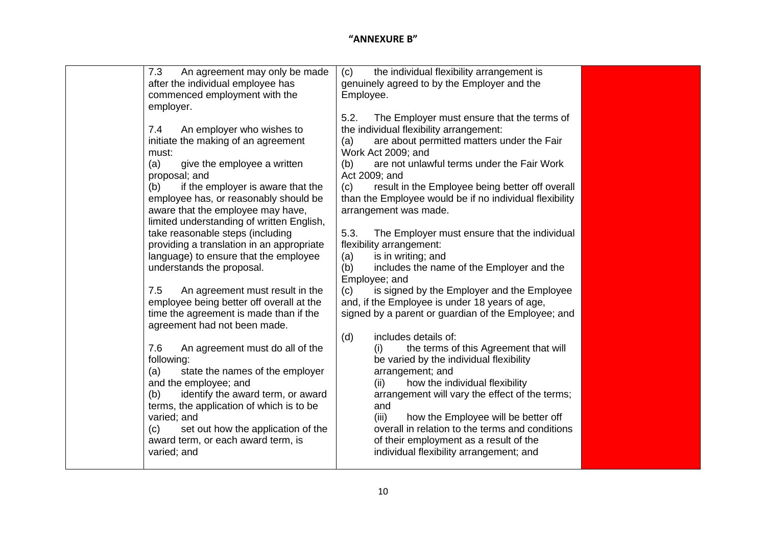**"ANNEXURE B"**

| | | | |
|---|---|---|---|
| | 7.3 An agreement may only be made after the individual employee has commenced employment with the employer.<br><br>7.4 An employer who wishes to initiate the making of an agreement must:<br>(a) give the employee a written proposal; and<br>(b) if the employer is aware that the employee has, or reasonably should be aware that the employee may have, limited understanding of written English, take reasonable steps (including providing a translation in an appropriate language) to ensure that the employee understands the proposal.<br><br>7.5 An agreement must result in the employee being better off overall at the time the agreement is made than if the agreement had not been made.<br><br>7.6 An agreement must do all of the following:<br>(a) state the names of the employer and the employee; and<br>(b) identify the award term, or award terms, the application of which is to be varied; and<br>(c) set out how the application of the award term, or each award term, is varied; and | (c) the individual flexibility arrangement is genuinely agreed to by the Employer and the Employee.<br><br>5.2. The Employer must ensure that the terms of the individual flexibility arrangement:<br>(a) are about permitted matters under the Fair Work Act 2009; and<br>(b) are not unlawful terms under the Fair Work Act 2009; and<br>(c) result in the Employee being better off overall than the Employee would be if no individual flexibility arrangement was made.<br><br>5.3. The Employer must ensure that the individual flexibility arrangement:<br>(a) is in writing; and<br>(b) includes the name of the Employer and the Employee; and<br>(c) is signed by the Employer and the Employee and, if the Employee is under 18 years of age, signed by a parent or guardian of the Employee; and<br><br>(d) includes details of:<br>(i) the terms of this Agreement that will be varied by the individual flexibility arrangement; and<br>(ii) how the individual flexibility arrangement will vary the effect of the terms; and<br>(iii) how the Employee will be better off overall in relation to the terms and conditions of their employment as a result of the individual flexibility arrangement; and | |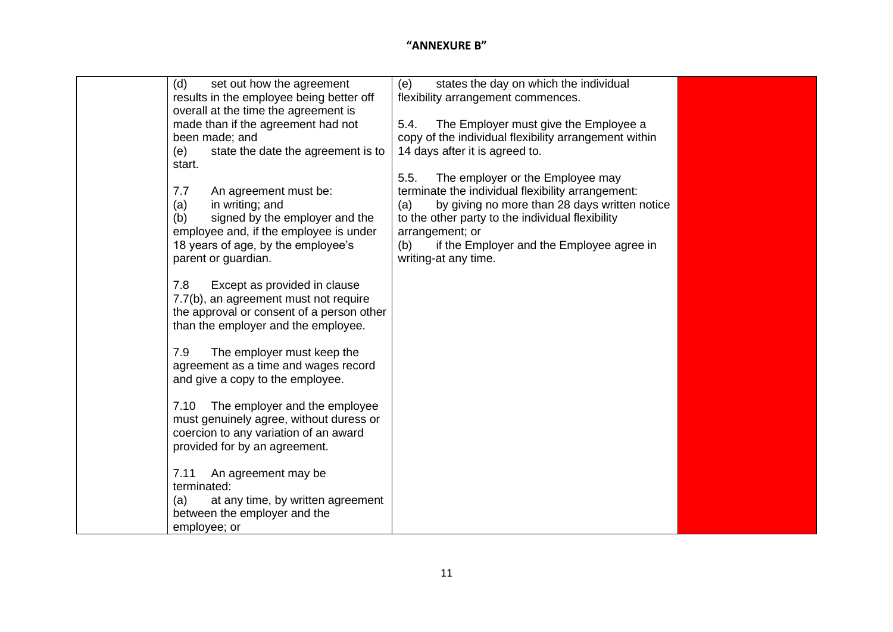**"ANNEXURE B"**

| | | | |
|---|---|---|---|
| | (d) set out how the agreement results in the employee being better off overall at the time the agreement is made than if the agreement had not been made; and<br>(e) state the date the agreement is to start.<br><br>7.7 An agreement must be:<br>(a) in writing; and<br>(b) signed by the employer and the employee and, if the employee is under 18 years of age, by the employee's parent or guardian.<br><br>7.8 Except as provided in clause 7.7(b), an agreement must not require the approval or consent of a person other than the employer and the employee.<br><br>7.9 The employer must keep the agreement as a time and wages record and give a copy to the employee.<br><br>7.10 The employer and the employee must genuinely agree, without duress or coercion to any variation of an award provided for by an agreement.<br><br>7.11 An agreement may be terminated:<br>(a) at any time, by written agreement between the employer and the employee; or | (e) states the day on which the individual flexibility arrangement commences.<br><br>5.4. The Employer must give the Employee a copy of the individual flexibility arrangement within 14 days after it is agreed to.<br><br>5.5. The employer or the Employee may terminate the individual flexibility arrangement:<br>(a) by giving no more than 28 days written notice to the other party to the individual flexibility arrangement; or<br>(b) if the Employer and the Employee agree in writing-at any time. | |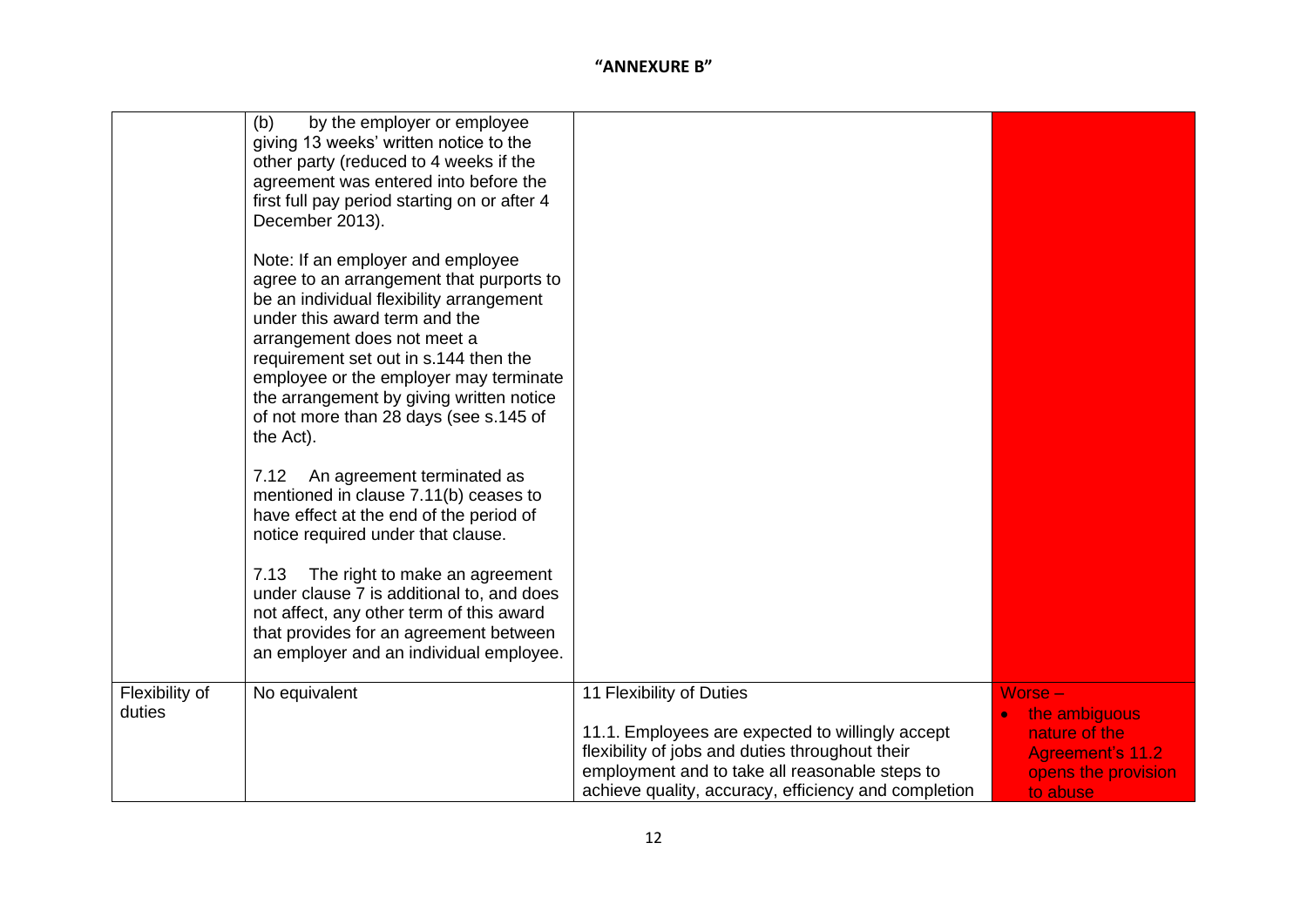**"ANNEXURE B"**

| | | | |
|---|---|---|---|
| | (b) by the employer or employee giving 13 weeks' written notice to the other party (reduced to 4 weeks if the agreement was entered into before the first full pay period starting on or after 4 December 2013).<br><br>Note: If an employer and employee agree to an arrangement that purports to be an individual flexibility arrangement under this award term and the arrangement does not meet a requirement set out in s.144 then the employee or the employer may terminate the arrangement by giving written notice of not more than 28 days (see s.145 of the Act).<br><br>7.12 An agreement terminated as mentioned in clause 7.11(b) ceases to have effect at the end of the period of notice required under that clause.<br><br>7.13 The right to make an agreement under clause 7 is additional to, and does not affect, any other term of this award that provides for an agreement between an employer and an individual employee. | | |
| Flexibility of duties | No equivalent | 11 Flexibility of Duties<br><br>11.1. Employees are expected to willingly accept flexibility of jobs and duties throughout their employment and to take all reasonable steps to achieve quality, accuracy, efficiency and completion | Worse –<br>• the ambiguous nature of the Agreement's 11.2 opens the provision to abuse |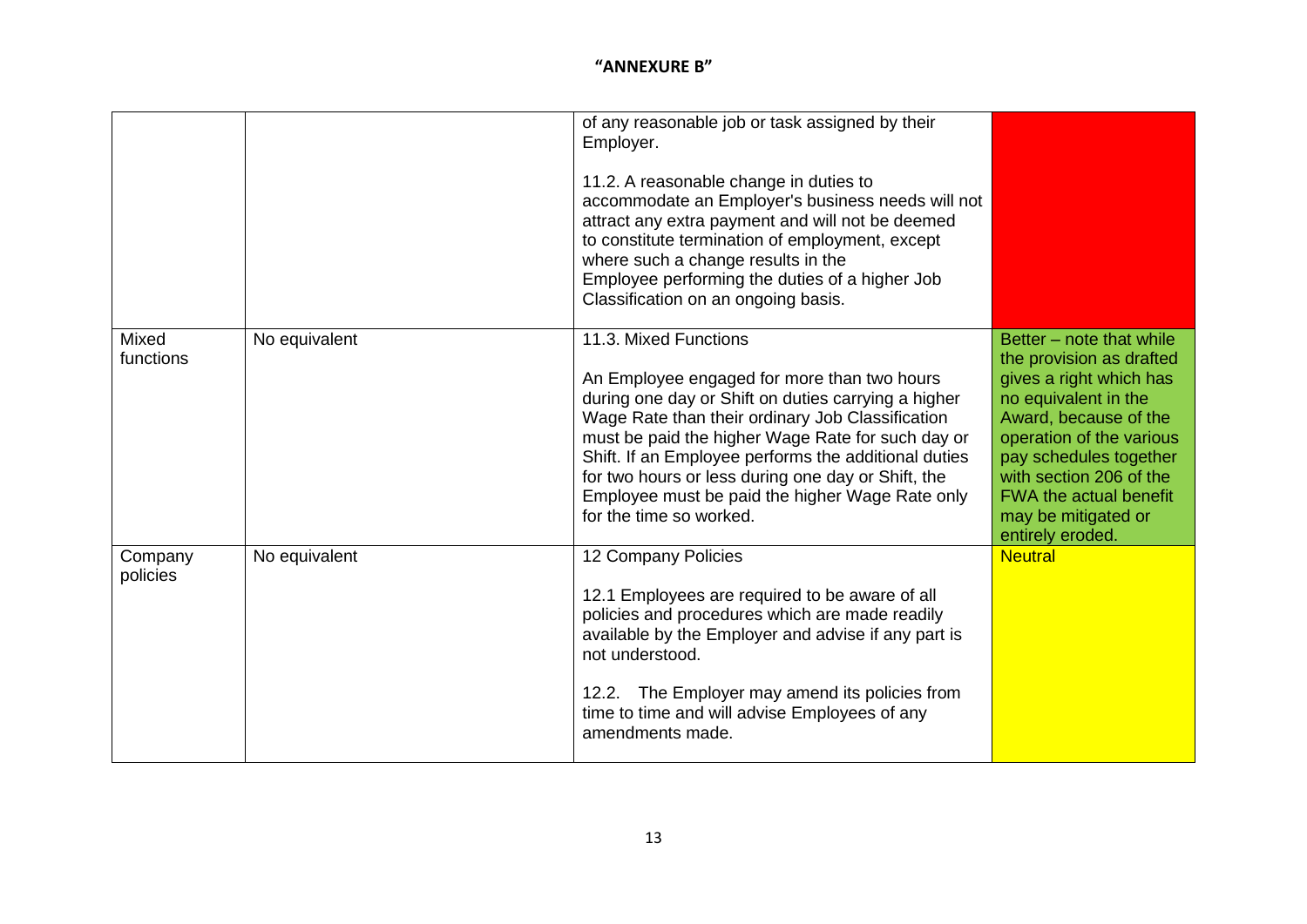**"ANNEXURE B"**

| | | | |
|---|---|---|---|
| | | of any reasonable job or task assigned by their Employer.<br><br>11.2. A reasonable change in duties to accommodate an Employer's business needs will not attract any extra payment and will not be deemed to constitute termination of employment, except where such a change results in the Employee performing the duties of a higher Job Classification on an ongoing basis. | |
| Mixed functions | No equivalent | 11.3. Mixed Functions<br><br>An Employee engaged for more than two hours during one day or Shift on duties carrying a higher Wage Rate than their ordinary Job Classification must be paid the higher Wage Rate for such day or Shift. If an Employee performs the additional duties for two hours or less during one day or Shift, the Employee must be paid the higher Wage Rate only for the time so worked. | Better – note that while the provision as drafted gives a right which has no equivalent in the Award, because of the operation of the various pay schedules together with section 206 of the FWA the actual benefit may be mitigated or entirely eroded. |
| Company policies | No equivalent | 12 Company Policies<br><br>12.1 Employees are required to be aware of all policies and procedures which are made readily available by the Employer and advise if any part is not understood.<br><br>12.2. The Employer may amend its policies from time to time and will advise Employees of any amendments made. | Neutral |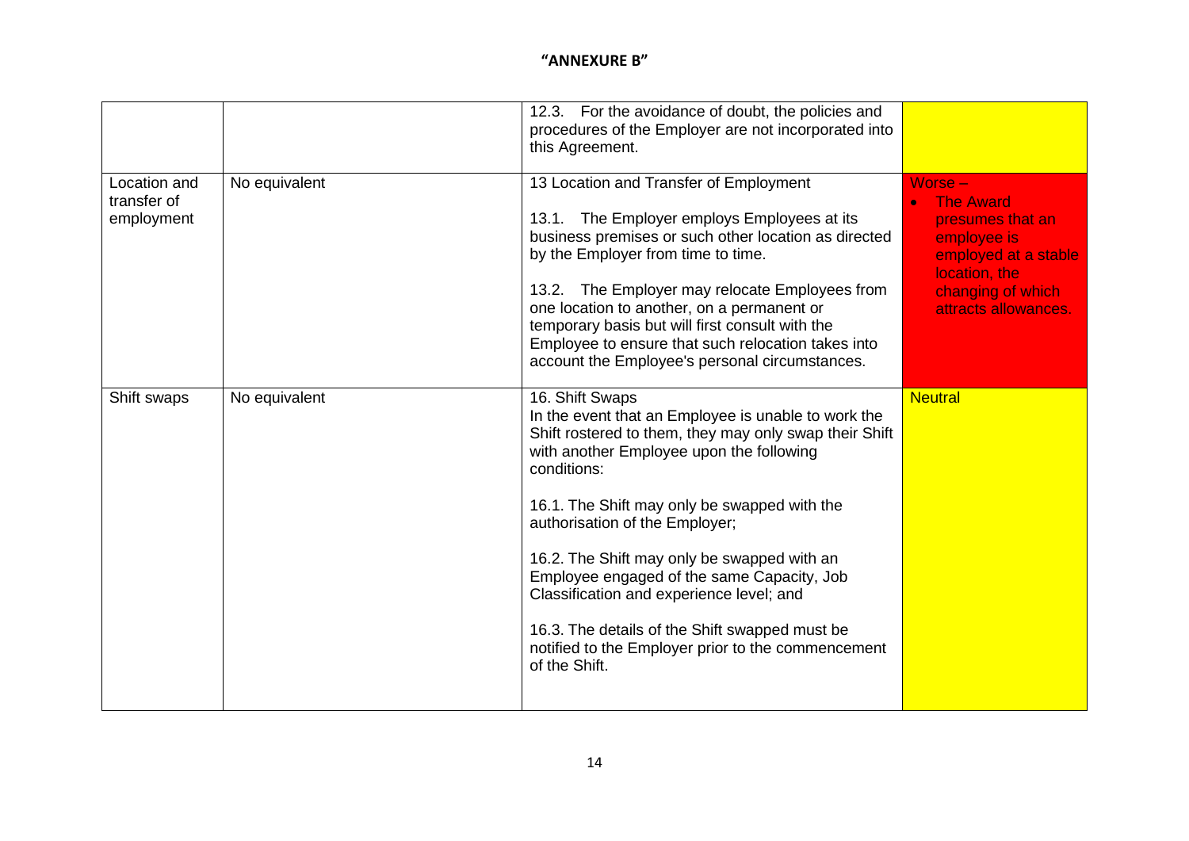**"ANNEXURE B"**

| | | | |
|---|---|---|---|
| | | 12.3. For the avoidance of doubt, the policies and procedures of the Employer are not incorporated into this Agreement. | |
| Location and transfer of employment | No equivalent | 13 Location and Transfer of Employment<br><br>13.1. The Employer employs Employees at its business premises or such other location as directed by the Employer from time to time.<br><br>13.2. The Employer may relocate Employees from one location to another, on a permanent or temporary basis but will first consult with the Employee to ensure that such relocation takes into account the Employee's personal circumstances. | Worse –<br>• The Award presumes that an employee is employed at a stable location, the changing of which attracts allowances. |
| Shift swaps | No equivalent | 16. Shift Swaps<br>In the event that an Employee is unable to work the Shift rostered to them, they may only swap their Shift with another Employee upon the following conditions:<br><br>16.1. The Shift may only be swapped with the authorisation of the Employer;<br><br>16.2. The Shift may only be swapped with an Employee engaged of the same Capacity, Job Classification and experience level; and<br><br>16.3. The details of the Shift swapped must be notified to the Employer prior to the commencement of the Shift. | Neutral |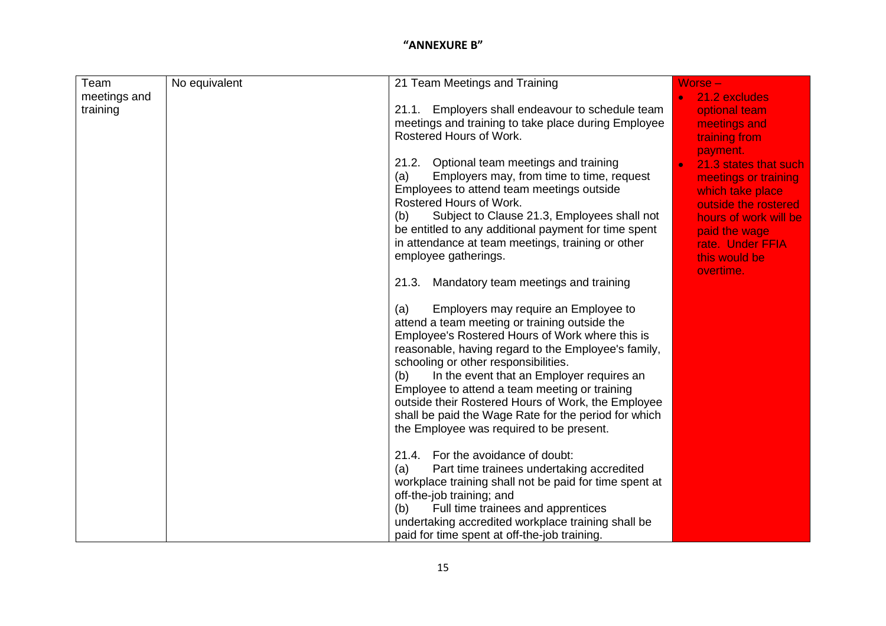**"ANNEXURE B"**

| Team meetings and training | No equivalent | 21 Team Meetings and Training<br><br>21.1. Employers shall endeavour to schedule team meetings and training to take place during Employee Rostered Hours of Work.<br><br>21.2. Optional team meetings and training<br>(a) Employers may, from time to time, request Employees to attend team meetings outside Rostered Hours of Work.<br>(b) Subject to Clause 21.3, Employees shall not be entitled to any additional payment for time spent in attendance at team meetings, training or other employee gatherings.<br><br>21.3. Mandatory team meetings and training<br><br>(a) Employers may require an Employee to attend a team meeting or training outside the Employee's Rostered Hours of Work where this is reasonable, having regard to the Employee's family, schooling or other responsibilities.<br>(b) In the event that an Employer requires an Employee to attend a team meeting or training outside their Rostered Hours of Work, the Employee shall be paid the Wage Rate for the period for which the Employee was required to be present.<br><br>21.4. For the avoidance of doubt:<br>(a) Part time trainees undertaking accredited workplace training shall not be paid for time spent at off-the-job training; and<br>(b) Full time trainees and apprentices undertaking accredited workplace training shall be paid for time spent at off-the-job training. | Worse –<br>• 21.2 excludes optional team meetings and training from payment.<br>• 21.3 states that such meetings or training which take place outside the rostered hours of work will be paid the wage rate. Under FFIA this would be overtime. |
|---|---|---|---|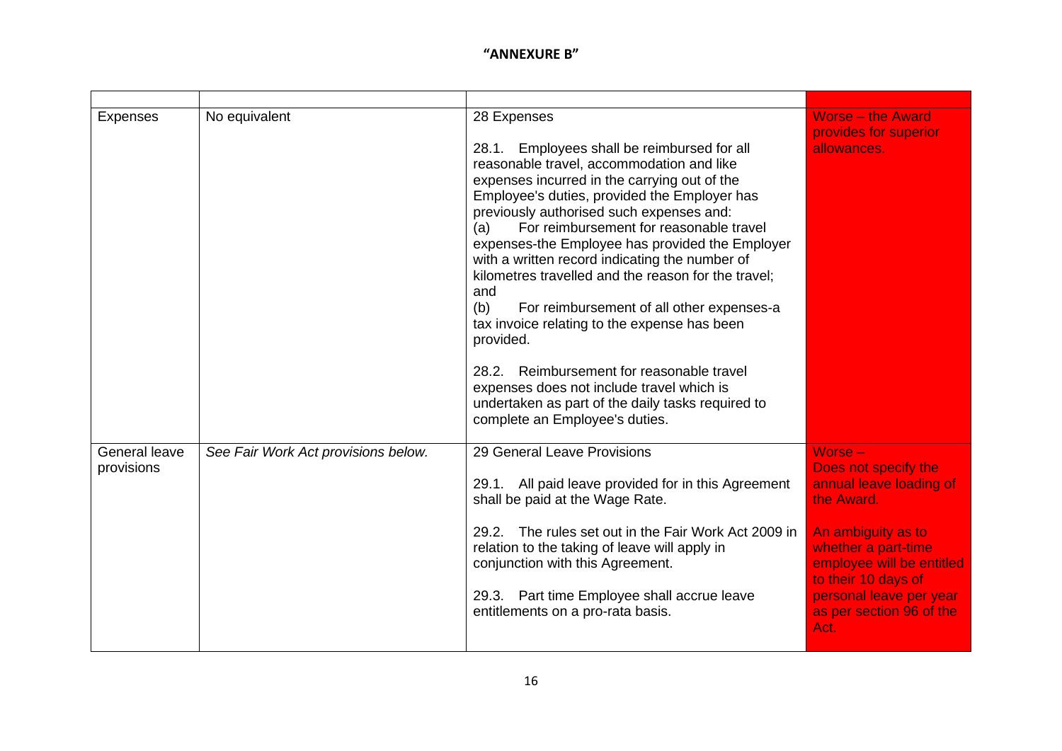**"ANNEXURE B"**

| | | | |
|---|---|---|---|
| Expenses | No equivalent | 28 Expenses<br><br>28.1. Employees shall be reimbursed for all reasonable travel, accommodation and like expenses incurred in the carrying out of the Employee's duties, provided the Employer has previously authorised such expenses and:<br>(a) For reimbursement for reasonable travel expenses-the Employee has provided the Employer with a written record indicating the number of kilometres travelled and the reason for the travel; and<br>(b) For reimbursement of all other expenses-a tax invoice relating to the expense has been provided.<br><br>28.2. Reimbursement for reasonable travel expenses does not include travel which is undertaken as part of the daily tasks required to complete an Employee's duties. | Worse – the Award provides for superior allowances. |
| General leave provisions | *See Fair Work Act provisions below.* | 29 General Leave Provisions<br><br>29.1. All paid leave provided for in this Agreement shall be paid at the Wage Rate.<br><br>29.2. The rules set out in the Fair Work Act 2009 in relation to the taking of leave will apply in conjunction with this Agreement.<br><br>29.3. Part time Employee shall accrue leave entitlements on a pro-rata basis. | Worse –<br>Does not specify the annual leave loading of the Award.<br><br>An ambiguity as to whether a part-time employee will be entitled to their 10 days of personal leave per year as per section 96 of the Act. |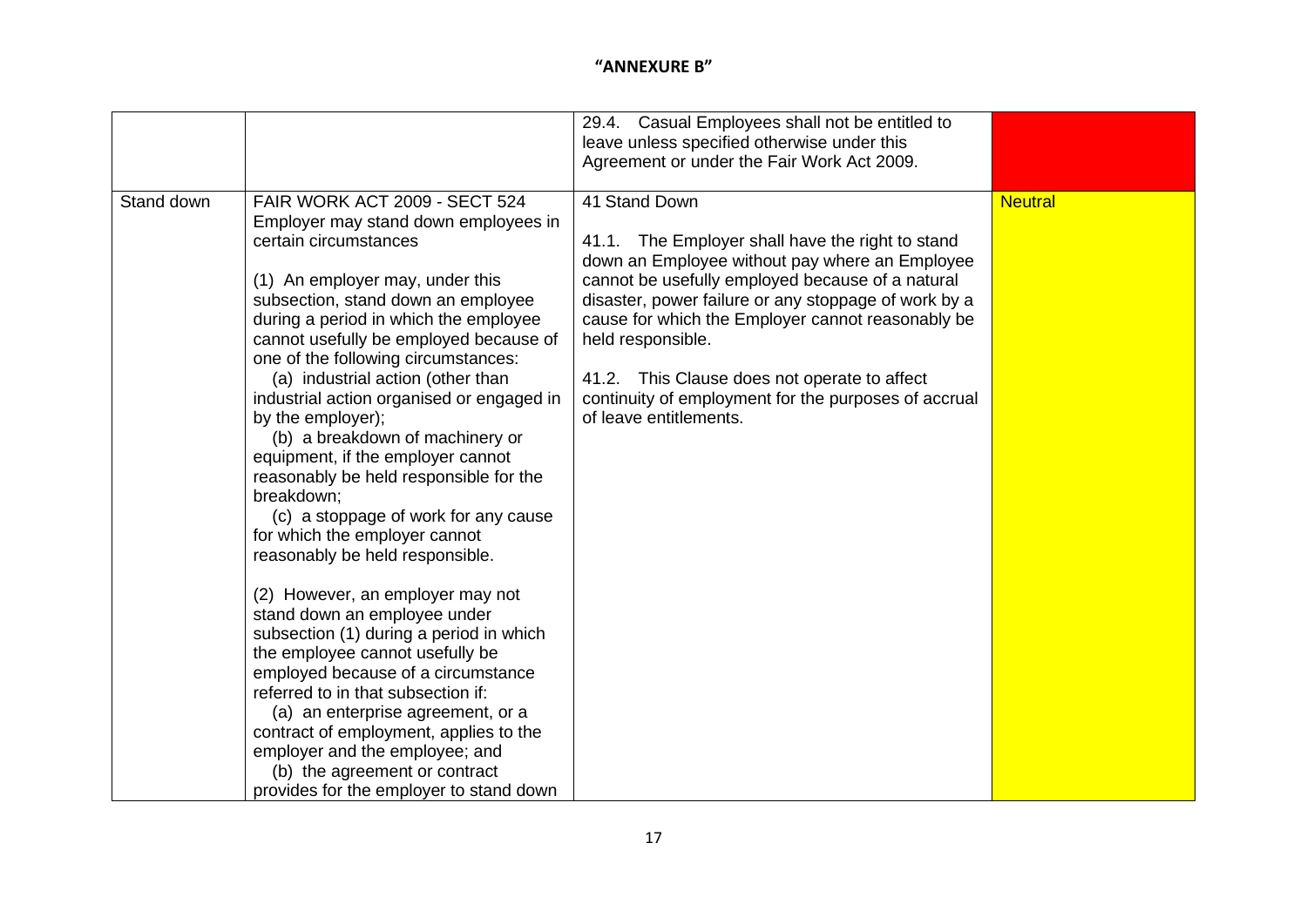**"ANNEXURE B"**

| | | | |
|---|---|---|---|
| | | 29.4. Casual Employees shall not be entitled to leave unless specified otherwise under this Agreement or under the Fair Work Act 2009. | |
| Stand down | FAIR WORK ACT 2009 - SECT 524 Employer may stand down employees in certain circumstances<br><br>(1) An employer may, under this subsection, stand down an employee during a period in which the employee cannot usefully be employed because of one of the following circumstances:<br>(a) industrial action (other than industrial action organised or engaged in by the employer);<br>(b) a breakdown of machinery or equipment, if the employer cannot reasonably be held responsible for the breakdown;<br>(c) a stoppage of work for any cause for which the employer cannot reasonably be held responsible.<br><br>(2) However, an employer may not stand down an employee under subsection (1) during a period in which the employee cannot usefully be employed because of a circumstance referred to in that subsection if:<br>(a) an enterprise agreement, or a contract of employment, applies to the employer and the employee; and<br>(b) the agreement or contract provides for the employer to stand down | 41 Stand Down<br><br>41.1. The Employer shall have the right to stand down an Employee without pay where an Employee cannot be usefully employed because of a natural disaster, power failure or any stoppage of work by a cause for which the Employer cannot reasonably be held responsible.<br><br>41.2. This Clause does not operate to affect continuity of employment for the purposes of accrual of leave entitlements. | Neutral |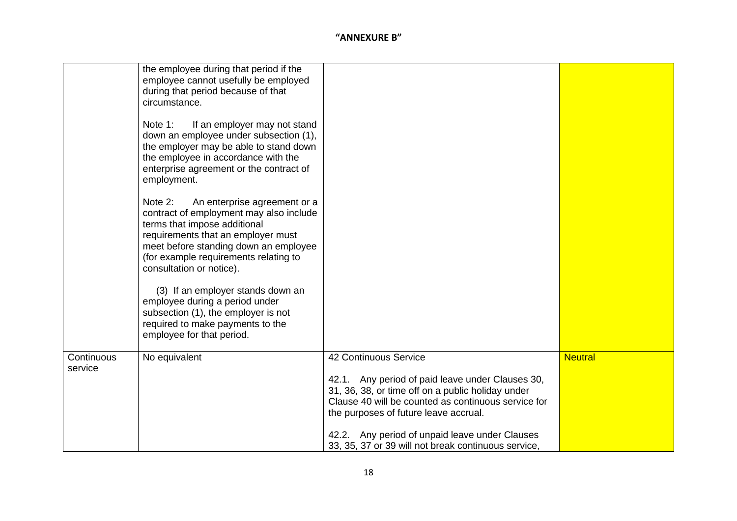**"ANNEXURE B"**

| | | | |
|---|---|---|---|
| | the employee during that period if the employee cannot usefully be employed during that period because of that circumstance.<br><br>Note 1: If an employer may not stand down an employee under subsection (1), the employer may be able to stand down the employee in accordance with the enterprise agreement or the contract of employment.<br><br>Note 2: An enterprise agreement or a contract of employment may also include terms that impose additional requirements that an employer must meet before standing down an employee (for example requirements relating to consultation or notice).<br><br>(3) If an employer stands down an employee during a period under subsection (1), the employer is not required to make payments to the employee for that period. | | |
| Continuous service | No equivalent | 42 Continuous Service<br><br>42.1. Any period of paid leave under Clauses 30, 31, 36, 38, or time off on a public holiday under Clause 40 will be counted as continuous service for the purposes of future leave accrual.<br><br>42.2. Any period of unpaid leave under Clauses 33, 35, 37 or 39 will not break continuous service, | Neutral |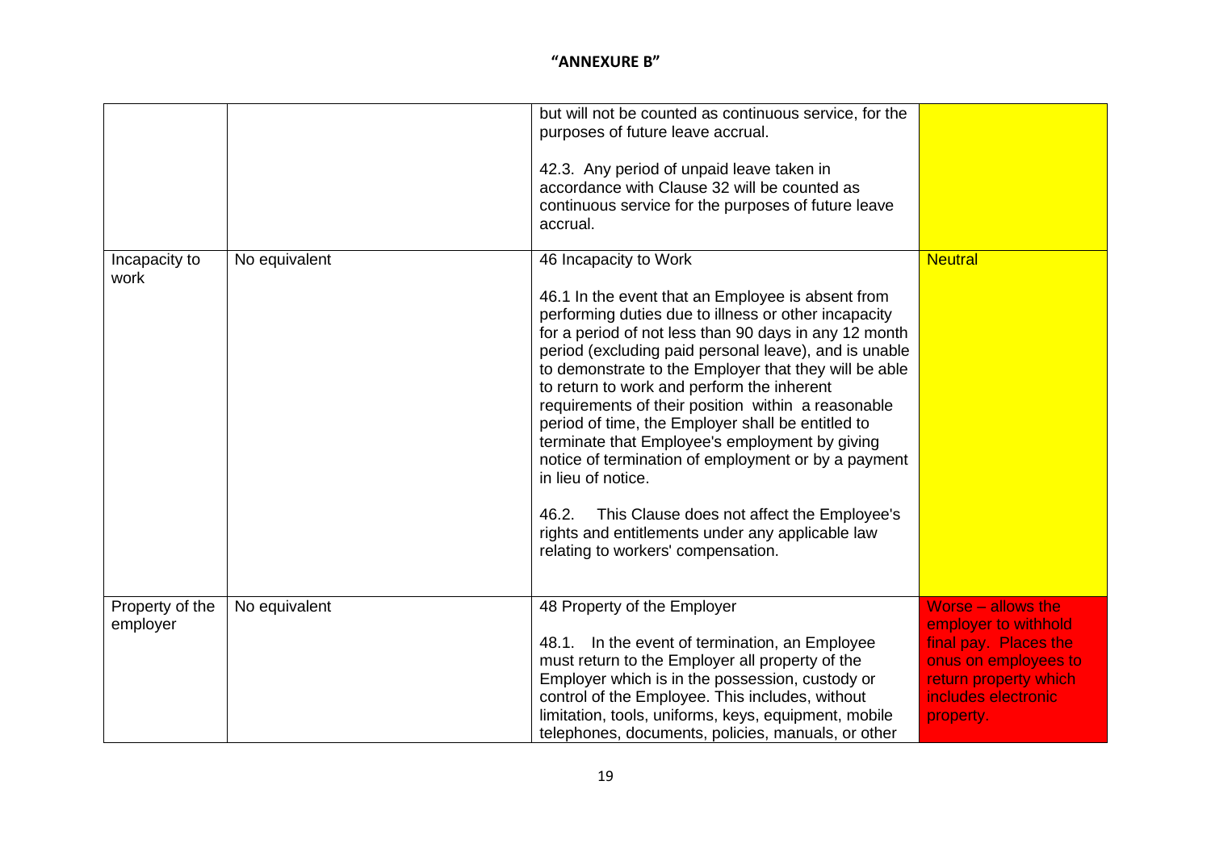**"ANNEXURE B"**

| | | | |
|---|---|---|---|
| | | but will not be counted as continuous service, for the purposes of future leave accrual.<br><br>42.3. Any period of unpaid leave taken in accordance with Clause 32 will be counted as continuous service for the purposes of future leave accrual. | |
| Incapacity to work | No equivalent | 46 Incapacity to Work<br><br>46.1 In the event that an Employee is absent from performing duties due to illness or other incapacity for a period of not less than 90 days in any 12 month period (excluding paid personal leave), and is unable to demonstrate to the Employer that they will be able to return to work and perform the inherent requirements of their position within a reasonable period of time, the Employer shall be entitled to terminate that Employee's employment by giving notice of termination of employment or by a payment in lieu of notice.<br><br>46.2. This Clause does not affect the Employee's rights and entitlements under any applicable law relating to workers' compensation. | Neutral |
| Property of the employer | No equivalent | 48 Property of the Employer<br><br>48.1. In the event of termination, an Employee must return to the Employer all property of the Employer which is in the possession, custody or control of the Employee. This includes, without limitation, tools, uniforms, keys, equipment, mobile telephones, documents, policies, manuals, or other | Worse – allows the employer to withhold final pay. Places the onus on employees to return property which includes electronic property. |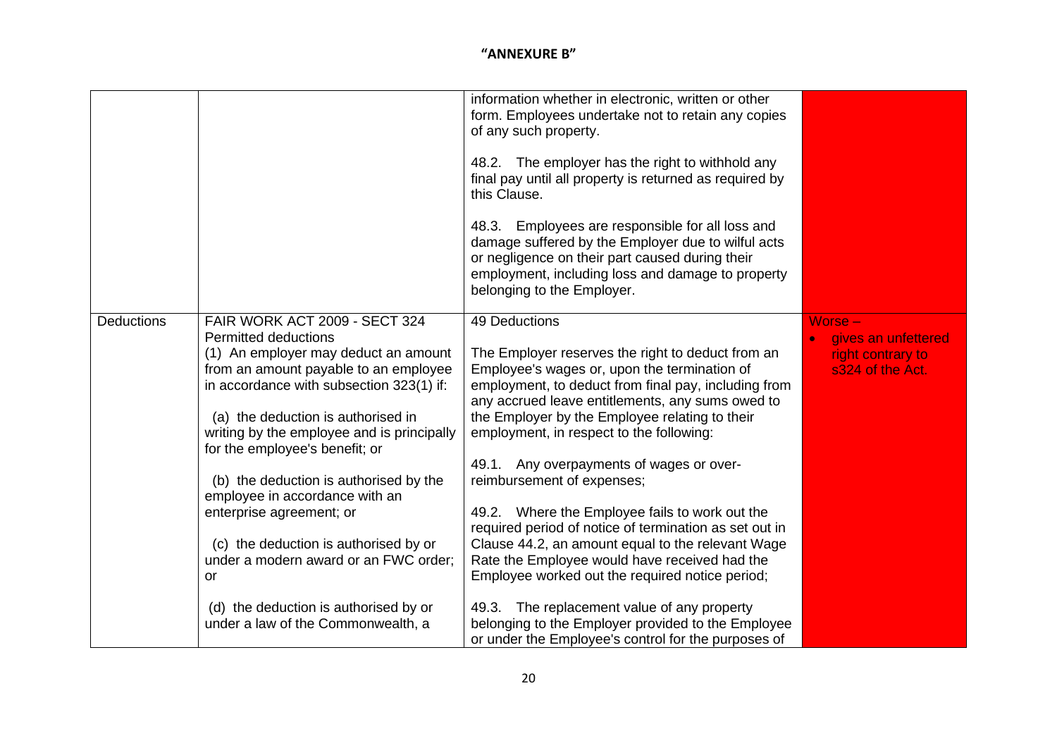# "ANNEXURE B"

| | | | |
|---|---|---|---|
| | | information whether in electronic, written or other form. Employees undertake not to retain any copies of any such property.<br><br>48.2. The employer has the right to withhold any final pay until all property is returned as required by this Clause.<br><br>48.3. Employees are responsible for all loss and damage suffered by the Employer due to wilful acts or negligence on their part caused during their employment, including loss and damage to property belonging to the Employer. | |
| Deductions | FAIR WORK ACT 2009 - SECT 324<br>Permitted deductions<br>(1) An employer may deduct an amount from an amount payable to an employee in accordance with subsection 323(1) if:<br><br>(a) the deduction is authorised in writing by the employee and is principally for the employee's benefit; or<br><br>(b) the deduction is authorised by the employee in accordance with an enterprise agreement; or<br><br>(c) the deduction is authorised by or under a modern award or an FWC order; or<br><br>(d) the deduction is authorised by or under a law of the Commonwealth, a | 49 Deductions<br><br>The Employer reserves the right to deduct from an Employee's wages or, upon the termination of employment, to deduct from final pay, including from any accrued leave entitlements, any sums owed to the Employer by the Employee relating to their employment, in respect to the following:<br><br>49.1. Any overpayments of wages or over-reimbursement of expenses;<br><br>49.2. Where the Employee fails to work out the required period of notice of termination as set out in Clause 44.2, an amount equal to the relevant Wage Rate the Employee would have received had the Employee worked out the required notice period;<br><br>49.3. The replacement value of any property belonging to the Employer provided to the Employee or under the Employee's control for the purposes of | Worse –<br>• gives an unfettered right contrary to s324 of the Act. |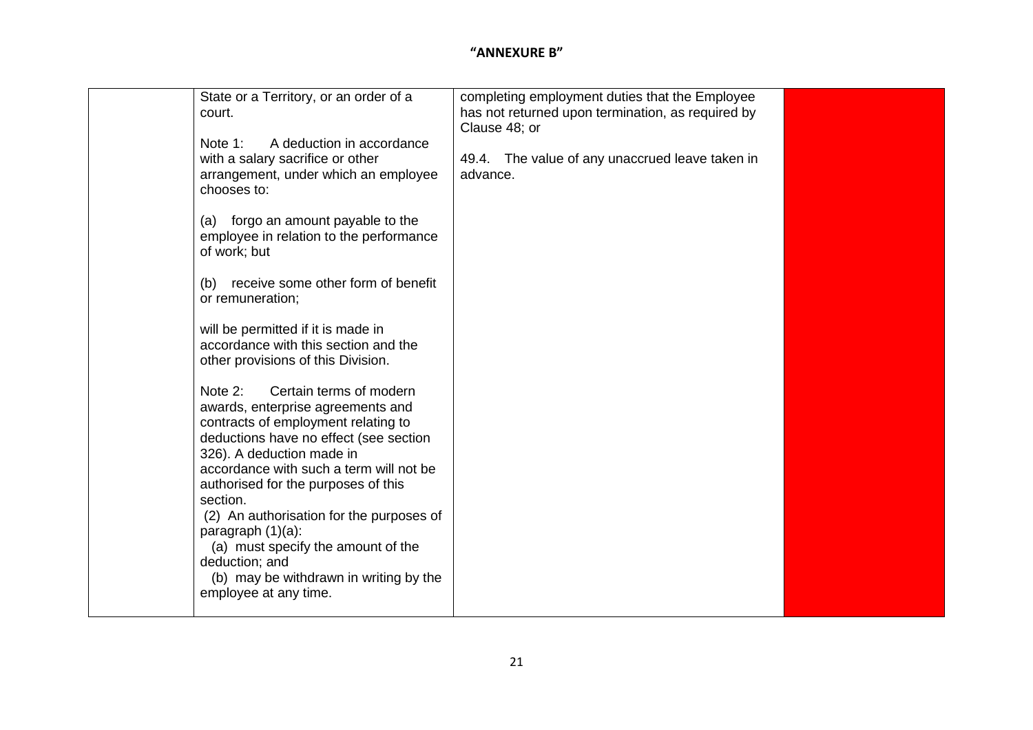**"ANNEXURE B"**

| | | | |
|---|---|---|---|
| | State or a Territory, or an order of a court.<br><br>Note 1: A deduction in accordance with a salary sacrifice or other arrangement, under which an employee chooses to:<br><br>(a) forgo an amount payable to the employee in relation to the performance of work; but<br><br>(b) receive some other form of benefit or remuneration;<br><br>will be permitted if it is made in accordance with this section and the other provisions of this Division.<br><br>Note 2: Certain terms of modern awards, enterprise agreements and contracts of employment relating to deductions have no effect (see section 326). A deduction made in accordance with such a term will not be authorised for the purposes of this section.<br>(2) An authorisation for the purposes of paragraph (1)(a):<br>(a) must specify the amount of the deduction; and<br>(b) may be withdrawn in writing by the employee at any time. | completing employment duties that the Employee has not returned upon termination, as required by Clause 48; or<br><br>49.4. The value of any unaccrued leave taken in advance. | |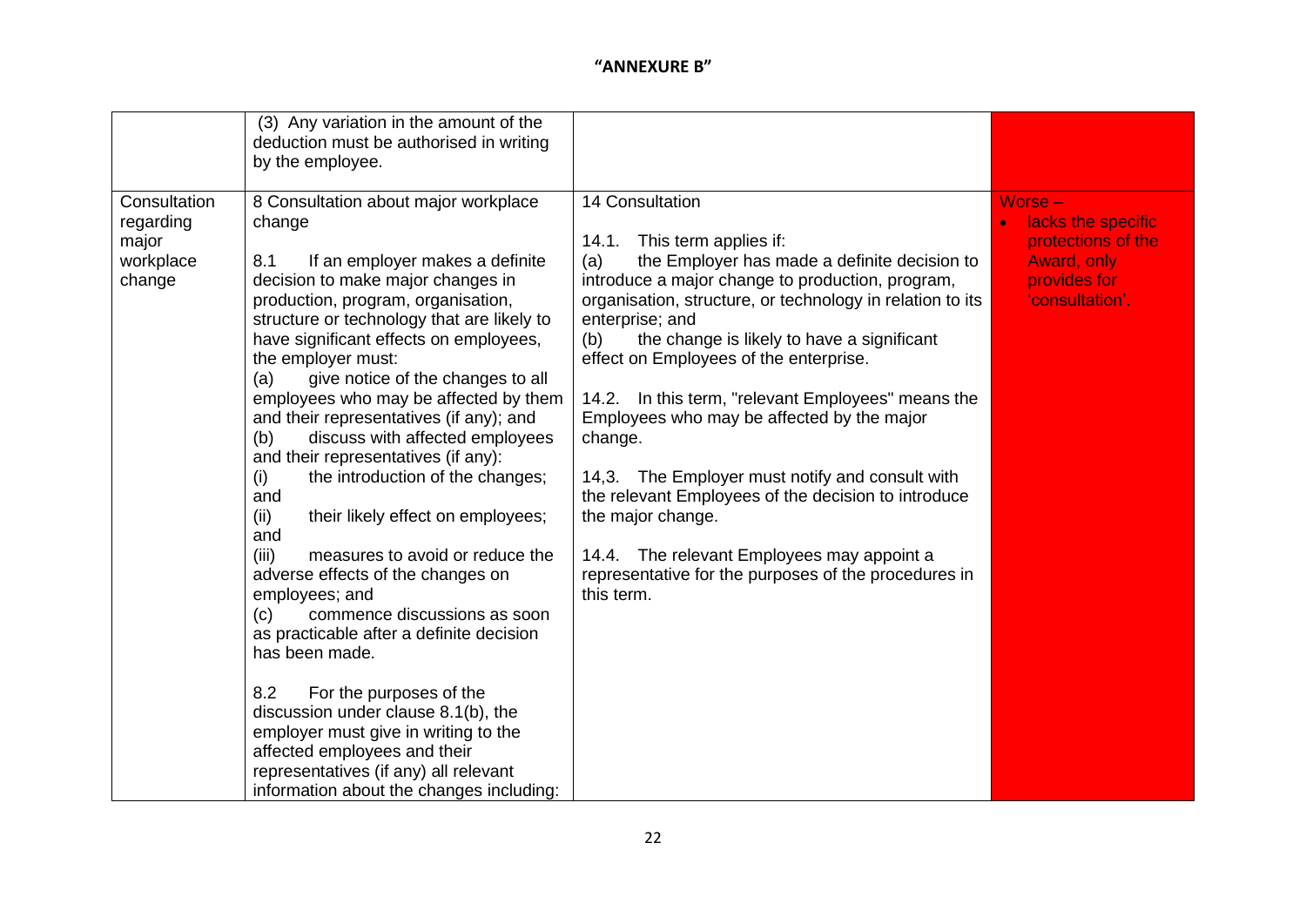**"ANNEXURE B"**

| | | | |
|---|---|---|---|
| | (3) Any variation in the amount of the deduction must be authorised in writing by the employee. | | |
| Consultation regarding major workplace change | 8 Consultation about major workplace change<br><br>8.1 If an employer makes a definite decision to make major changes in production, program, organisation, structure or technology that are likely to have significant effects on employees, the employer must:<br>(a) give notice of the changes to all employees who may be affected by them and their representatives (if any); and<br>(b) discuss with affected employees and their representatives (if any):<br>(i) the introduction of the changes; and<br>(ii) their likely effect on employees; and<br>(iii) measures to avoid or reduce the adverse effects of the changes on employees; and<br>(c) commence discussions as soon as practicable after a definite decision has been made.<br><br>8.2 For the purposes of the discussion under clause 8.1(b), the employer must give in writing to the affected employees and their representatives (if any) all relevant information about the changes including: | 14 Consultation<br><br>14.1. This term applies if:<br>(a) the Employer has made a definite decision to introduce a major change to production, program, organisation, structure, or technology in relation to its enterprise; and<br>(b) the change is likely to have a significant effect on Employees of the enterprise.<br><br>14.2. In this term, "relevant Employees" means the Employees who may be affected by the major change.<br><br>14,3. The Employer must notify and consult with the relevant Employees of the decision to introduce the major change.<br><br>14.4. The relevant Employees may appoint a representative for the purposes of the procedures in this term. | Worse –<br>• lacks the specific protections of the Award, only provides for 'consultation'. |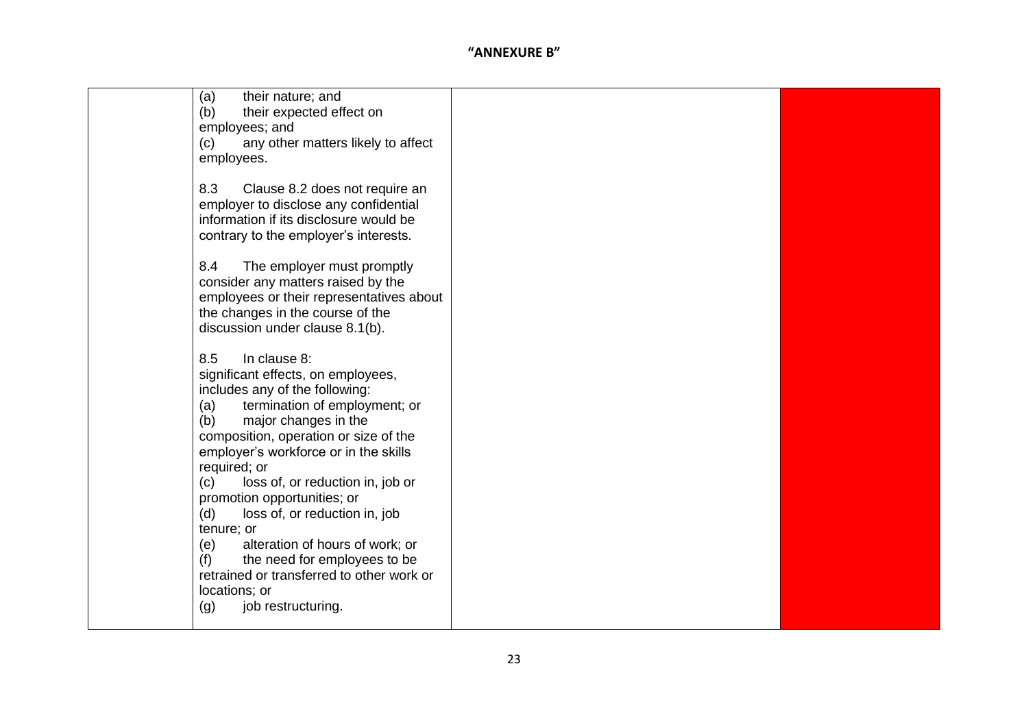**"ANNEXURE B"**

| | | | |
|---|---|---|---|
| | (a) their nature; and<br>(b) their expected effect on employees; and<br>(c) any other matters likely to affect employees.<br><br>8.3 Clause 8.2 does not require an employer to disclose any confidential information if its disclosure would be contrary to the employer's interests.<br><br>8.4 The employer must promptly consider any matters raised by the employees or their representatives about the changes in the course of the discussion under clause 8.1(b).<br><br>8.5 In clause 8:<br>significant effects, on employees, includes any of the following:<br>(a) termination of employment; or<br>(b) major changes in the composition, operation or size of the employer's workforce or in the skills required; or<br>(c) loss of, or reduction in, job or promotion opportunities; or<br>(d) loss of, or reduction in, job tenure; or<br>(e) alteration of hours of work; or<br>(f) the need for employees to be retrained or transferred to other work or locations; or<br>(g) job restructuring. | | |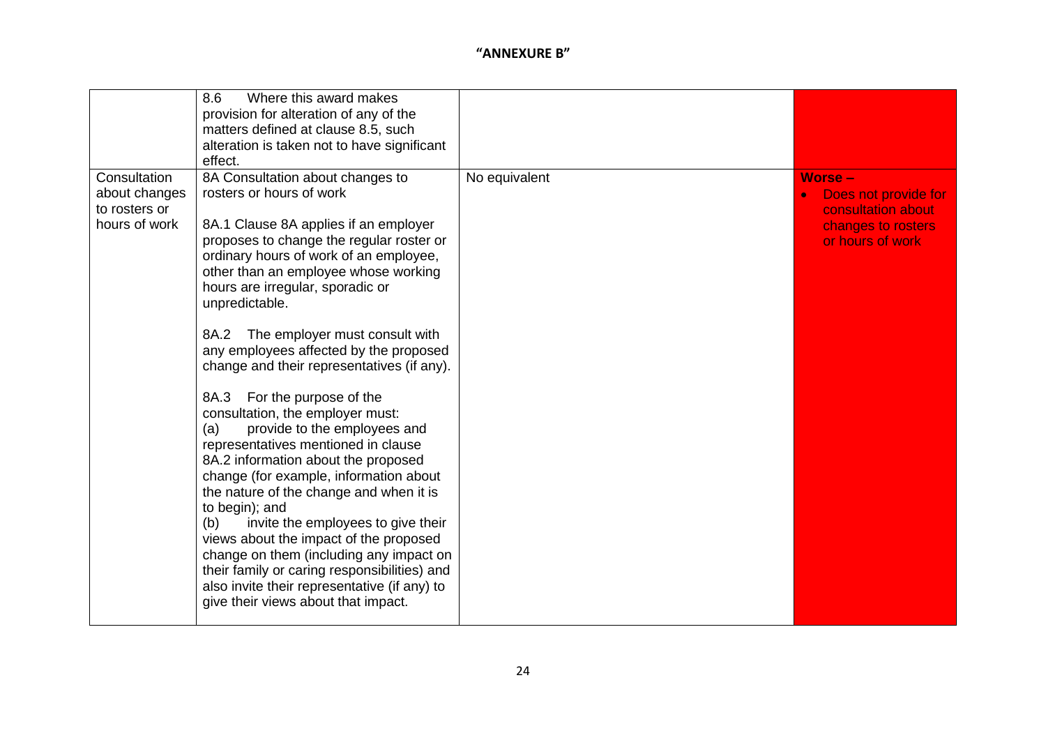**"ANNEXURE B"**

| | | | |
|---|---|---|---|
| | 8.6 Where this award makes provision for alteration of any of the matters defined at clause 8.5, such alteration is taken not to have significant effect. | | |
| Consultation about changes to rosters or hours of work | 8A Consultation about changes to rosters or hours of work<br><br>8A.1 Clause 8A applies if an employer proposes to change the regular roster or ordinary hours of work of an employee, other than an employee whose working hours are irregular, sporadic or unpredictable.<br><br>8A.2 The employer must consult with any employees affected by the proposed change and their representatives (if any).<br><br>8A.3 For the purpose of the consultation, the employer must:<br>(a) provide to the employees and representatives mentioned in clause 8A.2 information about the proposed change (for example, information about the nature of the change and when it is to begin); and<br>(b) invite the employees to give their views about the impact of the proposed change on them (including any impact on their family or caring responsibilities) and also invite their representative (if any) to give their views about that impact. | No equivalent | **Worse –**<br>• Does not provide for consultation about changes to rosters or hours of work |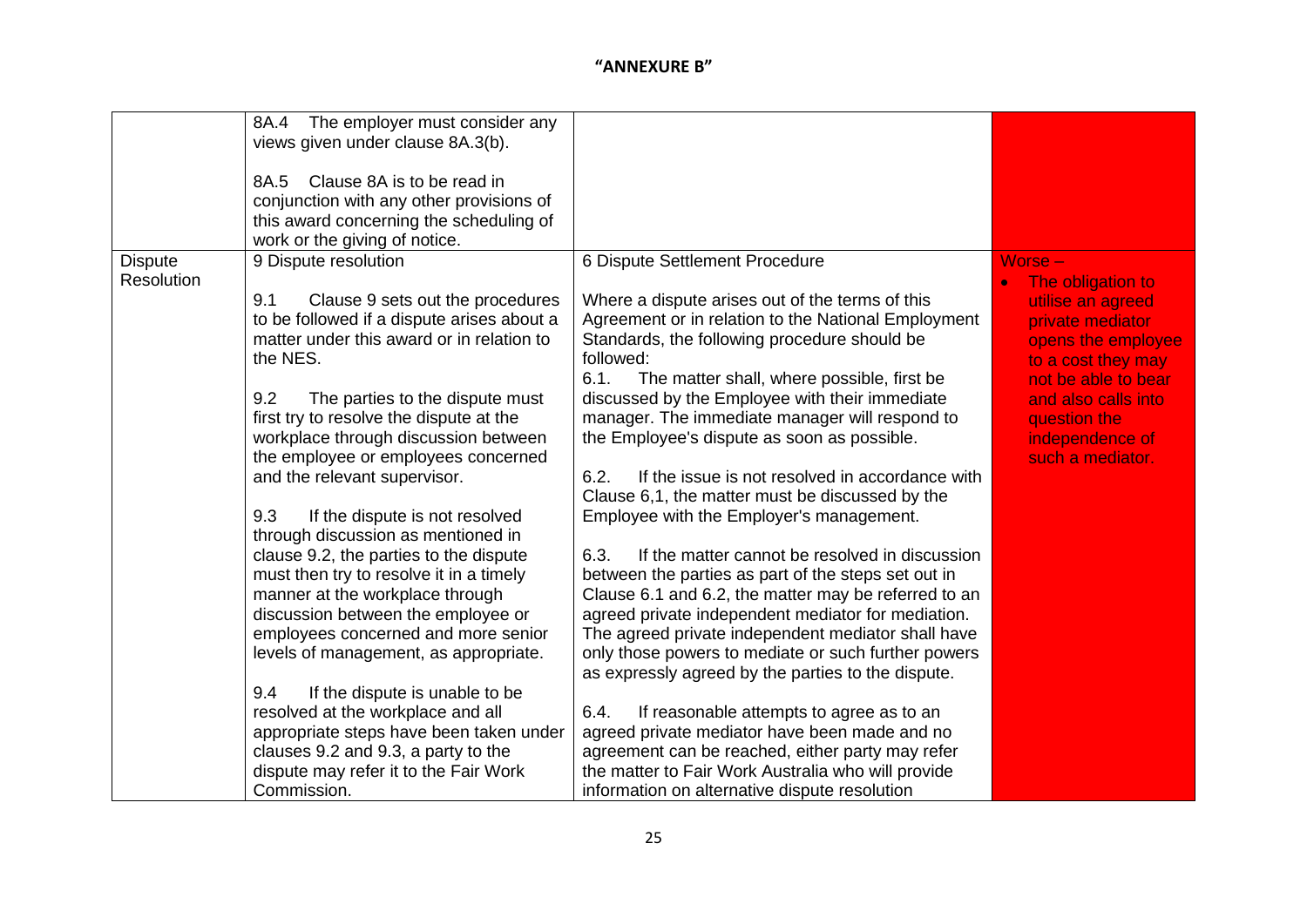**"ANNEXURE B"**

| | | | |
|---|---|---|---|
| | 8A.4 The employer must consider any views given under clause 8A.3(b).<br><br>8A.5 Clause 8A is to be read in conjunction with any other provisions of this award concerning the scheduling of work or the giving of notice. | | |
| Dispute Resolution | 9 Dispute resolution<br><br>9.1 Clause 9 sets out the procedures to be followed if a dispute arises about a matter under this award or in relation to the NES.<br><br>9.2 The parties to the dispute must first try to resolve the dispute at the workplace through discussion between the employee or employees concerned and the relevant supervisor.<br><br>9.3 If the dispute is not resolved through discussion as mentioned in clause 9.2, the parties to the dispute must then try to resolve it in a timely manner at the workplace through discussion between the employee or employees concerned and more senior levels of management, as appropriate.<br><br>9.4 If the dispute is unable to be resolved at the workplace and all appropriate steps have been taken under clauses 9.2 and 9.3, a party to the dispute may refer it to the Fair Work Commission. | 6 Dispute Settlement Procedure<br><br>Where a dispute arises out of the terms of this Agreement or in relation to the National Employment Standards, the following procedure should be followed:<br>6.1. The matter shall, where possible, first be discussed by the Employee with their immediate manager. The immediate manager will respond to the Employee's dispute as soon as possible.<br><br>6.2. If the issue is not resolved in accordance with Clause 6,1, the matter must be discussed by the Employee with the Employer's management.<br><br>6.3. If the matter cannot be resolved in discussion between the parties as part of the steps set out in Clause 6.1 and 6.2, the matter may be referred to an agreed private independent mediator for mediation. The agreed private independent mediator shall have only those powers to mediate or such further powers as expressly agreed by the parties to the dispute.<br><br>6.4. If reasonable attempts to agree as to an agreed private mediator have been made and no agreement can be reached, either party may refer the matter to Fair Work Australia who will provide information on alternative dispute resolution | Worse –<br>• The obligation to utilise an agreed private mediator opens the employee to a cost they may not be able to bear and also calls into question the independence of such a mediator. |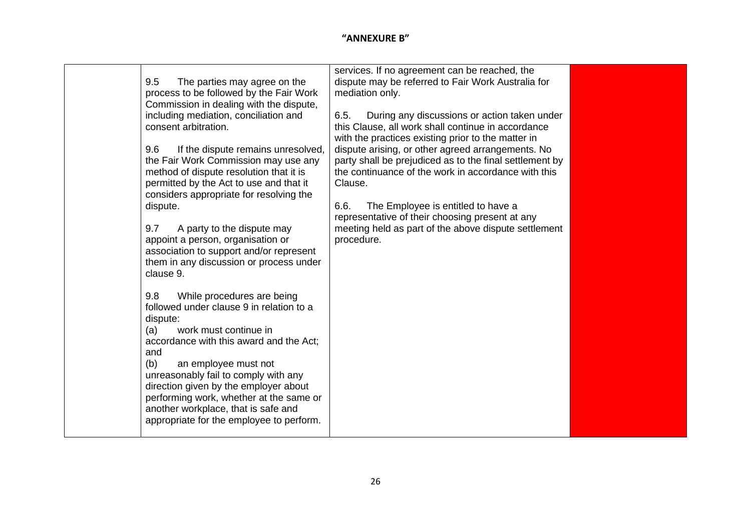# "ANNEXURE B"

| | | | |
|---|---|---|---|
| | 9.5 The parties may agree on the process to be followed by the Fair Work Commission in dealing with the dispute, including mediation, conciliation and consent arbitration.<br><br>9.6 If the dispute remains unresolved, the Fair Work Commission may use any method of dispute resolution that it is permitted by the Act to use and that it considers appropriate for resolving the dispute.<br><br>9.7 A party to the dispute may appoint a person, organisation or association to support and/or represent them in any discussion or process under clause 9.<br><br>9.8 While procedures are being followed under clause 9 in relation to a dispute:<br>(a) work must continue in accordance with this award and the Act; and<br>(b) an employee must not unreasonably fail to comply with any direction given by the employer about performing work, whether at the same or another workplace, that is safe and appropriate for the employee to perform. | services. If no agreement can be reached, the dispute may be referred to Fair Work Australia for mediation only.<br><br>6.5. During any discussions or action taken under this Clause, all work shall continue in accordance with the practices existing prior to the matter in dispute arising, or other agreed arrangements. No party shall be prejudiced as to the final settlement by the continuance of the work in accordance with this Clause.<br><br>6.6. The Employee is entitled to have a representative of their choosing present at any meeting held as part of the above dispute settlement procedure. | |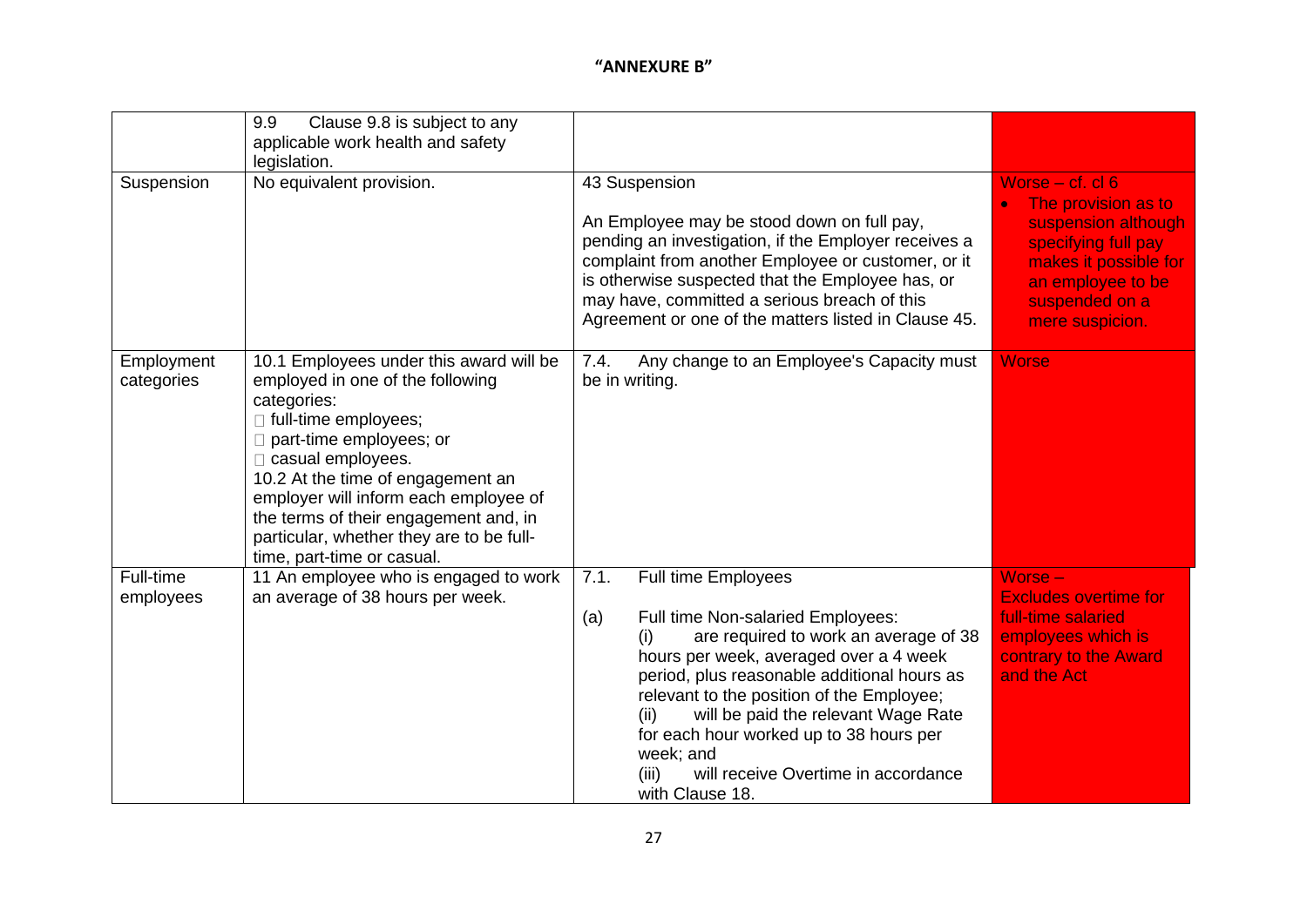**"ANNEXURE B"**

| | | | |
|---|---|---|---|
| | 9.9 Clause 9.8 is subject to any applicable work health and safety legislation. | | |
| Suspension | No equivalent provision. | 43 Suspension<br><br>An Employee may be stood down on full pay, pending an investigation, if the Employer receives a complaint from another Employee or customer, or it is otherwise suspected that the Employee has, or may have, committed a serious breach of this Agreement or one of the matters listed in Clause 45. | Worse – cf. cl 6<br>• The provision as to suspension although specifying full pay makes it possible for an employee to be suspended on a mere suspicion. |
| Employment categories | 10.1 Employees under this award will be employed in one of the following categories:<br>- full-time employees;<br>- part-time employees; or<br>- casual employees.<br>10.2 At the time of engagement an employer will inform each employee of the terms of their engagement and, in particular, whether they are to be full-time, part-time or casual. | 7.4. Any change to an Employee's Capacity must be in writing. | Worse |
| Full-time employees | 11 An employee who is engaged to work an average of 38 hours per week. | 7.1. Full time Employees<br><br>(a) Full time Non-salaried Employees:<br>(i) are required to work an average of 38 hours per week, averaged over a 4 week period, plus reasonable additional hours as relevant to the position of the Employee;<br>(ii) will be paid the relevant Wage Rate for each hour worked up to 38 hours per week; and<br>(iii) will receive Overtime in accordance with Clause 18. | Worse – Excludes overtime for full-time salaried employees which is contrary to the Award and the Act |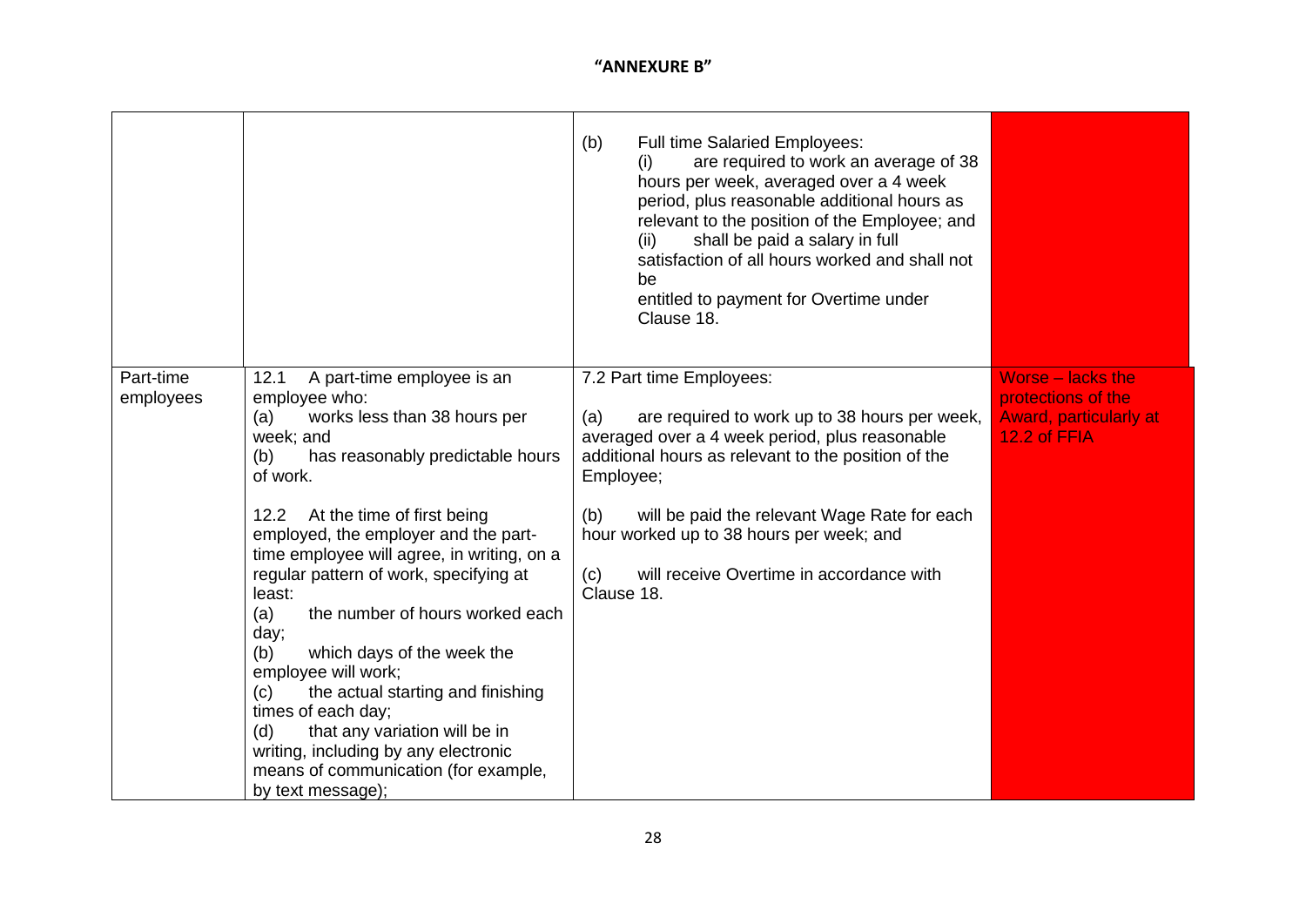**"ANNEXURE B"**

| | | | |
|---|---|---|---|
| | | (b) Full time Salaried Employees:<br>(i) are required to work an average of 38 hours per week, averaged over a 4 week period, plus reasonable additional hours as relevant to the position of the Employee; and<br>(ii) shall be paid a salary in full satisfaction of all hours worked and shall not be<br>entitled to payment for Overtime under Clause 18. | |
| Part-time employees | 12.1 A part-time employee is an employee who:<br>(a) works less than 38 hours per week; and<br>(b) has reasonably predictable hours of work.<br><br>12.2 At the time of first being employed, the employer and the part-time employee will agree, in writing, on a regular pattern of work, specifying at least:<br>(a) the number of hours worked each day;<br>(b) which days of the week the employee will work;<br>(c) the actual starting and finishing times of each day;<br>(d) that any variation will be in writing, including by any electronic means of communication (for example, by text message); | 7.2 Part time Employees:<br><br>(a) are required to work up to 38 hours per week, averaged over a 4 week period, plus reasonable additional hours as relevant to the position of the Employee;<br><br>(b) will be paid the relevant Wage Rate for each hour worked up to 38 hours per week; and<br><br>(c) will receive Overtime in accordance with Clause 18. | Worse – lacks the protections of the Award, particularly at 12.2 of FFIA |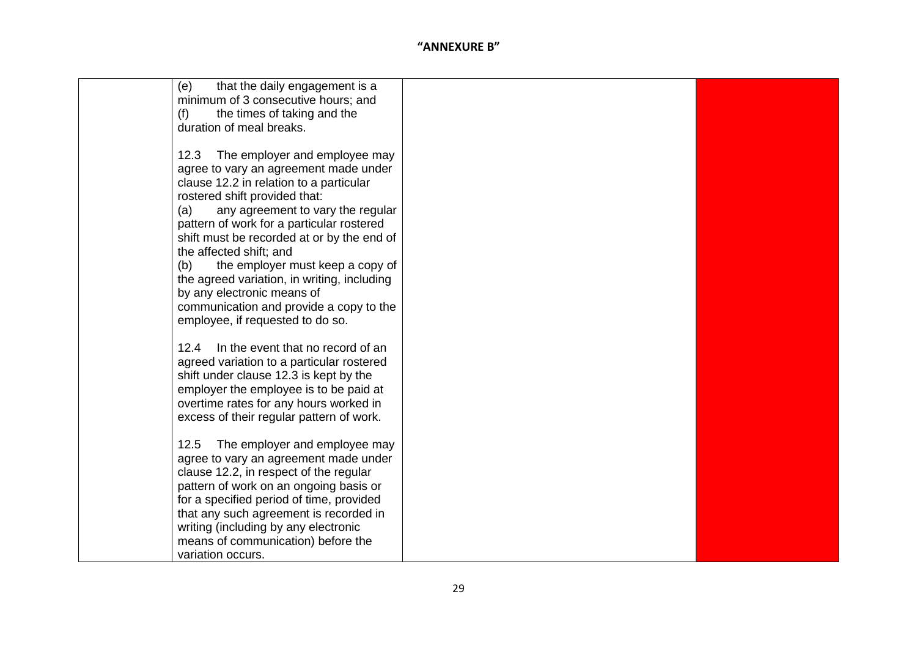"ANNEXURE B"

| | | | |
|---|---|---|---|
| | (e) that the daily engagement is a minimum of 3 consecutive hours; and<br>(f) the times of taking and the duration of meal breaks.<br><br>12.3 The employer and employee may agree to vary an agreement made under clause 12.2 in relation to a particular rostered shift provided that:<br>(a) any agreement to vary the regular pattern of work for a particular rostered shift must be recorded at or by the end of the affected shift; and<br>(b) the employer must keep a copy of the agreed variation, in writing, including by any electronic means of communication and provide a copy to the employee, if requested to do so.<br><br>12.4 In the event that no record of an agreed variation to a particular rostered shift under clause 12.3 is kept by the employer the employee is to be paid at overtime rates for any hours worked in excess of their regular pattern of work.<br><br>12.5 The employer and employee may agree to vary an agreement made under clause 12.2, in respect of the regular pattern of work on an ongoing basis or for a specified period of time, provided that any such agreement is recorded in writing (including by any electronic means of communication) before the variation occurs. | | |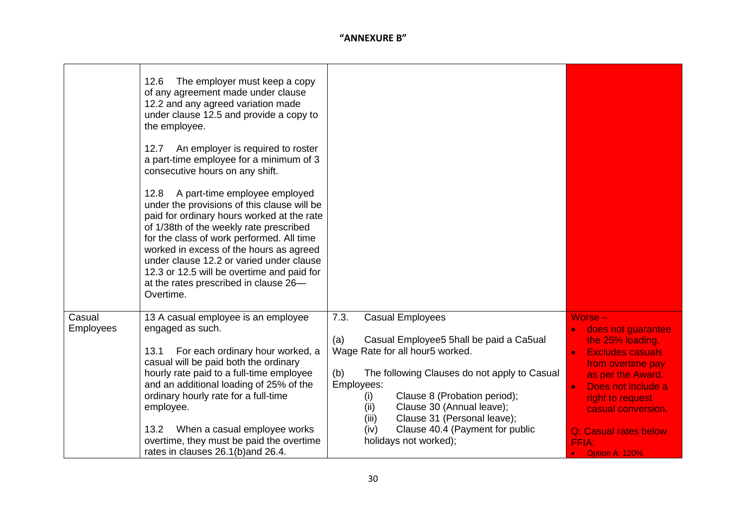**"ANNEXURE B"**

| | | | |
|---|---|---|---|
| | 12.6 The employer must keep a copy of any agreement made under clause 12.2 and any agreed variation made under clause 12.5 and provide a copy to the employee.<br><br>12.7 An employer is required to roster a part-time employee for a minimum of 3 consecutive hours on any shift.<br><br>12.8 A part-time employee employed under the provisions of this clause will be paid for ordinary hours worked at the rate of 1/38th of the weekly rate prescribed for the class of work performed. All time worked in excess of the hours as agreed under clause 12.2 or varied under clause 12.3 or 12.5 will be overtime and paid for at the rates prescribed in clause 26—Overtime. | | |
| Casual Employees | 13 A casual employee is an employee engaged as such.<br><br>13.1 For each ordinary hour worked, a casual will be paid both the ordinary hourly rate paid to a full-time employee and an additional loading of 25% of the ordinary hourly rate for a full-time employee.<br><br>13.2 When a casual employee works overtime, they must be paid the overtime rates in clauses 26.1(b)and 26.4. | 7.3. Casual Employees<br><br>(a) Casual Employee5 5hall be paid a Ca5ual Wage Rate for all hour5 worked.<br><br>(b) The following Clauses do not apply to Casual Employees:<br>(i) Clause 8 (Probation period);<br>(ii) Clause 30 (Annual leave);<br>(iii) Clause 31 (Personal leave);<br>(iv) Clause 40.4 (Payment for public holidays not worked); | Worse –<br>• does not guarantee the 25% loading.<br>• Excludes casuals from overtime pay as per the Award.<br>• Does not include a right to request casual conversion.<br><br>Q: Casual rates below FFIA:<br>• Option A: 120% |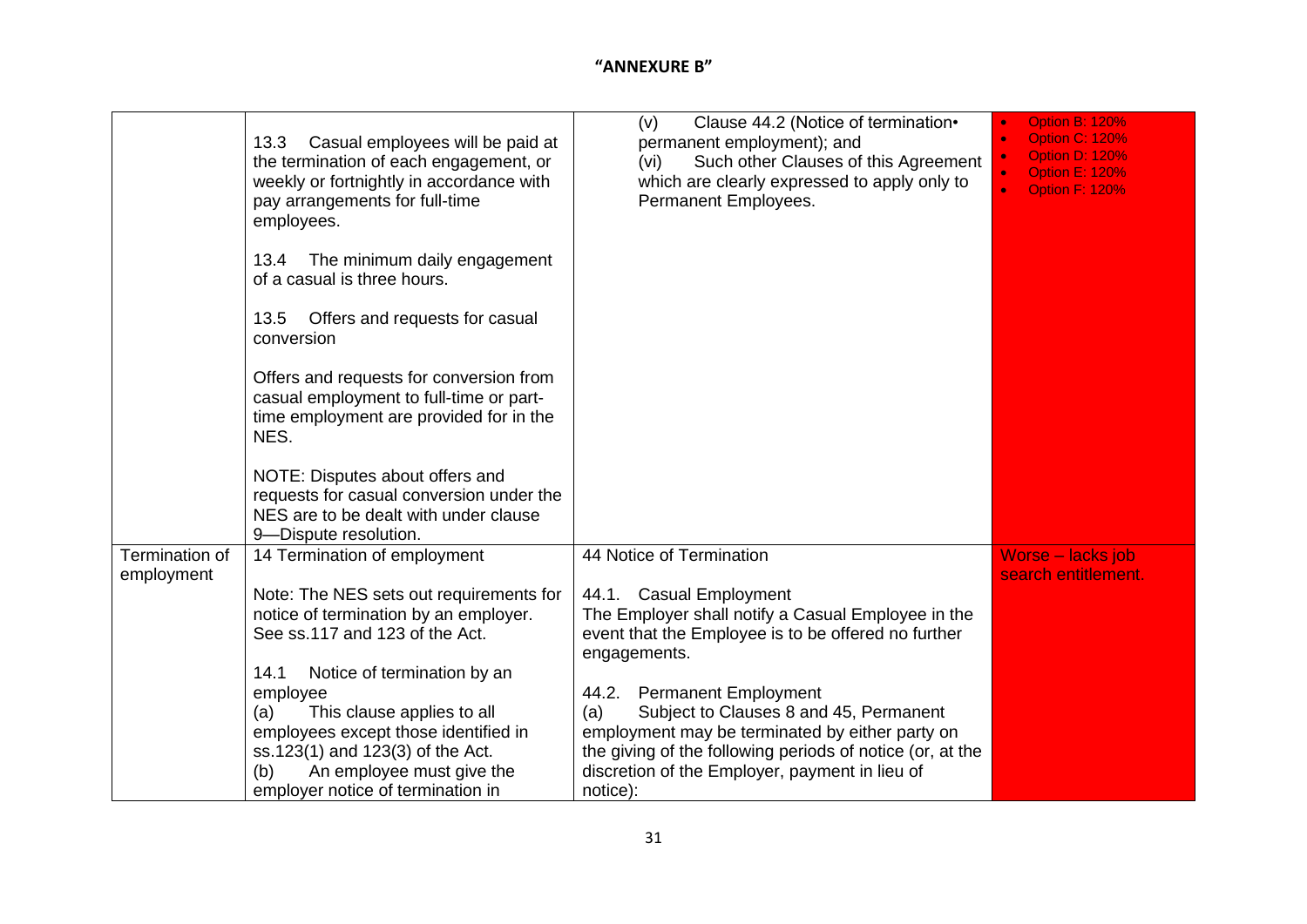**"ANNEXURE B"**

| | | | |
|---|---|---|---|
| | 13.3 Casual employees will be paid at the termination of each engagement, or weekly or fortnightly in accordance with pay arrangements for full-time employees.<br><br>13.4 The minimum daily engagement of a casual is three hours.<br><br>13.5 Offers and requests for casual conversion<br><br>Offers and requests for conversion from casual employment to full-time or part-time employment are provided for in the NES.<br><br>NOTE: Disputes about offers and requests for casual conversion under the NES are to be dealt with under clause 9—Dispute resolution. | (v) Clause 44.2 (Notice of termination• permanent employment); and<br>(vi) Such other Clauses of this Agreement which are clearly expressed to apply only to Permanent Employees. | • Option B: 120%<br>• Option C: 120%<br>• Option D: 120%<br>• Option E: 120%<br>• Option F: 120% |
| Termination of employment | 14 Termination of employment<br><br>Note: The NES sets out requirements for notice of termination by an employer. See ss.117 and 123 of the Act.<br><br>14.1 Notice of termination by an employee<br>(a) This clause applies to all employees except those identified in ss.123(1) and 123(3) of the Act.<br>(b) An employee must give the employer notice of termination in | 44 Notice of Termination<br><br>44.1. Casual Employment<br>The Employer shall notify a Casual Employee in the event that the Employee is to be offered no further engagements.<br><br>44.2. Permanent Employment<br>(a) Subject to Clauses 8 and 45, Permanent employment may be terminated by either party on the giving of the following periods of notice (or, at the discretion of the Employer, payment in lieu of notice): | Worse – lacks job search entitlement. |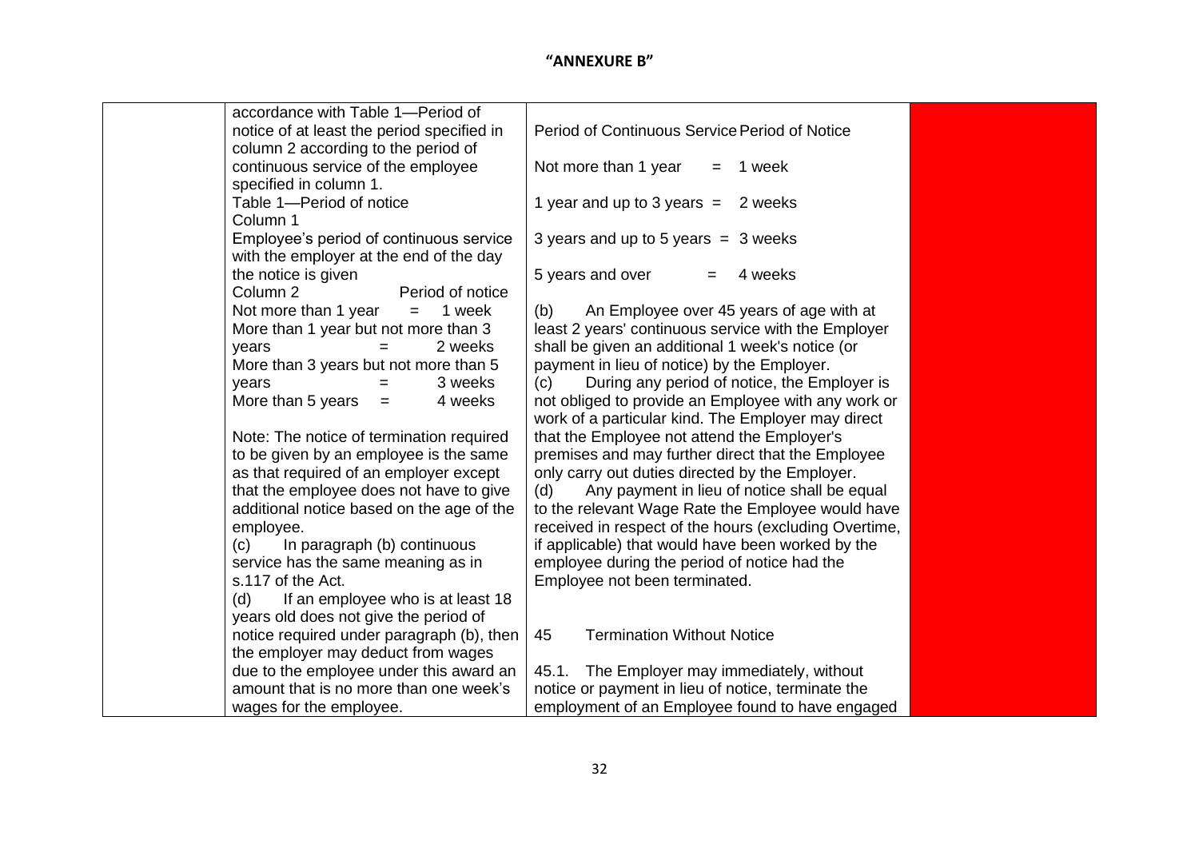**"ANNEXURE B"**

| | | | |
|---|---|---|---|
| | accordance with Table 1—Period of notice of at least the period specified in column 2 according to the period of continuous service of the employee specified in column 1.<br>Table 1—Period of notice<br>Column 1<br>Employee's period of continuous service with the employer at the end of the day the notice is given<br>Column 2 Period of notice<br>Not more than 1 year = 1 week<br>More than 1 year but not more than 3 years = 2 weeks<br>More than 3 years but not more than 5 years = 3 weeks<br>More than 5 years = 4 weeks<br><br>Note: The notice of termination required to be given by an employee is the same as that required of an employer except that the employee does not have to give additional notice based on the age of the employee.<br>(c) In paragraph (b) continuous service has the same meaning as in s.117 of the Act.<br>(d) If an employee who is at least 18 years old does not give the period of notice required under paragraph (b), then the employer may deduct from wages due to the employee under this award an amount that is no more than one week's wages for the employee. | Period of Continuous Service Period of Notice<br><br>Not more than 1 year = 1 week<br><br>1 year and up to 3 years = 2 weeks<br><br>3 years and up to 5 years = 3 weeks<br><br>5 years and over = 4 weeks<br><br>(b) An Employee over 45 years of age with at least 2 years' continuous service with the Employer shall be given an additional 1 week's notice (or payment in lieu of notice) by the Employer.<br>(c) During any period of notice, the Employer is not obliged to provide an Employee with any work or work of a particular kind. The Employer may direct that the Employee not attend the Employer's premises and may further direct that the Employee only carry out duties directed by the Employer.<br>(d) Any payment in lieu of notice shall be equal to the relevant Wage Rate the Employee would have received in respect of the hours (excluding Overtime, if applicable) that would have been worked by the employee during the period of notice had the Employee not been terminated.<br><br>45 Termination Without Notice<br><br>45.1. The Employer may immediately, without notice or payment in lieu of notice, terminate the employment of an Employee found to have engaged | |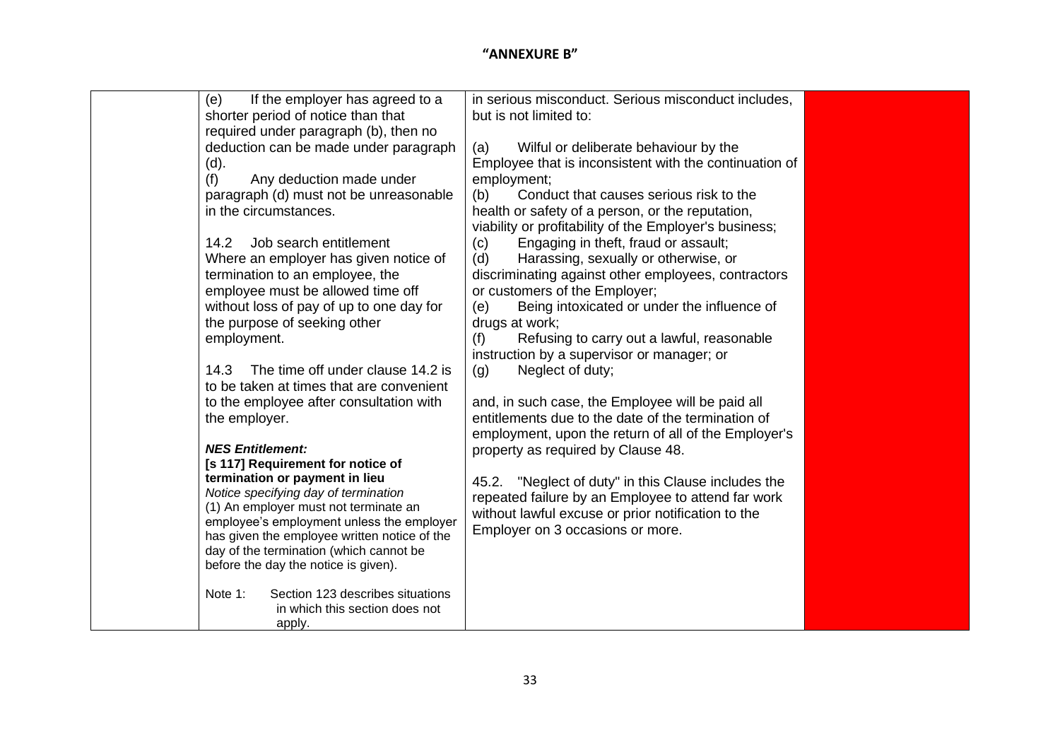**"ANNEXURE B"**

| | | | |
|---|---|---|---|
| | (e) If the employer has agreed to a shorter period of notice than that required under paragraph (b), then no deduction can be made under paragraph (d).<br>(f) Any deduction made under paragraph (d) must not be unreasonable in the circumstances.<br><br>14.2 Job search entitlement<br>Where an employer has given notice of termination to an employee, the employee must be allowed time off without loss of pay of up to one day for the purpose of seeking other employment.<br><br>14.3 The time off under clause 14.2 is to be taken at times that are convenient to the employee after consultation with the employer.<br><br>***NES Entitlement:***<br>**[s 117] Requirement for notice of termination or payment in lieu**<br>*Notice specifying day of termination*<br>(1) An employer must not terminate an employee's employment unless the employer has given the employee written notice of the day of the termination (which cannot be before the day the notice is given).<br><br>Note 1: Section 123 describes situations in which this section does not apply. | in serious misconduct. Serious misconduct includes, but is not limited to:<br><br>(a) Wilful or deliberate behaviour by the Employee that is inconsistent with the continuation of employment;<br>(b) Conduct that causes serious risk to the health or safety of a person, or the reputation, viability or profitability of the Employer's business;<br>(c) Engaging in theft, fraud or assault;<br>(d) Harassing, sexually or otherwise, or discriminating against other employees, contractors or customers of the Employer;<br>(e) Being intoxicated or under the influence of drugs at work;<br>(f) Refusing to carry out a lawful, reasonable instruction by a supervisor or manager; or<br>(g) Neglect of duty;<br><br>and, in such case, the Employee will be paid all entitlements due to the date of the termination of employment, upon the return of all of the Employer's property as required by Clause 48.<br><br>45.2. "Neglect of duty" in this Clause includes the repeated failure by an Employee to attend far work without lawful excuse or prior notification to the Employer on 3 occasions or more. | |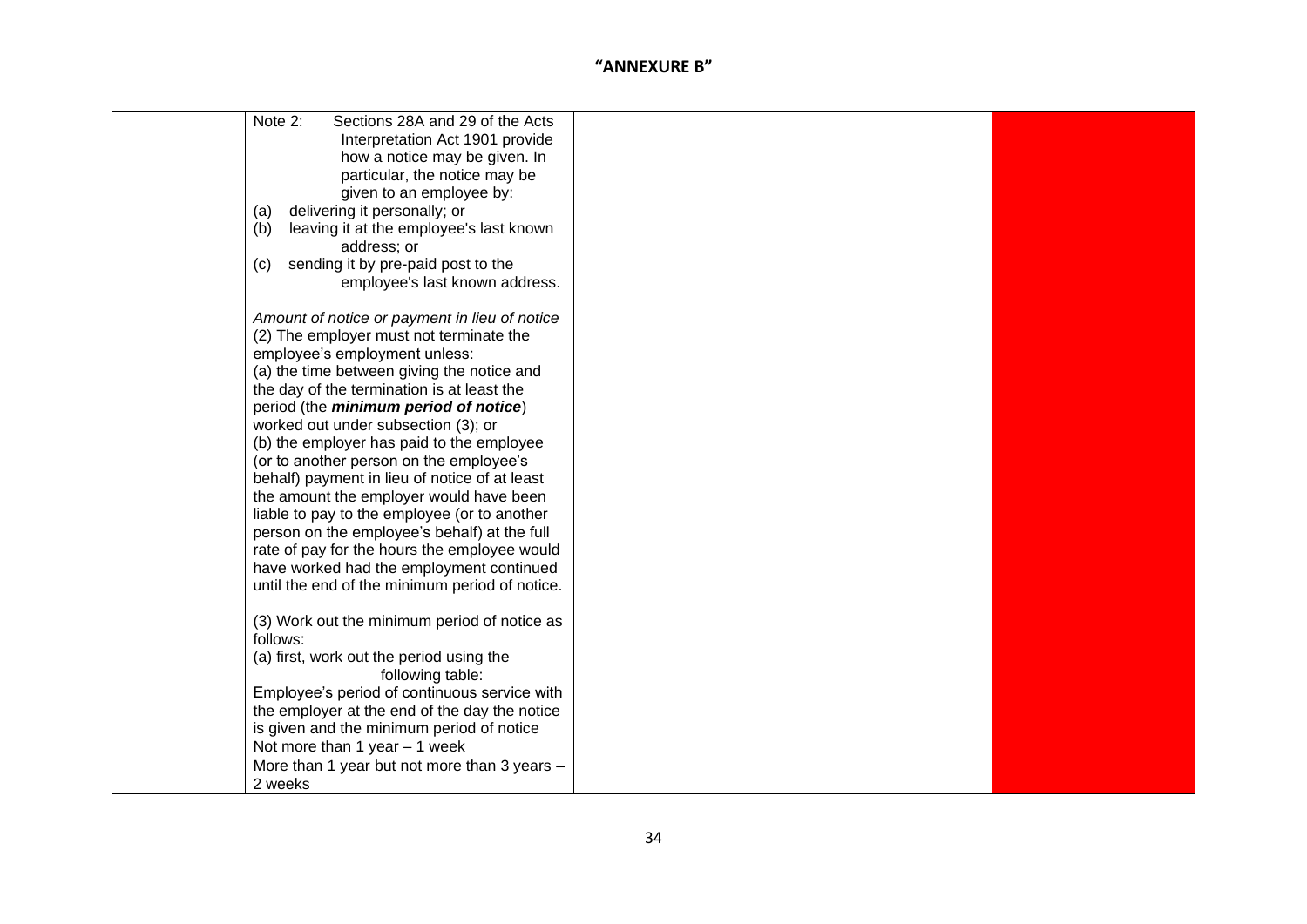## "ANNEXURE B"

| | | | |
|---|---|---|---|
| | Note 2: Sections 28A and 29 of the Acts Interpretation Act 1901 provide how a notice may be given. In particular, the notice may be given to an employee by:<br>(a) delivering it personally; or<br>(b) leaving it at the employee's last known address; or<br>(c) sending it by pre-paid post to the employee's last known address.<br><br>*Amount of notice or payment in lieu of notice*<br>(2) The employer must not terminate the employee's employment unless:<br>(a) the time between giving the notice and the day of the termination is at least the period (the ***minimum period of notice***) worked out under subsection (3); or<br>(b) the employer has paid to the employee (or to another person on the employee's behalf) payment in lieu of notice of at least the amount the employer would have been liable to pay to the employee (or to another person on the employee's behalf) at the full rate of pay for the hours the employee would have worked had the employment continued until the end of the minimum period of notice.<br><br>(3) Work out the minimum period of notice as follows:<br>(a) first, work out the period using the following table:<br>Employee's period of continuous service with the employer at the end of the day the notice is given and the minimum period of notice<br>Not more than 1 year – 1 week<br>More than 1 year but not more than 3 years – 2 weeks | | |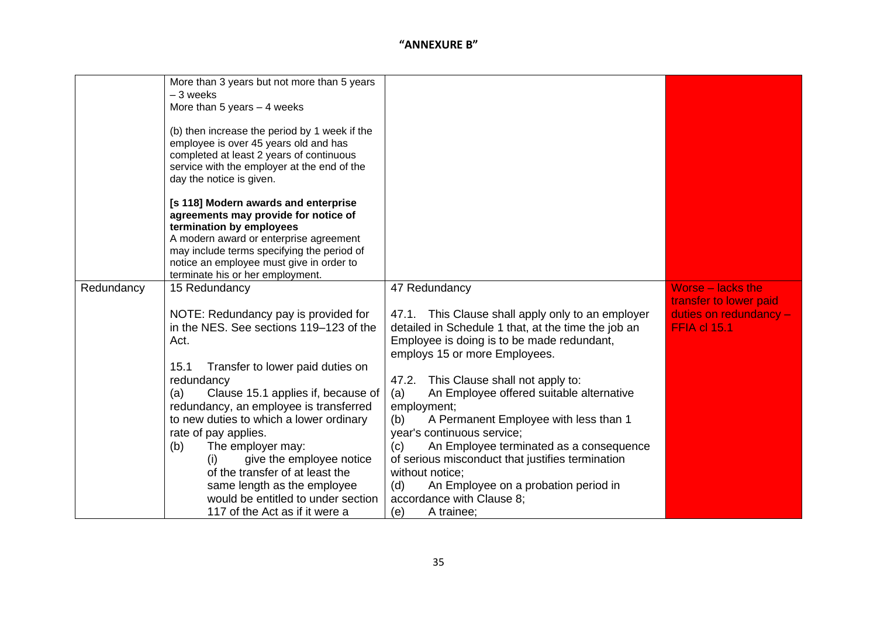**"ANNEXURE B"**

| | | | |
|---|---|---|---|
| | More than 3 years but not more than 5 years – 3 weeks<br>More than 5 years – 4 weeks<br><br>(b) then increase the period by 1 week if the employee is over 45 years old and has completed at least 2 years of continuous service with the employer at the end of the day the notice is given.<br><br>**[s 118] Modern awards and enterprise agreements may provide for notice of termination by employees**<br>A modern award or enterprise agreement may include terms specifying the period of notice an employee must give in order to terminate his or her employment. | | |
| Redundancy | 15 Redundancy<br><br>NOTE: Redundancy pay is provided for in the NES. See sections 119–123 of the Act.<br><br>15.1 Transfer to lower paid duties on redundancy<br>(a) Clause 15.1 applies if, because of redundancy, an employee is transferred to new duties to which a lower ordinary rate of pay applies.<br>(b) The employer may:<br>(i) give the employee notice of the transfer of at least the same length as the employee would be entitled to under section 117 of the Act as if it were a | 47 Redundancy<br><br>47.1. This Clause shall apply only to an employer detailed in Schedule 1 that, at the time the job an Employee is doing is to be made redundant, employs 15 or more Employees.<br><br>47.2. This Clause shall not apply to:<br>(a) An Employee offered suitable alternative employment;<br>(b) A Permanent Employee with less than 1 year's continuous service;<br>(c) An Employee terminated as a consequence of serious misconduct that justifies termination without notice;<br>(d) An Employee on a probation period in accordance with Clause 8;<br>(e) A trainee; | Worse – lacks the transfer to lower paid duties on redundancy – FFIA cl 15.1 |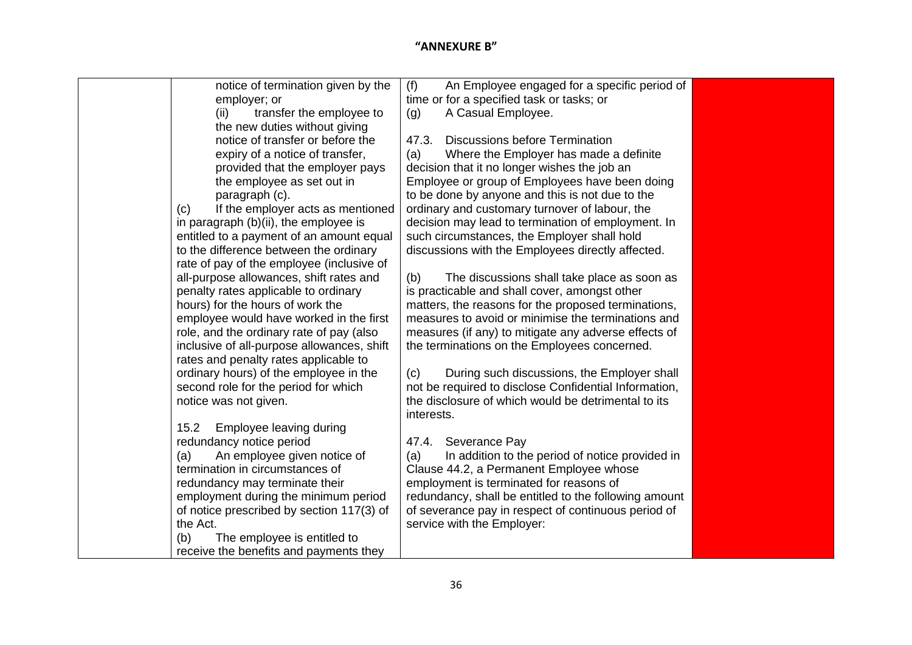**"ANNEXURE B"**

| | | | |
|---|---|---|---|
| | notice of termination given by the employer; or<br>(ii) transfer the employee to the new duties without giving notice of transfer or before the expiry of a notice of transfer, provided that the employer pays the employee as set out in paragraph (c).<br>(c) If the employer acts as mentioned in paragraph (b)(ii), the employee is entitled to a payment of an amount equal to the difference between the ordinary rate of pay of the employee (inclusive of all-purpose allowances, shift rates and penalty rates applicable to ordinary hours) for the hours of work the employee would have worked in the first role, and the ordinary rate of pay (also inclusive of all-purpose allowances, shift rates and penalty rates applicable to ordinary hours) of the employee in the second role for the period for which notice was not given.<br><br>15.2 Employee leaving during redundancy notice period<br>(a) An employee given notice of termination in circumstances of redundancy may terminate their employment during the minimum period of notice prescribed by section 117(3) of the Act.<br>(b) The employee is entitled to receive the benefits and payments they | (f) An Employee engaged for a specific period of time or for a specified task or tasks; or<br>(g) A Casual Employee.<br><br>47.3. Discussions before Termination<br>(a) Where the Employer has made a definite decision that it no longer wishes the job an Employee or group of Employees have been doing to be done by anyone and this is not due to the ordinary and customary turnover of labour, the decision may lead to termination of employment. In such circumstances, the Employer shall hold discussions with the Employees directly affected.<br><br>(b) The discussions shall take place as soon as is practicable and shall cover, amongst other matters, the reasons for the proposed terminations, measures to avoid or minimise the terminations and measures (if any) to mitigate any adverse effects of the terminations on the Employees concerned.<br><br>(c) During such discussions, the Employer shall not be required to disclose Confidential Information, the disclosure of which would be detrimental to its interests.<br><br>47.4. Severance Pay<br>(a) In addition to the period of notice provided in Clause 44.2, a Permanent Employee whose employment is terminated for reasons of redundancy, shall be entitled to the following amount of severance pay in respect of continuous period of service with the Employer: | |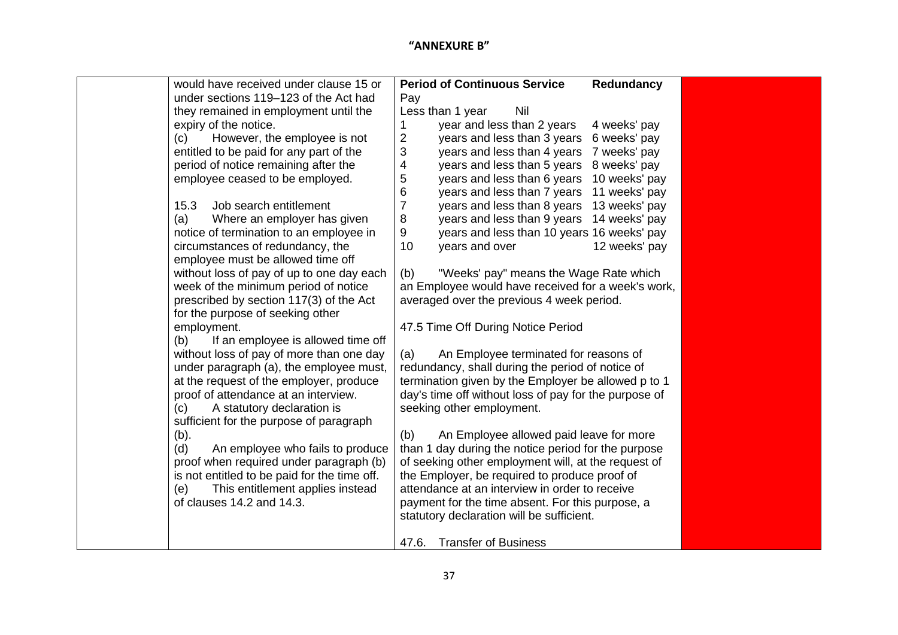**"ANNEXURE B"**

| | | | |
|---|---|---|---|
| | would have received under clause 15 or under sections 119–123 of the Act had they remained in employment until the expiry of the notice.<br>(c) However, the employee is not entitled to be paid for any part of the period of notice remaining after the employee ceased to be employed.<br><br>15.3 Job search entitlement<br>(a) Where an employer has given notice of termination to an employee in circumstances of redundancy, the employee must be allowed time off without loss of pay of up to one day each week of the minimum period of notice prescribed by section 117(3) of the Act for the purpose of seeking other employment.<br>(b) If an employee is allowed time off without loss of pay of more than one day under paragraph (a), the employee must, at the request of the employer, produce proof of attendance at an interview.<br>(c) A statutory declaration is sufficient for the purpose of paragraph (b).<br>(d) An employee who fails to produce proof when required under paragraph (b) is not entitled to be paid for the time off.<br>(e) This entitlement applies instead of clauses 14.2 and 14.3. | **Period of Continuous Service** **Redundancy Pay**<br>Less than 1 year Nil<br>1 year and less than 2 years 4 weeks' pay<br>2 years and less than 3 years 6 weeks' pay<br>3 years and less than 4 years 7 weeks' pay<br>4 years and less than 5 years 8 weeks' pay<br>5 years and less than 6 years 10 weeks' pay<br>6 years and less than 7 years 11 weeks' pay<br>7 years and less than 8 years 13 weeks' pay<br>8 years and less than 9 years 14 weeks' pay<br>9 years and less than 10 years 16 weeks' pay<br>10 years and over 12 weeks' pay<br><br>(b) "Weeks' pay" means the Wage Rate which an Employee would have received for a week's work, averaged over the previous 4 week period.<br><br>47.5 Time Off During Notice Period<br><br>(a) An Employee terminated for reasons of redundancy, shall during the period of notice of termination given by the Employer be allowed p to 1 day's time off without loss of pay for the purpose of seeking other employment.<br><br>(b) An Employee allowed paid leave for more than 1 day during the notice period for the purpose of seeking other employment will, at the request of the Employer, be required to produce proof of attendance at an interview in order to receive payment for the time absent. For this purpose, a statutory declaration will be sufficient.<br><br>47.6. Transfer of Business | |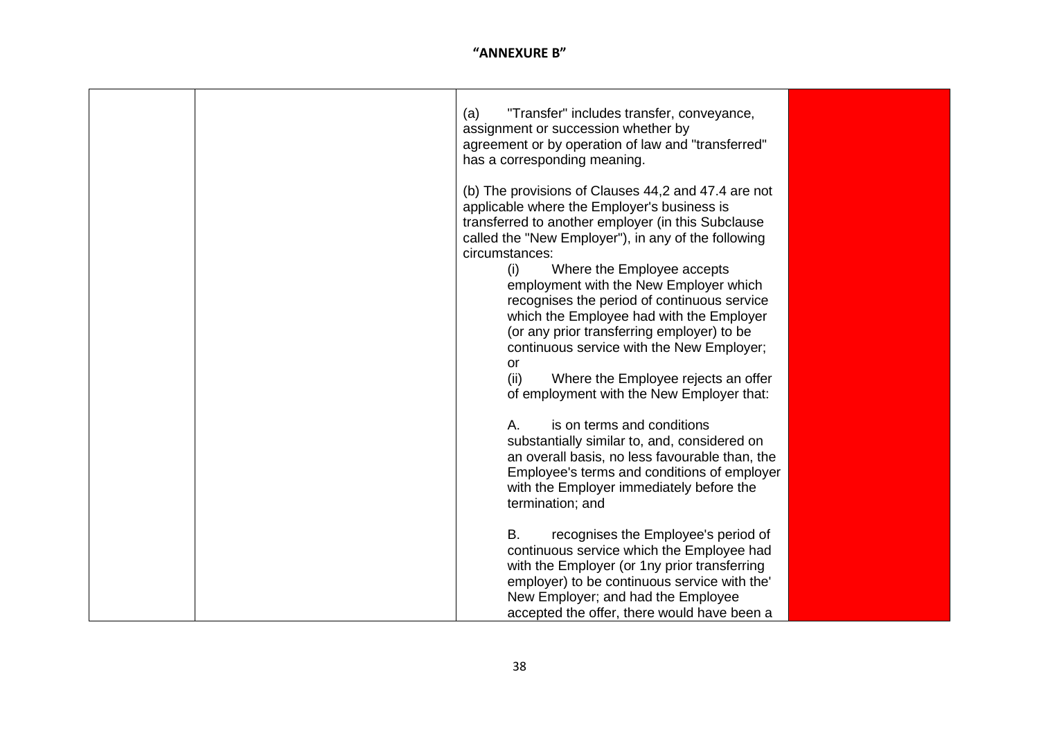**"ANNEXURE B"**

| | | | |
|---|---|---|---|
| | | (a) "Transfer" includes transfer, conveyance, assignment or succession whether by agreement or by operation of law and "transferred" has a corresponding meaning.<br><br>(b) The provisions of Clauses 44,2 and 47.4 are not applicable where the Employer's business is transferred to another employer (in this Subclause called the "New Employer"), in any of the following circumstances:<br>(i) Where the Employee accepts employment with the New Employer which recognises the period of continuous service which the Employee had with the Employer (or any prior transferring employer) to be continuous service with the New Employer; or<br>(ii) Where the Employee rejects an offer of employment with the New Employer that:<br><br>A. is on terms and conditions substantially similar to, and, considered on an overall basis, no less favourable than, the Employee's terms and conditions of employer with the Employer immediately before the termination; and<br><br>B. recognises the Employee's period of continuous service which the Employee had with the Employer (or 1ny prior transferring employer) to be continuous service with the' New Employer; and had the Employee accepted the offer, there would have been a | |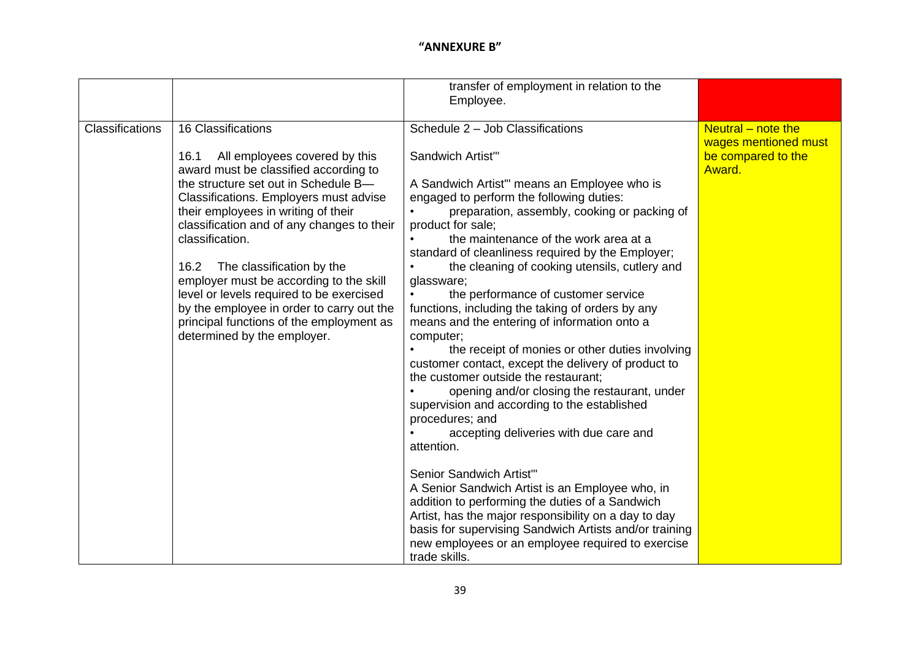## "ANNEXURE B"

| | | | |
|---|---|---|---|
| | | transfer of employment in relation to the Employee. | |
| Classifications | 16 Classifications<br><br>16.1 All employees covered by this award must be classified according to the structure set out in Schedule B—Classifications. Employers must advise their employees in writing of their classification and of any changes to their classification.<br><br>16.2 The classification by the employer must be according to the skill level or levels required to be exercised by the employee in order to carry out the principal functions of the employment as determined by the employer. | Schedule 2 – Job Classifications<br><br>Sandwich Artist'"<br><br>A Sandwich Artist'" means an Employee who is engaged to perform the following duties:<br>• preparation, assembly, cooking or packing of product for sale;<br>• the maintenance of the work area at a standard of cleanliness required by the Employer;<br>• the cleaning of cooking utensils, cutlery and glassware;<br>• the performance of customer service functions, including the taking of orders by any means and the entering of information onto a computer;<br>• the receipt of monies or other duties involving customer contact, except the delivery of product to the customer outside the restaurant;<br>• opening and/or closing the restaurant, under supervision and according to the established procedures; and<br>• accepting deliveries with due care and attention.<br><br>Senior Sandwich Artist'"<br>A Senior Sandwich Artist is an Employee who, in addition to performing the duties of a Sandwich Artist, has the major responsibility on a day to day basis for supervising Sandwich Artists and/or training new employees or an employee required to exercise trade skills. | Neutral – note the wages mentioned must be compared to the Award. |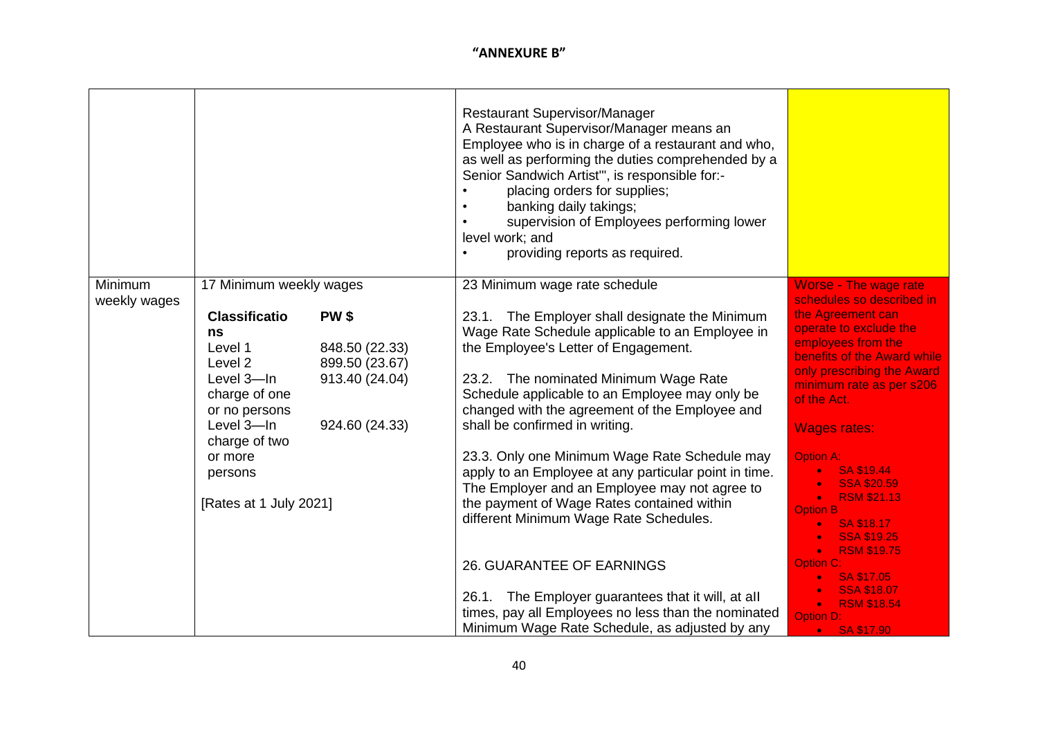**"ANNEXURE B"**

| | | | |
|---|---|---|---|
| | | Restaurant Supervisor/Manager<br>A Restaurant Supervisor/Manager means an Employee who is in charge of a restaurant and who, as well as performing the duties comprehended by a Senior Sandwich Artist'", is responsible for:-<br>• placing orders for supplies;<br>• banking daily takings;<br>• supervision of Employees performing lower level work; and<br>• providing reports as required. | |
| Minimum weekly wages | 17 Minimum weekly wages<br><br>**Classifications** — **PW $**<br>Level 1 — 848.50 (22.33)<br>Level 2 — 899.50 (23.67)<br>Level 3—In charge of one or no persons — 913.40 (24.04)<br>Level 3—In charge of two or more persons — 924.60 (24.33)<br><br>[Rates at 1 July 2021] | 23 Minimum wage rate schedule<br><br>23.1. The Employer shall designate the Minimum Wage Rate Schedule applicable to an Employee in the Employee's Letter of Engagement.<br><br>23.2. The nominated Minimum Wage Rate Schedule applicable to an Employee may only be changed with the agreement of the Employee and shall be confirmed in writing.<br><br>23.3. Only one Minimum Wage Rate Schedule may apply to an Employee at any particular point in time. The Employer and an Employee may not agree to the payment of Wage Rates contained within different Minimum Wage Rate Schedules.<br><br>26. GUARANTEE OF EARNINGS<br><br>26.1. The Employer guarantees that it will, at all times, pay all Employees no less than the nominated Minimum Wage Rate Schedule, as adjusted by any | Worse - The wage rate schedules so described in the Agreement can operate to exclude the employees from the benefits of the Award while only prescribing the Award minimum rate as per s206 of the Act.<br><br>Wages rates:<br><br>Option A:<br>• SA $19.44<br>• SSA $20.59<br>• RSM $21.13<br>Option B<br>• SA $18.17<br>• SSA $19.25<br>• RSM $19.75<br>Option C:<br>• SA $17.05<br>• SSA $18.07<br>• RSM $18.54<br>Option D:<br>• SA $17.90 |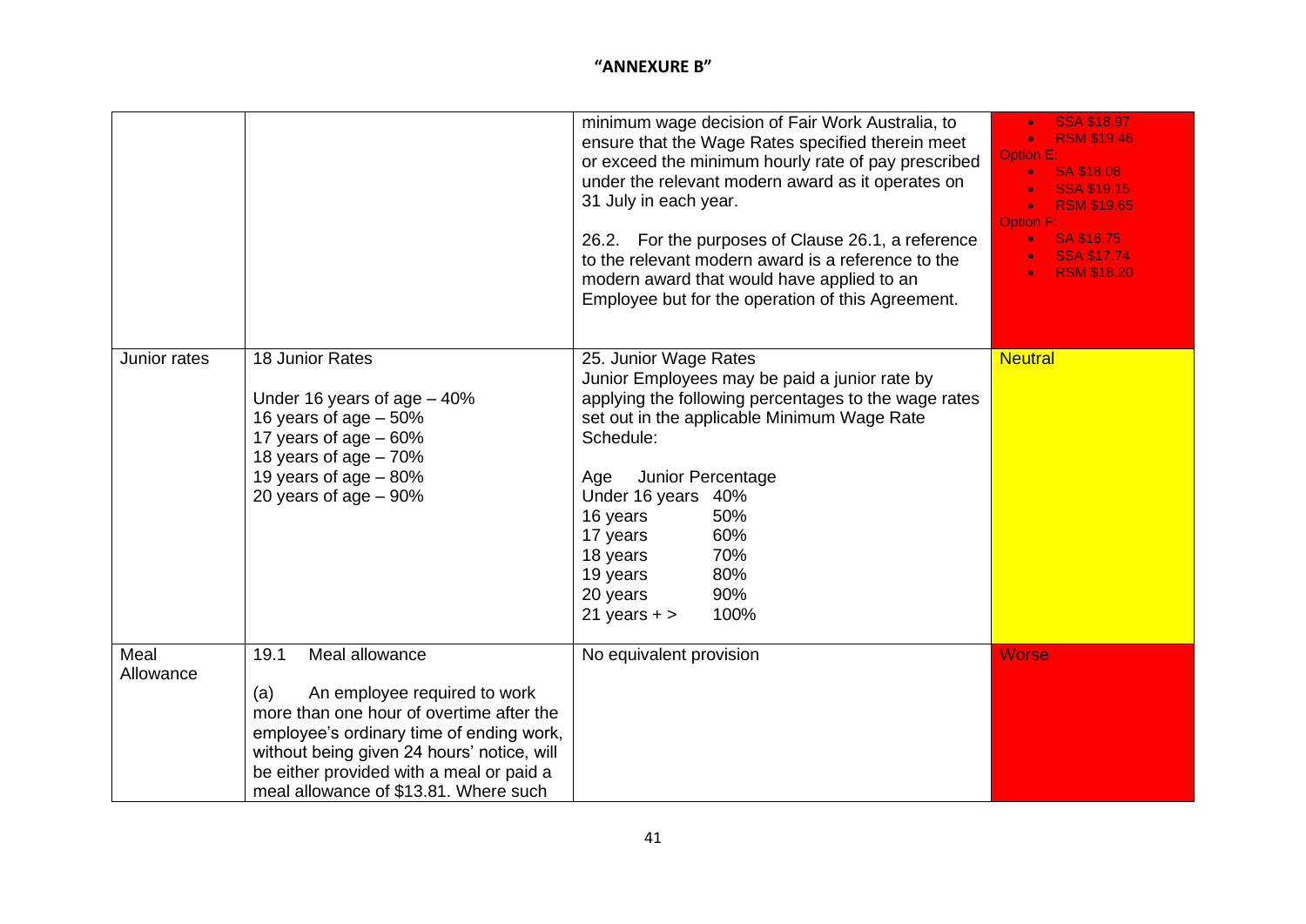**"ANNEXURE B"**

| | | | |
|---|---|---|---|
| | | minimum wage decision of Fair Work Australia, to ensure that the Wage Rates specified therein meet or exceed the minimum hourly rate of pay prescribed under the relevant modern award as it operates on 31 July in each year.<br><br>26.2. For the purposes of Clause 26.1, a reference to the relevant modern award is a reference to the modern award that would have applied to an Employee but for the operation of this Agreement. | • SSA $18.97<br>• RSM $19.46<br>Option E:<br>• SA $18.08<br>• SSA $19.15<br>• RSM $19.65<br>Option F:<br>• SA $16.75<br>• SSA $17.74<br>• RSM $18.20 |
| Junior rates | 18 Junior Rates<br><br>Under 16 years of age – 40%<br>16 years of age – 50%<br>17 years of age – 60%<br>18 years of age – 70%<br>19 years of age – 80%<br>20 years of age – 90% | 25. Junior Wage Rates<br>Junior Employees may be paid a junior rate by applying the following percentages to the wage rates set out in the applicable Minimum Wage Rate Schedule:<br><br>Age Junior Percentage<br>Under 16 years 40%<br>16 years 50%<br>17 years 60%<br>18 years 70%<br>19 years 80%<br>20 years 90%<br>21 years + > 100% | Neutral |
| Meal Allowance | 19.1 Meal allowance<br><br>(a) An employee required to work more than one hour of overtime after the employee's ordinary time of ending work, without being given 24 hours' notice, will be either provided with a meal or paid a meal allowance of $13.81. Where such | No equivalent provision | Worse |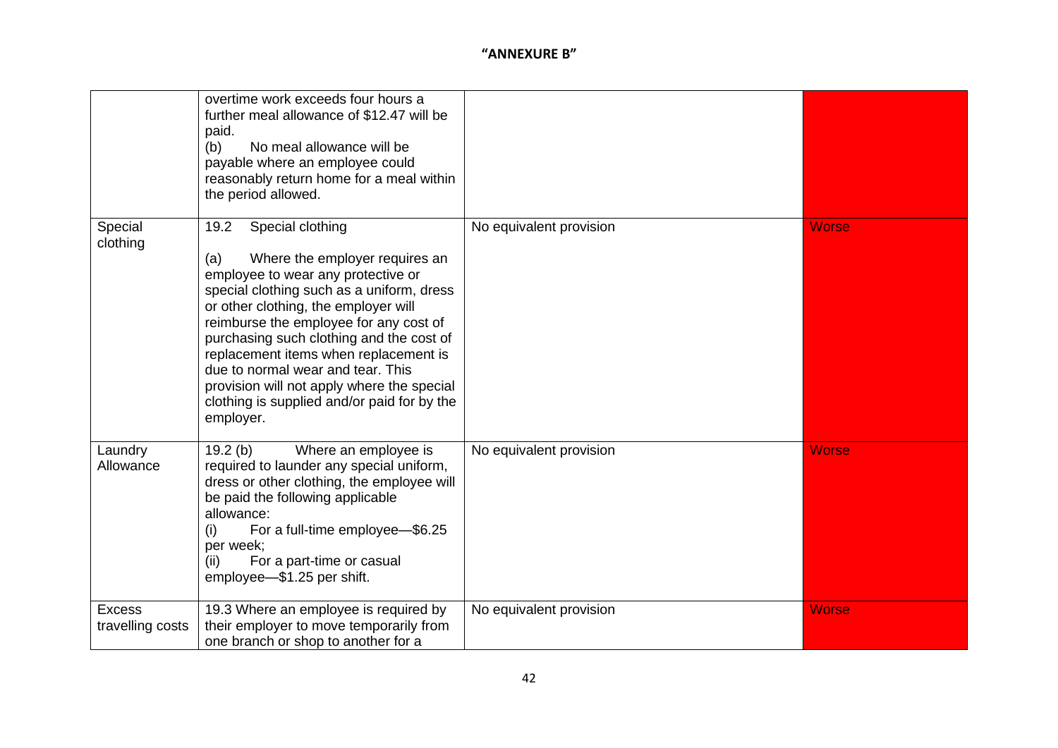**"ANNEXURE B"**

| | | | |
|---|---|---|---|
| | overtime work exceeds four hours a further meal allowance of $12.47 will be paid.<br>(b) No meal allowance will be payable where an employee could reasonably return home for a meal within the period allowed. | | |
| Special clothing | 19.2 Special clothing<br><br>(a) Where the employer requires an employee to wear any protective or special clothing such as a uniform, dress or other clothing, the employer will reimburse the employee for any cost of purchasing such clothing and the cost of replacement items when replacement is due to normal wear and tear. This provision will not apply where the special clothing is supplied and/or paid for by the employer. | No equivalent provision | Worse |
| Laundry Allowance | 19.2 (b) Where an employee is required to launder any special uniform, dress or other clothing, the employee will be paid the following applicable allowance:<br>(i) For a full-time employee—$6.25 per week;<br>(ii) For a part-time or casual employee—$1.25 per shift. | No equivalent provision | Worse |
| Excess travelling costs | 19.3 Where an employee is required by their employer to move temporarily from one branch or shop to another for a | No equivalent provision | Worse |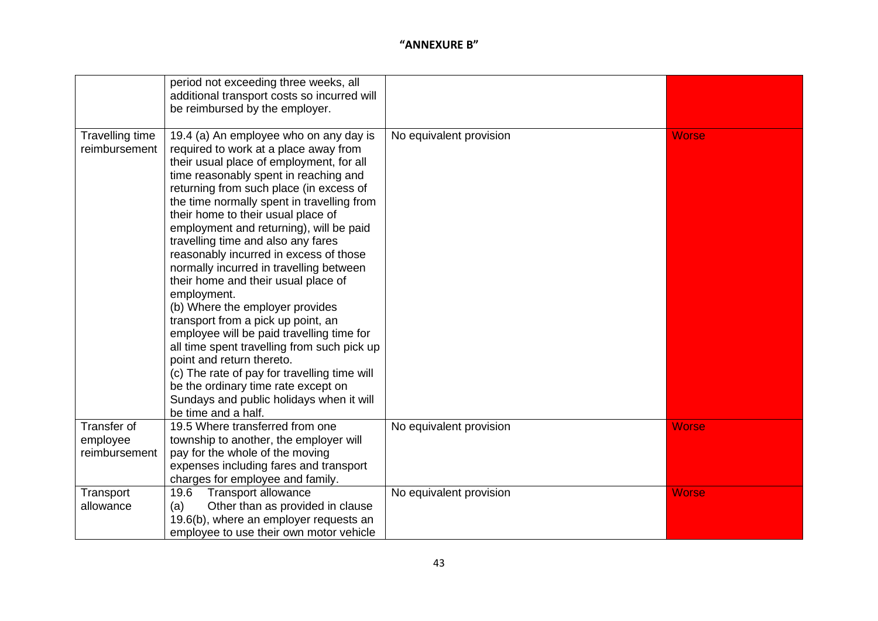**"ANNEXURE B"**

| | | | |
|---|---|---|---|
| | period not exceeding three weeks, all additional transport costs so incurred will be reimbursed by the employer. | | |
| Travelling time reimbursement | 19.4 (a) An employee who on any day is required to work at a place away from their usual place of employment, for all time reasonably spent in reaching and returning from such place (in excess of the time normally spent in travelling from their home to their usual place of employment and returning), will be paid travelling time and also any fares reasonably incurred in excess of those normally incurred in travelling between their home and their usual place of employment.<br>(b) Where the employer provides transport from a pick up point, an employee will be paid travelling time for all time spent travelling from such pick up point and return thereto.<br>(c) The rate of pay for travelling time will be the ordinary time rate except on Sundays and public holidays when it will be time and a half. | No equivalent provision | Worse |
| Transfer of employee reimbursement | 19.5 Where transferred from one township to another, the employer will pay for the whole of the moving expenses including fares and transport charges for employee and family. | No equivalent provision | Worse |
| Transport allowance | 19.6 Transport allowance<br>(a) Other than as provided in clause 19.6(b), where an employer requests an employee to use their own motor vehicle | No equivalent provision | Worse |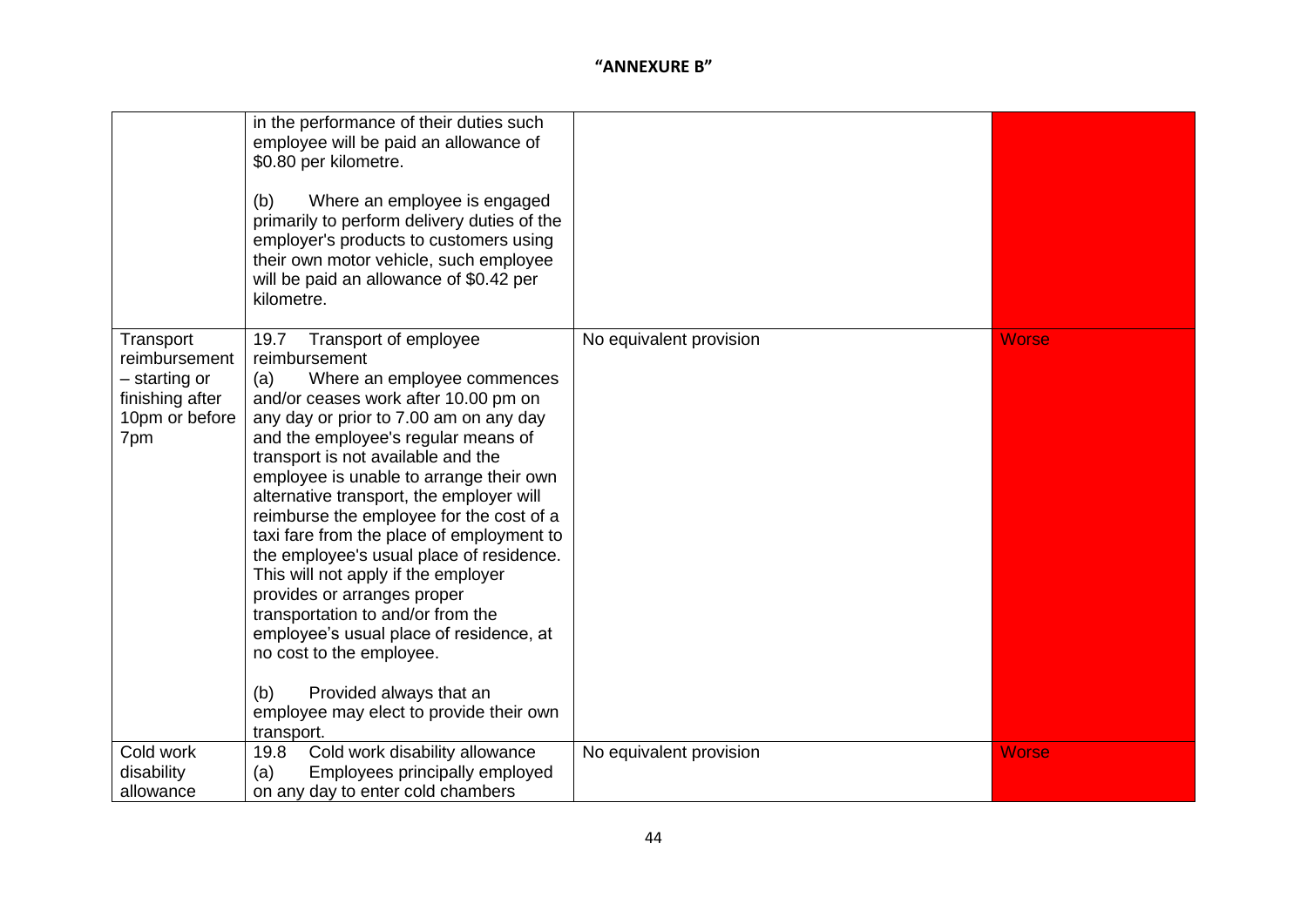**"ANNEXURE B"**

| | | | |
|---|---|---|---|
| | in the performance of their duties such employee will be paid an allowance of $0.80 per kilometre.<br><br>(b) Where an employee is engaged primarily to perform delivery duties of the employer's products to customers using their own motor vehicle, such employee will be paid an allowance of $0.42 per kilometre. | | |
| Transport reimbursement – starting or finishing after 10pm or before 7pm | 19.7 Transport of employee reimbursement<br>(a) Where an employee commences and/or ceases work after 10.00 pm on any day or prior to 7.00 am on any day and the employee's regular means of transport is not available and the employee is unable to arrange their own alternative transport, the employer will reimburse the employee for the cost of a taxi fare from the place of employment to the employee's usual place of residence. This will not apply if the employer provides or arranges proper transportation to and/or from the employee's usual place of residence, at no cost to the employee.<br><br>(b) Provided always that an employee may elect to provide their own transport. | No equivalent provision | Worse |
| Cold work disability allowance | 19.8 Cold work disability allowance<br>(a) Employees principally employed on any day to enter cold chambers | No equivalent provision | Worse |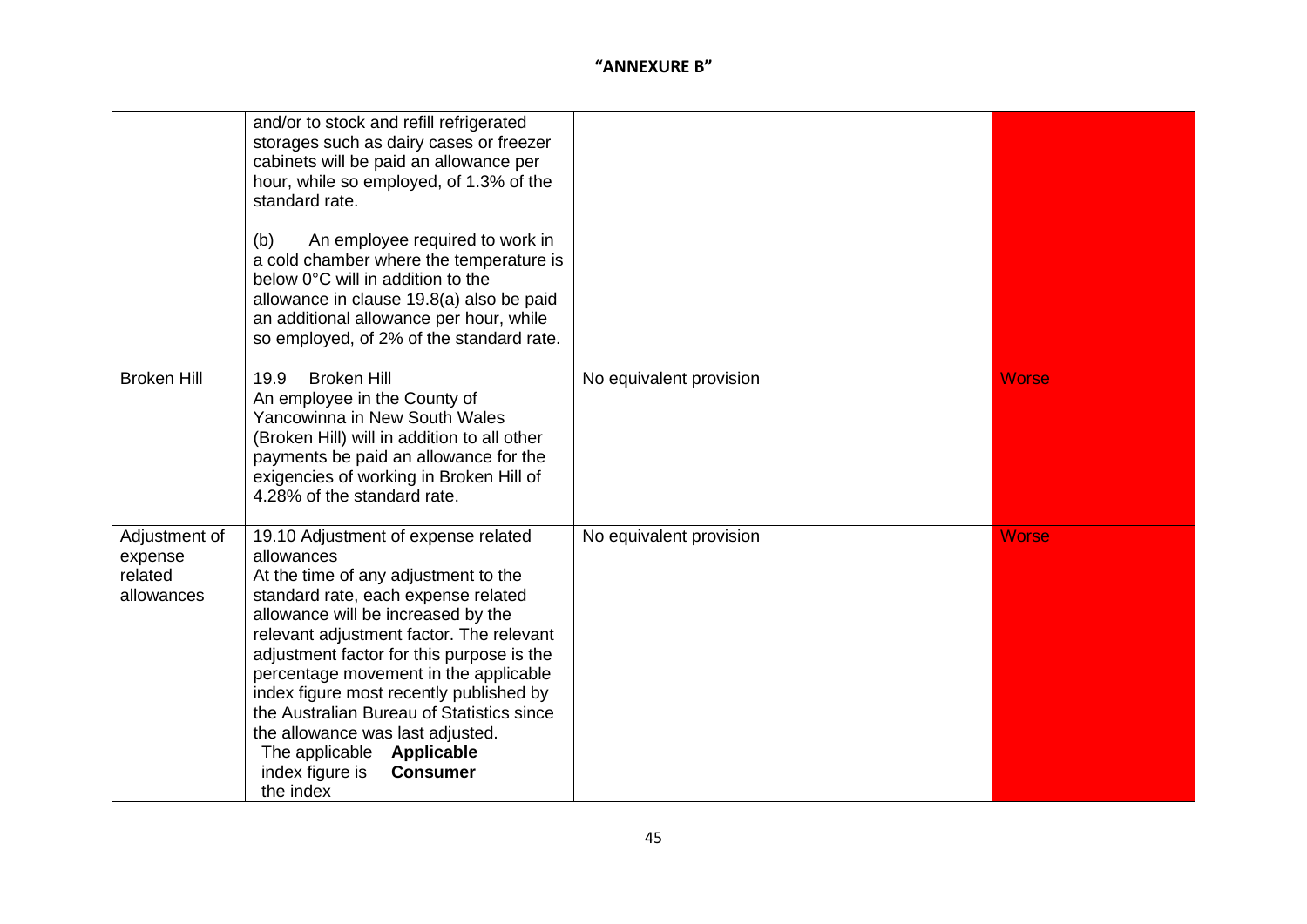**"ANNEXURE B"**

| | | | |
|---|---|---|---|
| | and/or to stock and refill refrigerated storages such as dairy cases or freezer cabinets will be paid an allowance per hour, while so employed, of 1.3% of the standard rate.<br><br>(b) An employee required to work in a cold chamber where the temperature is below 0°C will in addition to the allowance in clause 19.8(a) also be paid an additional allowance per hour, while so employed, of 2% of the standard rate. | | |
| Broken Hill | 19.9 Broken Hill<br>An employee in the County of Yancowinna in New South Wales (Broken Hill) will in addition to all other payments be paid an allowance for the exigencies of working in Broken Hill of 4.28% of the standard rate. | No equivalent provision | Worse |
| Adjustment of expense related allowances | 19.10 Adjustment of expense related allowances<br>At the time of any adjustment to the standard rate, each expense related allowance will be increased by the relevant adjustment factor. The relevant adjustment factor for this purpose is the percentage movement in the applicable index figure most recently published by the Australian Bureau of Statistics since the allowance was last adjusted.<br>The applicable index figure is the index **Applicable Consumer** | No equivalent provision | Worse |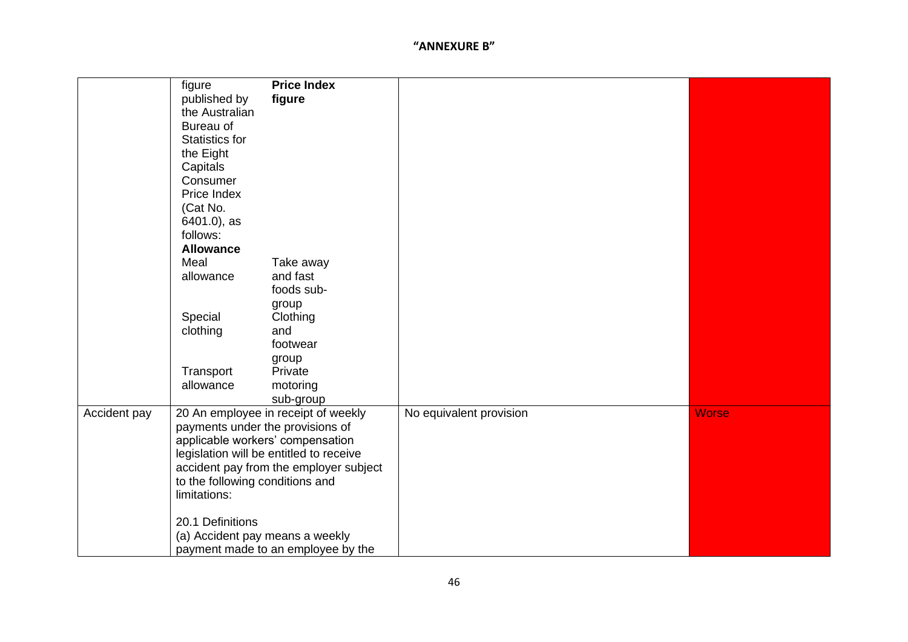**"ANNEXURE B"**

| | | | |
|---|---|---|---|
| | figure published by the Australian Bureau of Statistics for the Eight Capitals Consumer Price Index (Cat No. 6401.0), as follows: **Price Index figure**<br><br>**Allowance**<br>Meal allowance — Take away and fast foods sub-group<br>Special clothing — Clothing and footwear group<br>Transport allowance — Private motoring sub-group | | |
| Accident pay | 20 An employee in receipt of weekly payments under the provisions of applicable workers' compensation legislation will be entitled to receive accident pay from the employer subject to the following conditions and limitations:<br><br>20.1 Definitions<br>(a) Accident pay means a weekly payment made to an employee by the | No equivalent provision | Worse |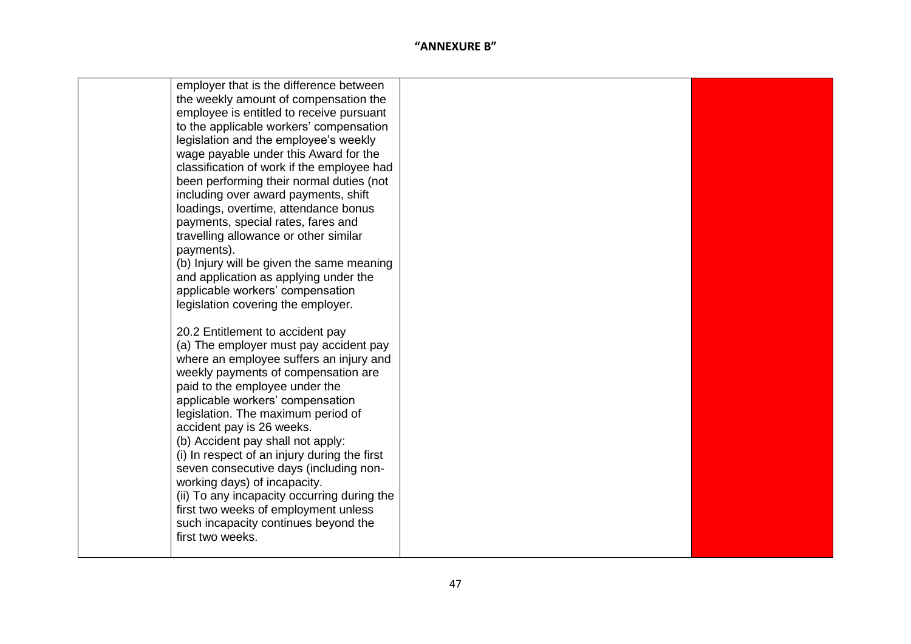| | | | |
|---|---|---|---|
| | employer that is the difference between the weekly amount of compensation the employee is entitled to receive pursuant to the applicable workers' compensation legislation and the employee's weekly wage payable under this Award for the classification of work if the employee had been performing their normal duties (not including over award payments, shift loadings, overtime, attendance bonus payments, special rates, fares and travelling allowance or other similar payments).<br>(b) Injury will be given the same meaning and application as applying under the applicable workers' compensation legislation covering the employer.<br><br>20.2 Entitlement to accident pay<br>(a) The employer must pay accident pay where an employee suffers an injury and weekly payments of compensation are paid to the employee under the applicable workers' compensation legislation. The maximum period of accident pay is 26 weeks.<br>(b) Accident pay shall not apply:<br>(i) In respect of an injury during the first seven consecutive days (including non-working days) of incapacity.<br>(ii) To any incapacity occurring during the first two weeks of employment unless such incapacity continues beyond the first two weeks. | | |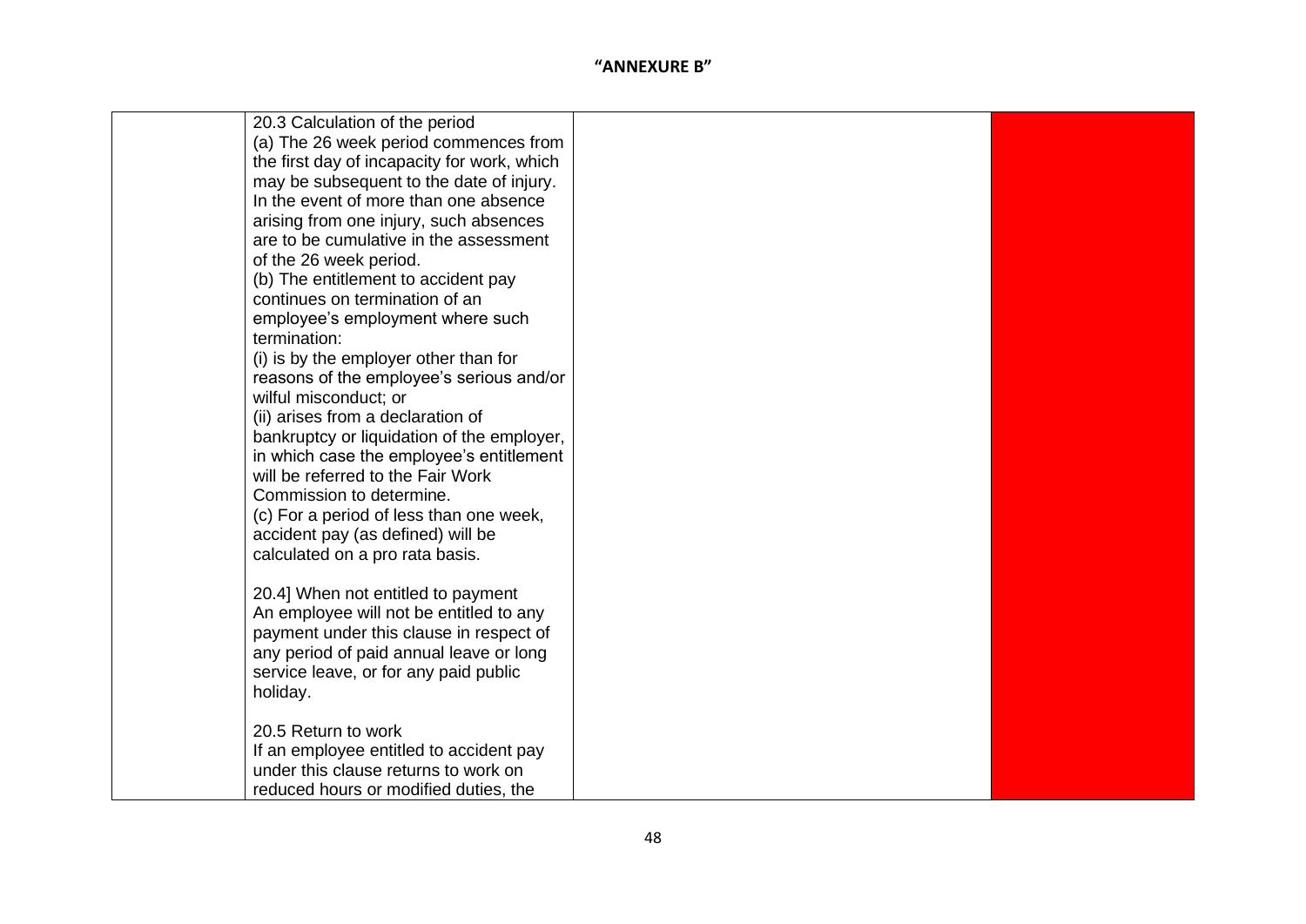**"ANNEXURE B"**

| | | | |
|---|---|---|---|
| | 20.3 Calculation of the period<br>(a) The 26 week period commences from the first day of incapacity for work, which may be subsequent to the date of injury. In the event of more than one absence arising from one injury, such absences are to be cumulative in the assessment of the 26 week period.<br>(b) The entitlement to accident pay continues on termination of an employee's employment where such termination:<br>(i) is by the employer other than for reasons of the employee's serious and/or wilful misconduct; or<br>(ii) arises from a declaration of bankruptcy or liquidation of the employer, in which case the employee's entitlement will be referred to the Fair Work Commission to determine.<br>(c) For a period of less than one week, accident pay (as defined) will be calculated on a pro rata basis.<br><br>20.4] When not entitled to payment<br>An employee will not be entitled to any payment under this clause in respect of any period of paid annual leave or long service leave, or for any paid public holiday.<br><br>20.5 Return to work<br>If an employee entitled to accident pay under this clause returns to work on reduced hours or modified duties, the | | |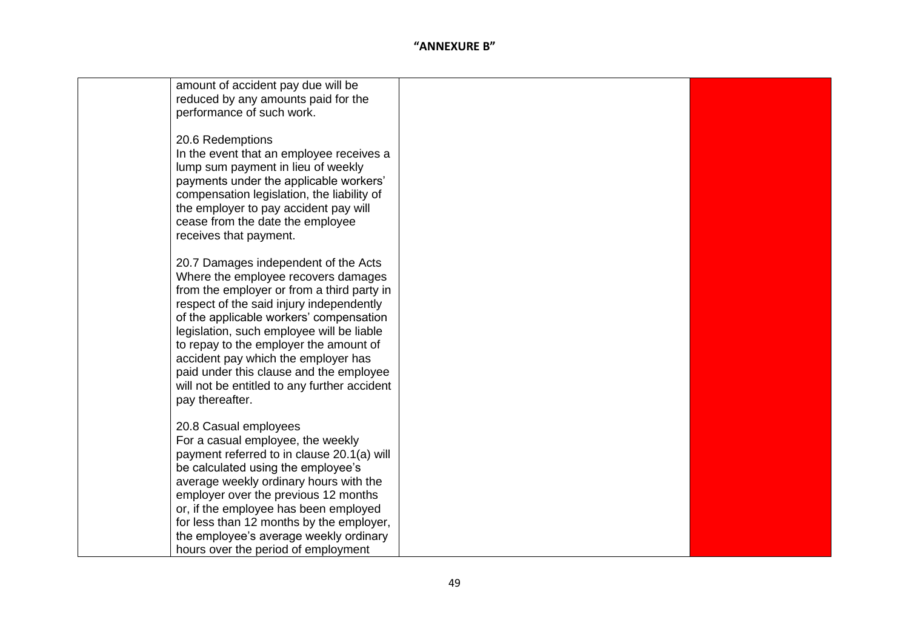"ANNEXURE B"

| | | | |
|---|---|---|---|
| | amount of accident pay due will be reduced by any amounts paid for the performance of such work.<br><br>20.6 Redemptions<br>In the event that an employee receives a lump sum payment in lieu of weekly payments under the applicable workers' compensation legislation, the liability of the employer to pay accident pay will cease from the date the employee receives that payment.<br><br>20.7 Damages independent of the Acts<br>Where the employee recovers damages from the employer or from a third party in respect of the said injury independently of the applicable workers' compensation legislation, such employee will be liable to repay to the employer the amount of accident pay which the employer has paid under this clause and the employee will not be entitled to any further accident pay thereafter.<br><br>20.8 Casual employees<br>For a casual employee, the weekly payment referred to in clause 20.1(a) will be calculated using the employee's average weekly ordinary hours with the employer over the previous 12 months or, if the employee has been employed for less than 12 months by the employer, the employee's average weekly ordinary hours over the period of employment | | |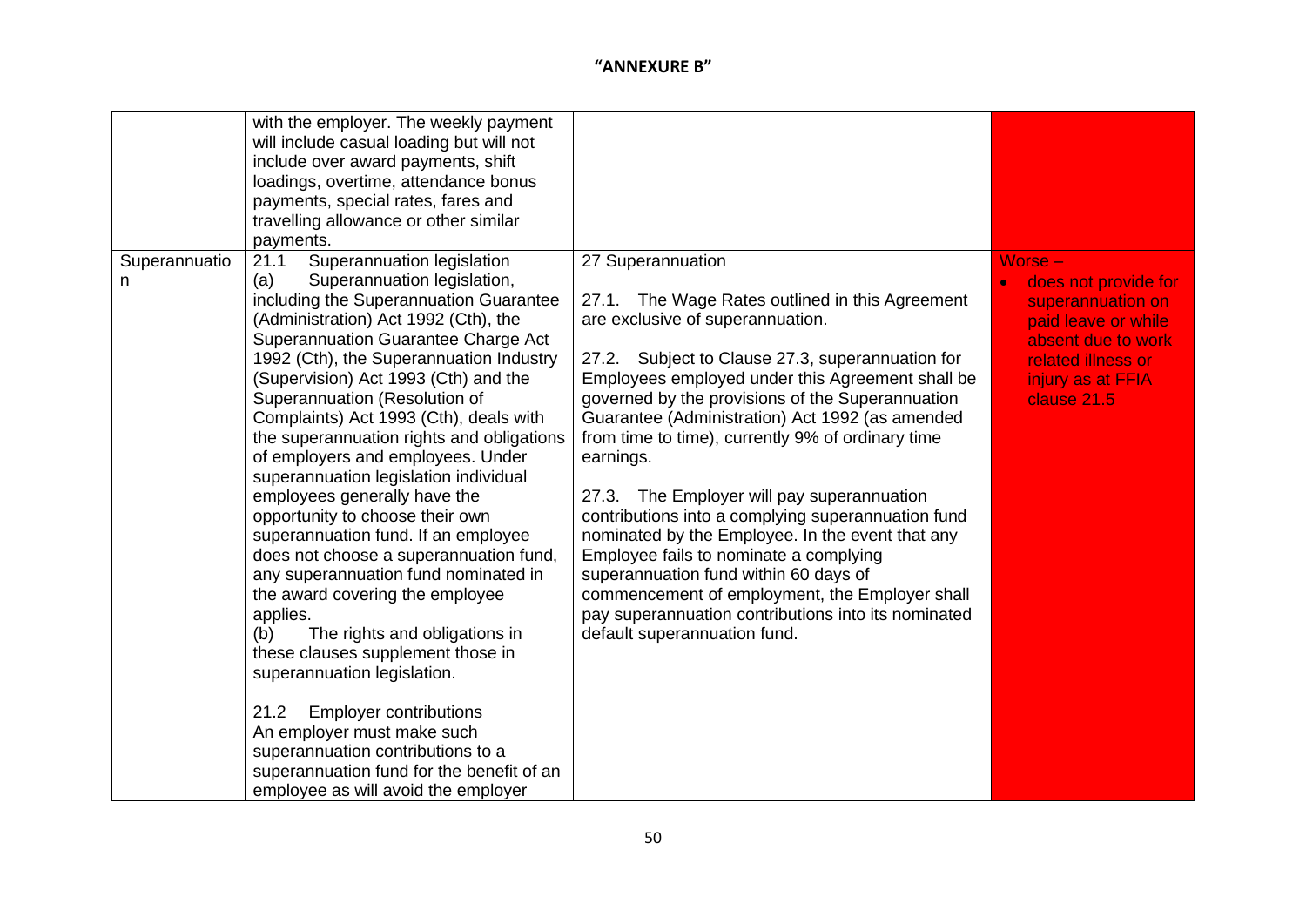**"ANNEXURE B"**

| | | | |
|---|---|---|---|
| | with the employer. The weekly payment will include casual loading but will not include over award payments, shift loadings, overtime, attendance bonus payments, special rates, fares and travelling allowance or other similar payments. | | |
| Superannuation | 21.1 Superannuation legislation<br>(a) Superannuation legislation, including the Superannuation Guarantee (Administration) Act 1992 (Cth), the Superannuation Guarantee Charge Act 1992 (Cth), the Superannuation Industry (Supervision) Act 1993 (Cth) and the Superannuation (Resolution of Complaints) Act 1993 (Cth), deals with the superannuation rights and obligations of employers and employees. Under superannuation legislation individual employees generally have the opportunity to choose their own superannuation fund. If an employee does not choose a superannuation fund, any superannuation fund nominated in the award covering the employee applies.<br>(b) The rights and obligations in these clauses supplement those in superannuation legislation.<br><br>21.2 Employer contributions<br>An employer must make such superannuation contributions to a superannuation fund for the benefit of an employee as will avoid the employer | 27 Superannuation<br><br>27.1. The Wage Rates outlined in this Agreement are exclusive of superannuation.<br><br>27.2. Subject to Clause 27.3, superannuation for Employees employed under this Agreement shall be governed by the provisions of the Superannuation Guarantee (Administration) Act 1992 (as amended from time to time), currently 9% of ordinary time earnings.<br><br>27.3. The Employer will pay superannuation contributions into a complying superannuation fund nominated by the Employee. In the event that any Employee fails to nominate a complying superannuation fund within 60 days of commencement of employment, the Employer shall pay superannuation contributions into its nominated default superannuation fund. | Worse –<br>• does not provide for superannuation on paid leave or while absent due to work related illness or injury as at FFIA clause 21.5 |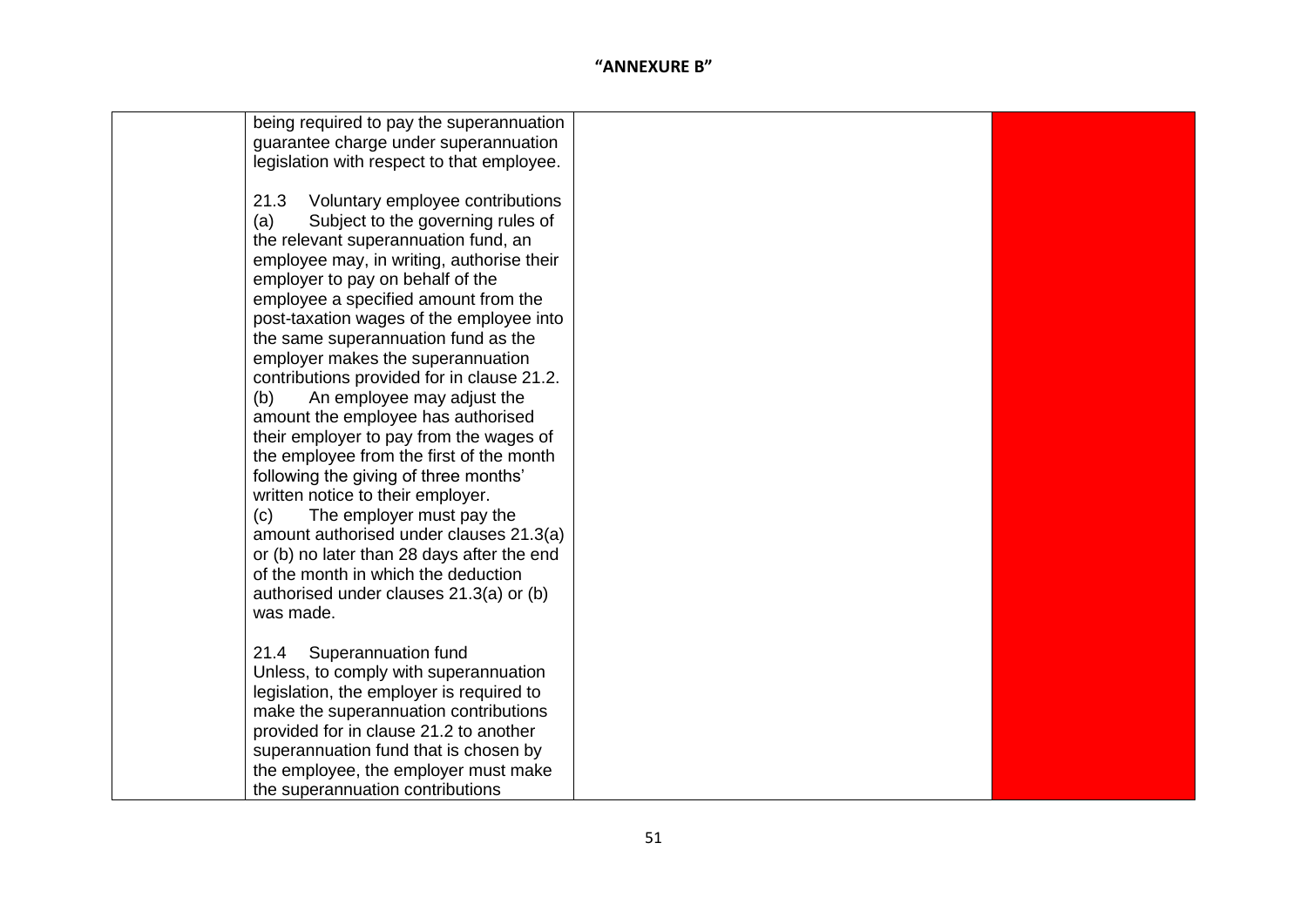**"ANNEXURE B"**

| | | | |
|---|---|---|---|
| | being required to pay the superannuation guarantee charge under superannuation legislation with respect to that employee.<br><br>21.3 Voluntary employee contributions<br>(a) Subject to the governing rules of the relevant superannuation fund, an employee may, in writing, authorise their employer to pay on behalf of the employee a specified amount from the post-taxation wages of the employee into the same superannuation fund as the employer makes the superannuation contributions provided for in clause 21.2.<br>(b) An employee may adjust the amount the employee has authorised their employer to pay from the wages of the employee from the first of the month following the giving of three months' written notice to their employer.<br>(c) The employer must pay the amount authorised under clauses 21.3(a) or (b) no later than 28 days after the end of the month in which the deduction authorised under clauses 21.3(a) or (b) was made.<br><br>21.4 Superannuation fund<br>Unless, to comply with superannuation legislation, the employer is required to make the superannuation contributions provided for in clause 21.2 to another superannuation fund that is chosen by the employee, the employer must make the superannuation contributions | | |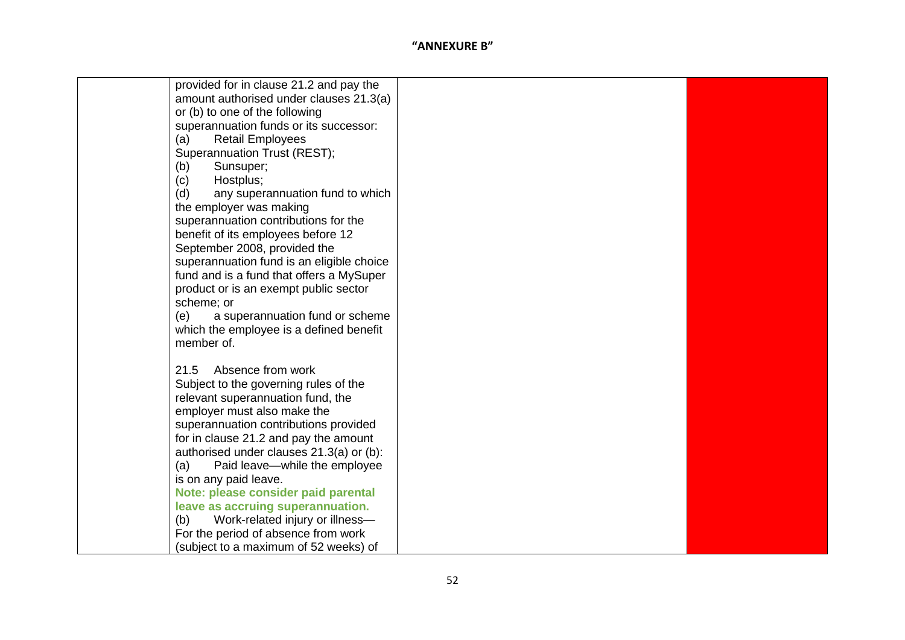"ANNEXURE B"

| | | | |
|---|---|---|---|
| | provided for in clause 21.2 and pay the amount authorised under clauses 21.3(a) or (b) to one of the following superannuation funds or its successor:<br>(a) Retail Employees Superannuation Trust (REST);<br>(b) Sunsuper;<br>(c) Hostplus;<br>(d) any superannuation fund to which the employer was making superannuation contributions for the benefit of its employees before 12 September 2008, provided the superannuation fund is an eligible choice fund and is a fund that offers a MySuper product or is an exempt public sector scheme; or<br>(e) a superannuation fund or scheme which the employee is a defined benefit member of.<br><br>21.5 Absence from work<br>Subject to the governing rules of the relevant superannuation fund, the employer must also make the superannuation contributions provided for in clause 21.2 and pay the amount authorised under clauses 21.3(a) or (b):<br>(a) Paid leave—while the employee is on any paid leave.<br>**Note: please consider paid parental leave as accruing superannuation.**<br>(b) Work-related injury or illness—For the period of absence from work (subject to a maximum of 52 weeks) of | | |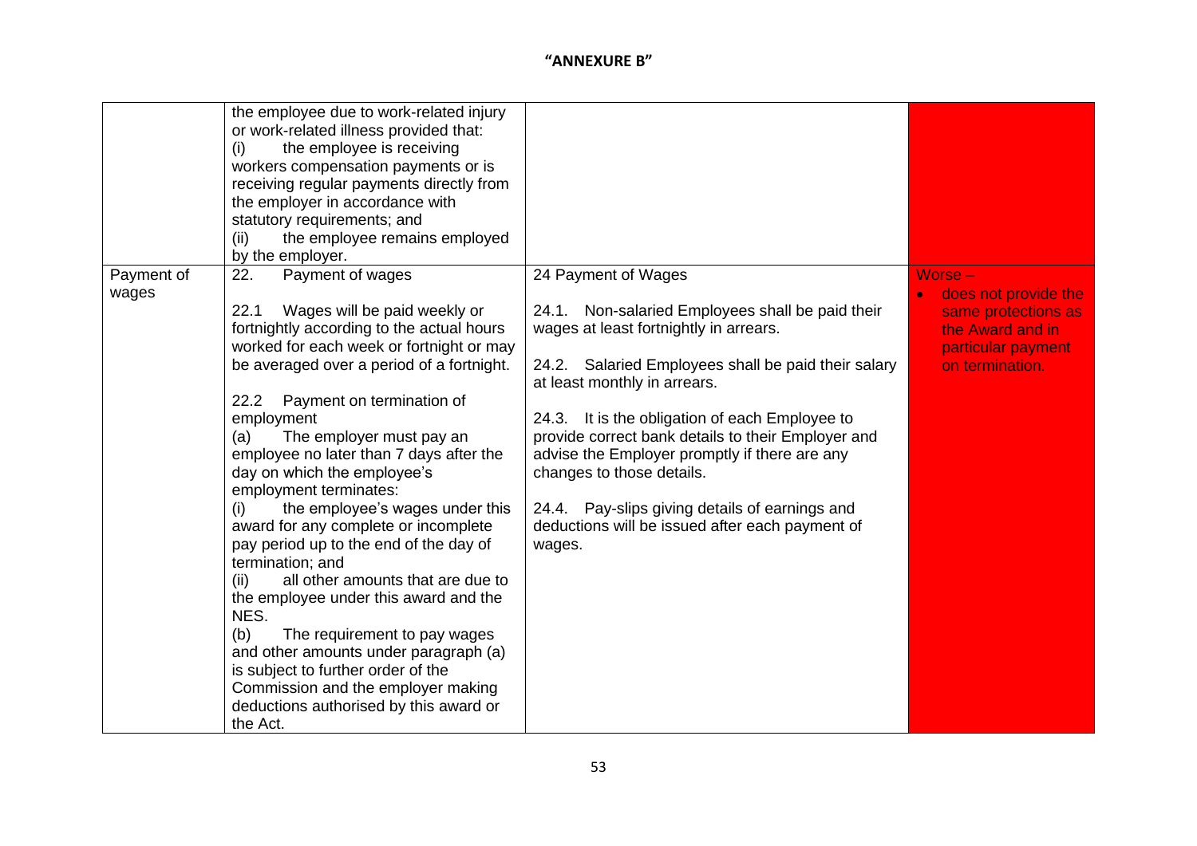**"ANNEXURE B"**

| | | | |
|---|---|---|---|
| | the employee due to work-related injury or work-related illness provided that:<br>(i) the employee is receiving workers compensation payments or is receiving regular payments directly from the employer in accordance with statutory requirements; and<br>(ii) the employee remains employed by the employer. | | |
| Payment of wages | 22. Payment of wages<br><br>22.1 Wages will be paid weekly or fortnightly according to the actual hours worked for each week or fortnight or may be averaged over a period of a fortnight.<br><br>22.2 Payment on termination of employment<br>(a) The employer must pay an employee no later than 7 days after the day on which the employee's employment terminates:<br>(i) the employee's wages under this award for any complete or incomplete pay period up to the end of the day of termination; and<br>(ii) all other amounts that are due to the employee under this award and the NES.<br>(b) The requirement to pay wages and other amounts under paragraph (a) is subject to further order of the Commission and the employer making deductions authorised by this award or the Act. | 24 Payment of Wages<br><br>24.1. Non-salaried Employees shall be paid their wages at least fortnightly in arrears.<br><br>24.2. Salaried Employees shall be paid their salary at least monthly in arrears.<br><br>24.3. It is the obligation of each Employee to provide correct bank details to their Employer and advise the Employer promptly if there are any changes to those details.<br><br>24.4. Pay-slips giving details of earnings and deductions will be issued after each payment of wages. | Worse –<br>• does not provide the same protections as the Award and in particular payment on termination. |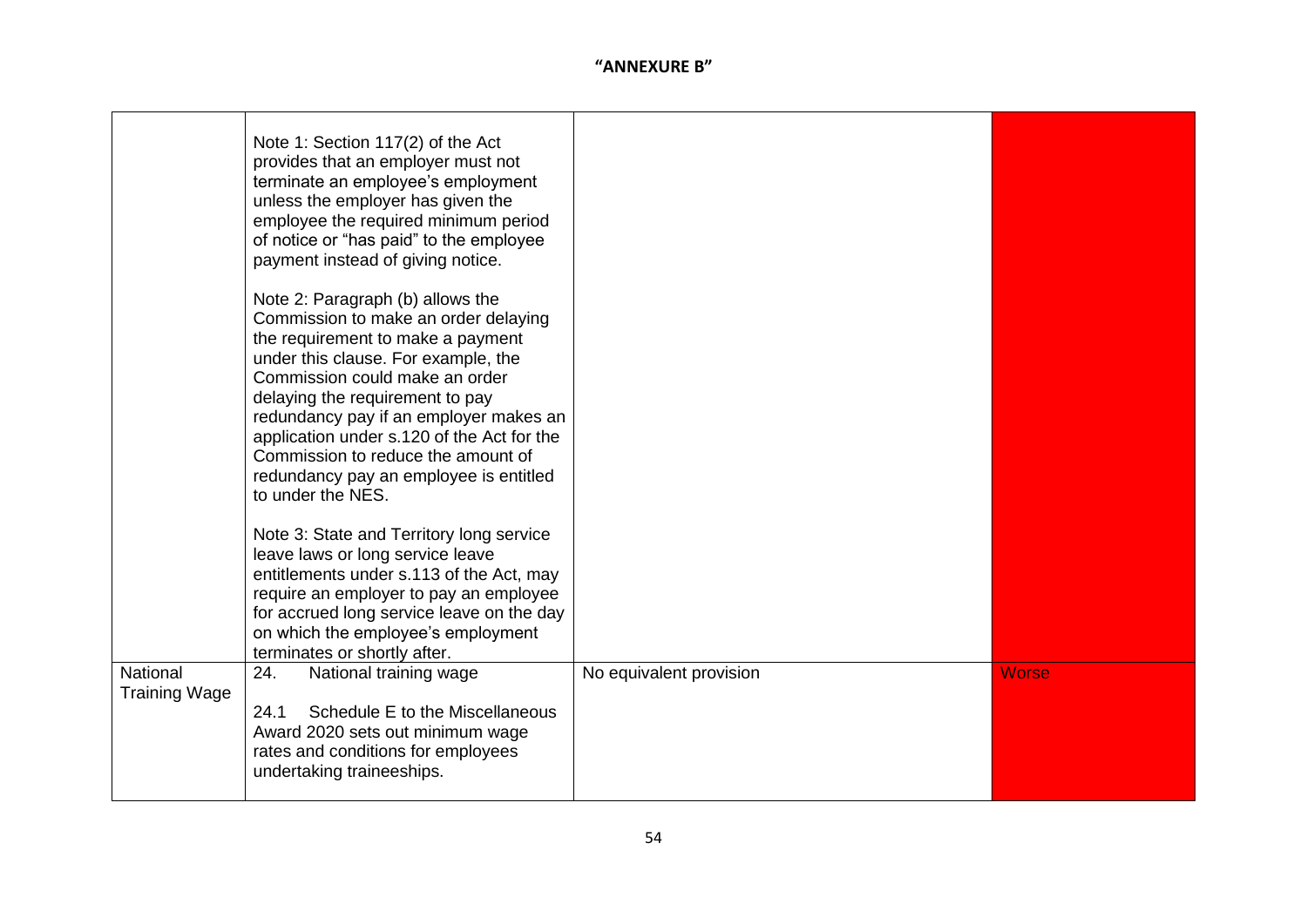"ANNEXURE B"

| | | | |
|---|---|---|---|
| | Note 1: Section 117(2) of the Act provides that an employer must not terminate an employee's employment unless the employer has given the employee the required minimum period of notice or "has paid" to the employee payment instead of giving notice.<br><br>Note 2: Paragraph (b) allows the Commission to make an order delaying the requirement to make a payment under this clause. For example, the Commission could make an order delaying the requirement to pay redundancy pay if an employer makes an application under s.120 of the Act for the Commission to reduce the amount of redundancy pay an employee is entitled to under the NES.<br><br>Note 3: State and Territory long service leave laws or long service leave entitlements under s.113 of the Act, may require an employer to pay an employee for accrued long service leave on the day on which the employee's employment terminates or shortly after. | | |
| National Training Wage | 24. National training wage<br><br>24.1 Schedule E to the Miscellaneous Award 2020 sets out minimum wage rates and conditions for employees undertaking traineeships. | No equivalent provision | Worse |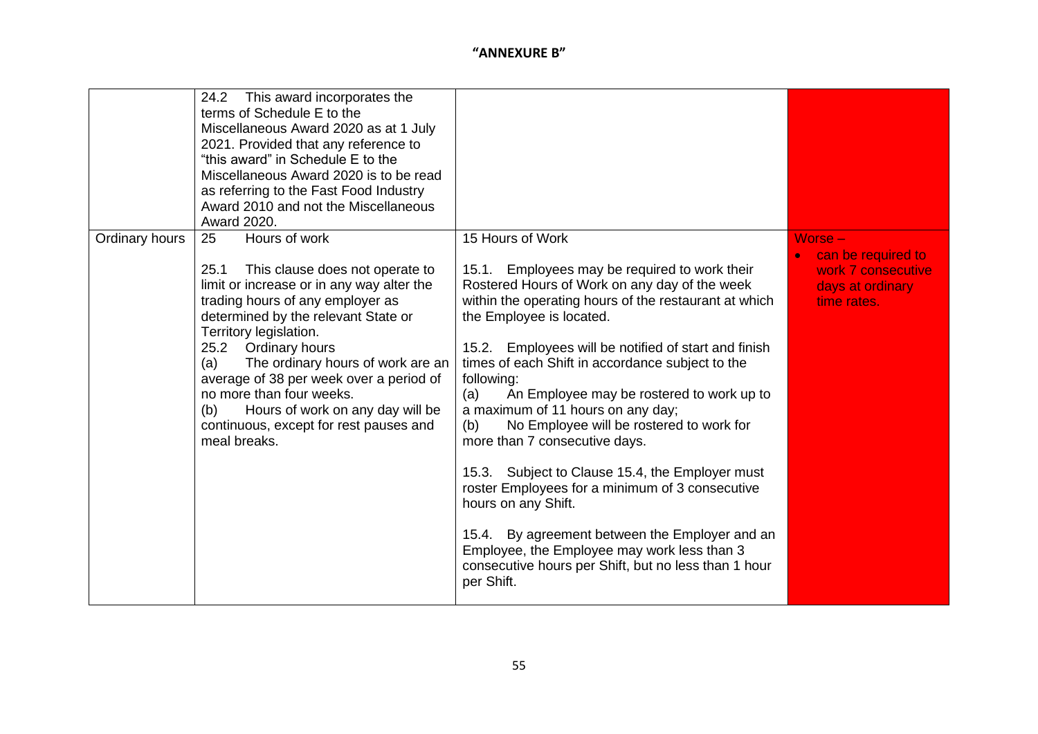**"ANNEXURE B"**

| | | | |
|---|---|---|---|
| | 24.2 This award incorporates the terms of Schedule E to the Miscellaneous Award 2020 as at 1 July 2021. Provided that any reference to "this award" in Schedule E to the Miscellaneous Award 2020 is to be read as referring to the Fast Food Industry Award 2010 and not the Miscellaneous Award 2020. | | |
| Ordinary hours | 25 Hours of work<br><br>25.1 This clause does not operate to limit or increase or in any way alter the trading hours of any employer as determined by the relevant State or Territory legislation.<br>25.2 Ordinary hours<br>(a) The ordinary hours of work are an average of 38 per week over a period of no more than four weeks.<br>(b) Hours of work on any day will be continuous, except for rest pauses and meal breaks. | 15 Hours of Work<br><br>15.1. Employees may be required to work their Rostered Hours of Work on any day of the week within the operating hours of the restaurant at which the Employee is located.<br><br>15.2. Employees will be notified of start and finish times of each Shift in accordance subject to the following:<br>(a) An Employee may be rostered to work up to a maximum of 11 hours on any day;<br>(b) No Employee will be rostered to work for more than 7 consecutive days.<br><br>15.3. Subject to Clause 15.4, the Employer must roster Employees for a minimum of 3 consecutive hours on any Shift.<br><br>15.4. By agreement between the Employer and an Employee, the Employee may work less than 3 consecutive hours per Shift, but no less than 1 hour per Shift. | Worse –<br>• can be required to work 7 consecutive days at ordinary time rates. |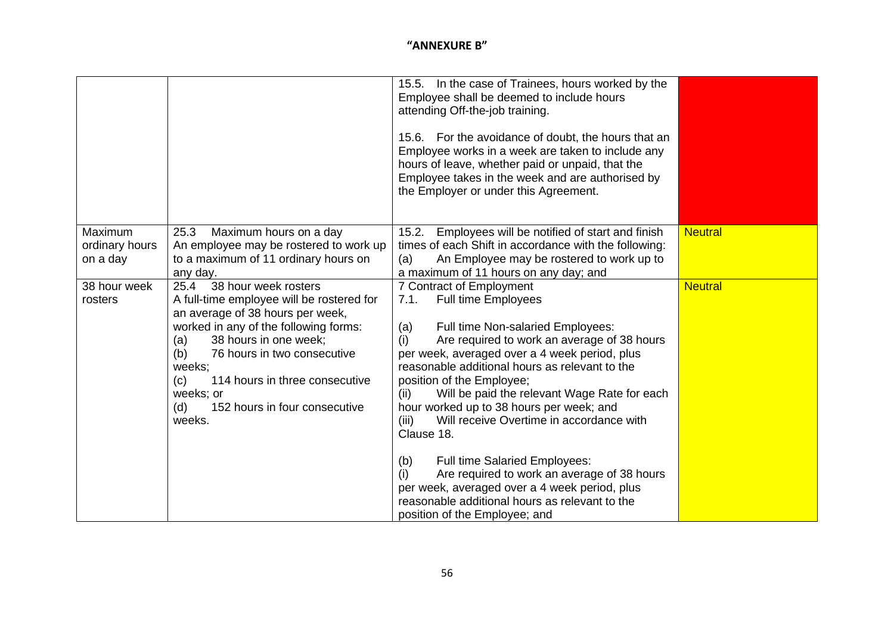**"ANNEXURE B"**

| | | | |
|---|---|---|---|
| | | 15.5. In the case of Trainees, hours worked by the Employee shall be deemed to include hours attending Off-the-job training.<br><br>15.6. For the avoidance of doubt, the hours that an Employee works in a week are taken to include any hours of leave, whether paid or unpaid, that the Employee takes in the week and are authorised by the Employer or under this Agreement. | |
| Maximum ordinary hours on a day | 25.3 Maximum hours on a day<br>An employee may be rostered to work up to a maximum of 11 ordinary hours on any day. | 15.2. Employees will be notified of start and finish times of each Shift in accordance with the following:<br>(a) An Employee may be rostered to work up to a maximum of 11 hours on any day; and | Neutral |
| 38 hour week rosters | 25.4 38 hour week rosters<br>A full-time employee will be rostered for an average of 38 hours per week, worked in any of the following forms:<br>(a) 38 hours in one week;<br>(b) 76 hours in two consecutive weeks;<br>(c) 114 hours in three consecutive weeks; or<br>(d) 152 hours in four consecutive weeks. | 7 Contract of Employment<br>7.1. Full time Employees<br><br>(a) Full time Non-salaried Employees:<br>(i) Are required to work an average of 38 hours per week, averaged over a 4 week period, plus reasonable additional hours as relevant to the position of the Employee;<br>(ii) Will be paid the relevant Wage Rate for each hour worked up to 38 hours per week; and<br>(iii) Will receive Overtime in accordance with Clause 18.<br><br>(b) Full time Salaried Employees:<br>(i) Are required to work an average of 38 hours per week, averaged over a 4 week period, plus reasonable additional hours as relevant to the position of the Employee; and | Neutral |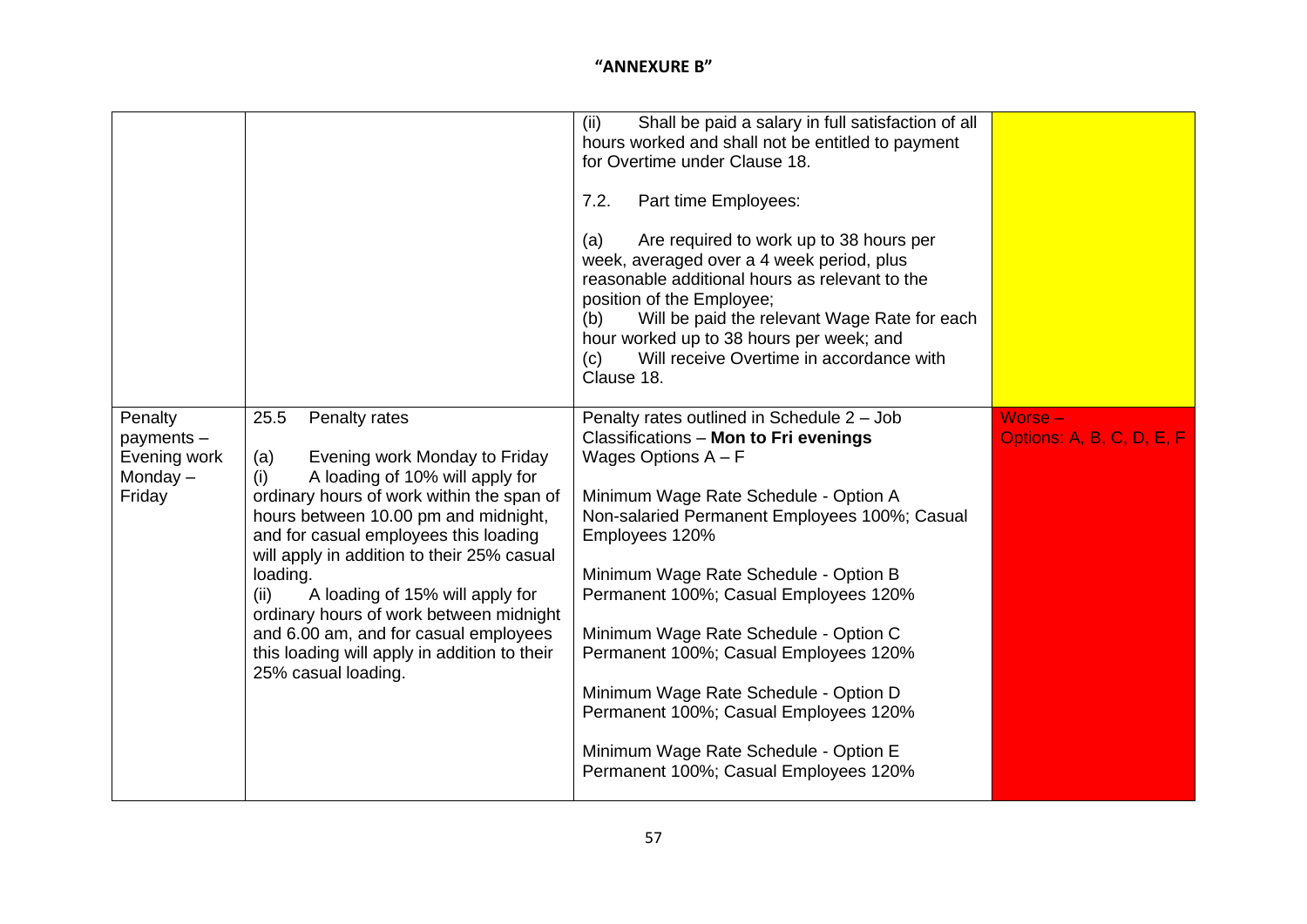**"ANNEXURE B"**

| | | | |
|---|---|---|---|
| | | (ii) Shall be paid a salary in full satisfaction of all hours worked and shall not be entitled to payment for Overtime under Clause 18.<br><br>7.2. Part time Employees:<br><br>(a) Are required to work up to 38 hours per week, averaged over a 4 week period, plus reasonable additional hours as relevant to the position of the Employee;<br>(b) Will be paid the relevant Wage Rate for each hour worked up to 38 hours per week; and<br>(c) Will receive Overtime in accordance with Clause 18. | |
| Penalty payments – Evening work Monday – Friday | 25.5 Penalty rates<br><br>(a) Evening work Monday to Friday<br>(i) A loading of 10% will apply for ordinary hours of work within the span of hours between 10.00 pm and midnight, and for casual employees this loading will apply in addition to their 25% casual loading.<br>(ii) A loading of 15% will apply for ordinary hours of work between midnight and 6.00 am, and for casual employees this loading will apply in addition to their 25% casual loading. | Penalty rates outlined in Schedule 2 – Job Classifications – **Mon to Fri evenings** Wages Options A – F<br><br>Minimum Wage Rate Schedule - Option A Non-salaried Permanent Employees 100%; Casual Employees 120%<br><br>Minimum Wage Rate Schedule - Option B Permanent 100%; Casual Employees 120%<br><br>Minimum Wage Rate Schedule - Option C Permanent 100%; Casual Employees 120%<br><br>Minimum Wage Rate Schedule - Option D Permanent 100%; Casual Employees 120%<br><br>Minimum Wage Rate Schedule - Option E Permanent 100%; Casual Employees 120% | Worse – Options: A, B, C, D, E, F |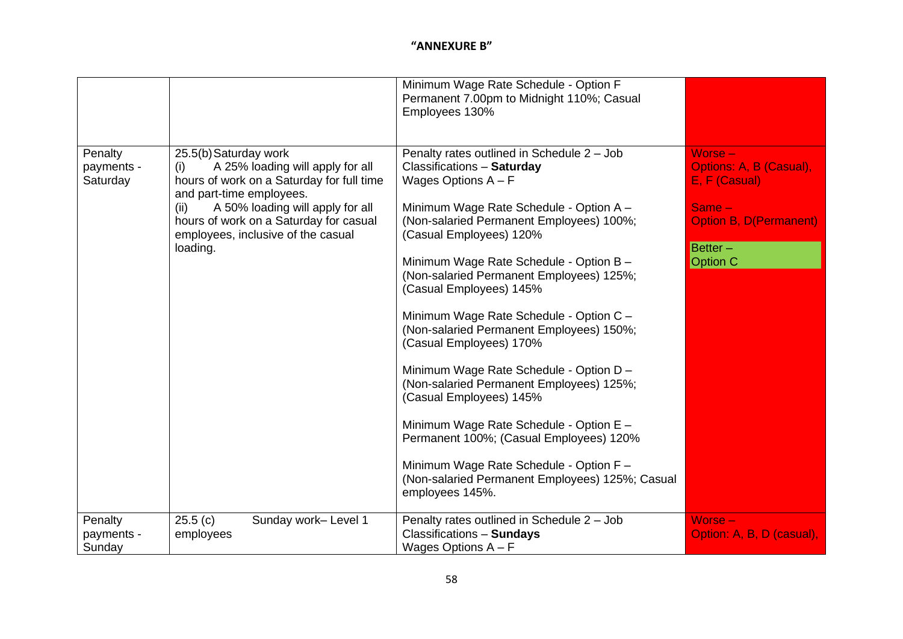**"ANNEXURE B"**

| | | | |
|---|---|---|---|
| | | Minimum Wage Rate Schedule - Option F<br>Permanent 7.00pm to Midnight 110%; Casual Employees 130% | |
| Penalty payments - Saturday | 25.5(b) Saturday work<br>(i) A 25% loading will apply for all hours of work on a Saturday for full time and part-time employees.<br>(ii) A 50% loading will apply for all hours of work on a Saturday for casual employees, inclusive of the casual loading. | Penalty rates outlined in Schedule 2 – Job Classifications – **Saturday**<br>Wages Options A – F<br><br>Minimum Wage Rate Schedule - Option A – (Non-salaried Permanent Employees) 100%; (Casual Employees) 120%<br><br>Minimum Wage Rate Schedule - Option B – (Non-salaried Permanent Employees) 125%; (Casual Employees) 145%<br><br>Minimum Wage Rate Schedule - Option C – (Non-salaried Permanent Employees) 150%; (Casual Employees) 170%<br><br>Minimum Wage Rate Schedule - Option D – (Non-salaried Permanent Employees) 125%; (Casual Employees) 145%<br><br>Minimum Wage Rate Schedule - Option E – Permanent 100%; (Casual Employees) 120%<br><br>Minimum Wage Rate Schedule - Option F – (Non-salaried Permanent Employees) 125%; Casual employees 145%. | Worse –<br>Options: A, B (Casual), E, F (Casual)<br><br>Same –<br>Option B, D(Permanent)<br><br>Better –<br>Option C |
| Penalty payments - Sunday | 25.5 (c) Sunday work– Level 1 employees | Penalty rates outlined in Schedule 2 – Job Classifications – **Sundays**<br>Wages Options A – F | Worse –<br>Option: A, B, D (casual), |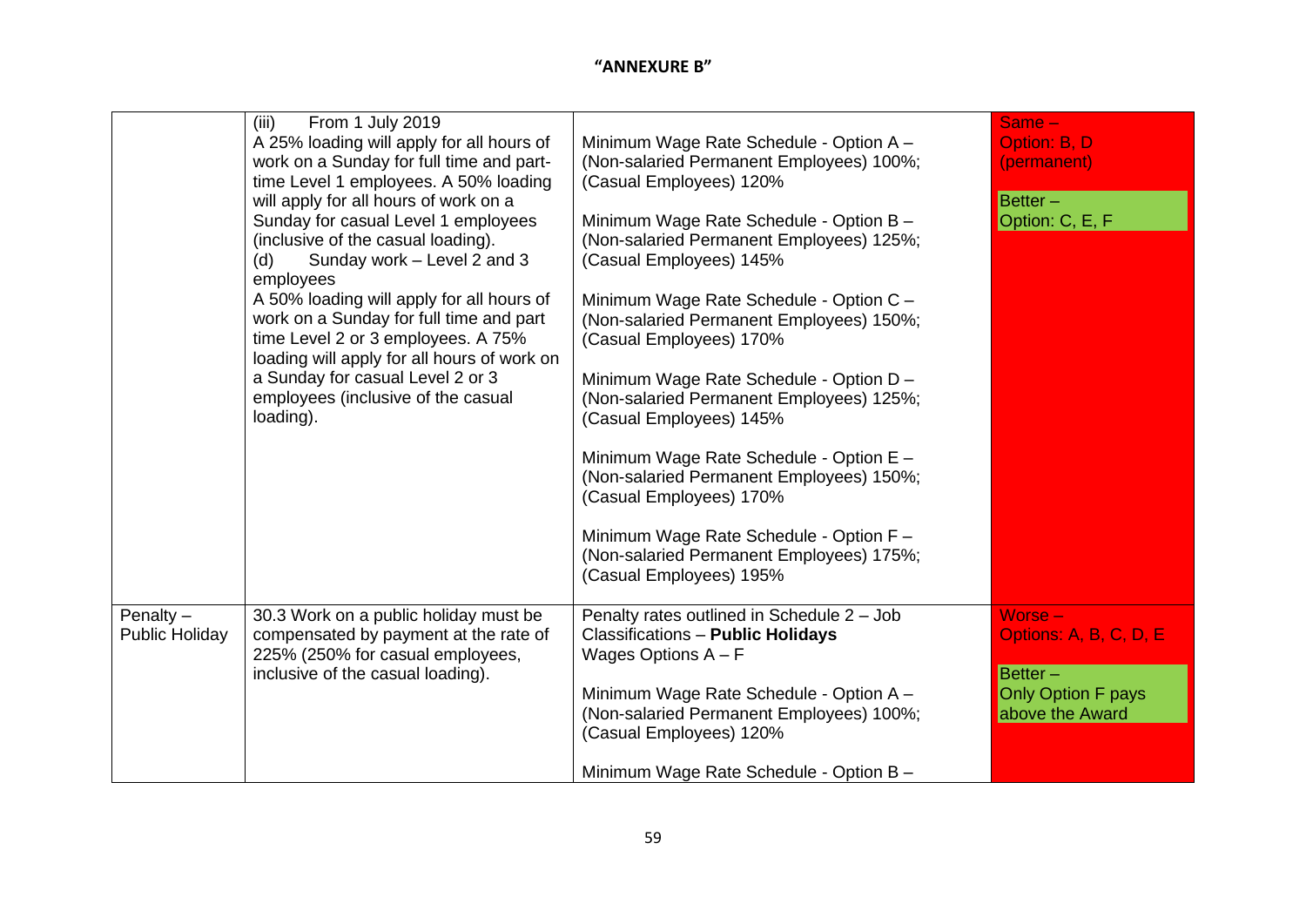**"ANNEXURE B"**

| | | | |
|---|---|---|---|
| | (iii) From 1 July 2019<br>A 25% loading will apply for all hours of work on a Sunday for full time and part-time Level 1 employees. A 50% loading will apply for all hours of work on a Sunday for casual Level 1 employees (inclusive of the casual loading).<br>(d) Sunday work – Level 2 and 3 employees<br>A 50% loading will apply for all hours of work on a Sunday for full time and part time Level 2 or 3 employees. A 75% loading will apply for all hours of work on a Sunday for casual Level 2 or 3 employees (inclusive of the casual loading). | Minimum Wage Rate Schedule - Option A – (Non-salaried Permanent Employees) 100%; (Casual Employees) 120%<br><br>Minimum Wage Rate Schedule - Option B – (Non-salaried Permanent Employees) 125%; (Casual Employees) 145%<br><br>Minimum Wage Rate Schedule - Option C – (Non-salaried Permanent Employees) 150%; (Casual Employees) 170%<br><br>Minimum Wage Rate Schedule - Option D – (Non-salaried Permanent Employees) 125%; (Casual Employees) 145%<br><br>Minimum Wage Rate Schedule - Option E – (Non-salaried Permanent Employees) 150%; (Casual Employees) 170%<br><br>Minimum Wage Rate Schedule - Option F – (Non-salaried Permanent Employees) 175%; (Casual Employees) 195% | Same – Option: B, D (permanent)<br><br>Better – Option: C, E, F |
| Penalty – Public Holiday | 30.3 Work on a public holiday must be compensated by payment at the rate of 225% (250% for casual employees, inclusive of the casual loading). | Penalty rates outlined in Schedule 2 – Job Classifications – **Public Holidays** Wages Options A – F<br><br>Minimum Wage Rate Schedule - Option A – (Non-salaried Permanent Employees) 100%; (Casual Employees) 120%<br><br>Minimum Wage Rate Schedule - Option B – | Worse – Options: A, B, C, D, E<br><br>Better – Only Option F pays above the Award |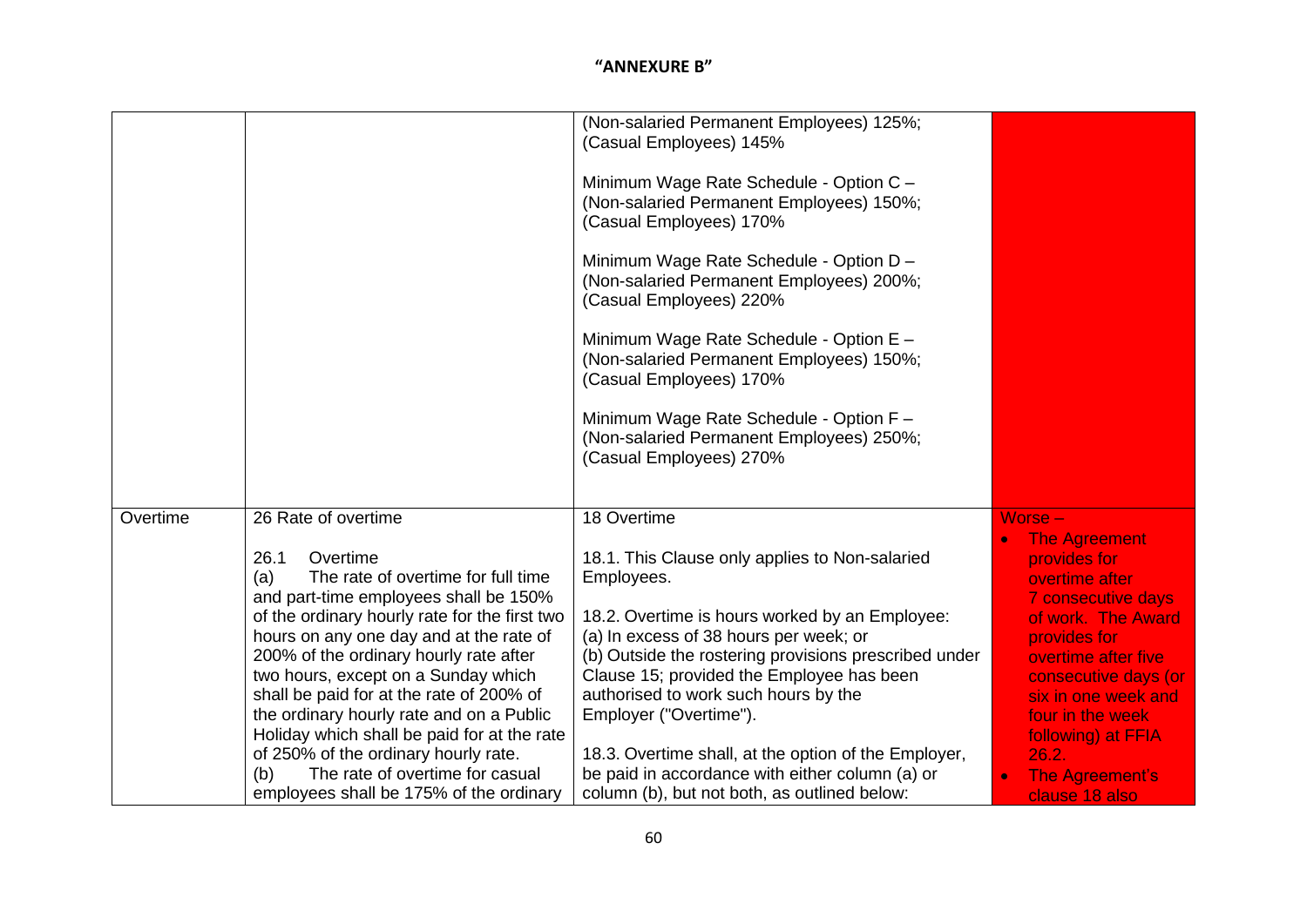**"ANNEXURE B"**

| | | | |
|---|---|---|---|
| | | (Non-salaried Permanent Employees) 125%; (Casual Employees) 145%<br><br>Minimum Wage Rate Schedule - Option C – (Non-salaried Permanent Employees) 150%; (Casual Employees) 170%<br><br>Minimum Wage Rate Schedule - Option D – (Non-salaried Permanent Employees) 200%; (Casual Employees) 220%<br><br>Minimum Wage Rate Schedule - Option E – (Non-salaried Permanent Employees) 150%; (Casual Employees) 170%<br><br>Minimum Wage Rate Schedule - Option F – (Non-salaried Permanent Employees) 250%; (Casual Employees) 270% | |
| Overtime | 26 Rate of overtime<br><br>26.1 Overtime<br>(a) The rate of overtime for full time and part-time employees shall be 150% of the ordinary hourly rate for the first two hours on any one day and at the rate of 200% of the ordinary hourly rate after two hours, except on a Sunday which shall be paid for at the rate of 200% of the ordinary hourly rate and on a Public Holiday which shall be paid for at the rate of 250% of the ordinary hourly rate.<br>(b) The rate of overtime for casual employees shall be 175% of the ordinary | 18 Overtime<br><br>18.1. This Clause only applies to Non-salaried Employees.<br><br>18.2. Overtime is hours worked by an Employee:<br>(a) In excess of 38 hours per week; or<br>(b) Outside the rostering provisions prescribed under Clause 15; provided the Employee has been authorised to work such hours by the Employer ("Overtime").<br><br>18.3. Overtime shall, at the option of the Employer, be paid in accordance with either column (a) or column (b), but not both, as outlined below: | Worse –<br>• The Agreement provides for overtime after 7 consecutive days of work. The Award provides for overtime after five consecutive days (or six in one week and four in the week following) at FFIA 26.2.<br>• The Agreement's clause 18 also |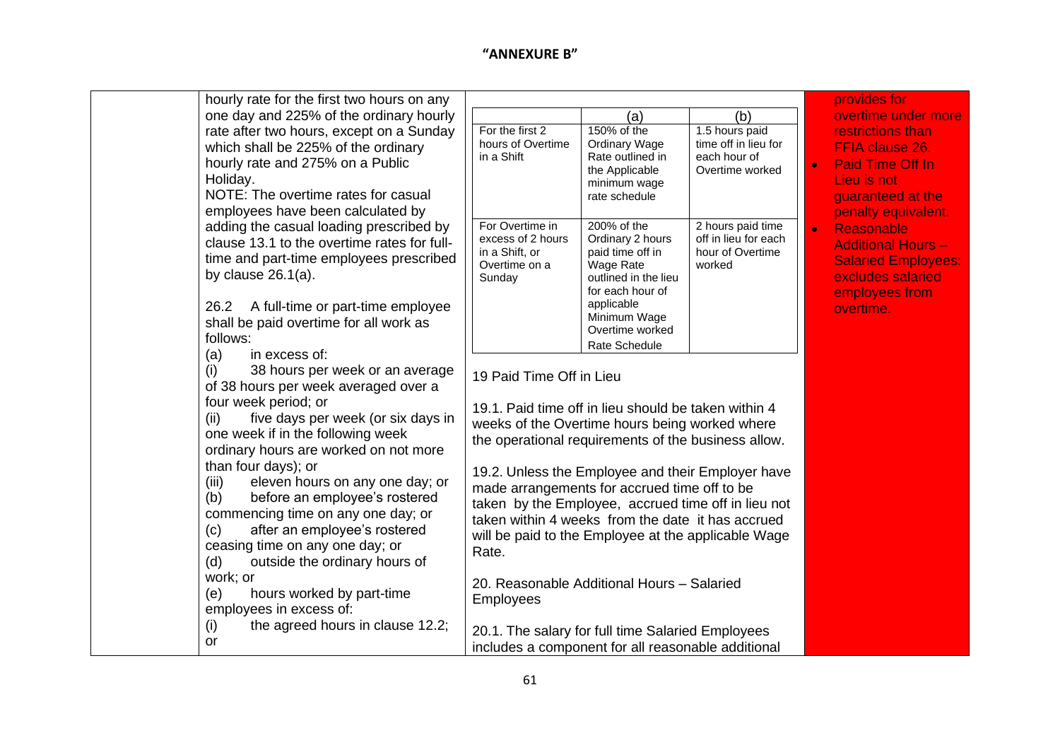**"ANNEXURE B"**

| | | | |
|---|---|---|---|
| | hourly rate for the first two hours on any one day and 225% of the ordinary hourly rate after two hours, except on a Sunday which shall be 225% of the ordinary hourly rate and 275% on a Public Holiday.<br>NOTE: The overtime rates for casual employees have been calculated by adding the casual loading prescribed by clause 13.1 to the overtime rates for full-time and part-time employees prescribed by clause 26.1(a).<br><br>26.2 A full-time or part-time employee shall be paid overtime for all work as follows:<br>(a) in excess of:<br>(i) 38 hours per week or an average of 38 hours per week averaged over a four week period; or<br>(ii) five days per week (or six days in one week if in the following week ordinary hours are worked on not more than four days); or<br>(iii) eleven hours on any one day; or<br>(b) before an employee's rostered commencing time on any one day; or<br>(c) after an employee's rostered ceasing time on any one day; or<br>(d) outside the ordinary hours of work; or<br>(e) hours worked by part-time employees in excess of:<br>(i) the agreed hours in clause 12.2; or | (see table and text below) | provides for overtime under more restrictions than FFIA clause 26.<br>• Paid Time Off In Lieu is not guaranteed at the penalty equivalent.<br>• Reasonable Additional Hours – Salaried Employees: excludes salaried employees from overtime. |

| | (a) | (b) |
|---|---|---|
| For the first 2 hours of Overtime in a Shift | 150% of the Ordinary Wage Rate outlined in the Applicable minimum wage rate schedule | 1.5 hours paid time off in lieu for each hour of Overtime worked |
| For Overtime in excess of 2 hours in a Shift, or Overtime on a Sunday | 200% of the Ordinary 2 hours paid time off in Wage Rate outlined in the lieu for each hour of applicable Minimum Wage Overtime worked Rate Schedule | 2 hours paid time off in lieu for each hour of Overtime worked |

19 Paid Time Off in Lieu

19.1. Paid time off in lieu should be taken within 4 weeks of the Overtime hours being worked where the operational requirements of the business allow.

19.2. Unless the Employee and their Employer have made arrangements for accrued time off to be taken by the Employee, accrued time off in lieu not taken within 4 weeks from the date it has accrued will be paid to the Employee at the applicable Wage Rate.

20. Reasonable Additional Hours – Salaried Employees

20.1. The salary for full time Salaried Employees includes a component for all reasonable additional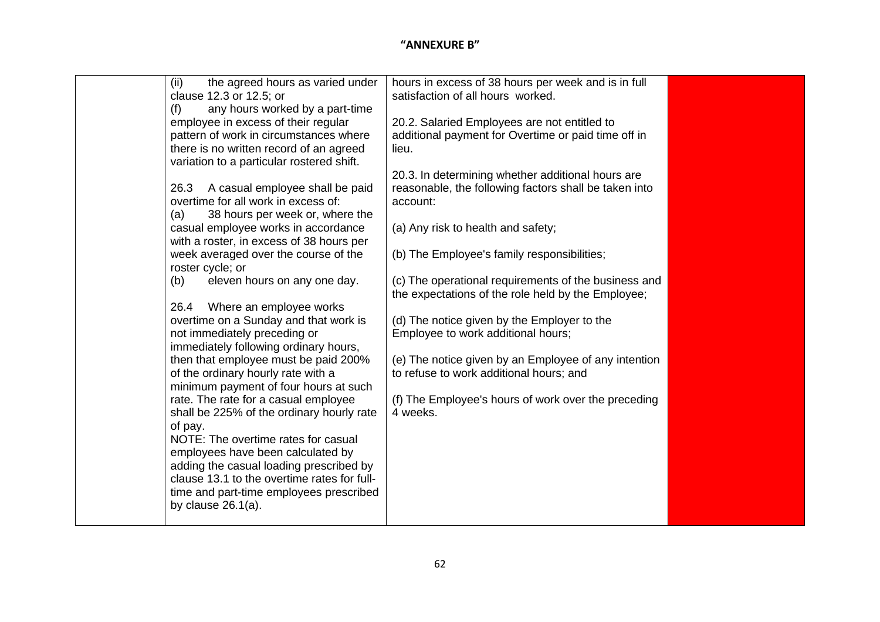**"ANNEXURE B"**

| | | | |
|---|---|---|---|
| | (ii) the agreed hours as varied under clause 12.3 or 12.5; or<br>(f) any hours worked by a part-time employee in excess of their regular pattern of work in circumstances where there is no written record of an agreed variation to a particular rostered shift.<br><br>26.3 A casual employee shall be paid overtime for all work in excess of:<br>(a) 38 hours per week or, where the casual employee works in accordance with a roster, in excess of 38 hours per week averaged over the course of the roster cycle; or<br>(b) eleven hours on any one day.<br><br>26.4 Where an employee works overtime on a Sunday and that work is not immediately preceding or immediately following ordinary hours, then that employee must be paid 200% of the ordinary hourly rate with a minimum payment of four hours at such rate. The rate for a casual employee shall be 225% of the ordinary hourly rate of pay.<br>NOTE: The overtime rates for casual employees have been calculated by adding the casual loading prescribed by clause 13.1 to the overtime rates for full-time and part-time employees prescribed by clause 26.1(a). | hours in excess of 38 hours per week and is in full satisfaction of all hours worked.<br><br>20.2. Salaried Employees are not entitled to additional payment for Overtime or paid time off in lieu.<br><br>20.3. In determining whether additional hours are reasonable, the following factors shall be taken into account:<br><br>(a) Any risk to health and safety;<br><br>(b) The Employee's family responsibilities;<br><br>(c) The operational requirements of the business and the expectations of the role held by the Employee;<br><br>(d) The notice given by the Employer to the Employee to work additional hours;<br><br>(e) The notice given by an Employee of any intention to refuse to work additional hours; and<br><br>(f) The Employee's hours of work over the preceding 4 weeks. | |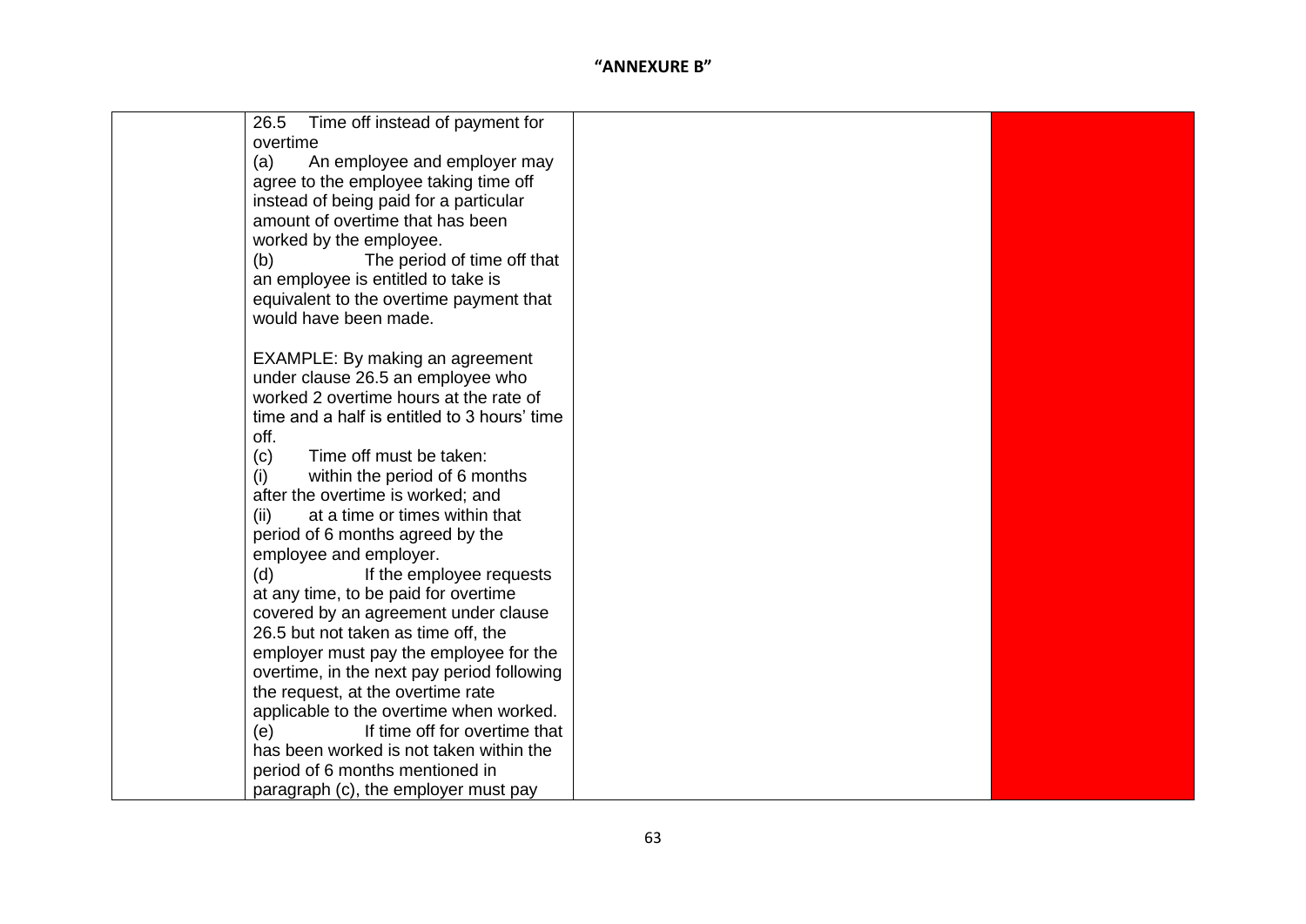**"ANNEXURE B"**

| | | | |
|---|---|---|---|
| | 26.5 Time off instead of payment for overtime<br>(a) An employee and employer may agree to the employee taking time off instead of being paid for a particular amount of overtime that has been worked by the employee.<br>(b) The period of time off that an employee is entitled to take is equivalent to the overtime payment that would have been made.<br><br>EXAMPLE: By making an agreement under clause 26.5 an employee who worked 2 overtime hours at the rate of time and a half is entitled to 3 hours' time off.<br>(c) Time off must be taken:<br>(i) within the period of 6 months after the overtime is worked; and<br>(ii) at a time or times within that period of 6 months agreed by the employee and employer.<br>(d) If the employee requests at any time, to be paid for overtime covered by an agreement under clause 26.5 but not taken as time off, the employer must pay the employee for the overtime, in the next pay period following the request, at the overtime rate applicable to the overtime when worked.<br>(e) If time off for overtime that has been worked is not taken within the period of 6 months mentioned in paragraph (c), the employer must pay | | |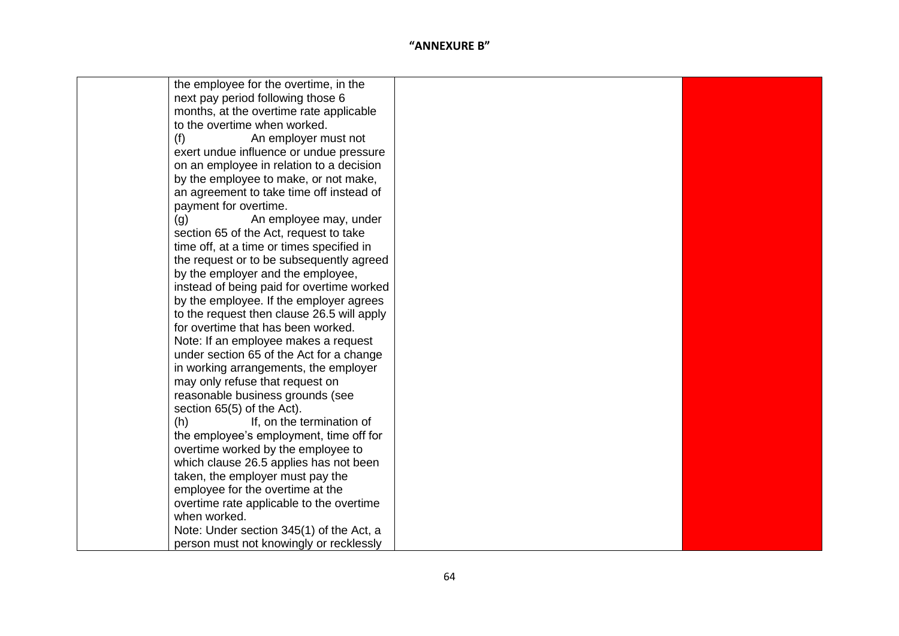"ANNEXURE B"

| | | | |
|---|---|---|---|
| | the employee for the overtime, in the next pay period following those 6 months, at the overtime rate applicable to the overtime when worked.<br>(f) An employer must not exert undue influence or undue pressure on an employee in relation to a decision by the employee to make, or not make, an agreement to take time off instead of payment for overtime.<br>(g) An employee may, under section 65 of the Act, request to take time off, at a time or times specified in the request or to be subsequently agreed by the employer and the employee, instead of being paid for overtime worked by the employee. If the employer agrees to the request then clause 26.5 will apply for overtime that has been worked.<br>Note: If an employee makes a request under section 65 of the Act for a change in working arrangements, the employer may only refuse that request on reasonable business grounds (see section 65(5) of the Act).<br>(h) If, on the termination of the employee's employment, time off for overtime worked by the employee to which clause 26.5 applies has not been taken, the employer must pay the employee for the overtime at the overtime rate applicable to the overtime when worked.<br>Note: Under section 345(1) of the Act, a person must not knowingly or recklessly | | |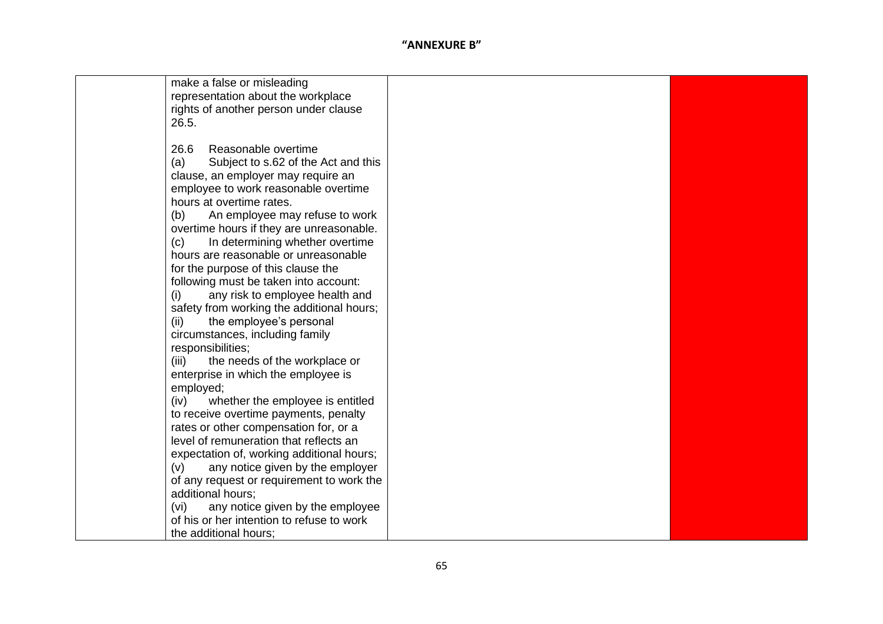**"ANNEXURE B"**

| | | | |
|---|---|---|---|
| | make a false or misleading representation about the workplace rights of another person under clause 26.5.<br><br>26.6 Reasonable overtime<br>(a) Subject to s.62 of the Act and this clause, an employer may require an employee to work reasonable overtime hours at overtime rates.<br>(b) An employee may refuse to work overtime hours if they are unreasonable.<br>(c) In determining whether overtime hours are reasonable or unreasonable for the purpose of this clause the following must be taken into account:<br>(i) any risk to employee health and safety from working the additional hours;<br>(ii) the employee's personal circumstances, including family responsibilities;<br>(iii) the needs of the workplace or enterprise in which the employee is employed;<br>(iv) whether the employee is entitled to receive overtime payments, penalty rates or other compensation for, or a level of remuneration that reflects an expectation of, working additional hours;<br>(v) any notice given by the employer of any request or requirement to work the additional hours;<br>(vi) any notice given by the employee of his or her intention to refuse to work the additional hours; | | |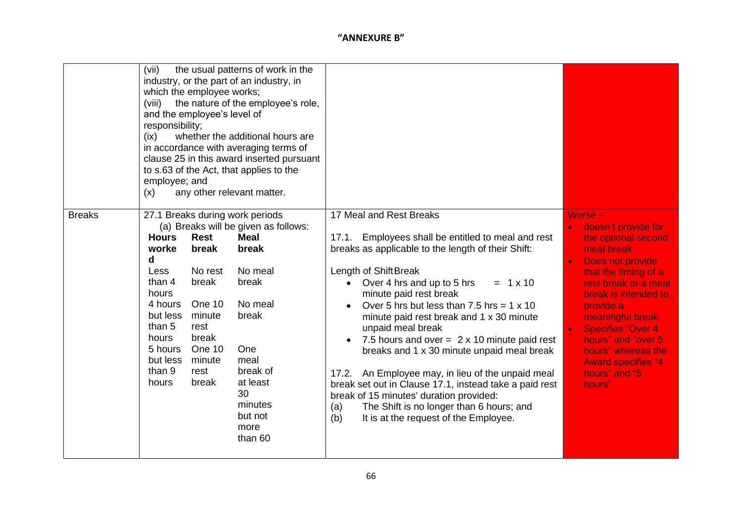**"ANNEXURE B"**

| | | | |
|---|---|---|---|
| | (vii) the usual patterns of work in the industry, or the part of an industry, in which the employee works;<br>(viii) the nature of the employee's role, and the employee's level of responsibility;<br>(ix) whether the additional hours are in accordance with averaging terms of clause 25 in this award inserted pursuant to s.63 of the Act, that applies to the employee; and<br>(x) any other relevant matter. | | |
| Breaks | 27.1 Breaks during work periods<br>(a) Breaks will be given as follows:<br>**Hours worked** / **Rest break** / **Meal break**<br>Less than 4 hours / No rest break / No meal break<br>4 hours but less than 5 hours / One 10 minute rest break / No meal break<br>5 hours but less than 9 hours / One 10 minute rest break / One meal break of at least 30 minutes but not more than 60 | 17 Meal and Rest Breaks<br><br>17.1. Employees shall be entitled to meal and rest breaks as applicable to the length of their Shift:<br><br>Length of Shift Break<br>• Over 4 hrs and up to 5 hrs = 1 x 10 minute paid rest break<br>• Over 5 hrs but less than 7.5 hrs = 1 x 10 minute paid rest break and 1 x 30 minute unpaid meal break<br>• 7.5 hours and over = 2 x 10 minute paid rest breaks and 1 x 30 minute unpaid meal break<br><br>17.2. An Employee may, in lieu of the unpaid meal break set out in Clause 17.1, instead take a paid rest break of 15 minutes' duration provided:<br>(a) The Shift is no longer than 6 hours; and<br>(b) It is at the request of the Employee. | Worse –<br>• doesn't provide for the optional second meal break.<br>• Does not provide that the timing of a rest break or a meal break is intended to provide a meaningful break.<br>• Specifies "Over 4 hours" and "over 5 hours" whereas the Award specifies "4 hours" and "5 hours". |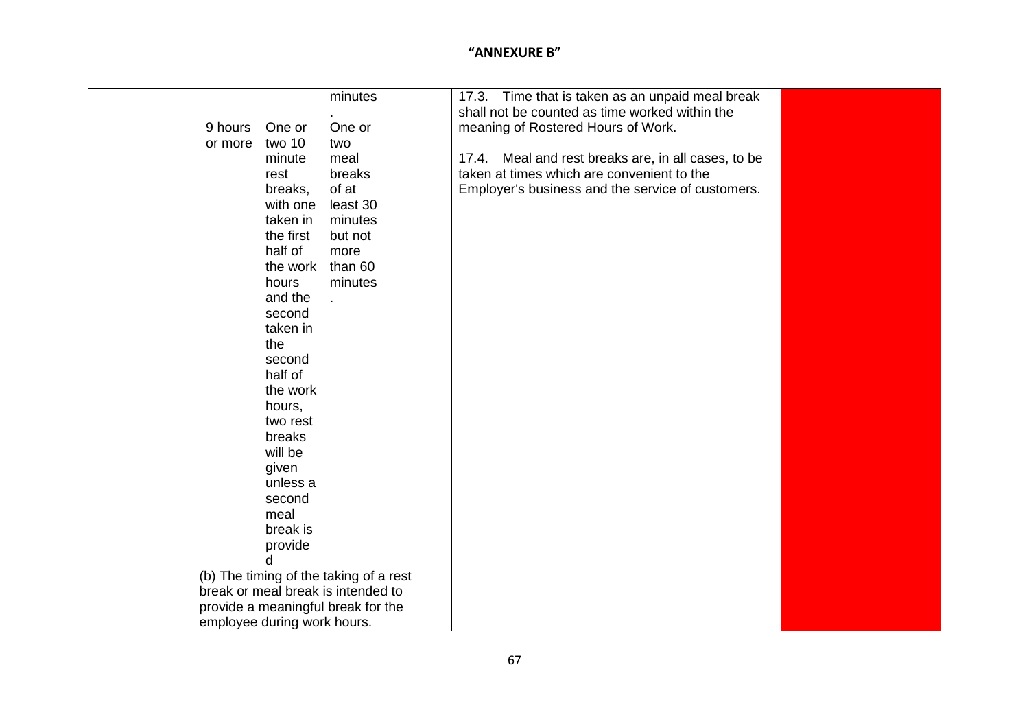## "ANNEXURE B"

| | | |
|---|---|---|
| | minutes.<br><br>9 hours or more \| One or two 10 minute rest breaks, with one taken in the first half of the work hours and the second taken in the second half of the work hours, two rest breaks will be given unless a second meal break is provided \| One or two meal breaks of at least 30 minutes but not more than 60 minutes.<br><br>(b) The timing of the taking of a rest break or meal break is intended to provide a meaningful break for the employee during work hours. | 17.3. Time that is taken as an unpaid meal break shall not be counted as time worked within the meaning of Rostered Hours of Work.<br><br>17.4. Meal and rest breaks are, in all cases, to be taken at times which are convenient to the Employer's business and the service of customers. | |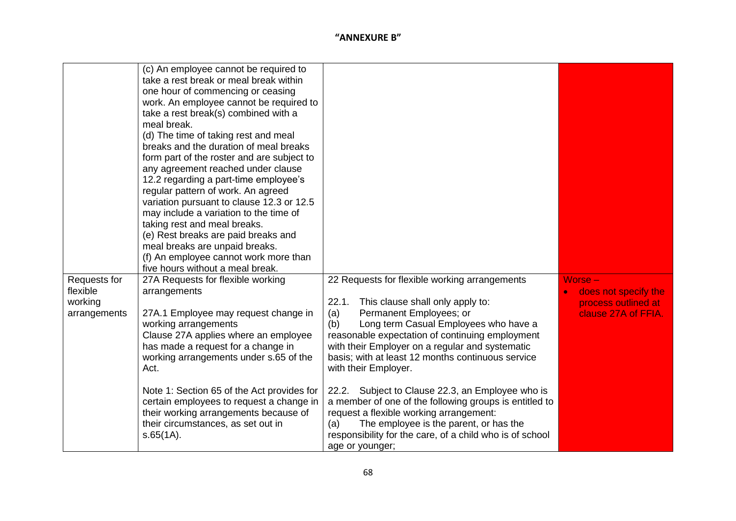**"ANNEXURE B"**

| | | | |
|---|---|---|---|
| | (c) An employee cannot be required to take a rest break or meal break within one hour of commencing or ceasing work. An employee cannot be required to take a rest break(s) combined with a meal break.<br>(d) The time of taking rest and meal breaks and the duration of meal breaks form part of the roster and are subject to any agreement reached under clause 12.2 regarding a part-time employee's regular pattern of work. An agreed variation pursuant to clause 12.3 or 12.5 may include a variation to the time of taking rest and meal breaks.<br>(e) Rest breaks are paid breaks and meal breaks are unpaid breaks.<br>(f) An employee cannot work more than five hours without a meal break. | | |
| Requests for flexible working arrangements | 27A Requests for flexible working arrangements<br><br>27A.1 Employee may request change in working arrangements<br>Clause 27A applies where an employee has made a request for a change in working arrangements under s.65 of the Act.<br><br>Note 1: Section 65 of the Act provides for certain employees to request a change in their working arrangements because of their circumstances, as set out in s.65(1A). | 22 Requests for flexible working arrangements<br><br>22.1. This clause shall only apply to:<br>(a) Permanent Employees; or<br>(b) Long term Casual Employees who have a reasonable expectation of continuing employment with their Employer on a regular and systematic basis; with at least 12 months continuous service with their Employer.<br><br>22.2. Subject to Clause 22.3, an Employee who is a member of one of the following groups is entitled to request a flexible working arrangement:<br>(a) The employee is the parent, or has the responsibility for the care, of a child who is of school age or younger; | Worse –<br>• does not specify the process outlined at clause 27A of FFIA. |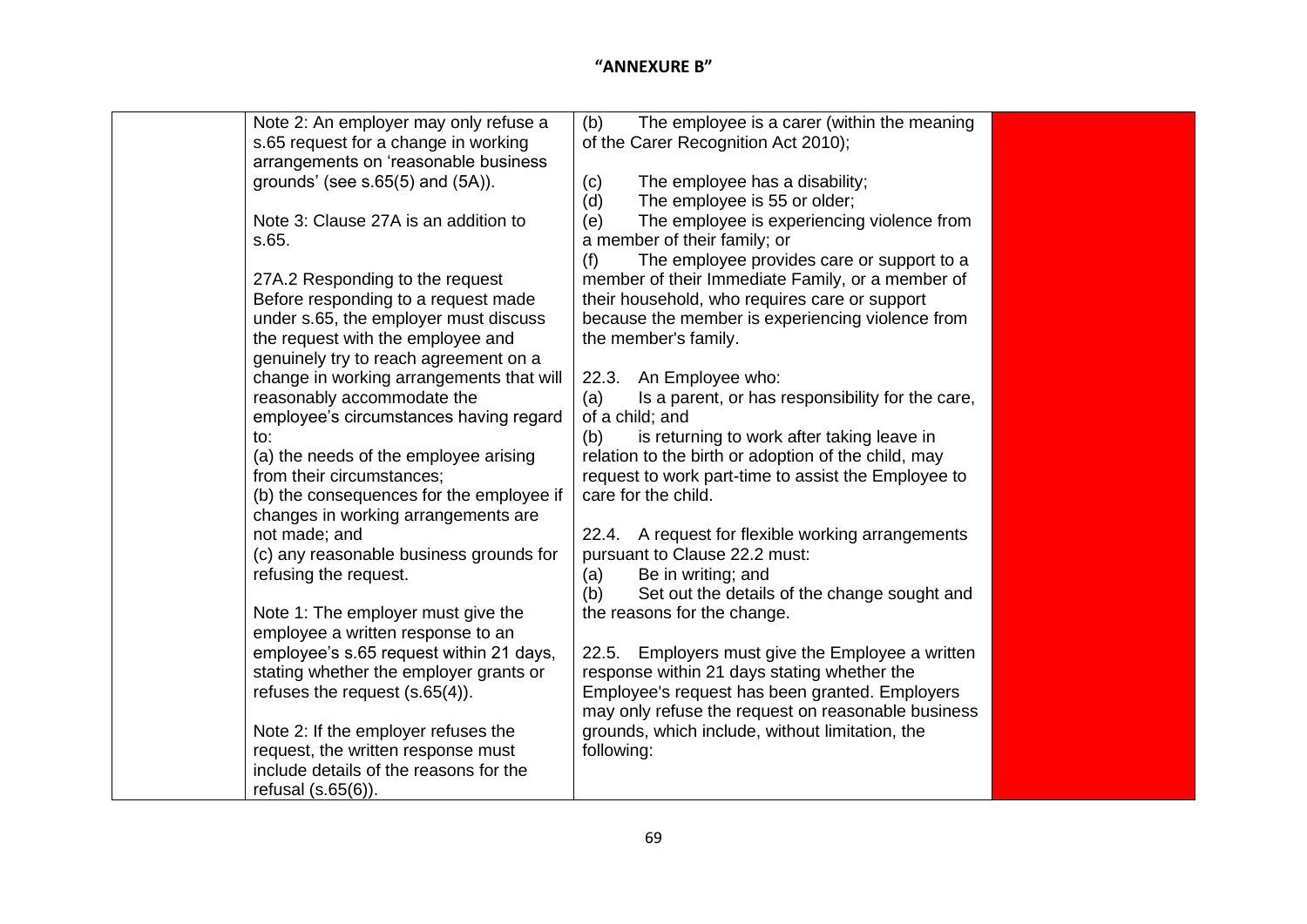"ANNEXURE B"

| | | | |
|---|---|---|---|
| | Note 2: An employer may only refuse a s.65 request for a change in working arrangements on 'reasonable business grounds' (see s.65(5) and (5A)).<br><br>Note 3: Clause 27A is an addition to s.65.<br><br>27A.2 Responding to the request<br>Before responding to a request made under s.65, the employer must discuss the request with the employee and genuinely try to reach agreement on a change in working arrangements that will reasonably accommodate the employee's circumstances having regard to:<br>(a) the needs of the employee arising from their circumstances;<br>(b) the consequences for the employee if changes in working arrangements are not made; and<br>(c) any reasonable business grounds for refusing the request.<br><br>Note 1: The employer must give the employee a written response to an employee's s.65 request within 21 days, stating whether the employer grants or refuses the request (s.65(4)).<br><br>Note 2: If the employer refuses the request, the written response must include details of the reasons for the refusal (s.65(6)). | (b) The employee is a carer (within the meaning of the Carer Recognition Act 2010);<br><br>(c) The employee has a disability;<br>(d) The employee is 55 or older;<br>(e) The employee is experiencing violence from a member of their family; or<br>(f) The employee provides care or support to a member of their Immediate Family, or a member of their household, who requires care or support because the member is experiencing violence from the member's family.<br><br>22.3. An Employee who:<br>(a) Is a parent, or has responsibility for the care, of a child; and<br>(b) is returning to work after taking leave in relation to the birth or adoption of the child, may request to work part-time to assist the Employee to care for the child.<br><br>22.4. A request for flexible working arrangements pursuant to Clause 22.2 must:<br>(a) Be in writing; and<br>(b) Set out the details of the change sought and the reasons for the change.<br><br>22.5. Employers must give the Employee a written response within 21 days stating whether the Employee's request has been granted. Employers may only refuse the request on reasonable business grounds, which include, without limitation, the following: | |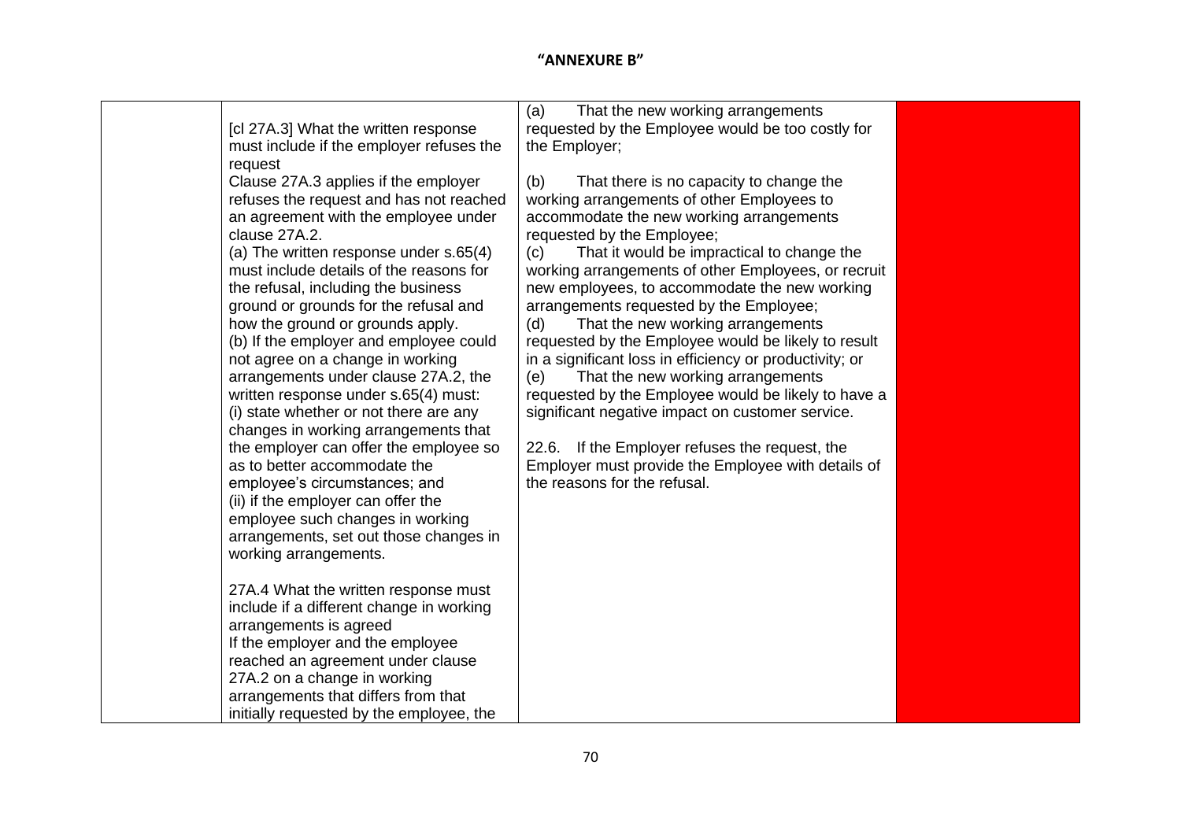**"ANNEXURE B"**

| | | | |
|---|---|---|---|
| | [cl 27A.3] What the written response must include if the employer refuses the request<br>Clause 27A.3 applies if the employer refuses the request and has not reached an agreement with the employee under clause 27A.2.<br>(a) The written response under s.65(4) must include details of the reasons for the refusal, including the business ground or grounds for the refusal and how the ground or grounds apply.<br>(b) If the employer and employee could not agree on a change in working arrangements under clause 27A.2, the written response under s.65(4) must:<br>(i) state whether or not there are any changes in working arrangements that the employer can offer the employee so as to better accommodate the employee's circumstances; and<br>(ii) if the employer can offer the employee such changes in working arrangements, set out those changes in working arrangements.<br><br>27A.4 What the written response must include if a different change in working arrangements is agreed<br>If the employer and the employee reached an agreement under clause 27A.2 on a change in working arrangements that differs from that initially requested by the employee, the | (a) That the new working arrangements requested by the Employee would be too costly for the Employer;<br><br>(b) That there is no capacity to change the working arrangements of other Employees to accommodate the new working arrangements requested by the Employee;<br>(c) That it would be impractical to change the working arrangements of other Employees, or recruit new employees, to accommodate the new working arrangements requested by the Employee;<br>(d) That the new working arrangements requested by the Employee would be likely to result in a significant loss in efficiency or productivity; or<br>(e) That the new working arrangements requested by the Employee would be likely to have a significant negative impact on customer service.<br><br>22.6. If the Employer refuses the request, the Employer must provide the Employee with details of the reasons for the refusal. | |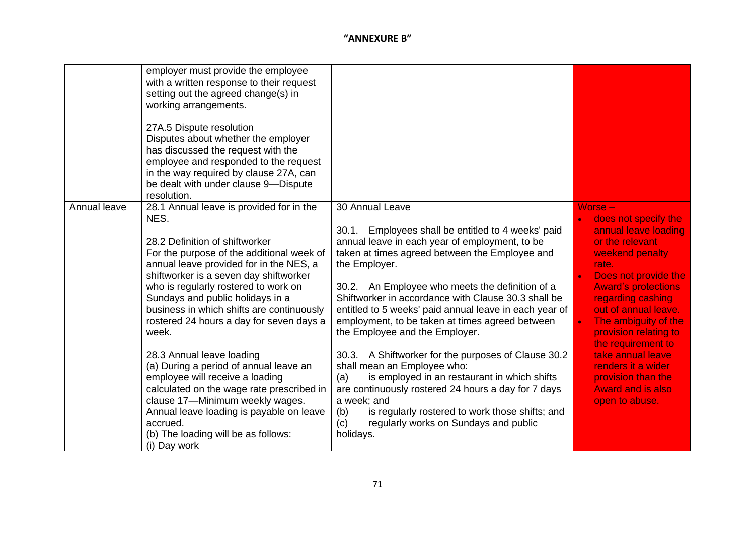**"ANNEXURE B"**

| | | | |
|---|---|---|---|
| | employer must provide the employee with a written response to their request setting out the agreed change(s) in working arrangements.<br><br>27A.5 Dispute resolution<br>Disputes about whether the employer has discussed the request with the employee and responded to the request in the way required by clause 27A, can be dealt with under clause 9—Dispute resolution. | | |
| Annual leave | 28.1 Annual leave is provided for in the NES.<br><br>28.2 Definition of shiftworker<br>For the purpose of the additional week of annual leave provided for in the NES, a shiftworker is a seven day shiftworker who is regularly rostered to work on Sundays and public holidays in a business in which shifts are continuously rostered 24 hours a day for seven days a week.<br><br>28.3 Annual leave loading<br>(a) During a period of annual leave an employee will receive a loading calculated on the wage rate prescribed in clause 17—Minimum weekly wages. Annual leave loading is payable on leave accrued.<br>(b) The loading will be as follows:<br>(i) Day work | 30 Annual Leave<br><br>30.1. Employees shall be entitled to 4 weeks' paid annual leave in each year of employment, to be taken at times agreed between the Employee and the Employer.<br><br>30.2. An Employee who meets the definition of a Shiftworker in accordance with Clause 30.3 shall be entitled to 5 weeks' paid annual leave in each year of employment, to be taken at times agreed between the Employee and the Employer.<br><br>30.3. A Shiftworker for the purposes of Clause 30.2 shall mean an Employee who:<br>(a) is employed in an restaurant in which shifts are continuously rostered 24 hours a day for 7 days a week; and<br>(b) is regularly rostered to work those shifts; and<br>(c) regularly works on Sundays and public holidays. | Worse –<br>• does not specify the annual leave loading or the relevant weekend penalty rate.<br>• Does not provide the Award's protections regarding cashing out of annual leave.<br>• The ambiguity of the provision relating to the requirement to take annual leave renders it a wider provision than the Award and is also open to abuse. |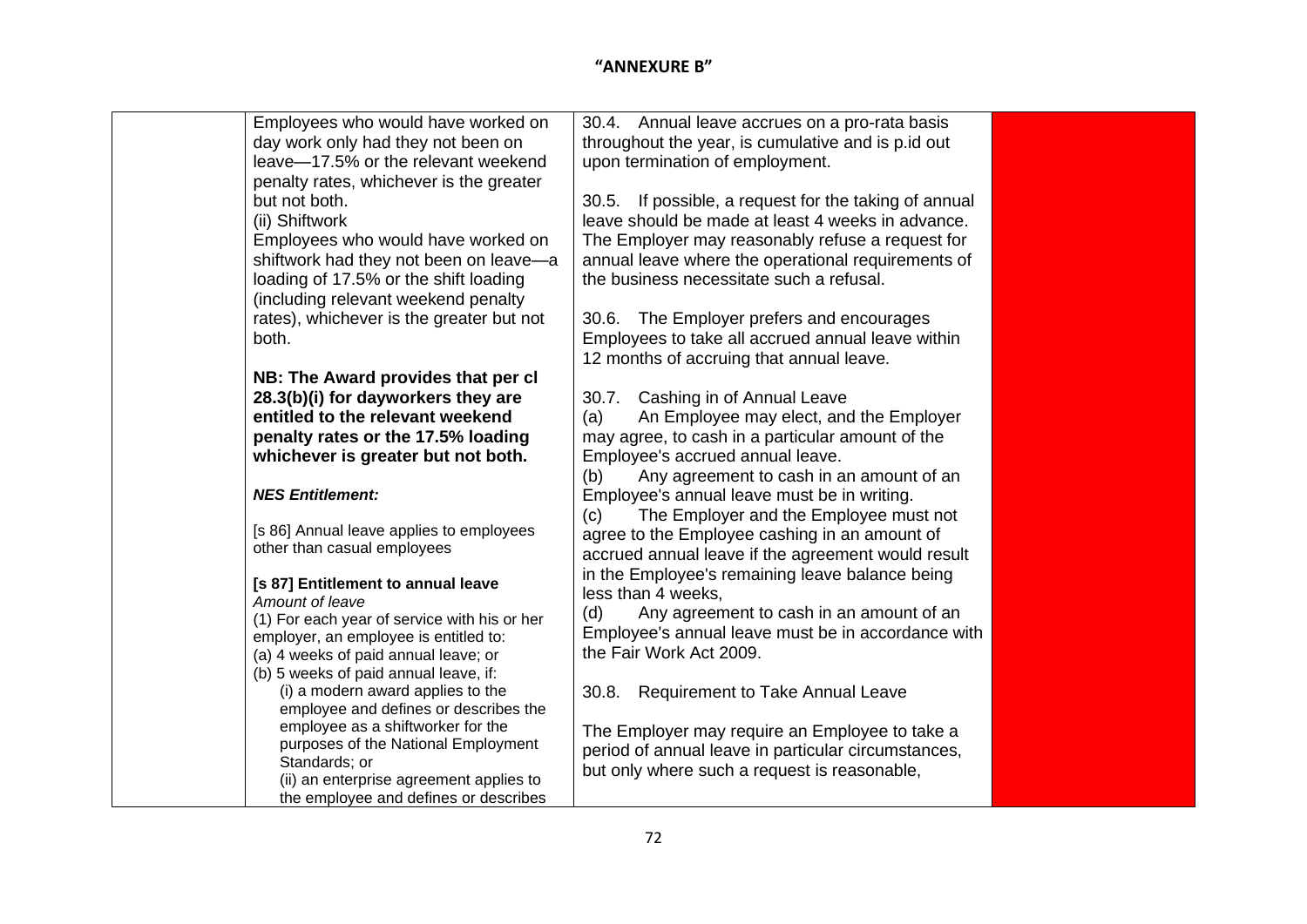# "ANNEXURE B"

| | | | |
|---|---|---|---|
| | Employees who would have worked on day work only had they not been on leave—17.5% or the relevant weekend penalty rates, whichever is the greater but not both.<br>(ii) Shiftwork<br>Employees who would have worked on shiftwork had they not been on leave—a loading of 17.5% or the shift loading (including relevant weekend penalty rates), whichever is the greater but not both.<br><br>**NB: The Award provides that per cl 28.3(b)(i) for dayworkers they are entitled to the relevant weekend penalty rates or the 17.5% loading whichever is greater but not both.**<br><br>***NES Entitlement:***<br><br>[s 86] Annual leave applies to employees other than casual employees<br><br>**[s 87] Entitlement to annual leave**<br>*Amount of leave*<br>(1) For each year of service with his or her employer, an employee is entitled to:<br>(a) 4 weeks of paid annual leave; or<br>(b) 5 weeks of paid annual leave, if:<br>(i) a modern award applies to the employee and defines or describes the employee as a shiftworker for the purposes of the National Employment Standards; or<br>(ii) an enterprise agreement applies to the employee and defines or describes | 30.4. Annual leave accrues on a pro-rata basis throughout the year, is cumulative and is p.id out upon termination of employment.<br><br>30.5. If possible, a request for the taking of annual leave should be made at least 4 weeks in advance. The Employer may reasonably refuse a request for annual leave where the operational requirements of the business necessitate such a refusal.<br><br>30.6. The Employer prefers and encourages Employees to take all accrued annual leave within 12 months of accruing that annual leave.<br><br>30.7. Cashing in of Annual Leave<br>(a) An Employee may elect, and the Employer may agree, to cash in a particular amount of the Employee's accrued annual leave.<br>(b) Any agreement to cash in an amount of an Employee's annual leave must be in writing.<br>(c) The Employer and the Employee must not agree to the Employee cashing in an amount of accrued annual leave if the agreement would result in the Employee's remaining leave balance being less than 4 weeks,<br>(d) Any agreement to cash in an amount of an Employee's annual leave must be in accordance with the Fair Work Act 2009.<br><br>30.8. Requirement to Take Annual Leave<br><br>The Employer may require an Employee to take a period of annual leave in particular circumstances, but only where such a request is reasonable, | |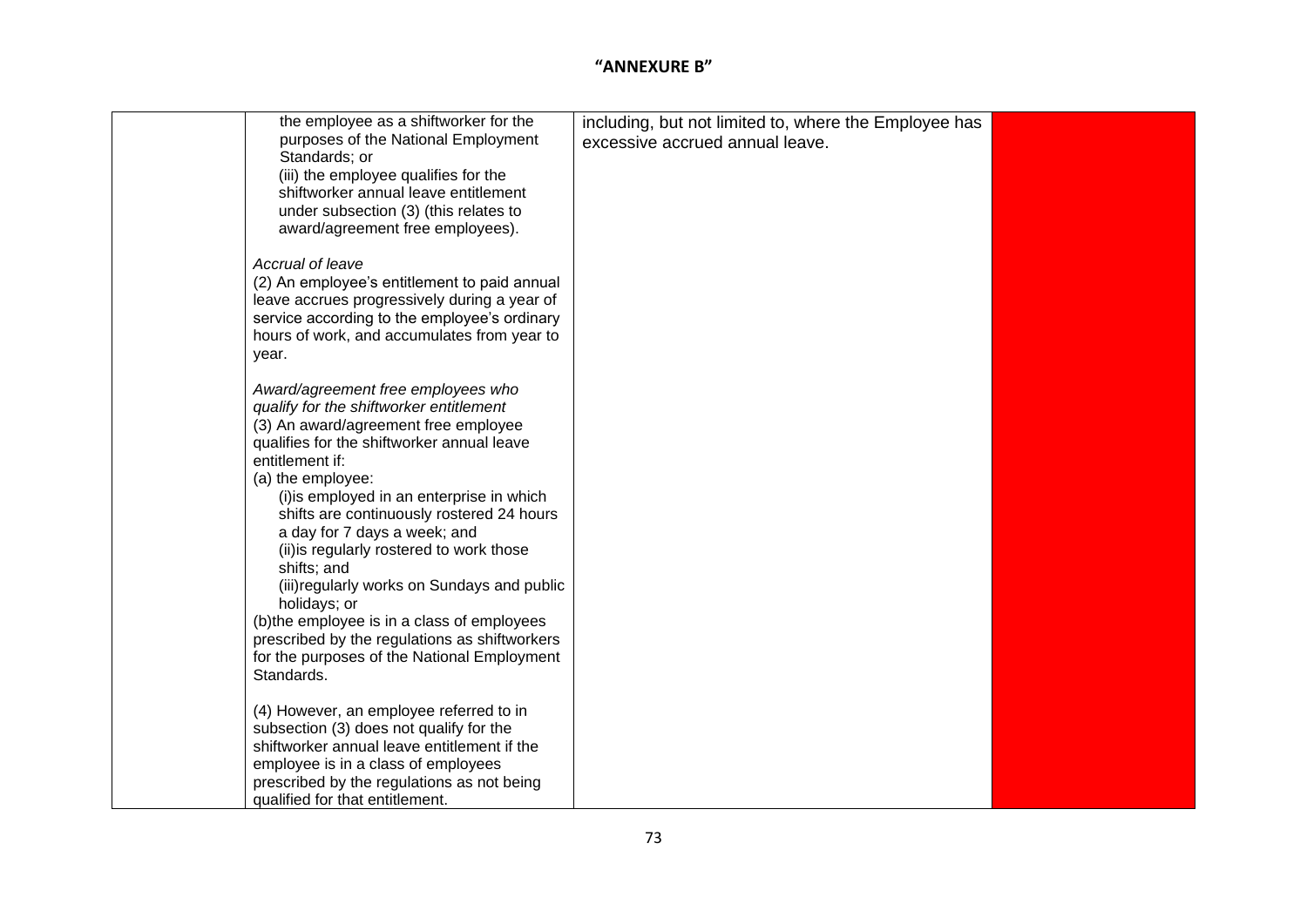**"ANNEXURE B"**

| | | | |
|---|---|---|---|
| | the employee as a shiftworker for the purposes of the National Employment Standards; or<br>(iii) the employee qualifies for the shiftworker annual leave entitlement under subsection (3) (this relates to award/agreement free employees).<br><br>*Accrual of leave*<br>(2) An employee's entitlement to paid annual leave accrues progressively during a year of service according to the employee's ordinary hours of work, and accumulates from year to year.<br><br>*Award/agreement free employees who qualify for the shiftworker entitlement*<br>(3) An award/agreement free employee qualifies for the shiftworker annual leave entitlement if:<br>(a) the employee:<br>(i)is employed in an enterprise in which shifts are continuously rostered 24 hours a day for 7 days a week; and<br>(ii)is regularly rostered to work those shifts; and<br>(iii)regularly works on Sundays and public holidays; or<br>(b)the employee is in a class of employees prescribed by the regulations as shiftworkers for the purposes of the National Employment Standards.<br><br>(4) However, an employee referred to in subsection (3) does not qualify for the shiftworker annual leave entitlement if the employee is in a class of employees prescribed by the regulations as not being qualified for that entitlement. | including, but not limited to, where the Employee has excessive accrued annual leave. | |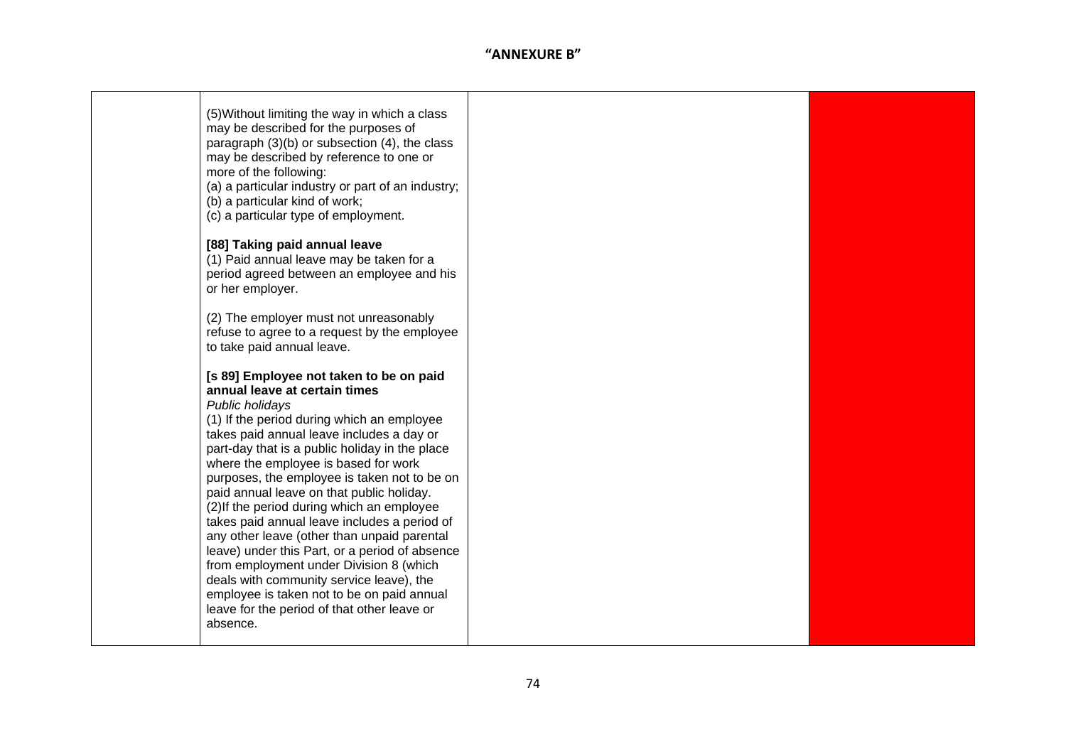**"ANNEXURE B"**

| | | | |
|---|---|---|---|
| | (5)Without limiting the way in which a class may be described for the purposes of paragraph (3)(b) or subsection (4), the class may be described by reference to one or more of the following:<br>(a) a particular industry or part of an industry;<br>(b) a particular kind of work;<br>(c) a particular type of employment.<br><br>**[88] Taking paid annual leave**<br>(1) Paid annual leave may be taken for a period agreed between an employee and his or her employer.<br><br>(2) The employer must not unreasonably refuse to agree to a request by the employee to take paid annual leave.<br><br>**[s 89] Employee not taken to be on paid annual leave at certain times**<br>*Public holidays*<br>(1) If the period during which an employee takes paid annual leave includes a day or part-day that is a public holiday in the place where the employee is based for work purposes, the employee is taken not to be on paid annual leave on that public holiday.<br>(2)If the period during which an employee takes paid annual leave includes a period of any other leave (other than unpaid parental leave) under this Part, or a period of absence from employment under Division 8 (which deals with community service leave), the employee is taken not to be on paid annual leave for the period of that other leave or absence. | | |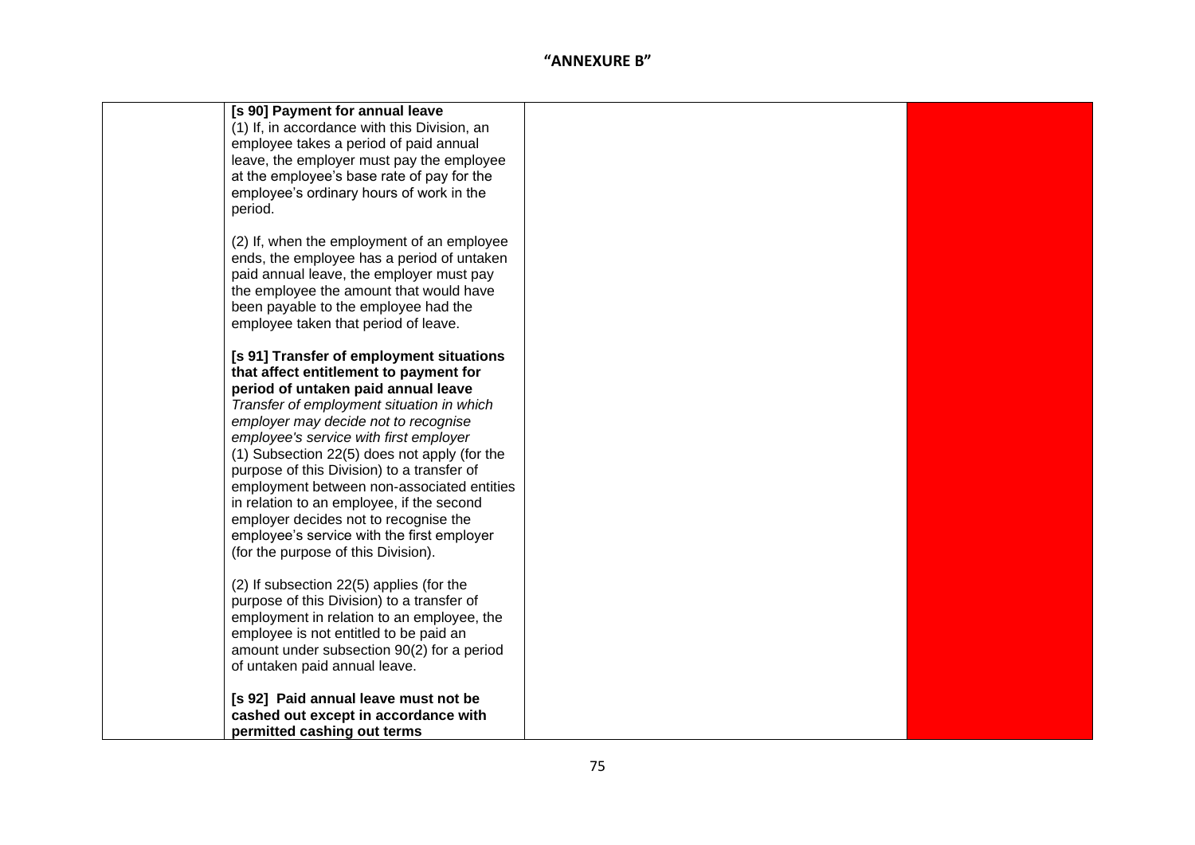## "ANNEXURE B"

| | | | |
|---|---|---|---|
| | **[s 90] Payment for annual leave**<br>(1) If, in accordance with this Division, an employee takes a period of paid annual leave, the employer must pay the employee at the employee's base rate of pay for the employee's ordinary hours of work in the period.<br><br>(2) If, when the employment of an employee ends, the employee has a period of untaken paid annual leave, the employer must pay the employee the amount that would have been payable to the employee had the employee taken that period of leave.<br><br>**[s 91] Transfer of employment situations that affect entitlement to payment for period of untaken paid annual leave**<br>*Transfer of employment situation in which employer may decide not to recognise employee's service with first employer*<br>(1) Subsection 22(5) does not apply (for the purpose of this Division) to a transfer of employment between non-associated entities in relation to an employee, if the second employer decides not to recognise the employee's service with the first employer (for the purpose of this Division).<br><br>(2) If subsection 22(5) applies (for the purpose of this Division) to a transfer of employment in relation to an employee, the employee is not entitled to be paid an amount under subsection 90(2) for a period of untaken paid annual leave.<br><br>**[s 92] Paid annual leave must not be cashed out except in accordance with permitted cashing out terms** | | |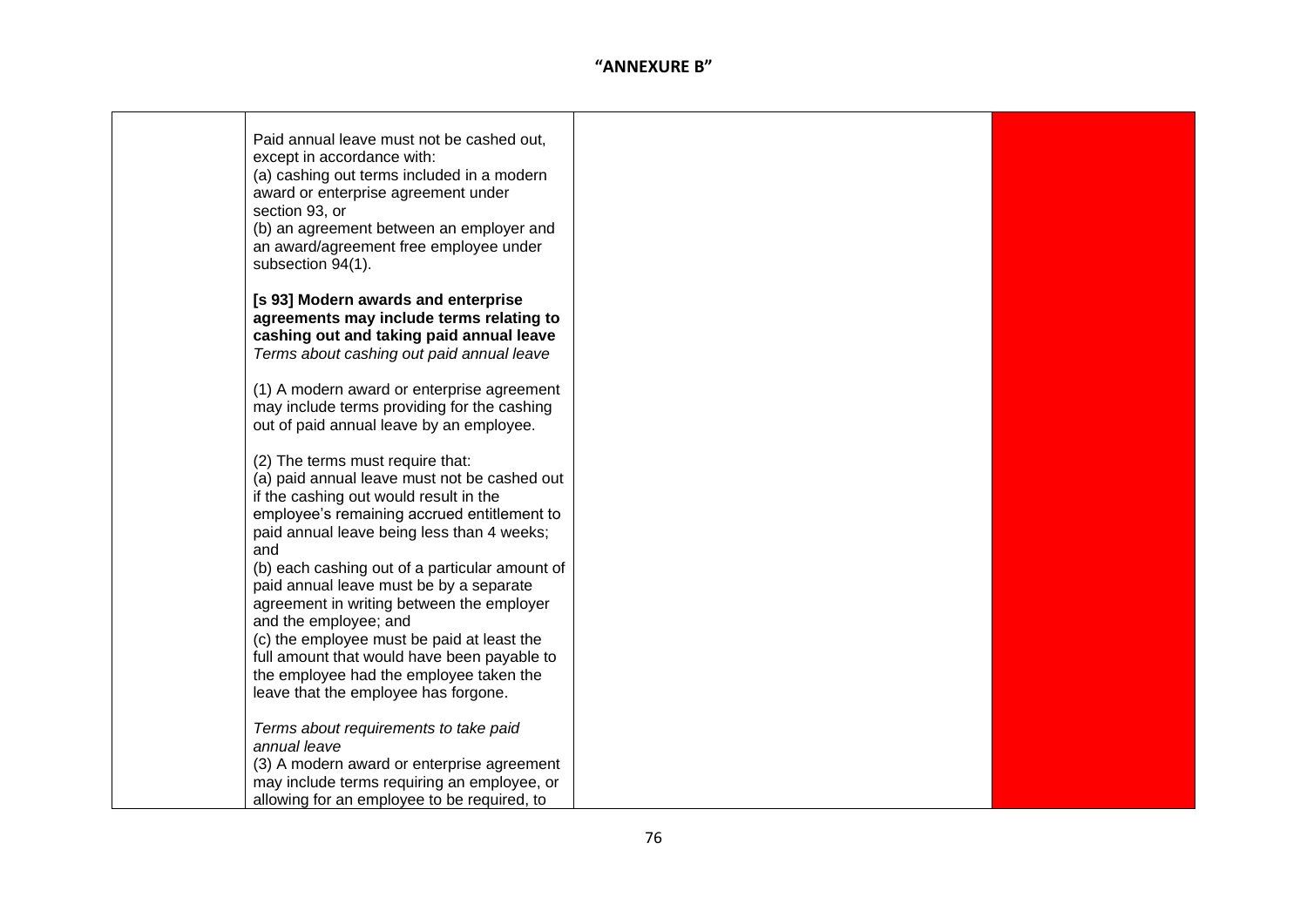# "ANNEXURE B"

| | | | |
|---|---|---|---|
| | Paid annual leave must not be cashed out, except in accordance with:<br>(a) cashing out terms included in a modern award or enterprise agreement under section 93, or<br>(b) an agreement between an employer and an award/agreement free employee under subsection 94(1).<br><br>**[s 93] Modern awards and enterprise agreements may include terms relating to cashing out and taking paid annual leave**<br>*Terms about cashing out paid annual leave*<br><br>(1) A modern award or enterprise agreement may include terms providing for the cashing out of paid annual leave by an employee.<br><br>(2) The terms must require that:<br>(a) paid annual leave must not be cashed out if the cashing out would result in the employee's remaining accrued entitlement to paid annual leave being less than 4 weeks; and<br>(b) each cashing out of a particular amount of paid annual leave must be by a separate agreement in writing between the employer and the employee; and<br>(c) the employee must be paid at least the full amount that would have been payable to the employee had the employee taken the leave that the employee has forgone.<br><br>*Terms about requirements to take paid annual leave*<br>(3) A modern award or enterprise agreement may include terms requiring an employee, or allowing for an employee to be required, to | | |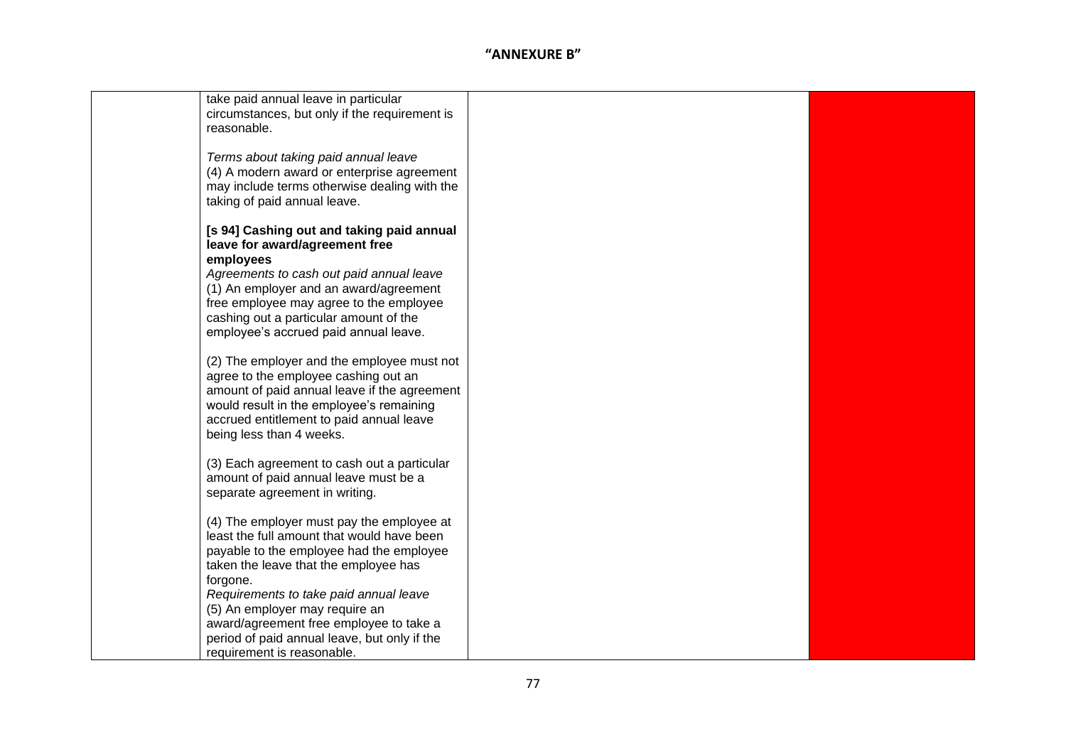# "ANNEXURE B"

| | | | |
|---|---|---|---|
| | take paid annual leave in particular circumstances, but only if the requirement is reasonable.<br><br>*Terms about taking paid annual leave*<br>(4) A modern award or enterprise agreement may include terms otherwise dealing with the taking of paid annual leave.<br><br>**[s 94] Cashing out and taking paid annual leave for award/agreement free employees**<br>*Agreements to cash out paid annual leave*<br>(1) An employer and an award/agreement free employee may agree to the employee cashing out a particular amount of the employee's accrued paid annual leave.<br><br>(2) The employer and the employee must not agree to the employee cashing out an amount of paid annual leave if the agreement would result in the employee's remaining accrued entitlement to paid annual leave being less than 4 weeks.<br><br>(3) Each agreement to cash out a particular amount of paid annual leave must be a separate agreement in writing.<br><br>(4) The employer must pay the employee at least the full amount that would have been payable to the employee had the employee taken the leave that the employee has forgone.<br>*Requirements to take paid annual leave*<br>(5) An employer may require an award/agreement free employee to take a period of paid annual leave, but only if the requirement is reasonable. | | |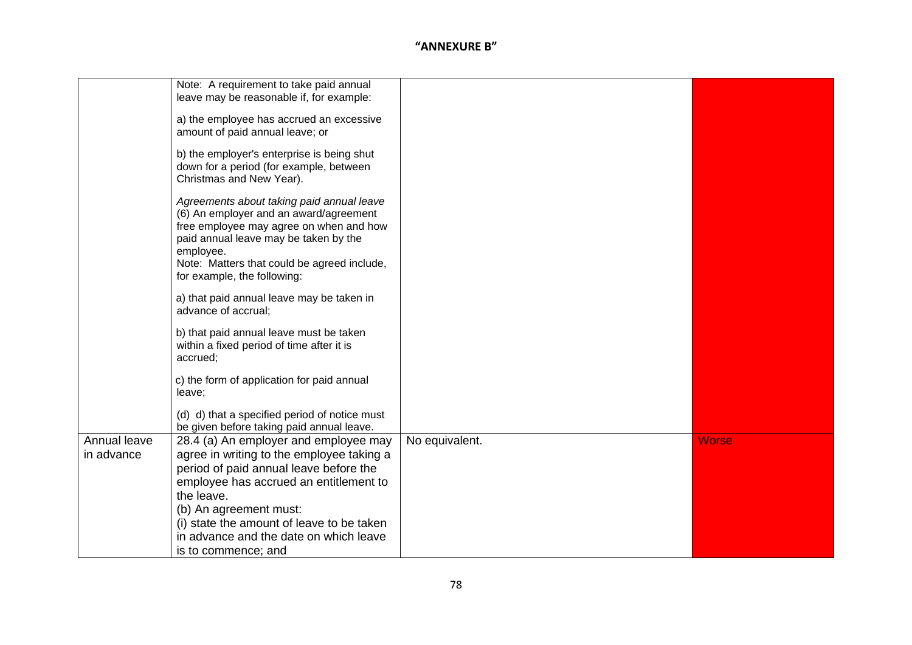**"ANNEXURE B"**

| | | | |
|---|---|---|---|
| | Note: A requirement to take paid annual leave may be reasonable if, for example:<br><br>a) the employee has accrued an excessive amount of paid annual leave; or<br><br>b) the employer's enterprise is being shut down for a period (for example, between Christmas and New Year).<br><br>*Agreements about taking paid annual leave*<br>(6) An employer and an award/agreement free employee may agree on when and how paid annual leave may be taken by the employee.<br>Note: Matters that could be agreed include, for example, the following:<br><br>a) that paid annual leave may be taken in advance of accrual;<br><br>b) that paid annual leave must be taken within a fixed period of time after it is accrued;<br><br>c) the form of application for paid annual leave;<br><br>(d) d) that a specified period of notice must be given before taking paid annual leave. | | |
| Annual leave in advance | 28.4 (a) An employer and employee may agree in writing to the employee taking a period of paid annual leave before the employee has accrued an entitlement to the leave.<br>(b) An agreement must:<br>(i) state the amount of leave to be taken in advance and the date on which leave is to commence; and | No equivalent. | Worse |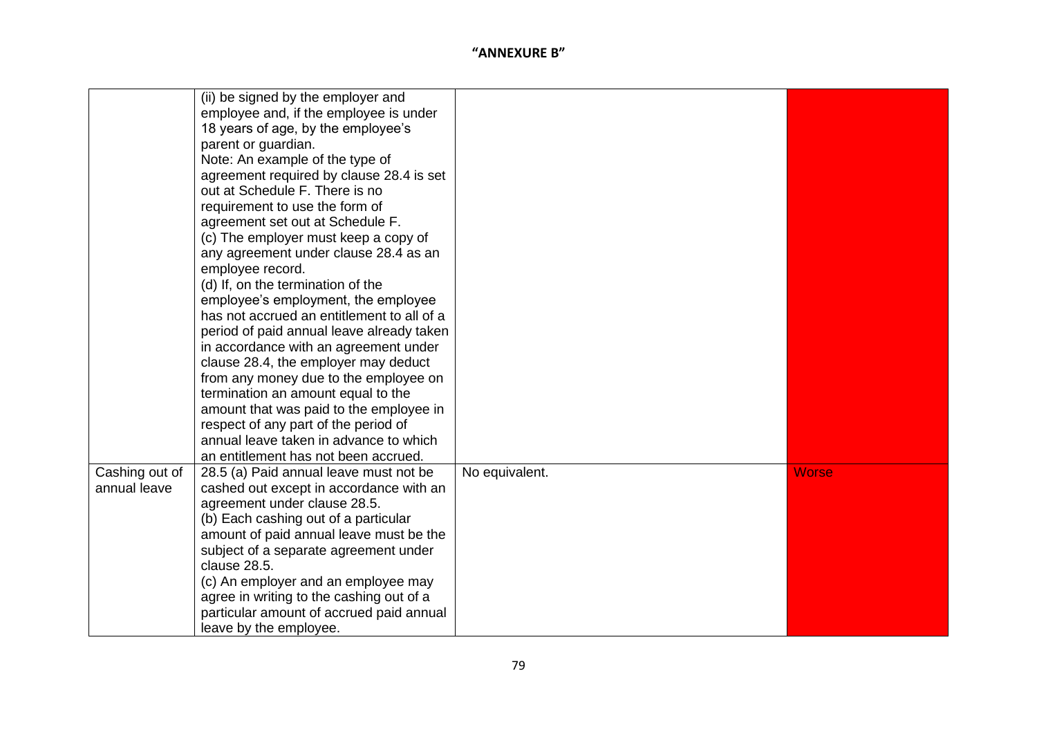# "ANNEXURE B"

| | | | |
|---|---|---|---|
| | (ii) be signed by the employer and employee and, if the employee is under 18 years of age, by the employee's parent or guardian.<br>Note: An example of the type of agreement required by clause 28.4 is set out at Schedule F. There is no requirement to use the form of agreement set out at Schedule F.<br>(c) The employer must keep a copy of any agreement under clause 28.4 as an employee record.<br>(d) If, on the termination of the employee's employment, the employee has not accrued an entitlement to all of a period of paid annual leave already taken in accordance with an agreement under clause 28.4, the employer may deduct from any money due to the employee on termination an amount equal to the amount that was paid to the employee in respect of any part of the period of annual leave taken in advance to which an entitlement has not been accrued. | | |
| Cashing out of annual leave | 28.5 (a) Paid annual leave must not be cashed out except in accordance with an agreement under clause 28.5.<br>(b) Each cashing out of a particular amount of paid annual leave must be the subject of a separate agreement under clause 28.5.<br>(c) An employer and an employee may agree in writing to the cashing out of a particular amount of accrued paid annual leave by the employee. | No equivalent. | Worse |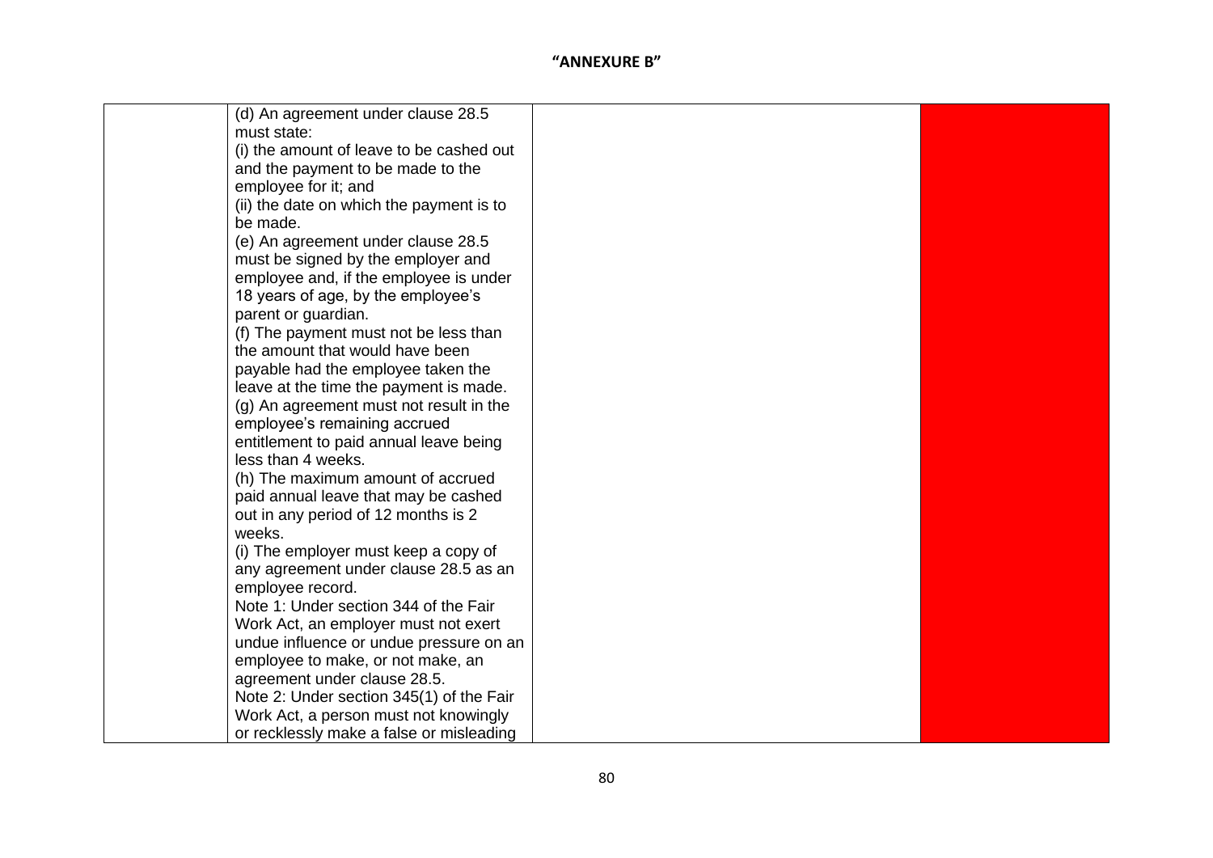"ANNEXURE B"

|  |  |  |  |
|---|---|---|---|
|  | (d) An agreement under clause 28.5 must state:<br>(i) the amount of leave to be cashed out and the payment to be made to the employee for it; and<br>(ii) the date on which the payment is to be made.<br>(e) An agreement under clause 28.5 must be signed by the employer and employee and, if the employee is under 18 years of age, by the employee's parent or guardian.<br>(f) The payment must not be less than the amount that would have been payable had the employee taken the leave at the time the payment is made.<br>(g) An agreement must not result in the employee's remaining accrued entitlement to paid annual leave being less than 4 weeks.<br>(h) The maximum amount of accrued paid annual leave that may be cashed out in any period of 12 months is 2 weeks.<br>(i) The employer must keep a copy of any agreement under clause 28.5 as an employee record.<br>Note 1: Under section 344 of the Fair Work Act, an employer must not exert undue influence or undue pressure on an employee to make, or not make, an agreement under clause 28.5.<br>Note 2: Under section 345(1) of the Fair Work Act, a person must not knowingly or recklessly make a false or misleading |  |  |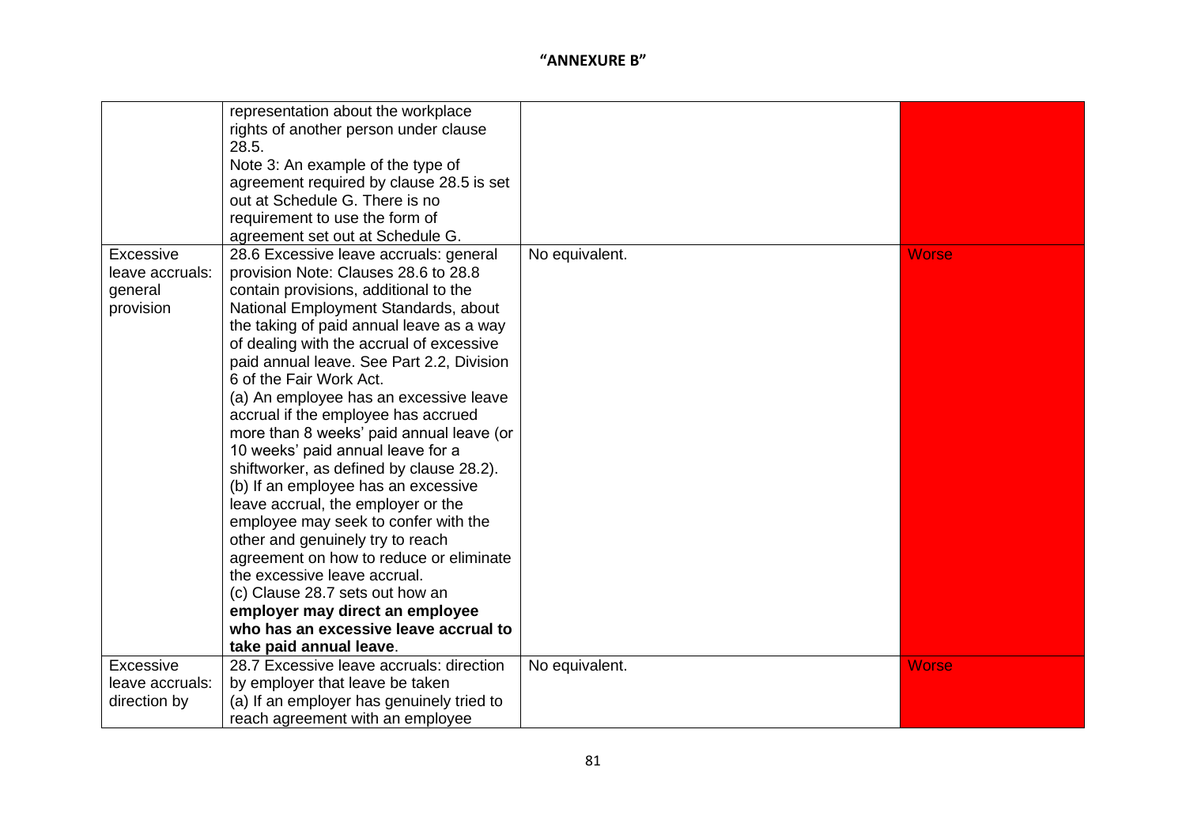**"ANNEXURE B"**

| | | | |
|---|---|---|---|
| | representation about the workplace rights of another person under clause 28.5.<br>Note 3: An example of the type of agreement required by clause 28.5 is set out at Schedule G. There is no requirement to use the form of agreement set out at Schedule G. | | |
| Excessive leave accruals: general provision | 28.6 Excessive leave accruals: general provision Note: Clauses 28.6 to 28.8 contain provisions, additional to the National Employment Standards, about the taking of paid annual leave as a way of dealing with the accrual of excessive paid annual leave. See Part 2.2, Division 6 of the Fair Work Act.<br>(a) An employee has an excessive leave accrual if the employee has accrued more than 8 weeks' paid annual leave (or 10 weeks' paid annual leave for a shiftworker, as defined by clause 28.2).<br>(b) If an employee has an excessive leave accrual, the employer or the employee may seek to confer with the other and genuinely try to reach agreement on how to reduce or eliminate the excessive leave accrual.<br>(c) Clause 28.7 sets out how an **employer may direct an employee who has an excessive leave accrual to take paid annual leave**. | No equivalent. | Worse |
| Excessive leave accruals: direction by | 28.7 Excessive leave accruals: direction by employer that leave be taken<br>(a) If an employer has genuinely tried to reach agreement with an employee | No equivalent. | Worse |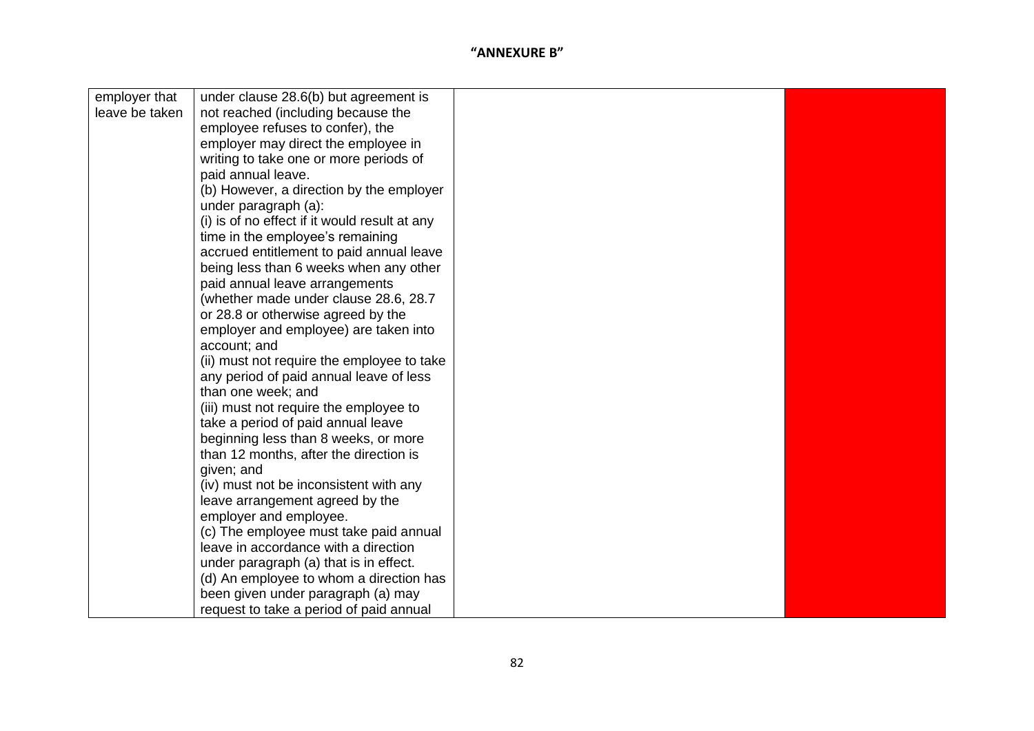**"ANNEXURE B"**

| | | | |
|---|---|---|---|
| employer that leave be taken | under clause 28.6(b) but agreement is not reached (including because the employee refuses to confer), the employer may direct the employee in writing to take one or more periods of paid annual leave.<br>(b) However, a direction by the employer under paragraph (a):<br>(i) is of no effect if it would result at any time in the employee's remaining accrued entitlement to paid annual leave being less than 6 weeks when any other paid annual leave arrangements (whether made under clause 28.6, 28.7 or 28.8 or otherwise agreed by the employer and employee) are taken into account; and<br>(ii) must not require the employee to take any period of paid annual leave of less than one week; and<br>(iii) must not require the employee to take a period of paid annual leave beginning less than 8 weeks, or more than 12 months, after the direction is given; and<br>(iv) must not be inconsistent with any leave arrangement agreed by the employer and employee.<br>(c) The employee must take paid annual leave in accordance with a direction under paragraph (a) that is in effect.<br>(d) An employee to whom a direction has been given under paragraph (a) may request to take a period of paid annual | | |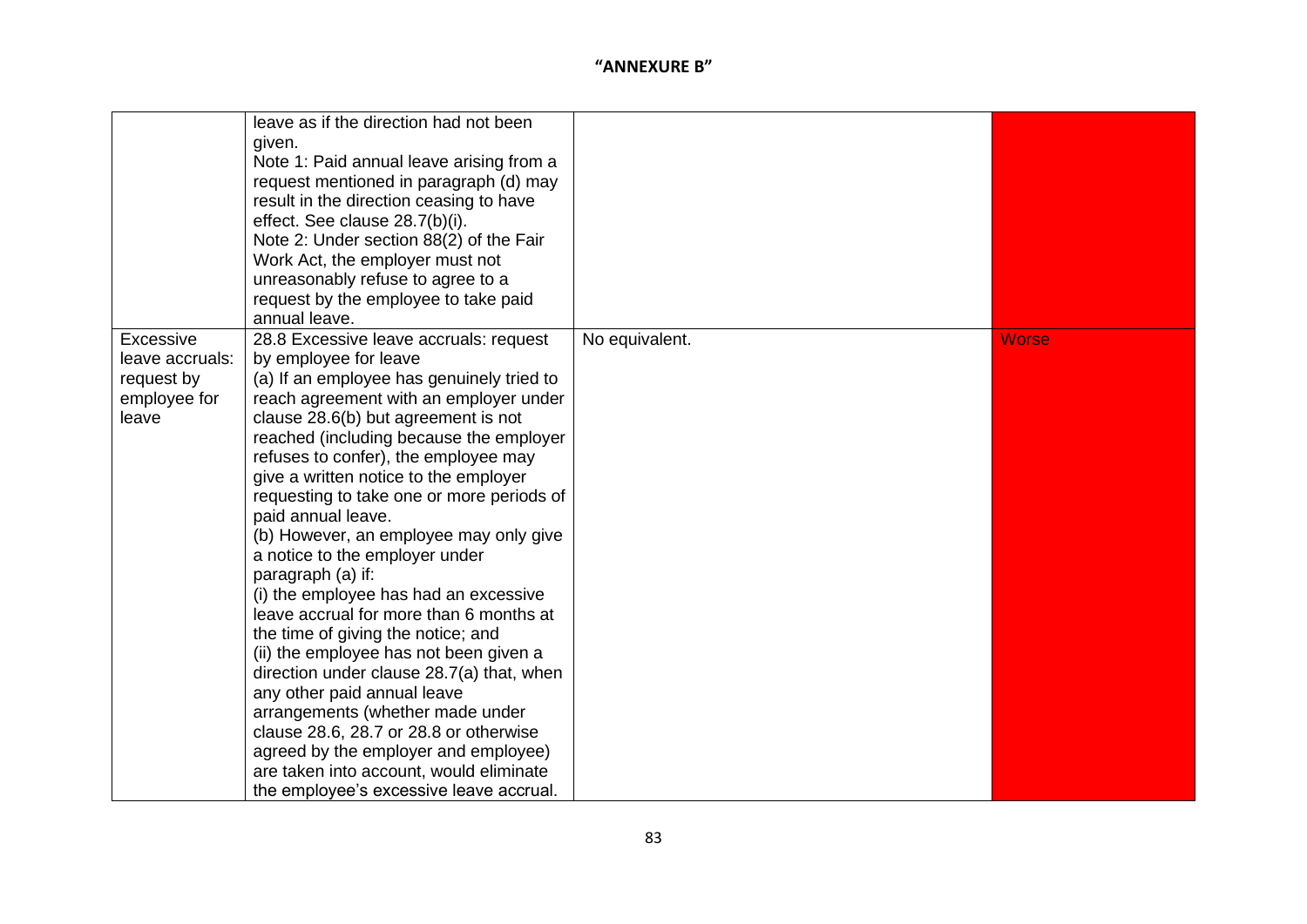**"ANNEXURE B"**

| | | | |
|---|---|---|---|
| | leave as if the direction had not been given.<br>Note 1: Paid annual leave arising from a request mentioned in paragraph (d) may result in the direction ceasing to have effect. See clause 28.7(b)(i).<br>Note 2: Under section 88(2) of the Fair Work Act, the employer must not unreasonably refuse to agree to a request by the employee to take paid annual leave. | | |
| Excessive leave accruals: request by employee for leave | 28.8 Excessive leave accruals: request by employee for leave<br>(a) If an employee has genuinely tried to reach agreement with an employer under clause 28.6(b) but agreement is not reached (including because the employer refuses to confer), the employee may give a written notice to the employer requesting to take one or more periods of paid annual leave.<br>(b) However, an employee may only give a notice to the employer under paragraph (a) if:<br>(i) the employee has had an excessive leave accrual for more than 6 months at the time of giving the notice; and<br>(ii) the employee has not been given a direction under clause 28.7(a) that, when any other paid annual leave arrangements (whether made under clause 28.6, 28.7 or 28.8 or otherwise agreed by the employer and employee) are taken into account, would eliminate the employee's excessive leave accrual. | No equivalent. | Worse |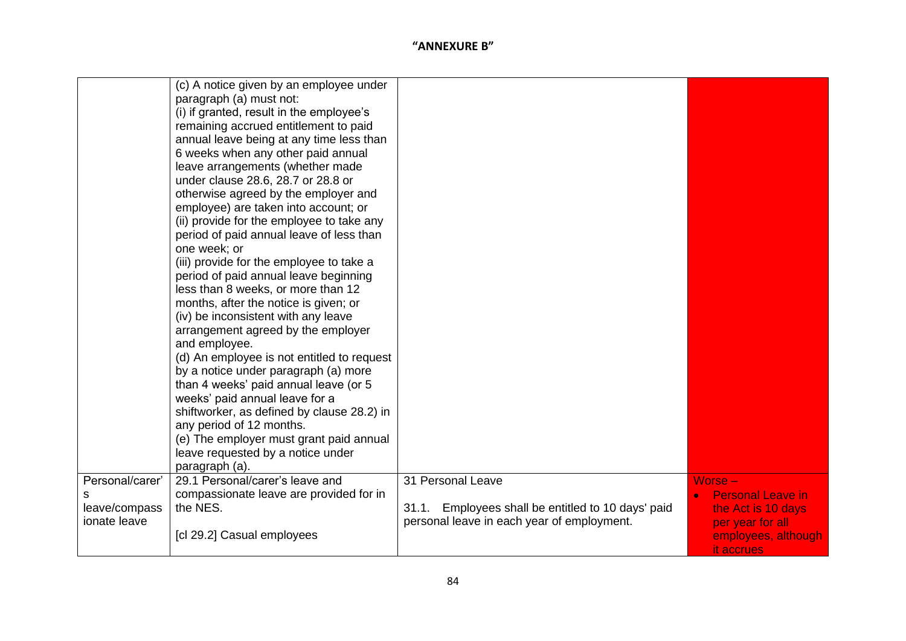**"ANNEXURE B"**

| | | | |
|---|---|---|---|
| | (c) A notice given by an employee under paragraph (a) must not:<br>(i) if granted, result in the employee's remaining accrued entitlement to paid annual leave being at any time less than 6 weeks when any other paid annual leave arrangements (whether made under clause 28.6, 28.7 or 28.8 or otherwise agreed by the employer and employee) are taken into account; or<br>(ii) provide for the employee to take any period of paid annual leave of less than one week; or<br>(iii) provide for the employee to take a period of paid annual leave beginning less than 8 weeks, or more than 12 months, after the notice is given; or<br>(iv) be inconsistent with any leave arrangement agreed by the employer and employee.<br>(d) An employee is not entitled to request by a notice under paragraph (a) more than 4 weeks' paid annual leave (or 5 weeks' paid annual leave for a shiftworker, as defined by clause 28.2) in any period of 12 months.<br>(e) The employer must grant paid annual leave requested by a notice under paragraph (a). | | |
| Personal/carer's leave/compassionate leave | 29.1 Personal/carer's leave and compassionate leave are provided for in the NES.<br><br>[cl 29.2] Casual employees | 31 Personal Leave<br><br>31.1. Employees shall be entitled to 10 days' paid personal leave in each year of employment. | Worse –<br>• Personal Leave in the Act is 10 days per year for all employees, although it accrues |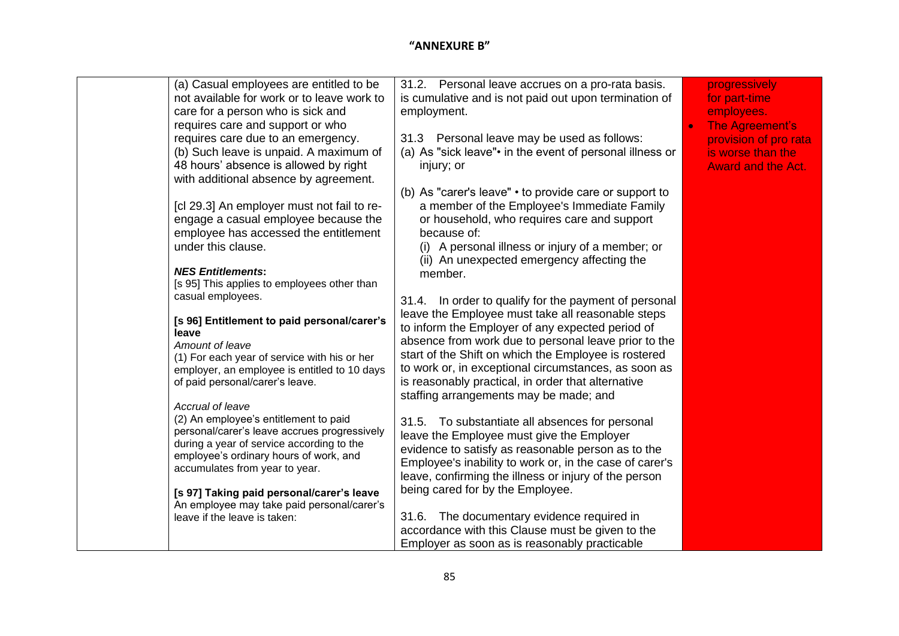**"ANNEXURE B"**

| | | | |
|---|---|---|---|
| | (a) Casual employees are entitled to be not available for work or to leave work to care for a person who is sick and requires care and support or who requires care due to an emergency.<br>(b) Such leave is unpaid. A maximum of 48 hours' absence is allowed by right with additional absence by agreement.<br><br>[cl 29.3] An employer must not fail to re-engage a casual employee because the employee has accessed the entitlement under this clause.<br><br>***NES Entitlements*:**<br>[s 95] This applies to employees other than casual employees.<br><br>**[s 96] Entitlement to paid personal/carer's leave**<br>*Amount of leave*<br>(1) For each year of service with his or her employer, an employee is entitled to 10 days of paid personal/carer's leave.<br><br>*Accrual of leave*<br>(2) An employee's entitlement to paid personal/carer's leave accrues progressively during a year of service according to the employee's ordinary hours of work, and accumulates from year to year.<br><br>**[s 97] Taking paid personal/carer's leave**<br>An employee may take paid personal/carer's leave if the leave is taken: | 31.2. Personal leave accrues on a pro-rata basis. is cumulative and is not paid out upon termination of employment.<br><br>31.3 Personal leave may be used as follows:<br>(a) As "sick leave"• in the event of personal illness or injury; or<br><br>(b) As "carer's leave" • to provide care or support to a member of the Employee's Immediate Family or household, who requires care and support because of:<br>(i) A personal illness or injury of a member; or<br>(ii) An unexpected emergency affecting the member.<br><br>31.4. In order to qualify for the payment of personal leave the Employee must take all reasonable steps to inform the Employer of any expected period of absence from work due to personal leave prior to the start of the Shift on which the Employee is rostered to work or, in exceptional circumstances, as soon as is reasonably practical, in order that alternative staffing arrangements may be made; and<br><br>31.5. To substantiate all absences for personal leave the Employee must give the Employer evidence to satisfy as reasonable person as to the Employee's inability to work or, in the case of carer's leave, confirming the illness or injury of the person being cared for by the Employee.<br><br>31.6. The documentary evidence required in accordance with this Clause must be given to the Employer as soon as is reasonably practicable | progressively for part-time employees.<br>• The Agreement's provision of pro rata is worse than the Award and the Act. |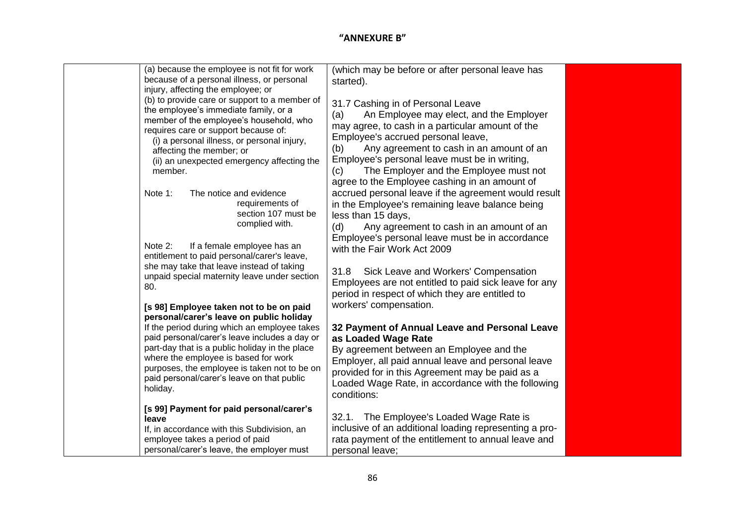**"ANNEXURE B"**

| | | | |
|---|---|---|---|
| | (a) because the employee is not fit for work because of a personal illness, or personal injury, affecting the employee; or<br>(b) to provide care or support to a member of the employee's immediate family, or a member of the employee's household, who requires care or support because of:<br>(i) a personal illness, or personal injury, affecting the member; or<br>(ii) an unexpected emergency affecting the member.<br><br>Note 1: The notice and evidence requirements of section 107 must be complied with.<br><br>Note 2: If a female employee has an entitlement to paid personal/carer's leave, she may take that leave instead of taking unpaid special maternity leave under section 80.<br><br>**[s 98] Employee taken not to be on paid personal/carer's leave on public holiday**<br>If the period during which an employee takes paid personal/carer's leave includes a day or part-day that is a public holiday in the place where the employee is based for work purposes, the employee is taken not to be on paid personal/carer's leave on that public holiday.<br><br>**[s 99] Payment for paid personal/carer's leave**<br>If, in accordance with this Subdivision, an employee takes a period of paid personal/carer's leave, the employer must | (which may be before or after personal leave has started).<br><br>31.7 Cashing in of Personal Leave<br>(a) An Employee may elect, and the Employer may agree, to cash in a particular amount of the Employee's accrued personal leave,<br>(b) Any agreement to cash in an amount of an Employee's personal leave must be in writing,<br>(c) The Employer and the Employee must not agree to the Employee cashing in an amount of accrued personal leave if the agreement would result in the Employee's remaining leave balance being less than 15 days,<br>(d) Any agreement to cash in an amount of an Employee's personal leave must be in accordance with the Fair Work Act 2009<br><br>31.8 Sick Leave and Workers' Compensation<br>Employees are not entitled to paid sick leave for any period in respect of which they are entitled to workers' compensation.<br><br>**32 Payment of Annual Leave and Personal Leave as Loaded Wage Rate**<br>By agreement between an Employee and the Employer, all paid annual leave and personal leave provided for in this Agreement may be paid as a Loaded Wage Rate, in accordance with the following conditions:<br><br>32.1. The Employee's Loaded Wage Rate is inclusive of an additional loading representing a pro-rata payment of the entitlement to annual leave and personal leave; | |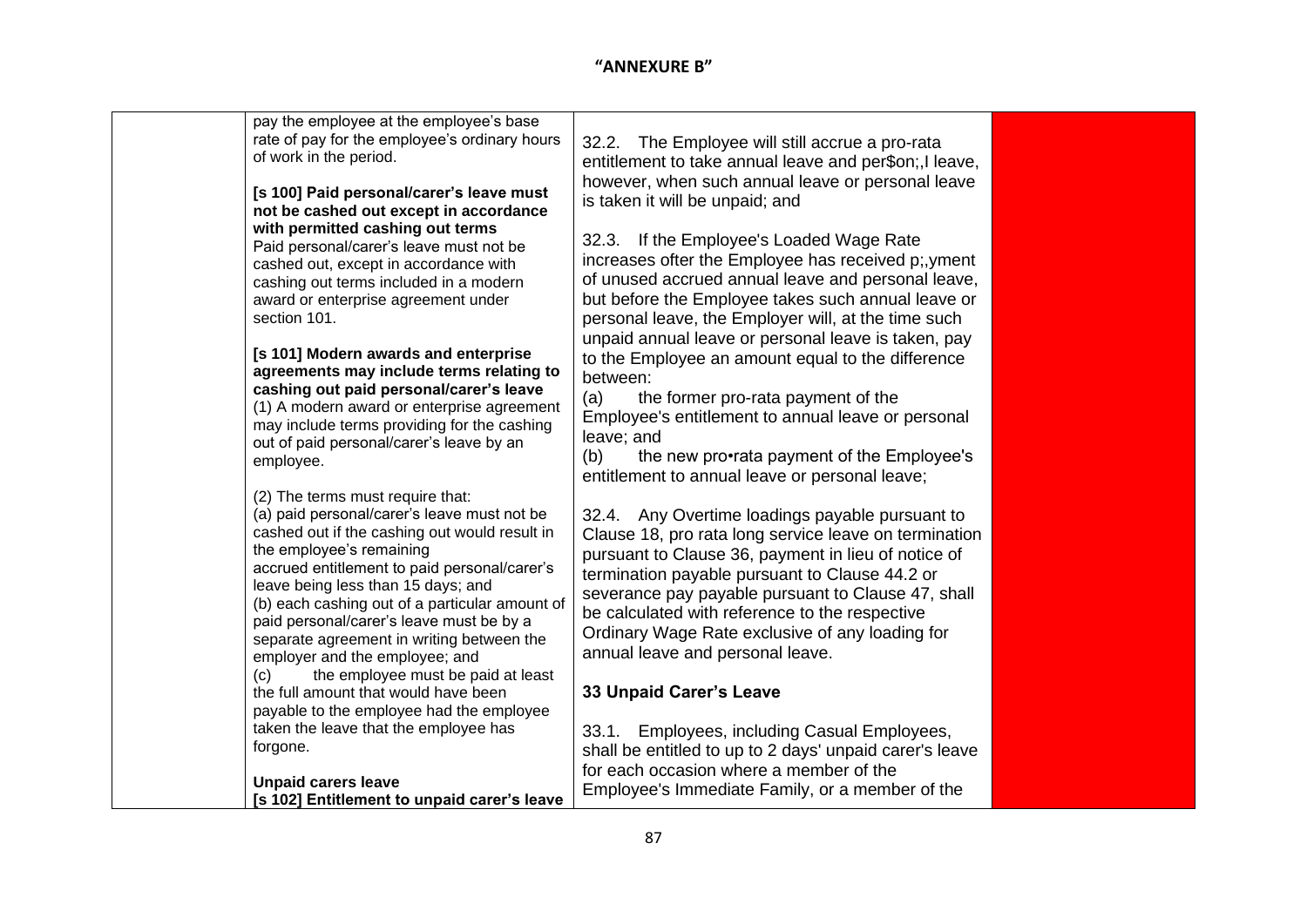**"ANNEXURE B"**

| | | | |
|---|---|---|---|
| | pay the employee at the employee's base rate of pay for the employee's ordinary hours of work in the period.<br><br>**[s 100] Paid personal/carer's leave must not be cashed out except in accordance with permitted cashing out terms**<br>Paid personal/carer's leave must not be cashed out, except in accordance with cashing out terms included in a modern award or enterprise agreement under section 101.<br><br>**[s 101] Modern awards and enterprise agreements may include terms relating to cashing out paid personal/carer's leave**<br>(1) A modern award or enterprise agreement may include terms providing for the cashing out of paid personal/carer's leave by an employee.<br><br>(2) The terms must require that:<br>(a) paid personal/carer's leave must not be cashed out if the cashing out would result in the employee's remaining accrued entitlement to paid personal/carer's leave being less than 15 days; and<br>(b) each cashing out of a particular amount of paid personal/carer's leave must be by a separate agreement in writing between the employer and the employee; and<br>(c) the employee must be paid at least the full amount that would have been payable to the employee had the employee taken the leave that the employee has forgone.<br><br>**Unpaid carers leave**<br>**[s 102] Entitlement to unpaid carer's leave** | 32.2. The Employee will still accrue a pro-rata entitlement to take annual leave and per$on;,I leave, however, when such annual leave or personal leave is taken it will be unpaid; and<br><br>32.3. If the Employee's Loaded Wage Rate increases ofter the Employee has received p;,yment of unused accrued annual leave and personal leave, but before the Employee takes such annual leave or personal leave, the Employer will, at the time such unpaid annual leave or personal leave is taken, pay to the Employee an amount equal to the difference between:<br>(a) the former pro-rata payment of the Employee's entitlement to annual leave or personal leave; and<br>(b) the new pro•rata payment of the Employee's entitlement to annual leave or personal leave;<br><br>32.4. Any Overtime loadings payable pursuant to Clause 18, pro rata long service leave on termination pursuant to Clause 36, payment in lieu of notice of termination payable pursuant to Clause 44.2 or severance pay payable pursuant to Clause 47, shall be calculated with reference to the respective Ordinary Wage Rate exclusive of any loading for annual leave and personal leave.<br><br>**33 Unpaid Carer's Leave**<br><br>33.1. Employees, including Casual Employees, shall be entitled to up to 2 days' unpaid carer's leave for each occasion where a member of the Employee's Immediate Family, or a member of the | |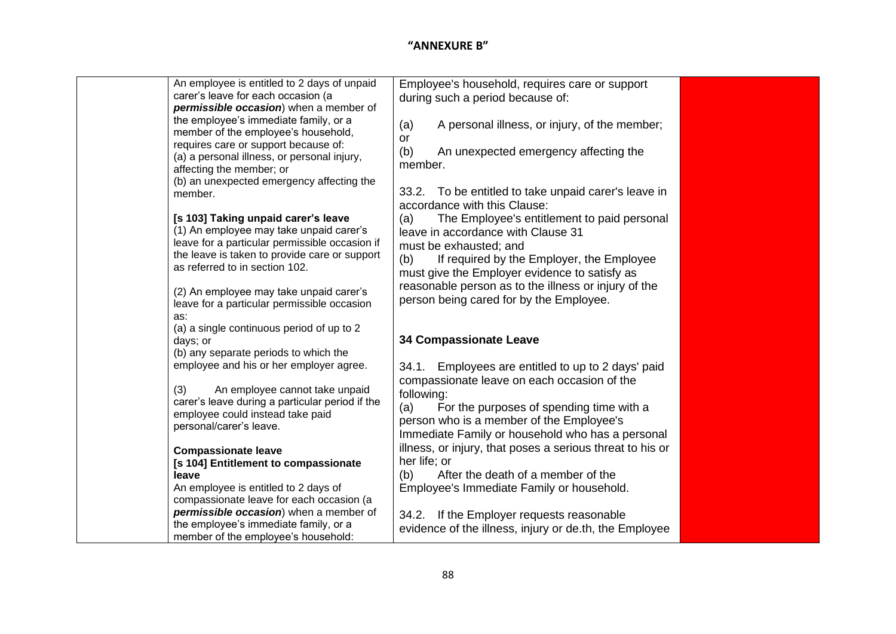**"ANNEXURE B"**

| | | | |
|---|---|---|---|
| | An employee is entitled to 2 days of unpaid carer's leave for each occasion (a ***permissible occasion***) when a member of the employee's immediate family, or a member of the employee's household, requires care or support because of:<br>(a) a personal illness, or personal injury, affecting the member; or<br>(b) an unexpected emergency affecting the member.<br><br>**[s 103] Taking unpaid carer's leave**<br>(1) An employee may take unpaid carer's leave for a particular permissible occasion if the leave is taken to provide care or support as referred to in section 102.<br><br>(2) An employee may take unpaid carer's leave for a particular permissible occasion as:<br>(a) a single continuous period of up to 2 days; or<br>(b) any separate periods to which the employee and his or her employer agree.<br><br>(3) An employee cannot take unpaid carer's leave during a particular period if the employee could instead take paid personal/carer's leave.<br><br>**Compassionate leave**<br>**[s 104] Entitlement to compassionate leave**<br>An employee is entitled to 2 days of compassionate leave for each occasion (a ***permissible occasion***) when a member of the employee's immediate family, or a member of the employee's household: | Employee's household, requires care or support during such a period because of:<br><br>(a) A personal illness, or injury, of the member; or<br>(b) An unexpected emergency affecting the member.<br><br>33.2. To be entitled to take unpaid carer's leave in accordance with this Clause:<br>(a) The Employee's entitlement to paid personal leave in accordance with Clause 31 must be exhausted; and<br>(b) If required by the Employer, the Employee must give the Employer evidence to satisfy as reasonable person as to the illness or injury of the person being cared for by the Employee.<br><br>**34 Compassionate Leave**<br><br>34.1. Employees are entitled to up to 2 days' paid compassionate leave on each occasion of the following:<br>(a) For the purposes of spending time with a person who is a member of the Employee's Immediate Family or household who has a personal illness, or injury, that poses a serious threat to his or her life; or<br>(b) After the death of a member of the Employee's Immediate Family or household.<br><br>34.2. If the Employer requests reasonable evidence of the illness, injury or de.th, the Employee | |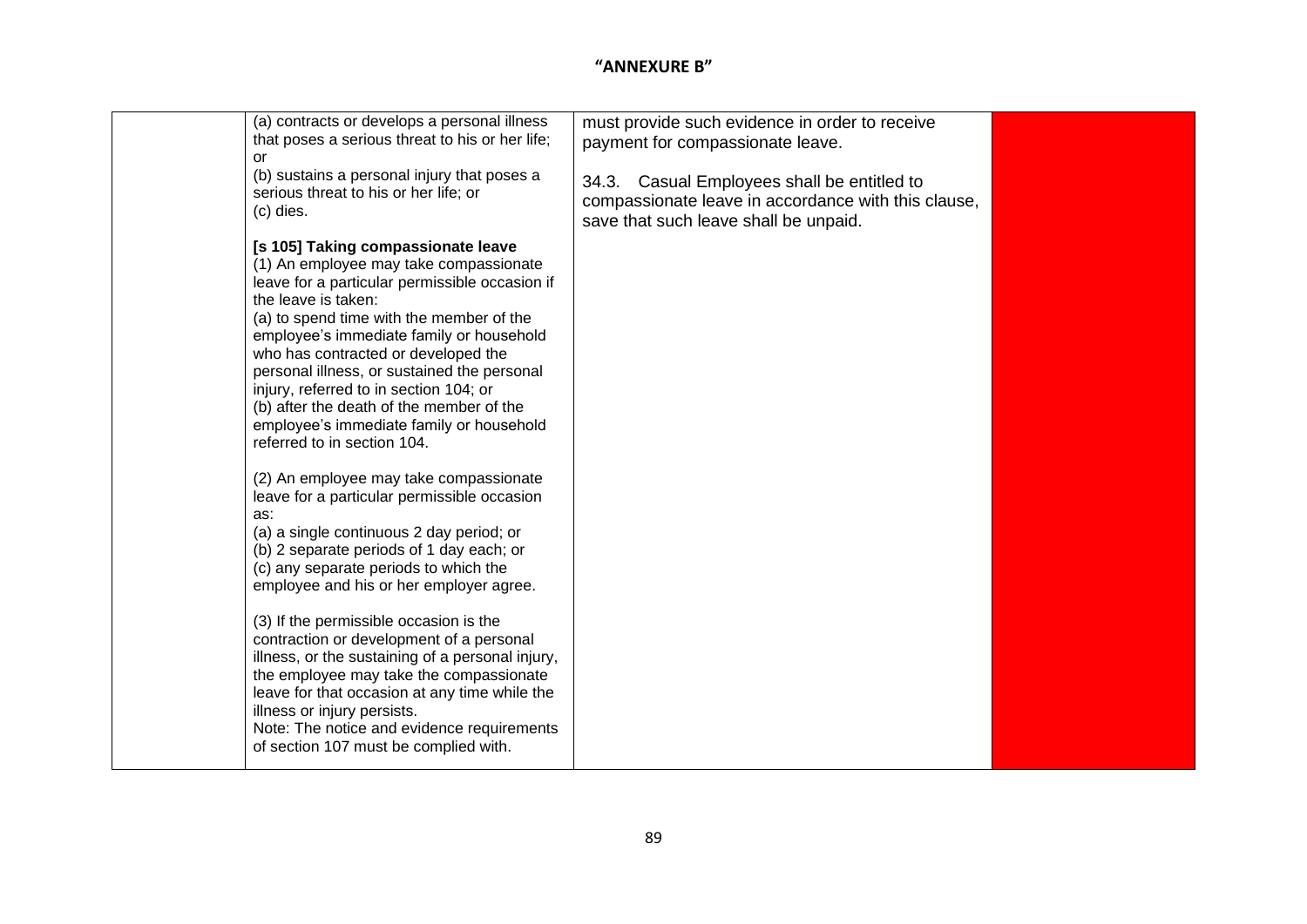**"ANNEXURE B"**

| | | | |
|---|---|---|---|
| | (a) contracts or develops a personal illness that poses a serious threat to his or her life; or<br>(b) sustains a personal injury that poses a serious threat to his or her life; or<br>(c) dies.<br><br>**[s 105] Taking compassionate leave**<br>(1) An employee may take compassionate leave for a particular permissible occasion if the leave is taken:<br>(a) to spend time with the member of the employee's immediate family or household who has contracted or developed the personal illness, or sustained the personal injury, referred to in section 104; or<br>(b) after the death of the member of the employee's immediate family or household referred to in section 104.<br><br>(2) An employee may take compassionate leave for a particular permissible occasion as:<br>(a) a single continuous 2 day period; or<br>(b) 2 separate periods of 1 day each; or<br>(c) any separate periods to which the employee and his or her employer agree.<br><br>(3) If the permissible occasion is the contraction or development of a personal illness, or the sustaining of a personal injury, the employee may take the compassionate leave for that occasion at any time while the illness or injury persists.<br>Note: The notice and evidence requirements of section 107 must be complied with. | must provide such evidence in order to receive payment for compassionate leave.<br><br>34.3. Casual Employees shall be entitled to compassionate leave in accordance with this clause, save that such leave shall be unpaid. | |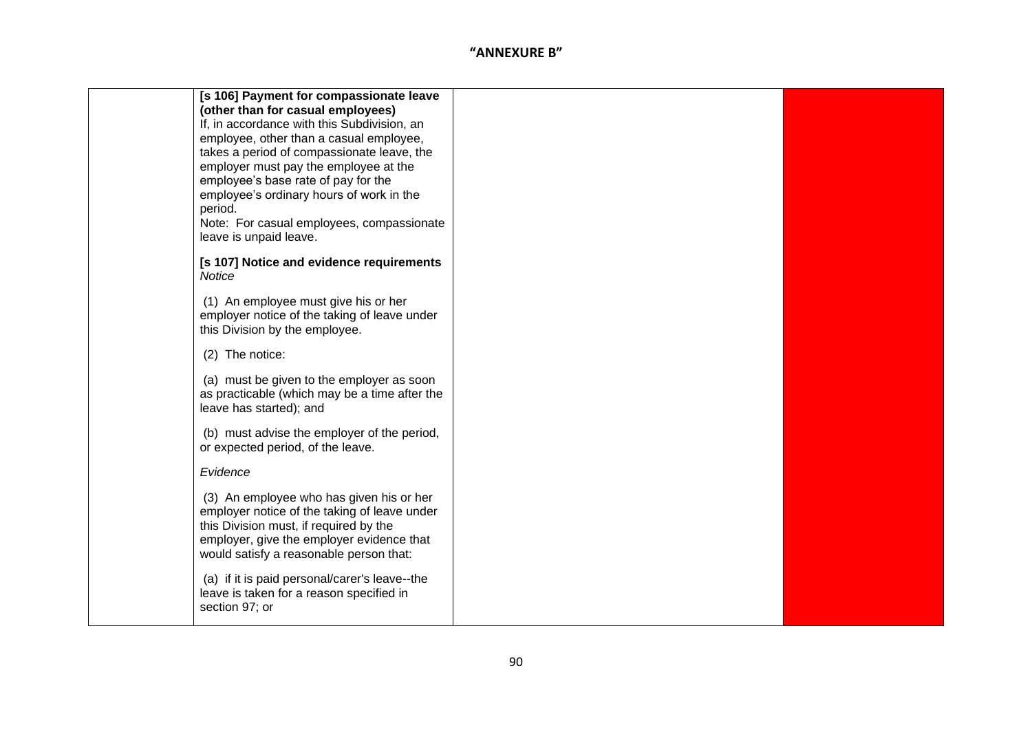**"ANNEXURE B"**

| | | | |
|---|---|---|---|
| | **[s 106] Payment for compassionate leave (other than for casual employees)**<br>If, in accordance with this Subdivision, an employee, other than a casual employee, takes a period of compassionate leave, the employer must pay the employee at the employee's base rate of pay for the employee's ordinary hours of work in the period.<br>Note: For casual employees, compassionate leave is unpaid leave.<br><br>**[s 107] Notice and evidence requirements**<br>*Notice*<br><br>(1) An employee must give his or her employer notice of the taking of leave under this Division by the employee.<br><br>(2) The notice:<br><br>(a) must be given to the employer as soon as practicable (which may be a time after the leave has started); and<br><br>(b) must advise the employer of the period, or expected period, of the leave.<br><br>*Evidence*<br><br>(3) An employee who has given his or her employer notice of the taking of leave under this Division must, if required by the employer, give the employer evidence that would satisfy a reasonable person that:<br><br>(a) if it is paid personal/carer's leave--the leave is taken for a reason specified in section 97; or | | |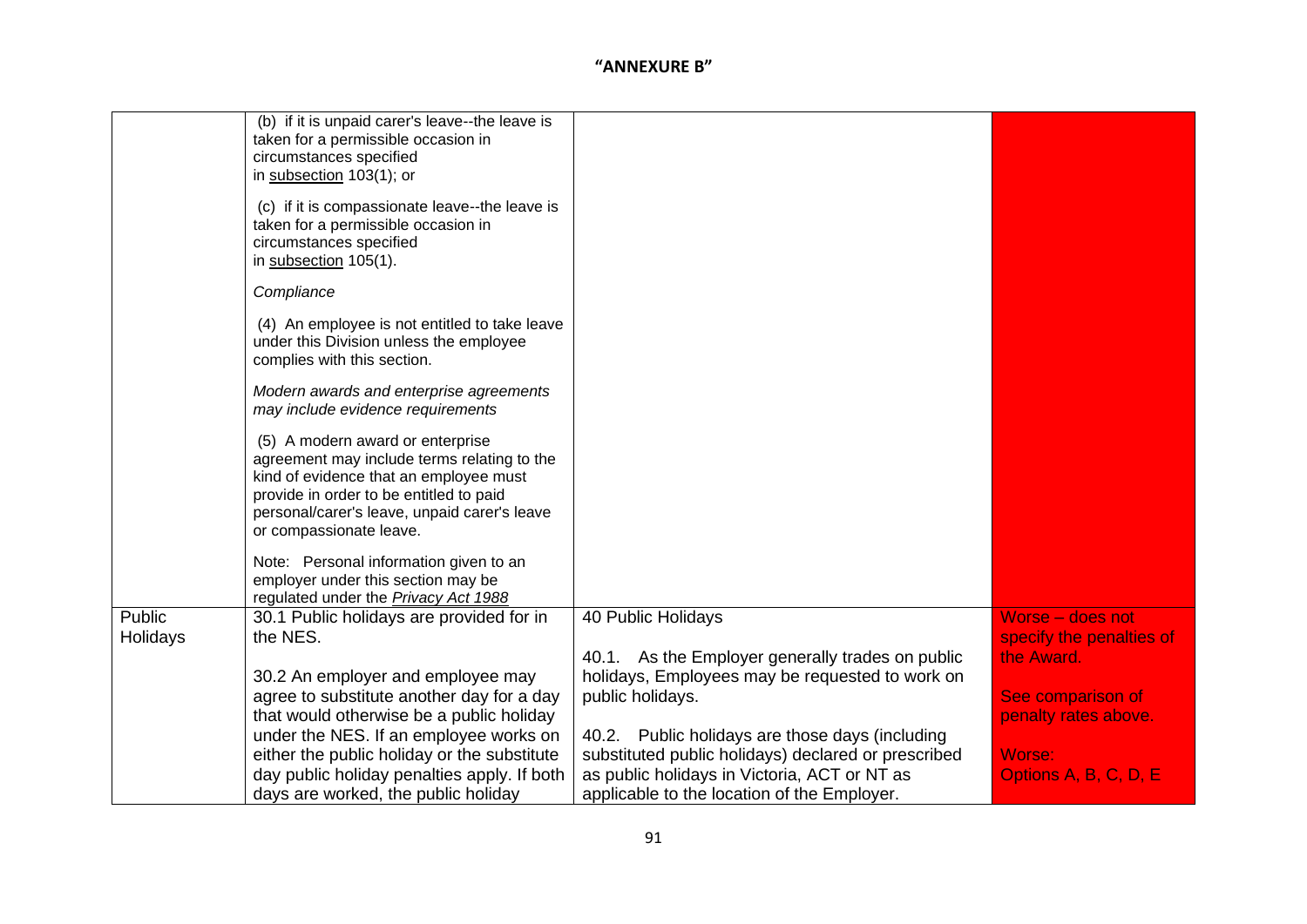**"ANNEXURE B"**

| | | | |
|---|---|---|---|
| | (b) if it is unpaid carer's leave--the leave is taken for a permissible occasion in circumstances specified in subsection 103(1); or<br><br>(c) if it is compassionate leave--the leave is taken for a permissible occasion in circumstances specified in subsection 105(1).<br><br>*Compliance*<br><br>(4) An employee is not entitled to take leave under this Division unless the employee complies with this section.<br><br>*Modern awards and enterprise agreements may include evidence requirements*<br><br>(5) A modern award or enterprise agreement may include terms relating to the kind of evidence that an employee must provide in order to be entitled to paid personal/carer's leave, unpaid carer's leave or compassionate leave.<br><br>Note: Personal information given to an employer under this section may be regulated under the *Privacy Act 1988* | | |
| Public Holidays | 30.1 Public holidays are provided for in the NES.<br><br>30.2 An employer and employee may agree to substitute another day for a day that would otherwise be a public holiday under the NES. If an employee works on either the public holiday or the substitute day public holiday penalties apply. If both days are worked, the public holiday | 40 Public Holidays<br><br>40.1. As the Employer generally trades on public holidays, Employees may be requested to work on public holidays.<br><br>40.2. Public holidays are those days (including substituted public holidays) declared or prescribed as public holidays in Victoria, ACT or NT as applicable to the location of the Employer. | Worse – does not specify the penalties of the Award.<br><br>See comparison of penalty rates above.<br><br>Worse:<br>Options A, B, C, D, E |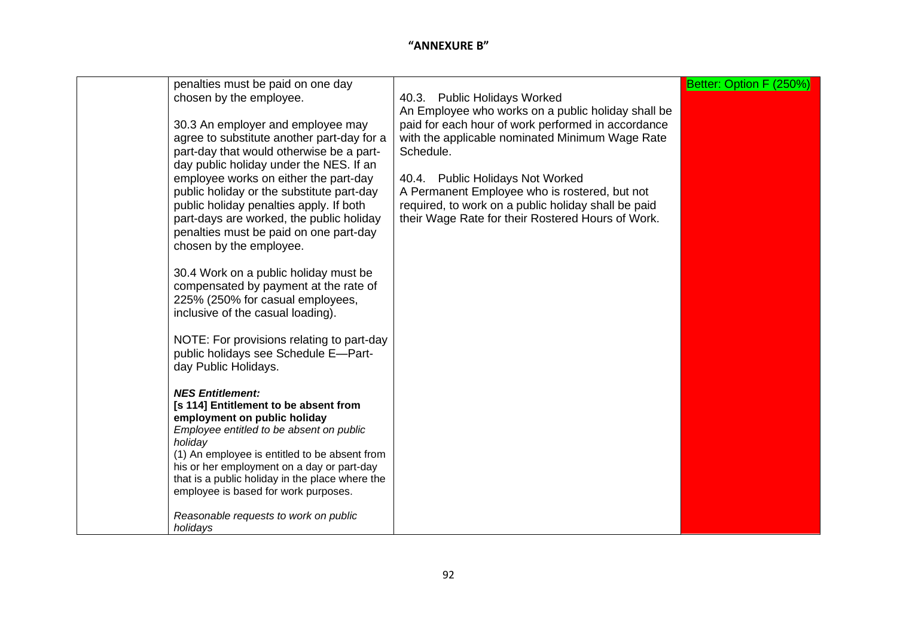**"ANNEXURE B"**

| | | | |
|---|---|---|---|
| | penalties must be paid on one day chosen by the employee.<br><br>30.3 An employer and employee may agree to substitute another part-day for a part-day that would otherwise be a part-day public holiday under the NES. If an employee works on either the part-day public holiday or the substitute part-day public holiday penalties apply. If both part-days are worked, the public holiday penalties must be paid on one part-day chosen by the employee.<br><br>30.4 Work on a public holiday must be compensated by payment at the rate of 225% (250% for casual employees, inclusive of the casual loading).<br><br>NOTE: For provisions relating to part-day public holidays see Schedule E—Part-day Public Holidays.<br><br>***NES Entitlement:***<br>**[s 114] Entitlement to be absent from employment on public holiday**<br>*Employee entitled to be absent on public holiday*<br>(1) An employee is entitled to be absent from his or her employment on a day or part-day that is a public holiday in the place where the employee is based for work purposes.<br><br>*Reasonable requests to work on public holidays* | 40.3. Public Holidays Worked<br>An Employee who works on a public holiday shall be paid for each hour of work performed in accordance with the applicable nominated Minimum Wage Rate Schedule.<br><br>40.4. Public Holidays Not Worked<br>A Permanent Employee who is rostered, but not required, to work on a public holiday shall be paid their Wage Rate for their Rostered Hours of Work. | Better: Option F (250%) |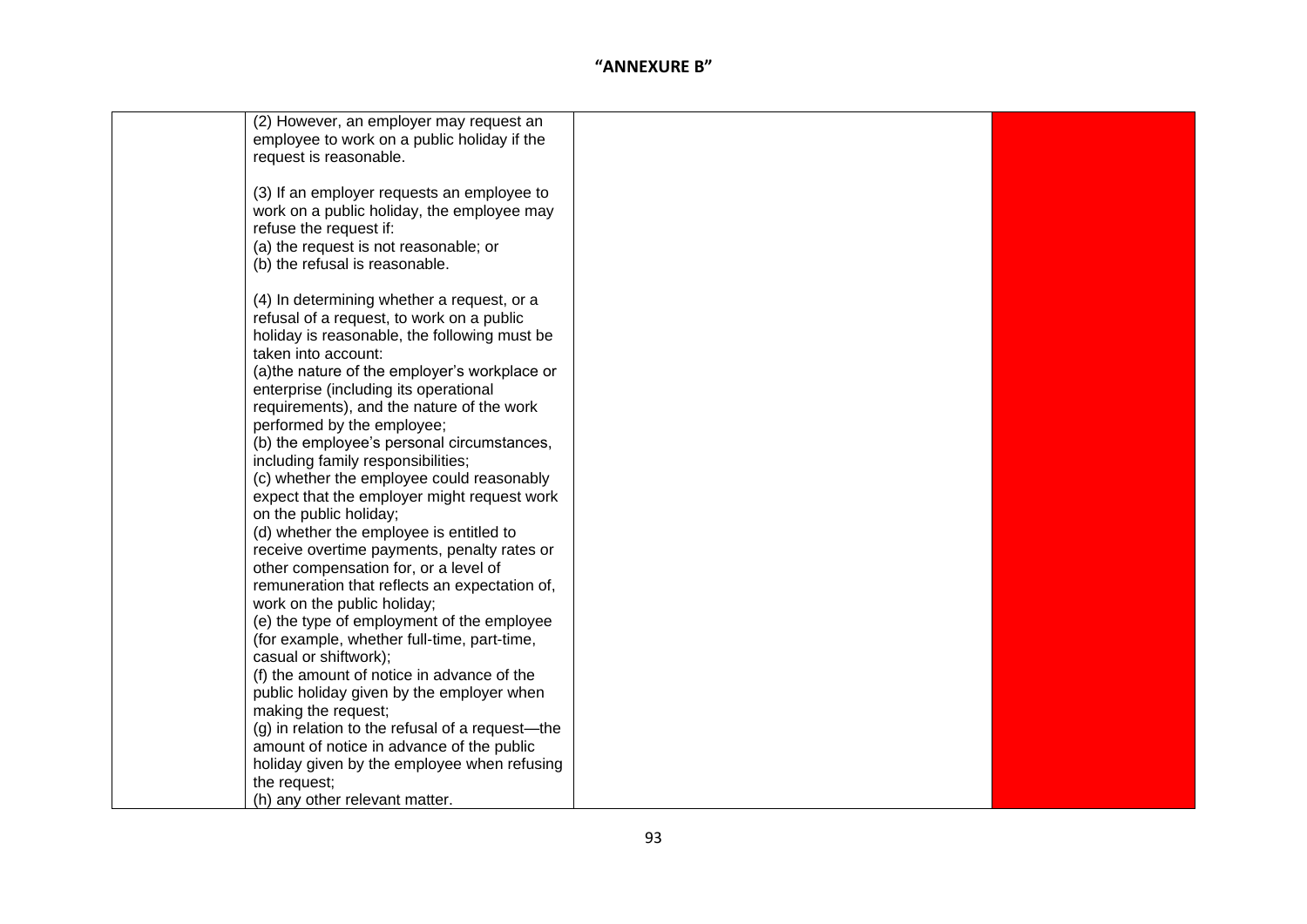**"ANNEXURE B"**

| | | | |
|---|---|---|---|
| | (2) However, an employer may request an employee to work on a public holiday if the request is reasonable.<br><br>(3) If an employer requests an employee to work on a public holiday, the employee may refuse the request if:<br>(a) the request is not reasonable; or<br>(b) the refusal is reasonable.<br><br>(4) In determining whether a request, or a refusal of a request, to work on a public holiday is reasonable, the following must be taken into account:<br>(a)the nature of the employer's workplace or enterprise (including its operational requirements), and the nature of the work performed by the employee;<br>(b) the employee's personal circumstances, including family responsibilities;<br>(c) whether the employee could reasonably expect that the employer might request work on the public holiday;<br>(d) whether the employee is entitled to receive overtime payments, penalty rates or other compensation for, or a level of remuneration that reflects an expectation of, work on the public holiday;<br>(e) the type of employment of the employee (for example, whether full-time, part-time, casual or shiftwork);<br>(f) the amount of notice in advance of the public holiday given by the employer when making the request;<br>(g) in relation to the refusal of a request—the amount of notice in advance of the public holiday given by the employee when refusing the request;<br>(h) any other relevant matter. | | |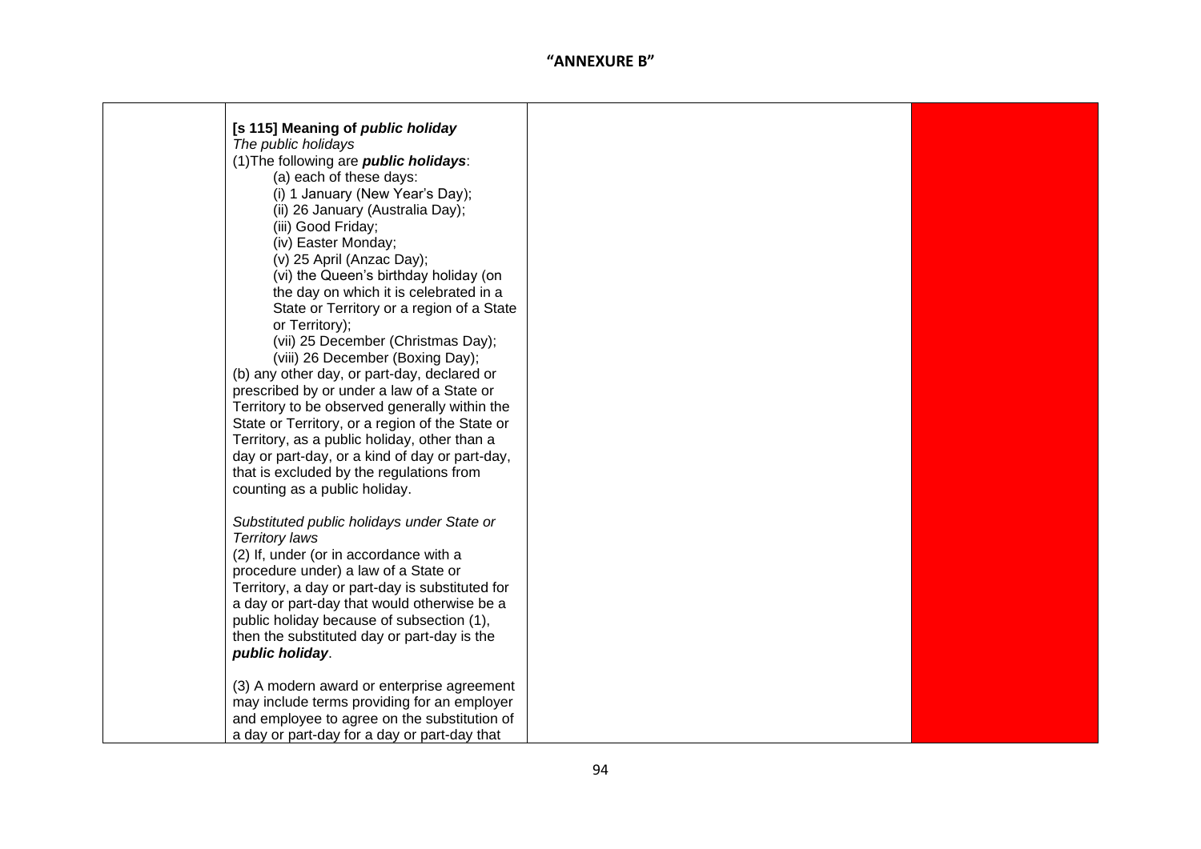## "ANNEXURE B"

| | | | |
|---|---|---|---|
| | **[s 115] Meaning of *public holiday***<br>*The public holidays*<br>(1)The following are ***public holidays***:<br>(a) each of these days:<br>(i) 1 January (New Year's Day);<br>(ii) 26 January (Australia Day);<br>(iii) Good Friday;<br>(iv) Easter Monday;<br>(v) 25 April (Anzac Day);<br>(vi) the Queen's birthday holiday (on the day on which it is celebrated in a State or Territory or a region of a State or Territory);<br>(vii) 25 December (Christmas Day);<br>(viii) 26 December (Boxing Day);<br>(b) any other day, or part-day, declared or prescribed by or under a law of a State or Territory to be observed generally within the State or Territory, or a region of the State or Territory, as a public holiday, other than a day or part-day, or a kind of day or part-day, that is excluded by the regulations from counting as a public holiday.<br><br>*Substituted public holidays under State or Territory laws*<br>(2) If, under (or in accordance with a procedure under) a law of a State or Territory, a day or part-day is substituted for a day or part-day that would otherwise be a public holiday because of subsection (1), then the substituted day or part-day is the ***public holiday***.<br><br>(3) A modern award or enterprise agreement may include terms providing for an employer and employee to agree on the substitution of a day or part-day for a day or part-day that | | |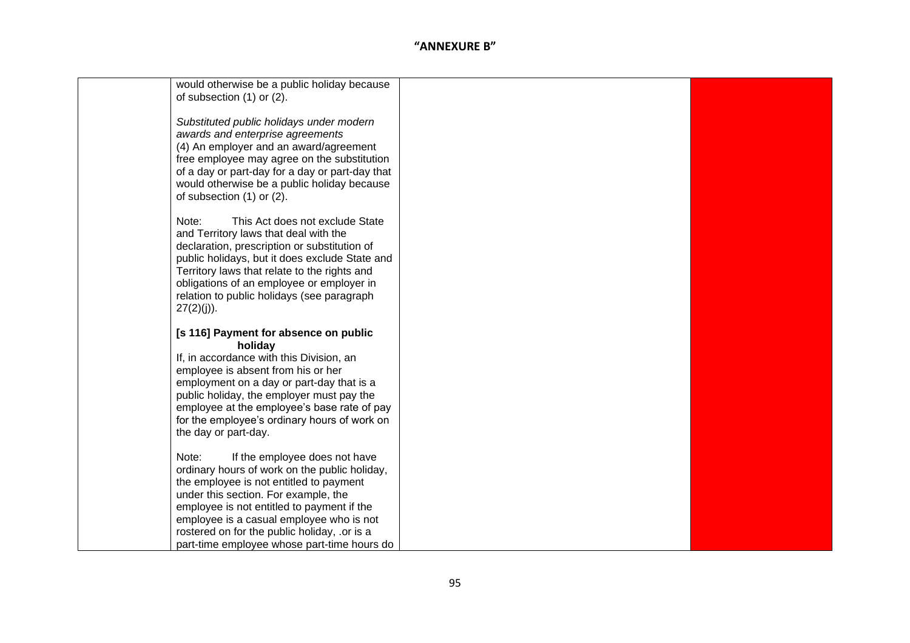**"ANNEXURE B"**

| | | | |
|---|---|---|---|
| | would otherwise be a public holiday because of subsection (1) or (2).<br><br>*Substituted public holidays under modern awards and enterprise agreements*<br>(4) An employer and an award/agreement free employee may agree on the substitution of a day or part-day for a day or part-day that would otherwise be a public holiday because of subsection (1) or (2).<br><br>Note: This Act does not exclude State and Territory laws that deal with the declaration, prescription or substitution of public holidays, but it does exclude State and Territory laws that relate to the rights and obligations of an employee or employer in relation to public holidays (see paragraph 27(2)(j)).<br><br>**[s 116] Payment for absence on public holiday**<br>If, in accordance with this Division, an employee is absent from his or her employment on a day or part-day that is a public holiday, the employer must pay the employee at the employee's base rate of pay for the employee's ordinary hours of work on the day or part-day.<br><br>Note: If the employee does not have ordinary hours of work on the public holiday, the employee is not entitled to payment under this section. For example, the employee is not entitled to payment if the employee is a casual employee who is not rostered on for the public holiday, .or is a part-time employee whose part-time hours do | | |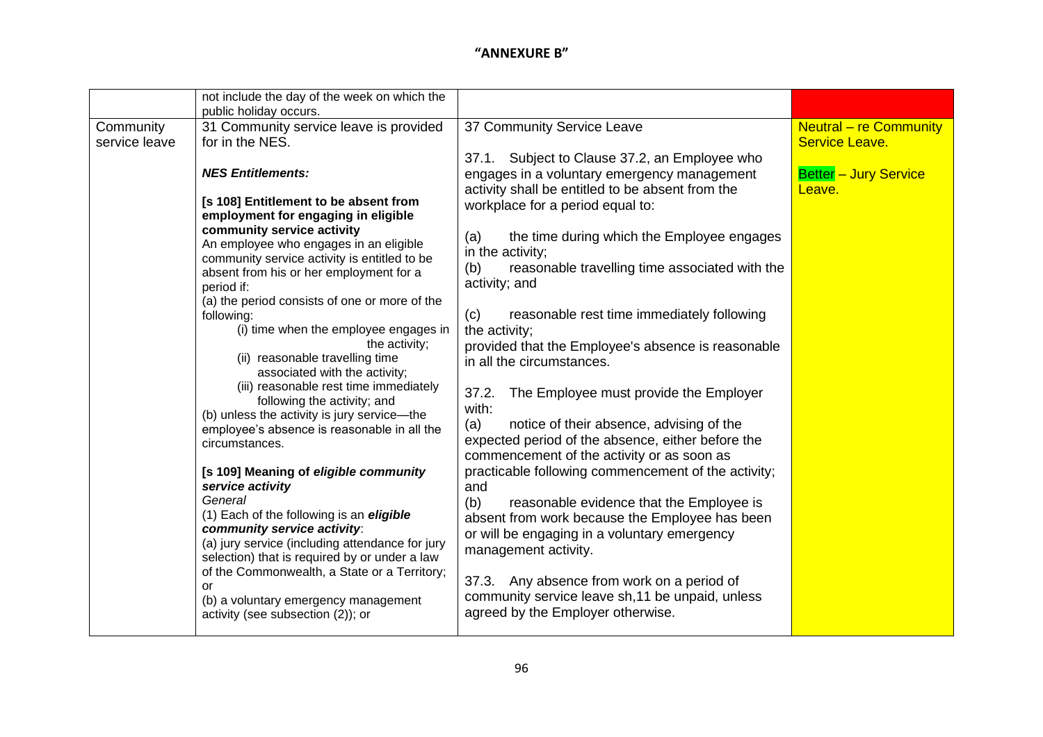**"ANNEXURE B"**

| | | | |
|---|---|---|---|
| | not include the day of the week on which the public holiday occurs. | | |
| Community service leave | 31 Community service leave is provided for in the NES.<br><br>***NES Entitlements:***<br><br>**[s 108] Entitlement to be absent from employment for engaging in eligible community service activity**<br>An employee who engages in an eligible community service activity is entitled to be absent from his or her employment for a period if:<br>(a) the period consists of one or more of the following:<br>(i) time when the employee engages in the activity;<br>(ii) reasonable travelling time associated with the activity;<br>(iii) reasonable rest time immediately following the activity; and<br>(b) unless the activity is jury service—the employee's absence is reasonable in all the circumstances.<br><br>**[s 109] Meaning of *eligible community service activity***<br>*General*<br>(1) Each of the following is an ***eligible community service activity***:<br>(a) jury service (including attendance for jury selection) that is required by or under a law of the Commonwealth, a State or a Territory; or<br>(b) a voluntary emergency management activity (see subsection (2)); or | 37 Community Service Leave<br><br>37.1. Subject to Clause 37.2, an Employee who engages in a voluntary emergency management activity shall be entitled to be absent from the workplace for a period equal to:<br><br>(a) the time during which the Employee engages in the activity;<br>(b) reasonable travelling time associated with the activity; and<br><br>(c) reasonable rest time immediately following the activity;<br>provided that the Employee's absence is reasonable in all the circumstances.<br><br>37.2. The Employee must provide the Employer with:<br>(a) notice of their absence, advising of the expected period of the absence, either before the commencement of the activity or as soon as practicable following commencement of the activity; and<br>(b) reasonable evidence that the Employee is absent from work because the Employee has been or will be engaging in a voluntary emergency management activity.<br><br>37.3. Any absence from work on a period of community service leave sh,11 be unpaid, unless agreed by the Employer otherwise. | Neutral – re Community Service Leave.<br><br>Better – Jury Service Leave. |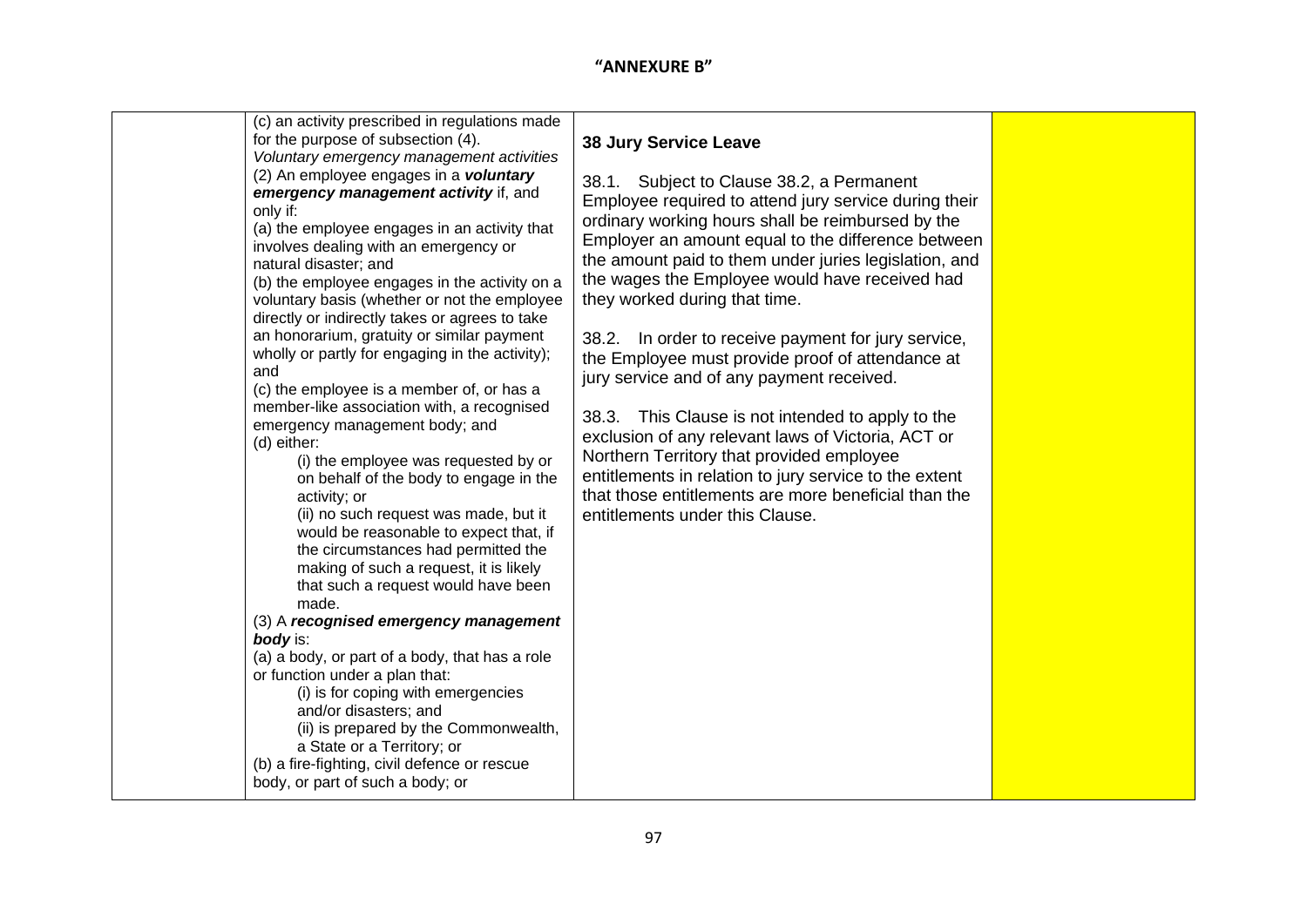**"ANNEXURE B"**

| | | | |
|---|---|---|---|
| | (c) an activity prescribed in regulations made for the purpose of subsection (4).<br>*Voluntary emergency management activities*<br>(2) An employee engages in a ***voluntary emergency management activity*** if, and only if:<br>(a) the employee engages in an activity that involves dealing with an emergency or natural disaster; and<br>(b) the employee engages in the activity on a voluntary basis (whether or not the employee directly or indirectly takes or agrees to take an honorarium, gratuity or similar payment wholly or partly for engaging in the activity); and<br>(c) the employee is a member of, or has a member-like association with, a recognised emergency management body; and<br>(d) either:<br>(i) the employee was requested by or on behalf of the body to engage in the activity; or<br>(ii) no such request was made, but it would be reasonable to expect that, if the circumstances had permitted the making of such a request, it is likely that such a request would have been made.<br>(3) A ***recognised emergency management body*** is:<br>(a) a body, or part of a body, that has a role or function under a plan that:<br>(i) is for coping with emergencies and/or disasters; and<br>(ii) is prepared by the Commonwealth, a State or a Territory; or<br>(b) a fire-fighting, civil defence or rescue body, or part of such a body; or | **38 Jury Service Leave**<br><br>38.1. Subject to Clause 38.2, a Permanent Employee required to attend jury service during their ordinary working hours shall be reimbursed by the Employer an amount equal to the difference between the amount paid to them under juries legislation, and the wages the Employee would have received had they worked during that time.<br><br>38.2. In order to receive payment for jury service, the Employee must provide proof of attendance at jury service and of any payment received.<br><br>38.3. This Clause is not intended to apply to the exclusion of any relevant laws of Victoria, ACT or Northern Territory that provided employee entitlements in relation to jury service to the extent that those entitlements are more beneficial than the entitlements under this Clause. | |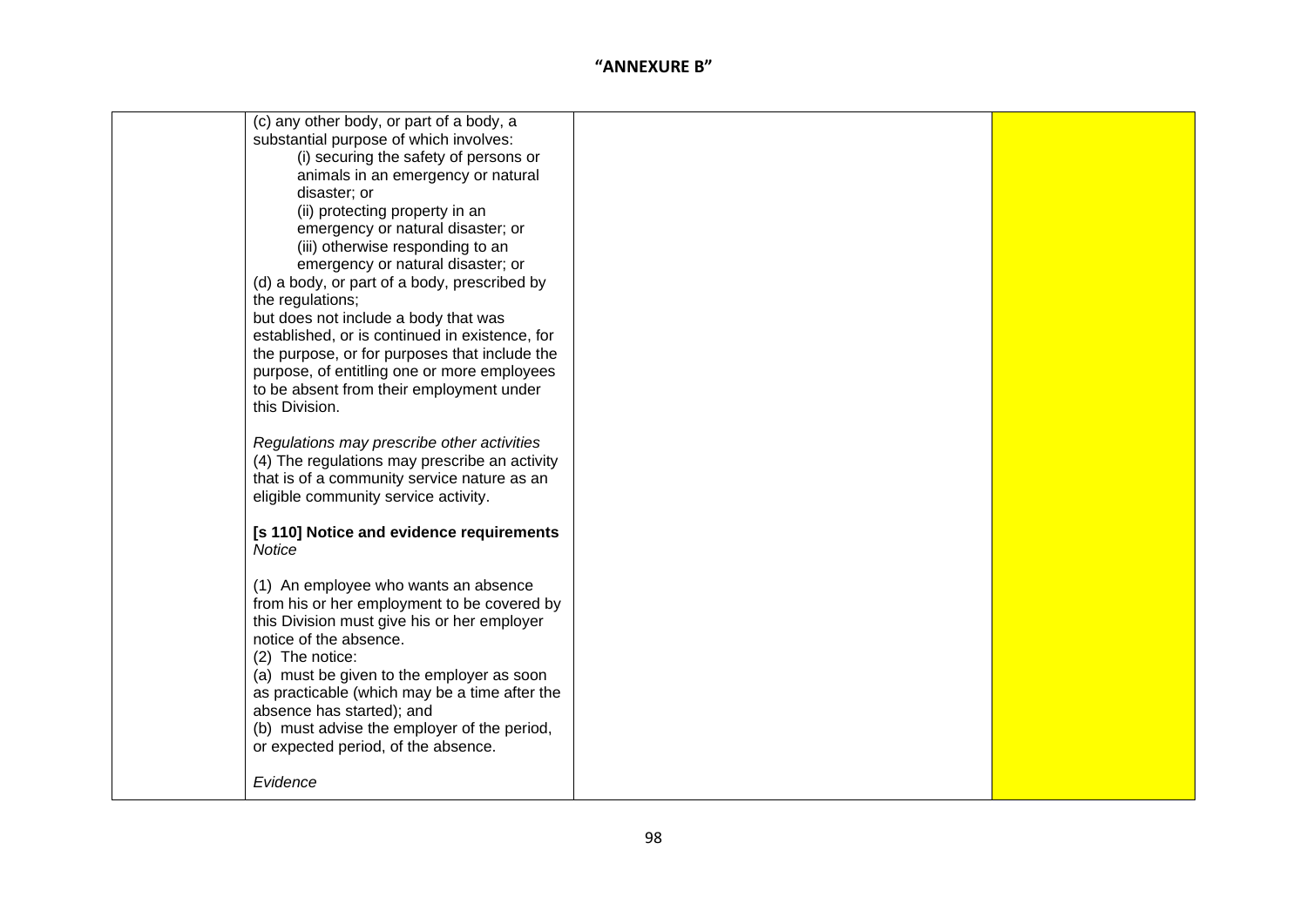"ANNEXURE B"

| | | | |
|---|---|---|---|
| | (c) any other body, or part of a body, a substantial purpose of which involves:<br>(i) securing the safety of persons or animals in an emergency or natural disaster; or<br>(ii) protecting property in an emergency or natural disaster; or<br>(iii) otherwise responding to an emergency or natural disaster; or<br>(d) a body, or part of a body, prescribed by the regulations;<br>but does not include a body that was established, or is continued in existence, for the purpose, or for purposes that include the purpose, of entitling one or more employees to be absent from their employment under this Division.<br><br>*Regulations may prescribe other activities*<br>(4) The regulations may prescribe an activity that is of a community service nature as an eligible community service activity.<br><br>**[s 110] Notice and evidence requirements**<br>*Notice*<br><br>(1) An employee who wants an absence from his or her employment to be covered by this Division must give his or her employer notice of the absence.<br>(2) The notice:<br>(a) must be given to the employer as soon as practicable (which may be a time after the absence has started); and<br>(b) must advise the employer of the period, or expected period, of the absence.<br><br>*Evidence* | | |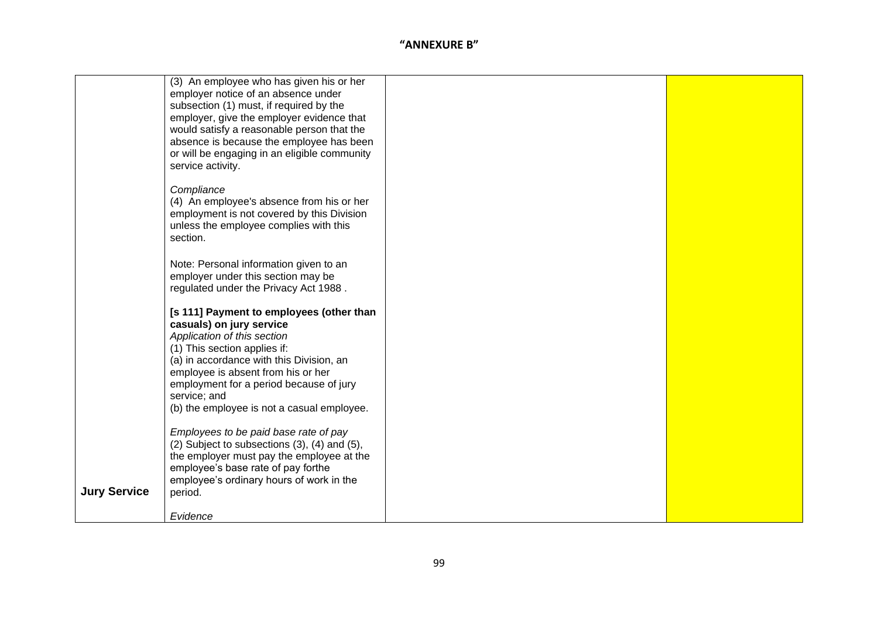"ANNEXURE B"

| | | | |
|---|---|---|---|
| | (3) An employee who has given his or her employer notice of an absence under subsection (1) must, if required by the employer, give the employer evidence that would satisfy a reasonable person that the absence is because the employee has been or will be engaging in an eligible community service activity.<br><br>*Compliance*<br>(4) An employee's absence from his or her employment is not covered by this Division unless the employee complies with this section.<br><br>Note: Personal information given to an employer under this section may be regulated under the Privacy Act 1988 . | | |
| **Jury Service** | **[s 111] Payment to employees (other than casuals) on jury service**<br>*Application of this section*<br>(1) This section applies if:<br>(a) in accordance with this Division, an employee is absent from his or her employment for a period because of jury service; and<br>(b) the employee is not a casual employee.<br><br>*Employees to be paid base rate of pay*<br>(2) Subject to subsections (3), (4) and (5), the employer must pay the employee at the employee's base rate of pay forthe employee's ordinary hours of work in the period.<br><br>*Evidence* | | |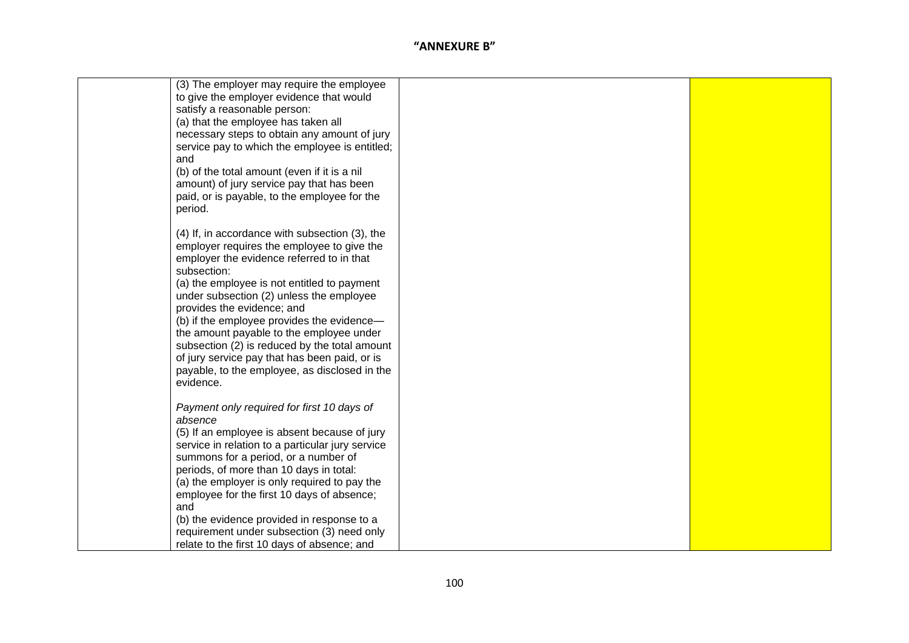"ANNEXURE B"

| | | | |
|---|---|---|---|
| | (3) The employer may require the employee to give the employer evidence that would satisfy a reasonable person:<br>(a) that the employee has taken all necessary steps to obtain any amount of jury service pay to which the employee is entitled; and<br>(b) of the total amount (even if it is a nil amount) of jury service pay that has been paid, or is payable, to the employee for the period.<br><br>(4) If, in accordance with subsection (3), the employer requires the employee to give the employer the evidence referred to in that subsection:<br>(a) the employee is not entitled to payment under subsection (2) unless the employee provides the evidence; and<br>(b) if the employee provides the evidence—the amount payable to the employee under subsection (2) is reduced by the total amount of jury service pay that has been paid, or is payable, to the employee, as disclosed in the evidence.<br><br>*Payment only required for first 10 days of absence*<br>(5) If an employee is absent because of jury service in relation to a particular jury service summons for a period, or a number of periods, of more than 10 days in total:<br>(a) the employer is only required to pay the employee for the first 10 days of absence; and<br>(b) the evidence provided in response to a requirement under subsection (3) need only relate to the first 10 days of absence; and | | |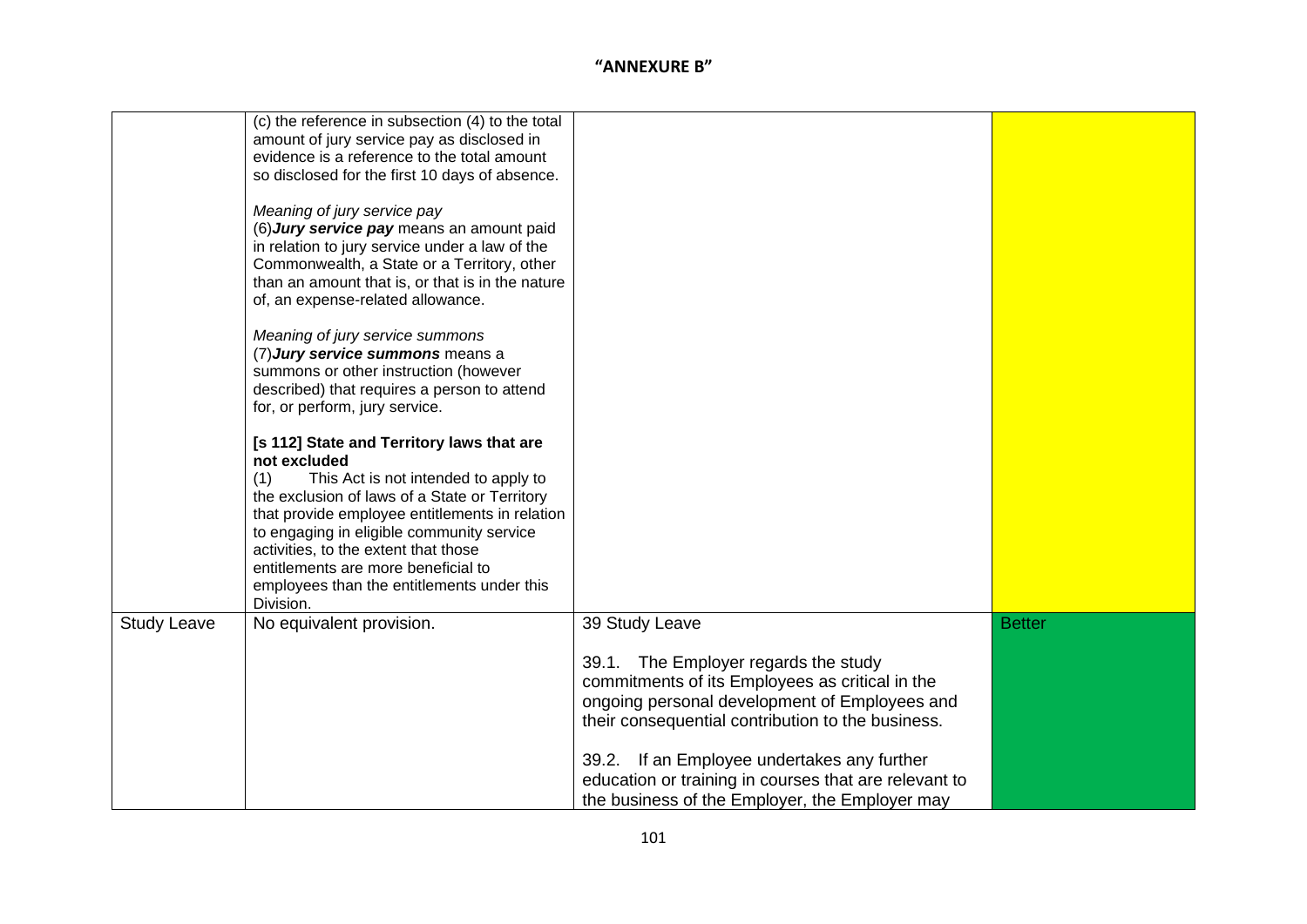"ANNEXURE B"

| | | | |
|---|---|---|---|
| | (c) the reference in subsection (4) to the total amount of jury service pay as disclosed in evidence is a reference to the total amount so disclosed for the first 10 days of absence.<br><br>*Meaning of jury service pay*<br>(6)***Jury service pay*** means an amount paid in relation to jury service under a law of the Commonwealth, a State or a Territory, other than an amount that is, or that is in the nature of, an expense-related allowance.<br><br>*Meaning of jury service summons*<br>(7)***Jury service summons*** means a summons or other instruction (however described) that requires a person to attend for, or perform, jury service.<br><br>**[s 112] State and Territory laws that are not excluded**<br>(1) This Act is not intended to apply to the exclusion of laws of a State or Territory that provide employee entitlements in relation to engaging in eligible community service activities, to the extent that those entitlements are more beneficial to employees than the entitlements under this Division. | | |
| Study Leave | No equivalent provision. | 39 Study Leave<br><br>39.1. The Employer regards the study commitments of its Employees as critical in the ongoing personal development of Employees and their consequential contribution to the business.<br><br>39.2. If an Employee undertakes any further education or training in courses that are relevant to the business of the Employer, the Employer may | Better |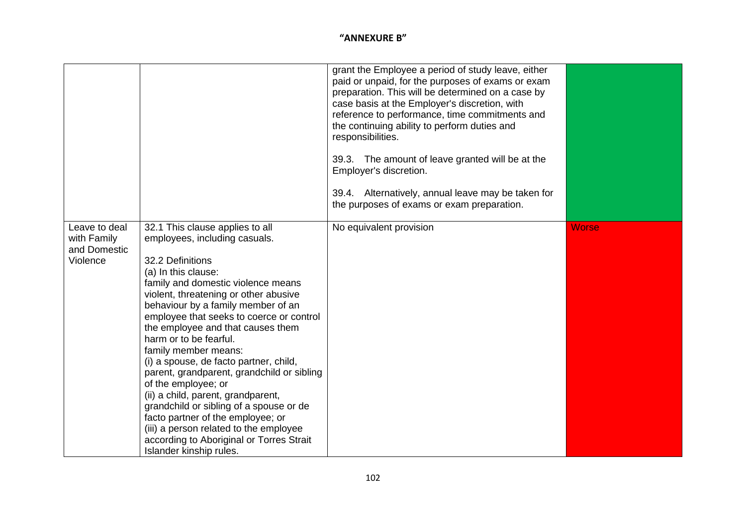**"ANNEXURE B"**

| | | | |
|---|---|---|---|
| | | grant the Employee a period of study leave, either paid or unpaid, for the purposes of exams or exam preparation. This will be determined on a case by case basis at the Employer's discretion, with reference to performance, time commitments and the continuing ability to perform duties and responsibilities.<br><br>39.3. The amount of leave granted will be at the Employer's discretion.<br><br>39.4. Alternatively, annual leave may be taken for the purposes of exams or exam preparation. | |
| Leave to deal with Family and Domestic Violence | 32.1 This clause applies to all employees, including casuals.<br><br>32.2 Definitions<br>(a) In this clause:<br>family and domestic violence means violent, threatening or other abusive behaviour by a family member of an employee that seeks to coerce or control the employee and that causes them harm or to be fearful.<br>family member means:<br>(i) a spouse, de facto partner, child, parent, grandparent, grandchild or sibling of the employee; or<br>(ii) a child, parent, grandparent, grandchild or sibling of a spouse or de facto partner of the employee; or<br>(iii) a person related to the employee according to Aboriginal or Torres Strait Islander kinship rules. | No equivalent provision | Worse |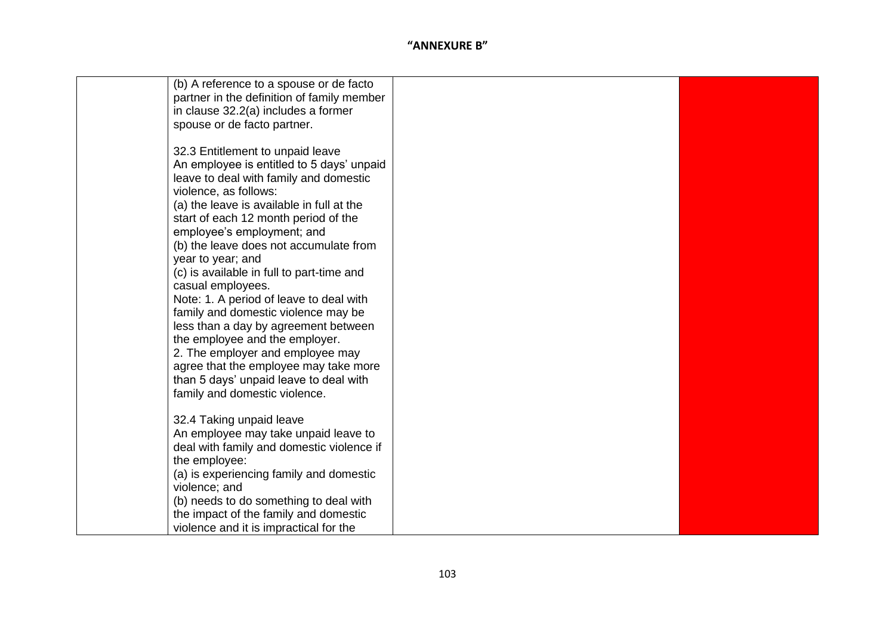# "ANNEXURE B"

| | | | |
|---|---|---|---|
| | (b) A reference to a spouse or de facto partner in the definition of family member in clause 32.2(a) includes a former spouse or de facto partner.<br><br>32.3 Entitlement to unpaid leave<br>An employee is entitled to 5 days' unpaid leave to deal with family and domestic violence, as follows:<br>(a) the leave is available in full at the start of each 12 month period of the employee's employment; and<br>(b) the leave does not accumulate from year to year; and<br>(c) is available in full to part-time and casual employees.<br>Note: 1. A period of leave to deal with family and domestic violence may be less than a day by agreement between the employee and the employer.<br>2. The employer and employee may agree that the employee may take more than 5 days' unpaid leave to deal with family and domestic violence.<br><br>32.4 Taking unpaid leave<br>An employee may take unpaid leave to deal with family and domestic violence if the employee:<br>(a) is experiencing family and domestic violence; and<br>(b) needs to do something to deal with the impact of the family and domestic violence and it is impractical for the | | |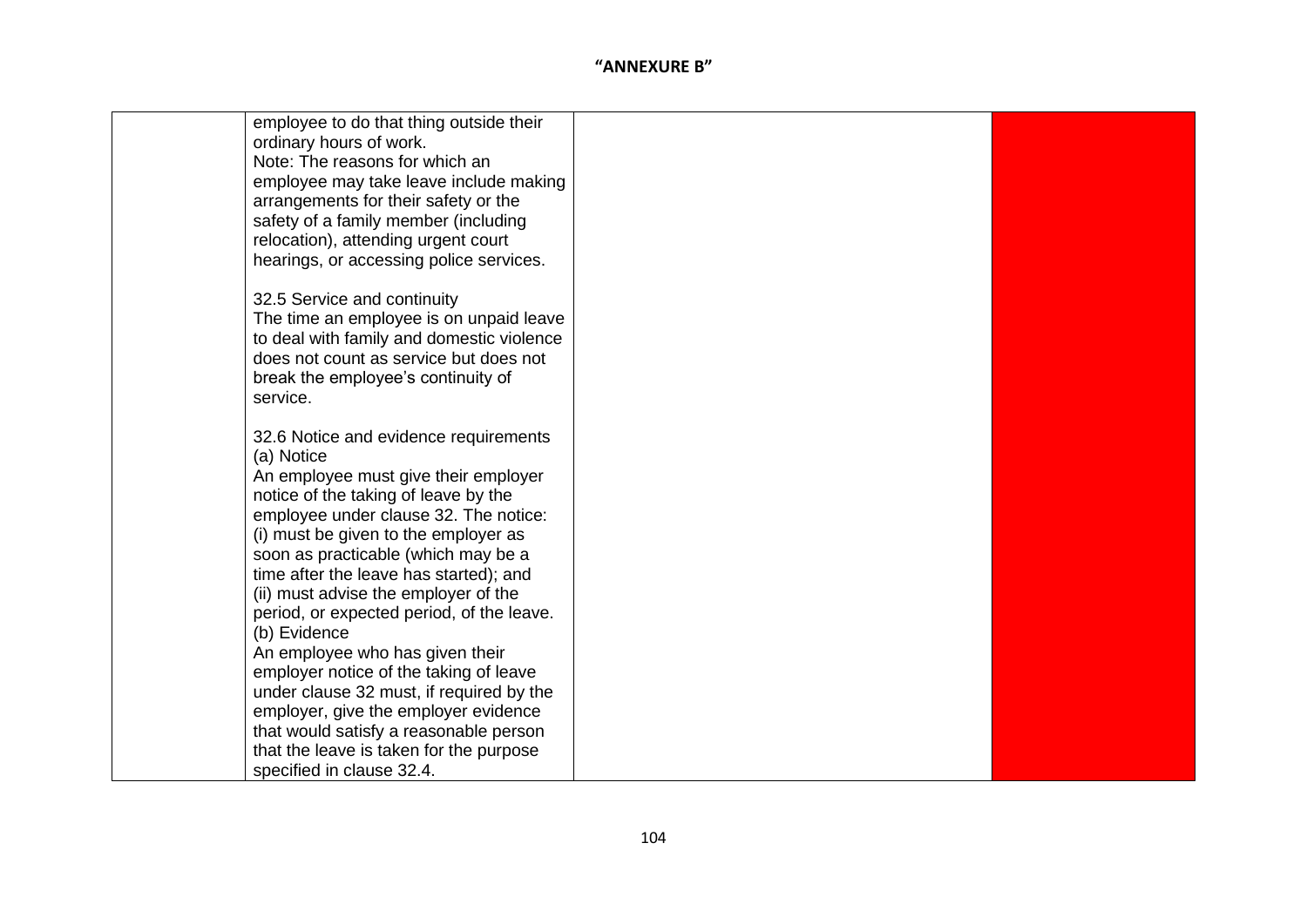"ANNEXURE B"

| | | | |
|---|---|---|---|
| | employee to do that thing outside their ordinary hours of work.<br>Note: The reasons for which an employee may take leave include making arrangements for their safety or the safety of a family member (including relocation), attending urgent court hearings, or accessing police services.<br><br>32.5 Service and continuity<br>The time an employee is on unpaid leave to deal with family and domestic violence does not count as service but does not break the employee's continuity of service.<br><br>32.6 Notice and evidence requirements<br>(a) Notice<br>An employee must give their employer notice of the taking of leave by the employee under clause 32. The notice:<br>(i) must be given to the employer as soon as practicable (which may be a time after the leave has started); and<br>(ii) must advise the employer of the period, or expected period, of the leave.<br>(b) Evidence<br>An employee who has given their employer notice of the taking of leave under clause 32 must, if required by the employer, give the employer evidence that would satisfy a reasonable person that the leave is taken for the purpose specified in clause 32.4. | | |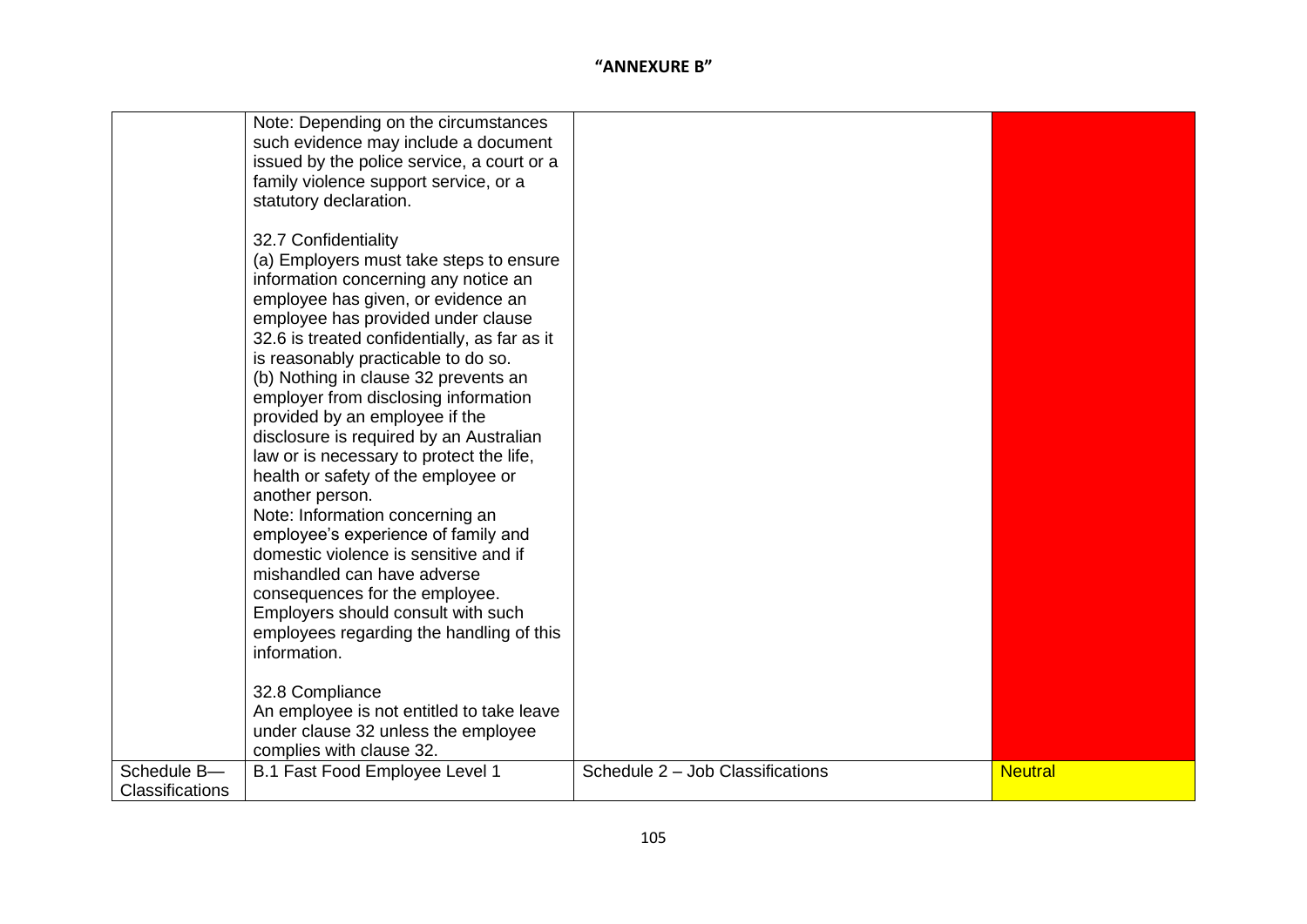**"ANNEXURE B"**

| | | | |
|---|---|---|---|
| | Note: Depending on the circumstances such evidence may include a document issued by the police service, a court or a family violence support service, or a statutory declaration.<br><br>32.7 Confidentiality<br>(a) Employers must take steps to ensure information concerning any notice an employee has given, or evidence an employee has provided under clause 32.6 is treated confidentially, as far as it is reasonably practicable to do so.<br>(b) Nothing in clause 32 prevents an employer from disclosing information provided by an employee if the disclosure is required by an Australian law or is necessary to protect the life, health or safety of the employee or another person.<br>Note: Information concerning an employee's experience of family and domestic violence is sensitive and if mishandled can have adverse consequences for the employee. Employers should consult with such employees regarding the handling of this information.<br><br>32.8 Compliance<br>An employee is not entitled to take leave under clause 32 unless the employee complies with clause 32. | | |
| Schedule B—Classifications | B.1 Fast Food Employee Level 1 | Schedule 2 – Job Classifications | Neutral |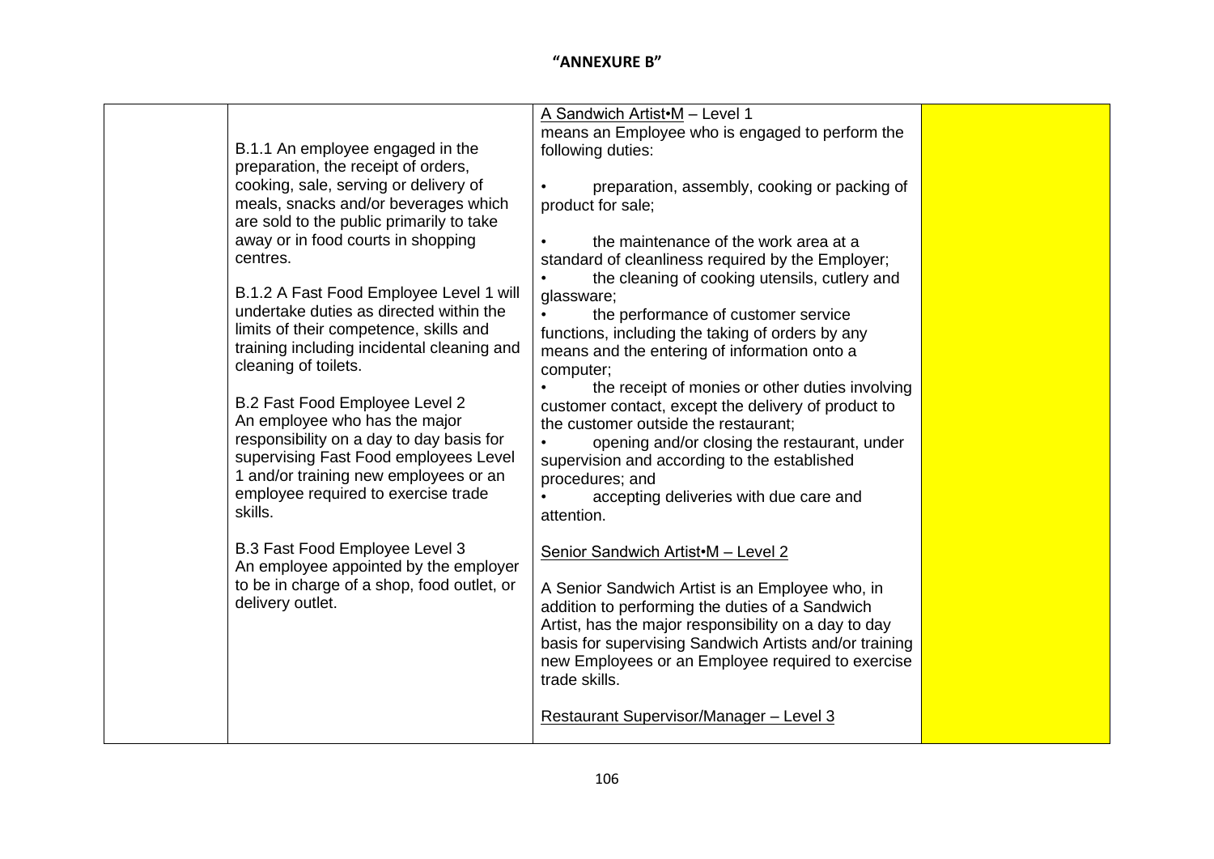**"ANNEXURE B"**

| | | | |
|---|---|---|---|
| | B.1.1 An employee engaged in the preparation, the receipt of orders, cooking, sale, serving or delivery of meals, snacks and/or beverages which are sold to the public primarily to take away or in food courts in shopping centres.<br><br>B.1.2 A Fast Food Employee Level 1 will undertake duties as directed within the limits of their competence, skills and training including incidental cleaning and cleaning of toilets.<br><br>B.2 Fast Food Employee Level 2<br>An employee who has the major responsibility on a day to day basis for supervising Fast Food employees Level 1 and/or training new employees or an employee required to exercise trade skills.<br><br>B.3 Fast Food Employee Level 3<br>An employee appointed by the employer to be in charge of a shop, food outlet, or delivery outlet. | <u>A Sandwich Artist•M</u> – Level 1<br>means an Employee who is engaged to perform the following duties:<br><br>• preparation, assembly, cooking or packing of product for sale;<br><br>• the maintenance of the work area at a standard of cleanliness required by the Employer;<br>• the cleaning of cooking utensils, cutlery and glassware;<br>• the performance of customer service functions, including the taking of orders by any means and the entering of information onto a computer;<br>• the receipt of monies or other duties involving customer contact, except the delivery of product to the customer outside the restaurant;<br>• opening and/or closing the restaurant, under supervision and according to the established procedures; and<br>• accepting deliveries with due care and attention.<br><br><u>Senior Sandwich Artist•M – Level 2</u><br><br>A Senior Sandwich Artist is an Employee who, in addition to performing the duties of a Sandwich Artist, has the major responsibility on a day to day basis for supervising Sandwich Artists and/or training new Employees or an Employee required to exercise trade skills.<br><br><u>Restaurant Supervisor/Manager – Level 3</u> | |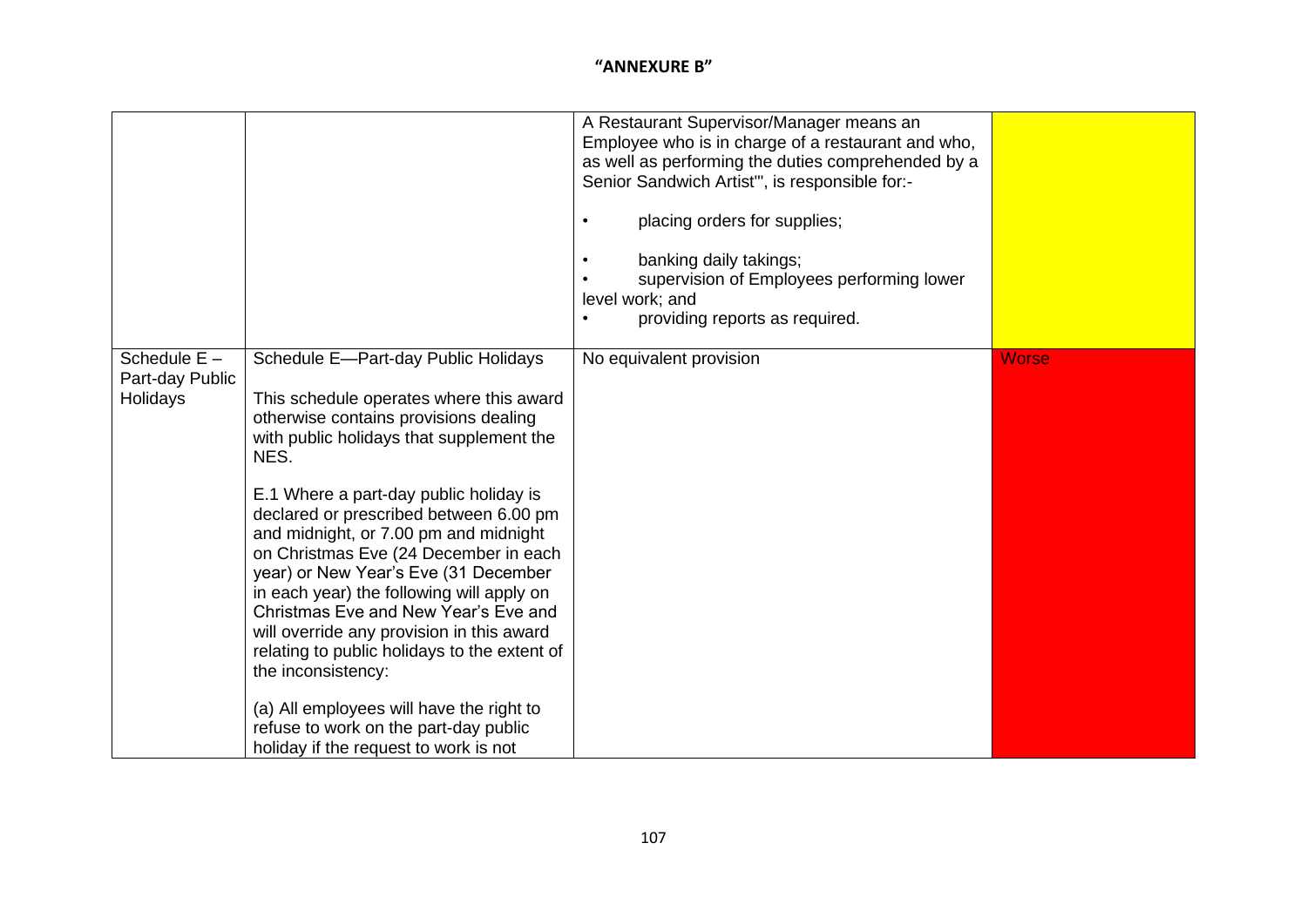**"ANNEXURE B"**

| | | | |
|---|---|---|---|
| | | A Restaurant Supervisor/Manager means an Employee who is in charge of a restaurant and who, as well as performing the duties comprehended by a Senior Sandwich Artist'", is responsible for:-<br><br>• placing orders for supplies;<br><br>• banking daily takings;<br>• supervision of Employees performing lower level work; and<br>• providing reports as required. | |
| Schedule E – Part-day Public Holidays | Schedule E—Part-day Public Holidays<br><br>This schedule operates where this award otherwise contains provisions dealing with public holidays that supplement the NES.<br><br>E.1 Where a part-day public holiday is declared or prescribed between 6.00 pm and midnight, or 7.00 pm and midnight on Christmas Eve (24 December in each year) or New Year's Eve (31 December in each year) the following will apply on Christmas Eve and New Year's Eve and will override any provision in this award relating to public holidays to the extent of the inconsistency:<br><br>(a) All employees will have the right to refuse to work on the part-day public holiday if the request to work is not | No equivalent provision | Worse |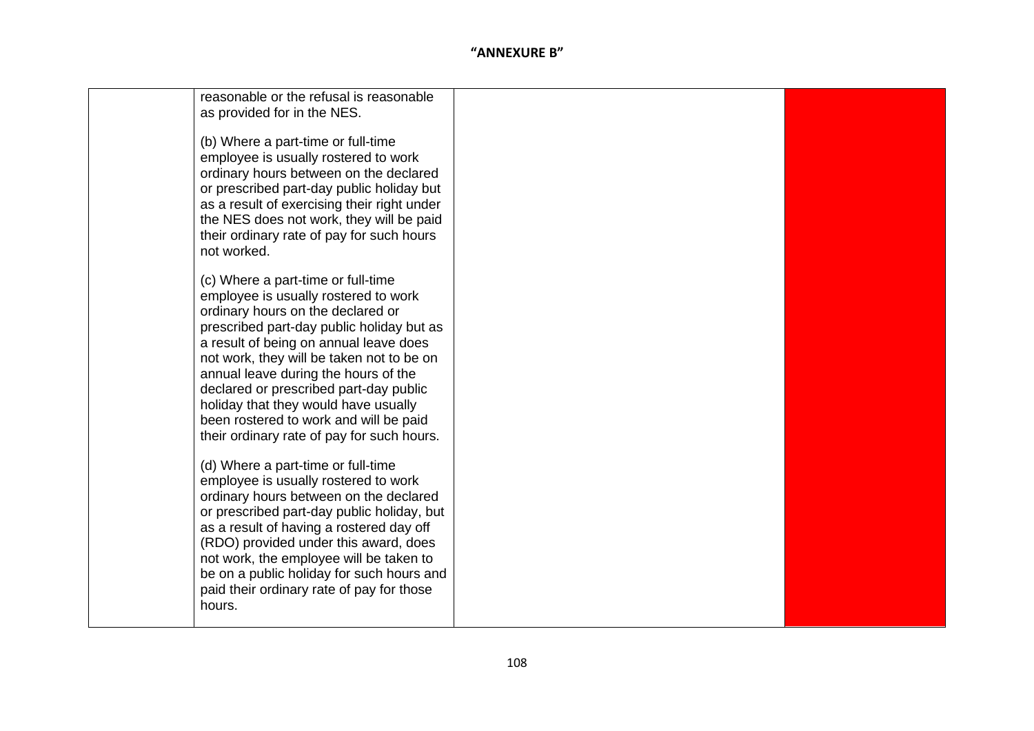**"ANNEXURE B"**

| | | | |
|---|---|---|---|
| | reasonable or the refusal is reasonable as provided for in the NES.<br><br>(b) Where a part-time or full-time employee is usually rostered to work ordinary hours between on the declared or prescribed part-day public holiday but as a result of exercising their right under the NES does not work, they will be paid their ordinary rate of pay for such hours not worked.<br><br>(c) Where a part-time or full-time employee is usually rostered to work ordinary hours on the declared or prescribed part-day public holiday but as a result of being on annual leave does not work, they will be taken not to be on annual leave during the hours of the declared or prescribed part-day public holiday that they would have usually been rostered to work and will be paid their ordinary rate of pay for such hours.<br><br>(d) Where a part-time or full-time employee is usually rostered to work ordinary hours between on the declared or prescribed part-day public holiday, but as a result of having a rostered day off (RDO) provided under this award, does not work, the employee will be taken to be on a public holiday for such hours and paid their ordinary rate of pay for those hours. | | |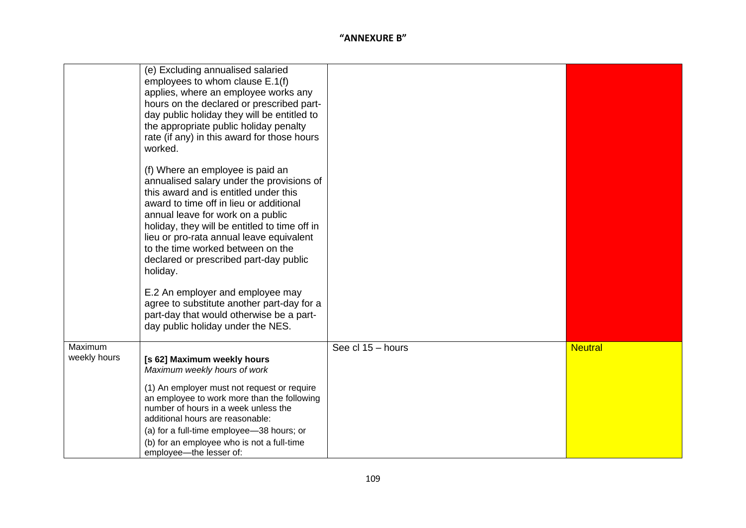**"ANNEXURE B"**

| | | | |
|---|---|---|---|
| | (e) Excluding annualised salaried employees to whom clause E.1(f) applies, where an employee works any hours on the declared or prescribed part-day public holiday they will be entitled to the appropriate public holiday penalty rate (if any) in this award for those hours worked.<br><br>(f) Where an employee is paid an annualised salary under the provisions of this award and is entitled under this award to time off in lieu or additional annual leave for work on a public holiday, they will be entitled to time off in lieu or pro-rata annual leave equivalent to the time worked between on the declared or prescribed part-day public holiday.<br><br>E.2 An employer and employee may agree to substitute another part-day for a part-day that would otherwise be a part-day public holiday under the NES. | | |
| Maximum weekly hours | **[s 62] Maximum weekly hours**<br>*Maximum weekly hours of work*<br><br>(1) An employer must not request or require an employee to work more than the following number of hours in a week unless the additional hours are reasonable:<br>(a) for a full-time employee—38 hours; or<br>(b) for an employee who is not a full-time employee—the lesser of: | See cl 15 – hours | Neutral |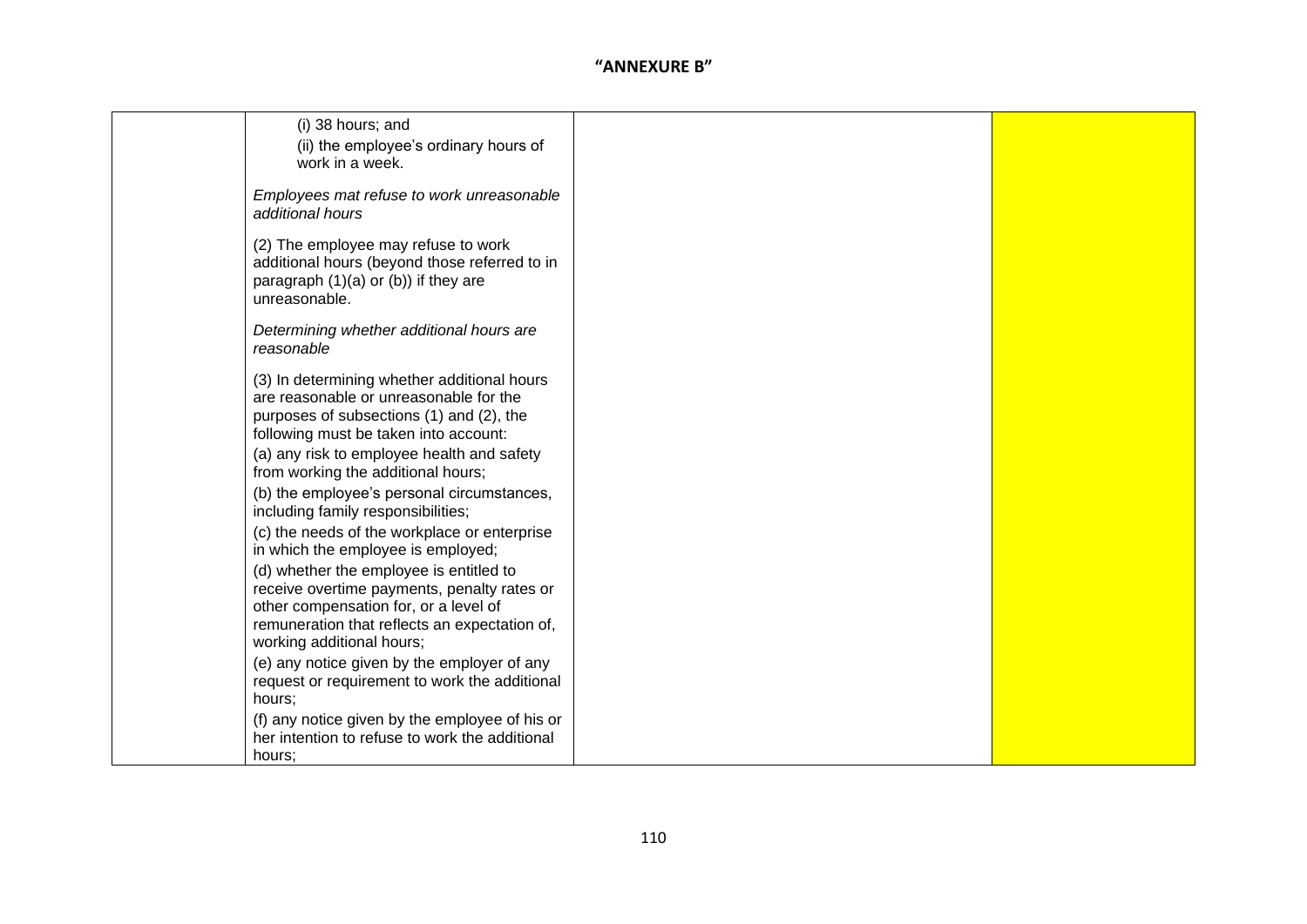# "ANNEXURE B"

| | | | |
|---|---|---|---|
| | (i) 38 hours; and<br>(ii) the employee's ordinary hours of work in a week.<br><br>*Employees mat refuse to work unreasonable additional hours*<br><br>(2) The employee may refuse to work additional hours (beyond those referred to in paragraph (1)(a) or (b)) if they are unreasonable.<br><br>*Determining whether additional hours are reasonable*<br><br>(3) In determining whether additional hours are reasonable or unreasonable for the purposes of subsections (1) and (2), the following must be taken into account:<br>(a) any risk to employee health and safety from working the additional hours;<br>(b) the employee's personal circumstances, including family responsibilities;<br>(c) the needs of the workplace or enterprise in which the employee is employed;<br>(d) whether the employee is entitled to receive overtime payments, penalty rates or other compensation for, or a level of remuneration that reflects an expectation of, working additional hours;<br>(e) any notice given by the employer of any request or requirement to work the additional hours;<br>(f) any notice given by the employee of his or her intention to refuse to work the additional hours; | | |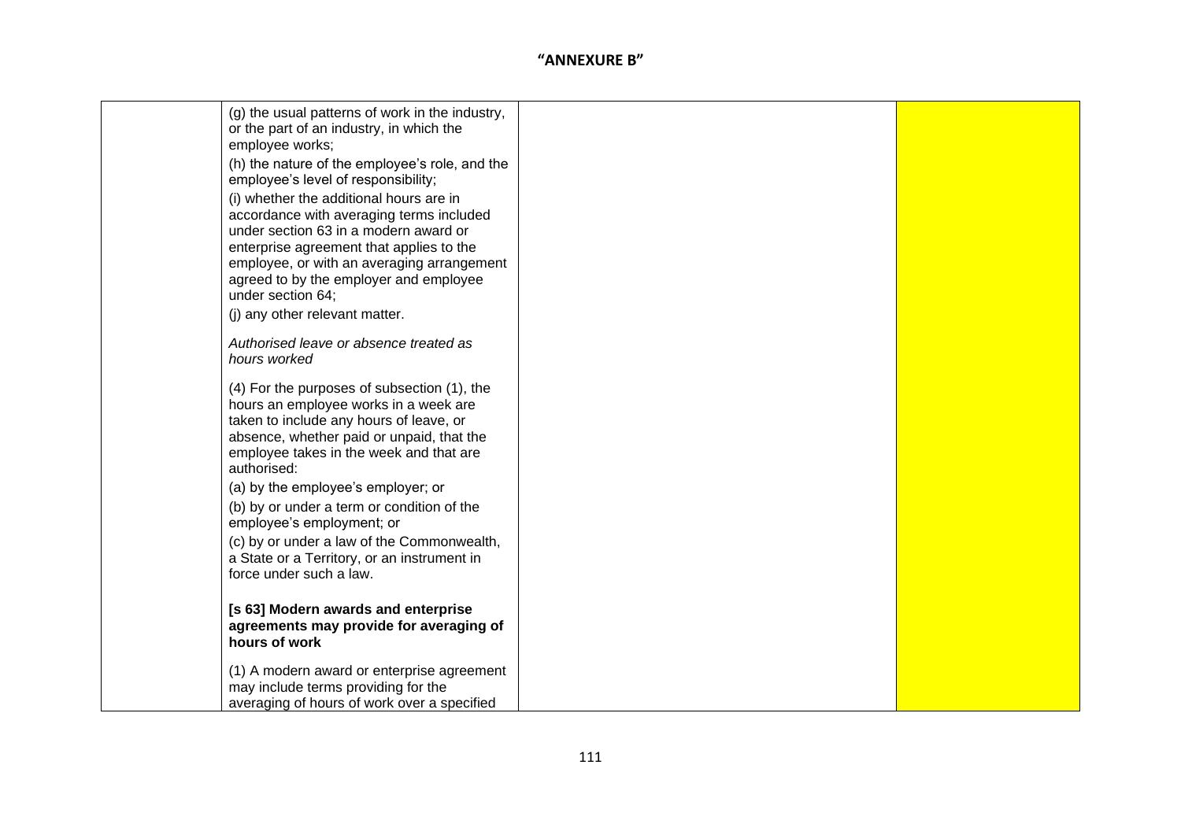## "ANNEXURE B"

| | | | |
|---|---|---|---|
| | (g) the usual patterns of work in the industry, or the part of an industry, in which the employee works;<br><br>(h) the nature of the employee's role, and the employee's level of responsibility;<br><br>(i) whether the additional hours are in accordance with averaging terms included under section 63 in a modern award or enterprise agreement that applies to the employee, or with an averaging arrangement agreed to by the employer and employee under section 64;<br><br>(j) any other relevant matter.<br><br>*Authorised leave or absence treated as hours worked*<br><br>(4) For the purposes of subsection (1), the hours an employee works in a week are taken to include any hours of leave, or absence, whether paid or unpaid, that the employee takes in the week and that are authorised:<br><br>(a) by the employee's employer; or<br><br>(b) by or under a term or condition of the employee's employment; or<br><br>(c) by or under a law of the Commonwealth, a State or a Territory, or an instrument in force under such a law.<br><br>**[s 63] Modern awards and enterprise agreements may provide for averaging of hours of work**<br><br>(1) A modern award or enterprise agreement may include terms providing for the averaging of hours of work over a specified | | |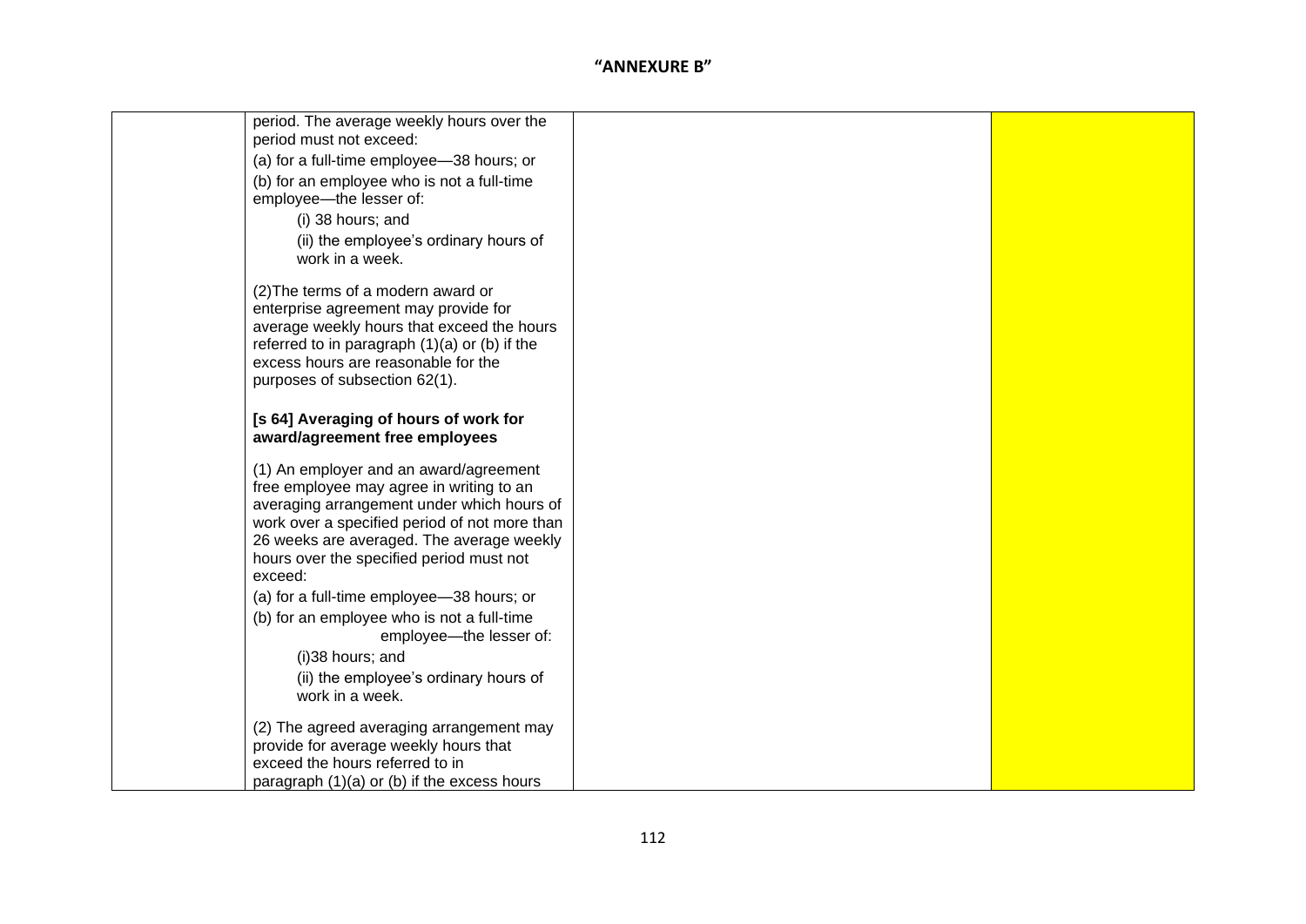"ANNEXURE B"

| | | | |
|---|---|---|---|
| | period. The average weekly hours over the period must not exceed:<br>(a) for a full-time employee—38 hours; or<br>(b) for an employee who is not a full-time employee—the lesser of:<br>(i) 38 hours; and<br>(ii) the employee's ordinary hours of work in a week.<br><br>(2)The terms of a modern award or enterprise agreement may provide for average weekly hours that exceed the hours referred to in paragraph (1)(a) or (b) if the excess hours are reasonable for the purposes of subsection 62(1).<br><br>**[s 64] Averaging of hours of work for award/agreement free employees**<br><br>(1) An employer and an award/agreement free employee may agree in writing to an averaging arrangement under which hours of work over a specified period of not more than 26 weeks are averaged. The average weekly hours over the specified period must not exceed:<br>(a) for a full-time employee—38 hours; or<br>(b) for an employee who is not a full-time employee—the lesser of:<br>(i)38 hours; and<br>(ii) the employee's ordinary hours of work in a week.<br><br>(2) The agreed averaging arrangement may provide for average weekly hours that exceed the hours referred to in paragraph (1)(a) or (b) if the excess hours | | |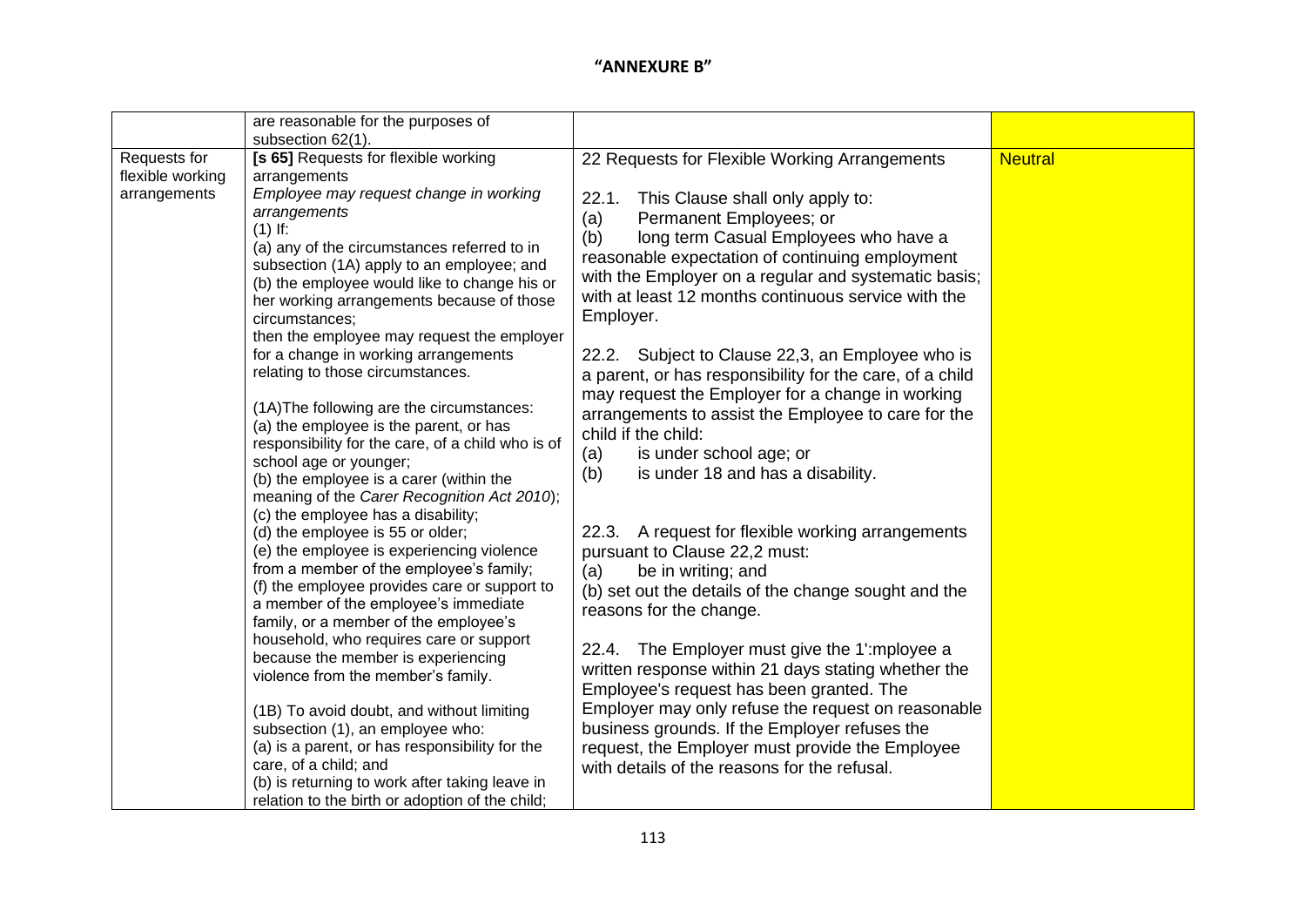**"ANNEXURE B"**

| | | | |
|---|---|---|---|
| | are reasonable for the purposes of subsection 62(1). | | |
| Requests for flexible working arrangements | **[s 65]** Requests for flexible working arrangements<br><br>*Employee may request change in working arrangements*<br>(1) If:<br>(a) any of the circumstances referred to in subsection (1A) apply to an employee; and<br>(b) the employee would like to change his or her working arrangements because of those circumstances;<br>then the employee may request the employer for a change in working arrangements relating to those circumstances.<br><br>(1A) The following are the circumstances:<br>(a) the employee is the parent, or has responsibility for the care, of a child who is of school age or younger;<br>(b) the employee is a carer (within the meaning of the *Carer Recognition Act 2010*);<br>(c) the employee has a disability;<br>(d) the employee is 55 or older;<br>(e) the employee is experiencing violence from a member of the employee's family;<br>(f) the employee provides care or support to a member of the employee's immediate family, or a member of the employee's household, who requires care or support because the member is experiencing violence from the member's family.<br><br>(1B) To avoid doubt, and without limiting subsection (1), an employee who:<br>(a) is a parent, or has responsibility for the care, of a child; and<br>(b) is returning to work after taking leave in relation to the birth or adoption of the child; | 22 Requests for Flexible Working Arrangements<br><br>22.1. This Clause shall only apply to:<br>(a) Permanent Employees; or<br>(b) long term Casual Employees who have a reasonable expectation of continuing employment with the Employer on a regular and systematic basis; with at least 12 months continuous service with the Employer.<br><br>22.2. Subject to Clause 22,3, an Employee who is a parent, or has responsibility for the care, of a child may request the Employer for a change in working arrangements to assist the Employee to care for the child if the child:<br>(a) is under school age; or<br>(b) is under 18 and has a disability.<br><br>22.3. A request for flexible working arrangements pursuant to Clause 22,2 must:<br>(a) be in writing; and<br>(b) set out the details of the change sought and the reasons for the change.<br><br>22.4. The Employer must give the 1':mployee a written response within 21 days stating whether the Employee's request has been granted. The Employer may only refuse the request on reasonable business grounds. If the Employer refuses the request, the Employer must provide the Employee with details of the reasons for the refusal. | Neutral |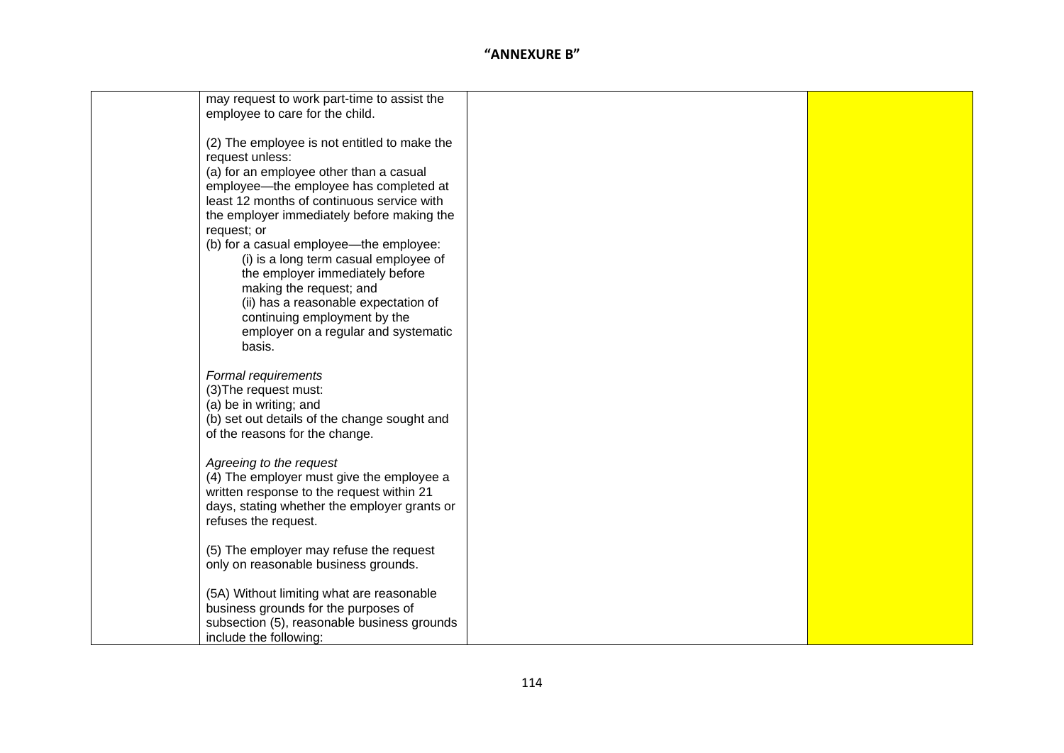"ANNEXURE B"

| | | | |
|---|---|---|---|
| | may request to work part-time to assist the employee to care for the child.<br><br>(2) The employee is not entitled to make the request unless:<br>(a) for an employee other than a casual employee—the employee has completed at least 12 months of continuous service with the employer immediately before making the request; or<br>(b) for a casual employee—the employee:<br>(i) is a long term casual employee of the employer immediately before making the request; and<br>(ii) has a reasonable expectation of continuing employment by the employer on a regular and systematic basis.<br><br>*Formal requirements*<br>(3)The request must:<br>(a) be in writing; and<br>(b) set out details of the change sought and of the reasons for the change.<br><br>*Agreeing to the request*<br>(4) The employer must give the employee a written response to the request within 21 days, stating whether the employer grants or refuses the request.<br><br>(5) The employer may refuse the request only on reasonable business grounds.<br><br>(5A) Without limiting what are reasonable business grounds for the purposes of subsection (5), reasonable business grounds include the following: | | |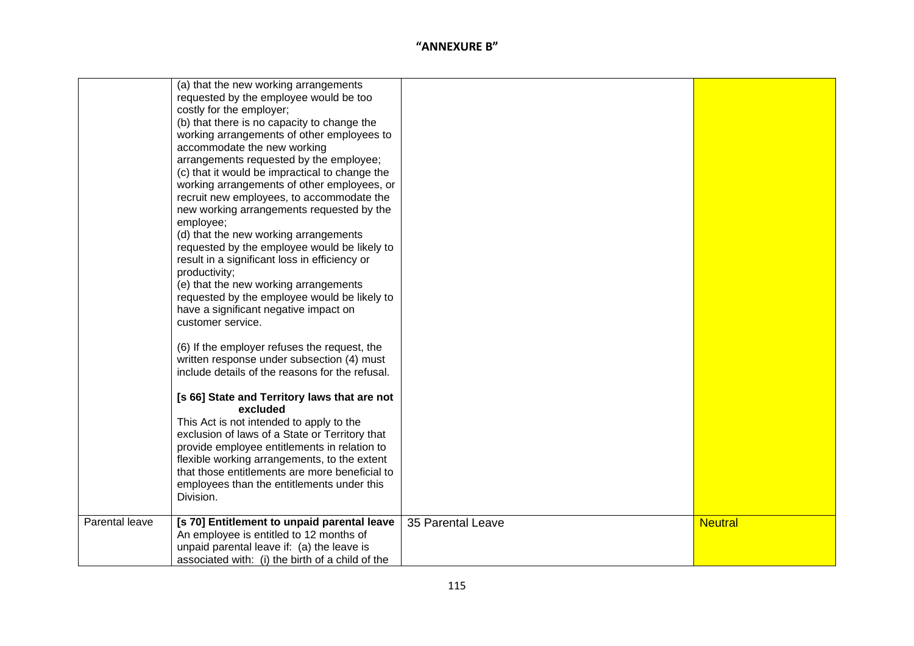# "ANNEXURE B"

| | | | |
|---|---|---|---|
| | (a) that the new working arrangements requested by the employee would be too costly for the employer;<br>(b) that there is no capacity to change the working arrangements of other employees to accommodate the new working arrangements requested by the employee;<br>(c) that it would be impractical to change the working arrangements of other employees, or recruit new employees, to accommodate the new working arrangements requested by the employee;<br>(d) that the new working arrangements requested by the employee would be likely to result in a significant loss in efficiency or productivity;<br>(e) that the new working arrangements requested by the employee would be likely to have a significant negative impact on customer service.<br><br>(6) If the employer refuses the request, the written response under subsection (4) must include details of the reasons for the refusal.<br><br>**[s 66] State and Territory laws that are not excluded**<br>This Act is not intended to apply to the exclusion of laws of a State or Territory that provide employee entitlements in relation to flexible working arrangements, to the extent that those entitlements are more beneficial to employees than the entitlements under this Division. | | |
| Parental leave | **[s 70] Entitlement to unpaid parental leave**<br>An employee is entitled to 12 months of unpaid parental leave if: (a) the leave is associated with: (i) the birth of a child of the | 35 Parental Leave | Neutral |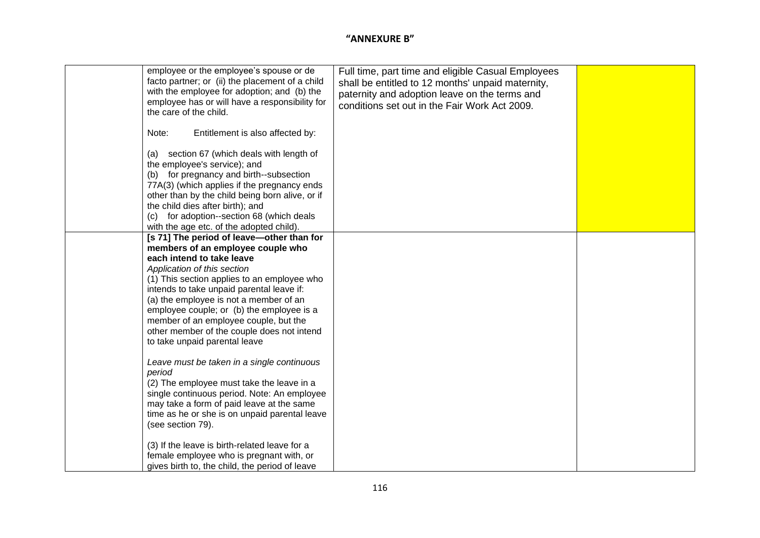## "ANNEXURE B"

| | | | |
|---|---|---|---|
| | employee or the employee's spouse or de facto partner; or (ii) the placement of a child with the employee for adoption; and (b) the employee has or will have a responsibility for the care of the child.<br><br>Note: Entitlement is also affected by:<br><br>(a) section 67 (which deals with length of the employee's service); and<br>(b) for pregnancy and birth--subsection 77A(3) (which applies if the pregnancy ends other than by the child being born alive, or if the child dies after birth); and<br>(c) for adoption--section 68 (which deals with the age etc. of the adopted child). | Full time, part time and eligible Casual Employees shall be entitled to 12 months' unpaid maternity, paternity and adoption leave on the terms and conditions set out in the Fair Work Act 2009. | |
| | **[s 71] The period of leave—other than for members of an employee couple who each intend to take leave**<br>*Application of this section*<br>(1) This section applies to an employee who intends to take unpaid parental leave if: (a) the employee is not a member of an employee couple; or (b) the employee is a member of an employee couple, but the other member of the couple does not intend to take unpaid parental leave<br><br>*Leave must be taken in a single continuous period*<br>(2) The employee must take the leave in a single continuous period. Note: An employee may take a form of paid leave at the same time as he or she is on unpaid parental leave (see section 79).<br><br>(3) If the leave is birth-related leave for a female employee who is pregnant with, or gives birth to, the child, the period of leave | | |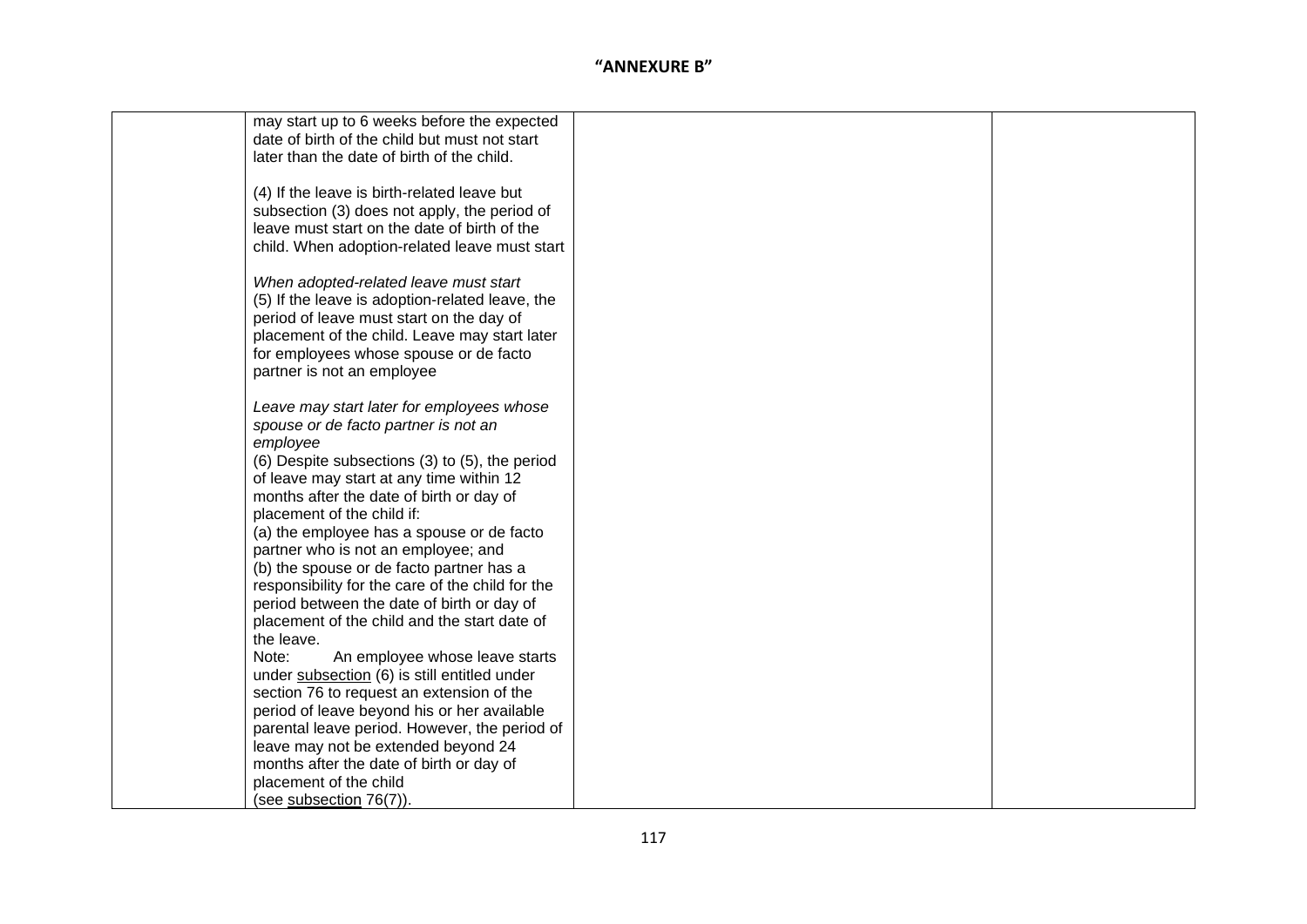**"ANNEXURE B"**

| | | | |
|---|---|---|---|
| | may start up to 6 weeks before the expected date of birth of the child but must not start later than the date of birth of the child.<br><br>(4) If the leave is birth-related leave but subsection (3) does not apply, the period of leave must start on the date of birth of the child. When adoption-related leave must start<br><br>*When adopted-related leave must start*<br>(5) If the leave is adoption-related leave, the period of leave must start on the day of placement of the child. Leave may start later for employees whose spouse or de facto partner is not an employee<br><br>*Leave may start later for employees whose spouse or de facto partner is not an employee*<br>(6) Despite subsections (3) to (5), the period of leave may start at any time within 12 months after the date of birth or day of placement of the child if:<br>(a) the employee has a spouse or de facto partner who is not an employee; and<br>(b) the spouse or de facto partner has a responsibility for the care of the child for the period between the date of birth or day of placement of the child and the start date of the leave.<br>Note: An employee whose leave starts under subsection (6) is still entitled under section 76 to request an extension of the period of leave beyond his or her available parental leave period. However, the period of leave may not be extended beyond 24 months after the date of birth or day of placement of the child<br>(see subsection 76(7)). | | |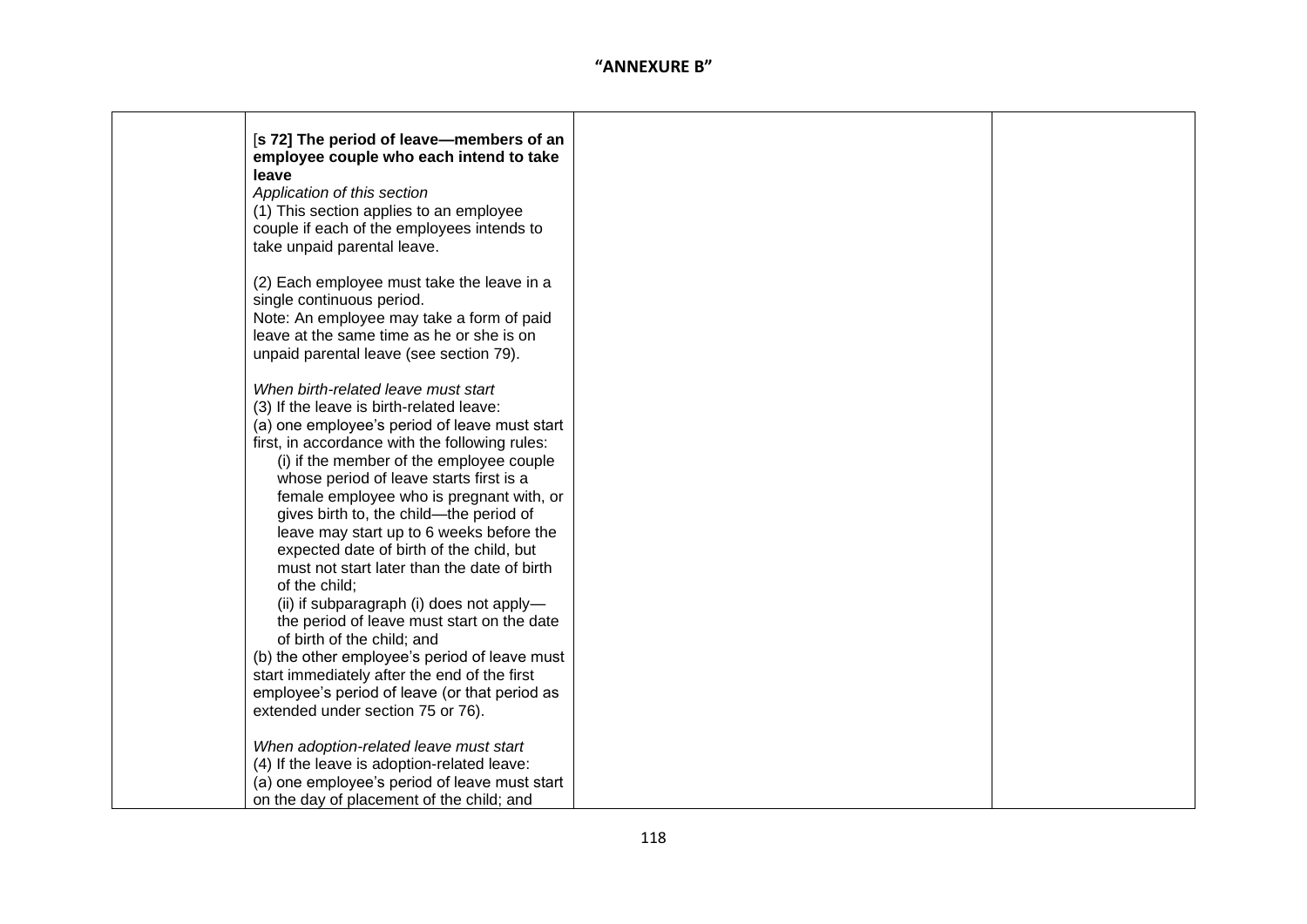"ANNEXURE B"

| | [**s 72] The period of leave—members of an employee couple who each intend to take leave**<br>*Application of this section*<br>(1) This section applies to an employee couple if each of the employees intends to take unpaid parental leave.<br><br>(2) Each employee must take the leave in a single continuous period.<br>Note: An employee may take a form of paid leave at the same time as he or she is on unpaid parental leave (see section 79).<br><br>*When birth-related leave must start*<br>(3) If the leave is birth-related leave:<br>(a) one employee's period of leave must start first, in accordance with the following rules:<br>(i) if the member of the employee couple whose period of leave starts first is a female employee who is pregnant with, or gives birth to, the child—the period of leave may start up to 6 weeks before the expected date of birth of the child, but must not start later than the date of birth of the child;<br>(ii) if subparagraph (i) does not apply—the period of leave must start on the date of birth of the child; and<br>(b) the other employee's period of leave must start immediately after the end of the first employee's period of leave (or that period as extended under section 75 or 76).<br><br>*When adoption-related leave must start*<br>(4) If the leave is adoption-related leave:<br>(a) one employee's period of leave must start on the day of placement of the child; and | | |
|---|---|---|---|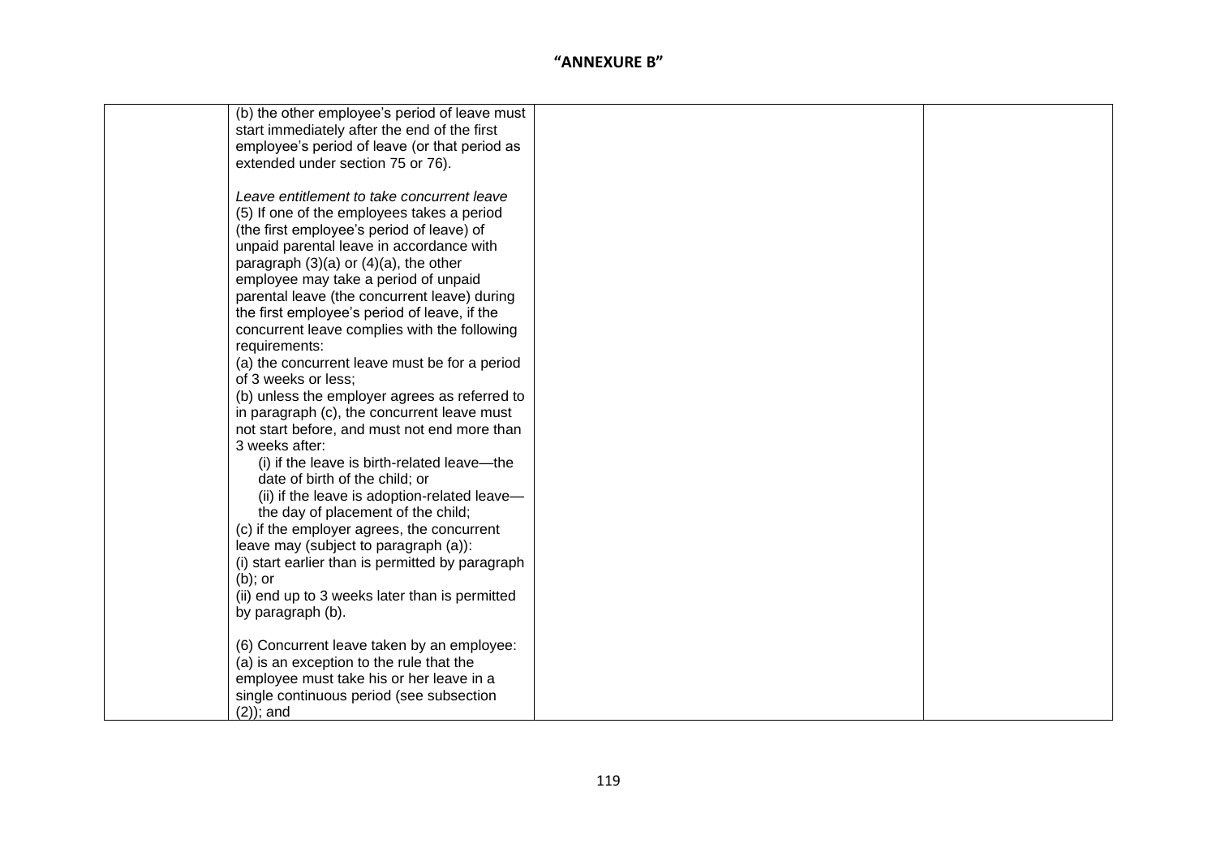## "ANNEXURE B"

| | | | |
|---|---|---|---|
| | (b) the other employee's period of leave must start immediately after the end of the first employee's period of leave (or that period as extended under section 75 or 76).<br><br>*Leave entitlement to take concurrent leave*<br>(5) If one of the employees takes a period (the first employee's period of leave) of unpaid parental leave in accordance with paragraph (3)(a) or (4)(a), the other employee may take a period of unpaid parental leave (the concurrent leave) during the first employee's period of leave, if the concurrent leave complies with the following requirements:<br>(a) the concurrent leave must be for a period of 3 weeks or less;<br>(b) unless the employer agrees as referred to in paragraph (c), the concurrent leave must not start before, and must not end more than 3 weeks after:<br>(i) if the leave is birth-related leave—the date of birth of the child; or<br>(ii) if the leave is adoption-related leave—the day of placement of the child;<br>(c) if the employer agrees, the concurrent leave may (subject to paragraph (a)):<br>(i) start earlier than is permitted by paragraph (b); or<br>(ii) end up to 3 weeks later than is permitted by paragraph (b).<br><br>(6) Concurrent leave taken by an employee:<br>(a) is an exception to the rule that the employee must take his or her leave in a single continuous period (see subsection (2)); and | | |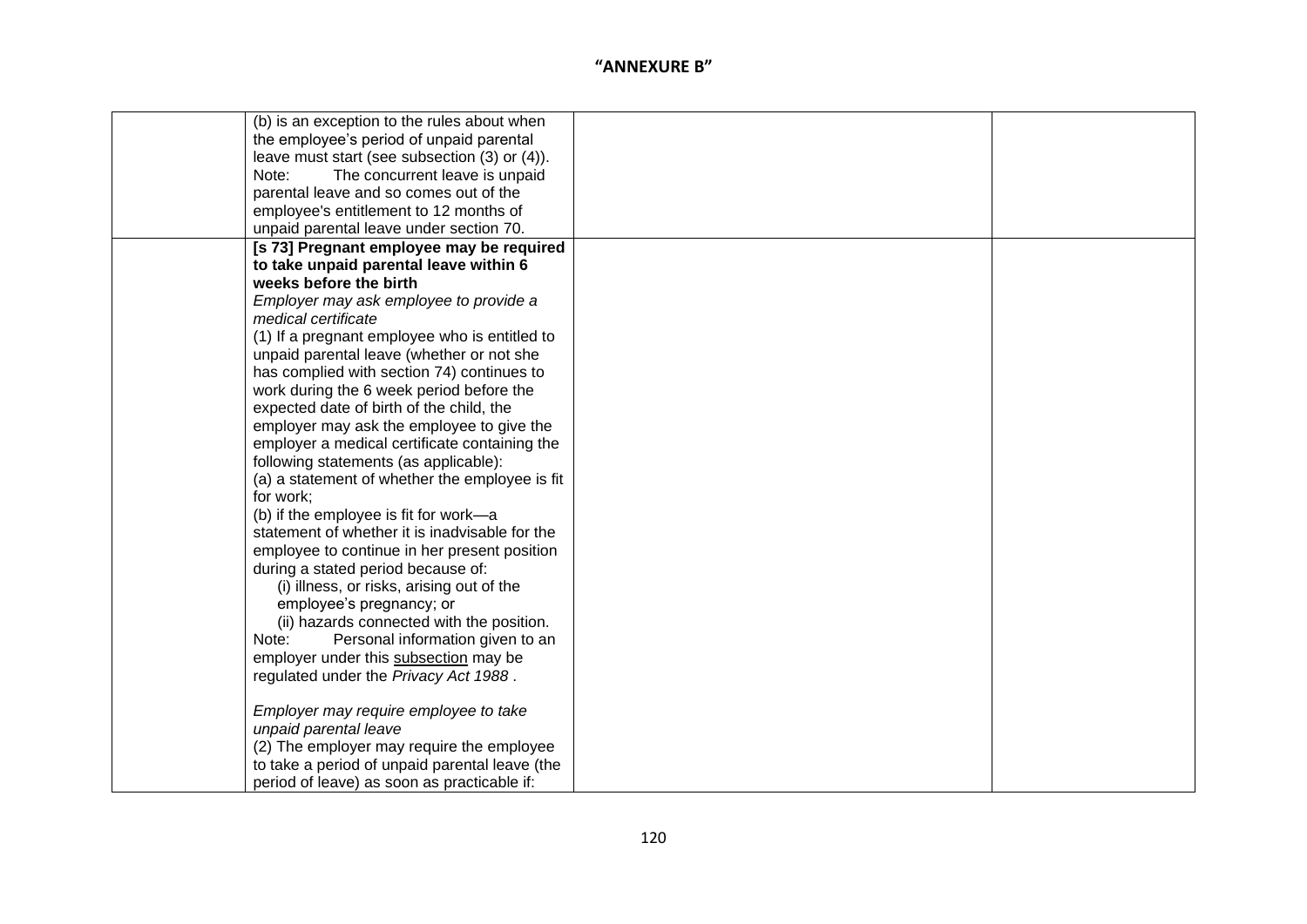**"ANNEXURE B"**

| | | | |
|---|---|---|---|
| | (b) is an exception to the rules about when the employee's period of unpaid parental leave must start (see subsection (3) or (4)).<br>Note: The concurrent leave is unpaid parental leave and so comes out of the employee's entitlement to 12 months of unpaid parental leave under section 70. | | |
| | **[s 73] Pregnant employee may be required to take unpaid parental leave within 6 weeks before the birth**<br>*Employer may ask employee to provide a medical certificate*<br>(1) If a pregnant employee who is entitled to unpaid parental leave (whether or not she has complied with section 74) continues to work during the 6 week period before the expected date of birth of the child, the employer may ask the employee to give the employer a medical certificate containing the following statements (as applicable):<br>(a) a statement of whether the employee is fit for work;<br>(b) if the employee is fit for work—a statement of whether it is inadvisable for the employee to continue in her present position during a stated period because of:<br>(i) illness, or risks, arising out of the employee's pregnancy; or<br>(ii) hazards connected with the position.<br>Note: Personal information given to an employer under this subsection may be regulated under the *Privacy Act 1988* .<br><br>*Employer may require employee to take unpaid parental leave*<br>(2) The employer may require the employee to take a period of unpaid parental leave (the period of leave) as soon as practicable if: | | |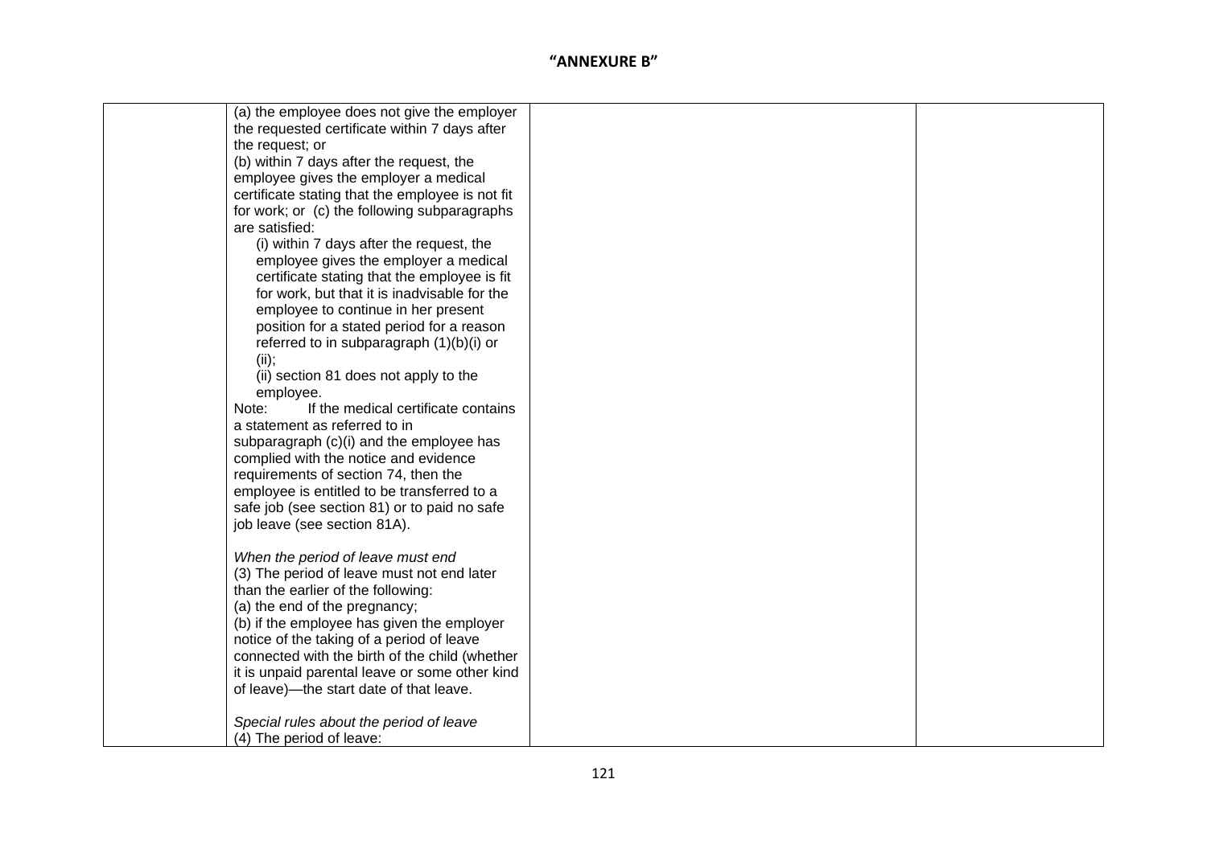"ANNEXURE B"

| | | | |
|---|---|---|---|
| | (a) the employee does not give the employer the requested certificate within 7 days after the request; or<br>(b) within 7 days after the request, the employee gives the employer a medical certificate stating that the employee is not fit for work; or (c) the following subparagraphs are satisfied:<br>(i) within 7 days after the request, the employee gives the employer a medical certificate stating that the employee is fit for work, but that it is inadvisable for the employee to continue in her present position for a stated period for a reason referred to in subparagraph (1)(b)(i) or (ii);<br>(ii) section 81 does not apply to the employee.<br>Note: If the medical certificate contains a statement as referred to in subparagraph (c)(i) and the employee has complied with the notice and evidence requirements of section 74, then the employee is entitled to be transferred to a safe job (see section 81) or to paid no safe job leave (see section 81A).<br><br>*When the period of leave must end*<br>(3) The period of leave must not end later than the earlier of the following:<br>(a) the end of the pregnancy;<br>(b) if the employee has given the employer notice of the taking of a period of leave connected with the birth of the child (whether it is unpaid parental leave or some other kind of leave)—the start date of that leave.<br><br>*Special rules about the period of leave*<br>(4) The period of leave: | | |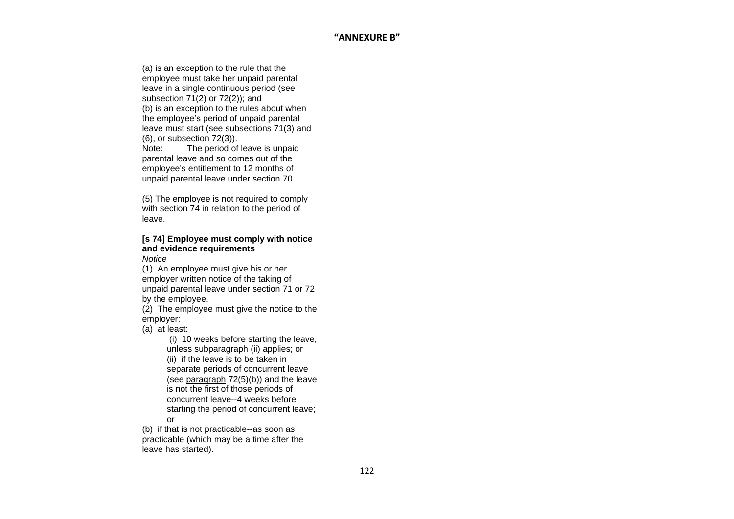"ANNEXURE B"

| | | | |
|---|---|---|---|
| | (a) is an exception to the rule that the employee must take her unpaid parental leave in a single continuous period (see subsection 71(2) or 72(2)); and<br>(b) is an exception to the rules about when the employee's period of unpaid parental leave must start (see subsections 71(3) and (6), or subsection 72(3)).<br>Note: The period of leave is unpaid parental leave and so comes out of the employee's entitlement to 12 months of unpaid parental leave under section 70.<br><br>(5) The employee is not required to comply with section 74 in relation to the period of leave.<br><br>**[s 74] Employee must comply with notice and evidence requirements**<br>*Notice*<br>(1) An employee must give his or her employer written notice of the taking of unpaid parental leave under section 71 or 72 by the employee.<br>(2) The employee must give the notice to the employer:<br>(a) at least:<br>(i) 10 weeks before starting the leave, unless subparagraph (ii) applies; or<br>(ii) if the leave is to be taken in separate periods of concurrent leave (see paragraph 72(5)(b)) and the leave is not the first of those periods of concurrent leave--4 weeks before starting the period of concurrent leave; or<br>(b) if that is not practicable--as soon as practicable (which may be a time after the leave has started). | | |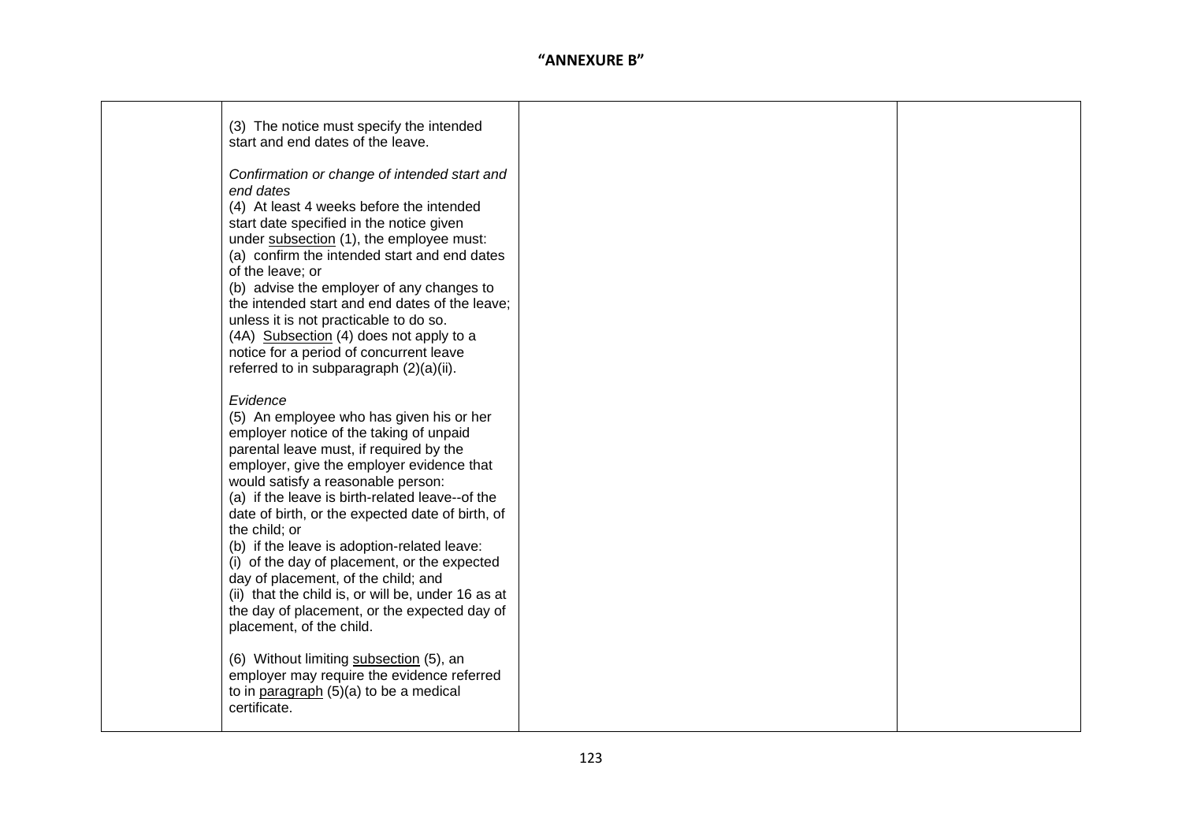**"ANNEXURE B"**

| | | | |
|---|---|---|---|
| | (3) The notice must specify the intended start and end dates of the leave.<br><br>*Confirmation or change of intended start and end dates*<br>(4) At least 4 weeks before the intended start date specified in the notice given under subsection (1), the employee must:<br>(a) confirm the intended start and end dates of the leave; or<br>(b) advise the employer of any changes to the intended start and end dates of the leave; unless it is not practicable to do so.<br>(4A) Subsection (4) does not apply to a notice for a period of concurrent leave referred to in subparagraph (2)(a)(ii).<br><br>*Evidence*<br>(5) An employee who has given his or her employer notice of the taking of unpaid parental leave must, if required by the employer, give the employer evidence that would satisfy a reasonable person:<br>(a) if the leave is birth-related leave--of the date of birth, or the expected date of birth, of the child; or<br>(b) if the leave is adoption-related leave:<br>(i) of the day of placement, or the expected day of placement, of the child; and<br>(ii) that the child is, or will be, under 16 as at the day of placement, or the expected day of placement, of the child.<br><br>(6) Without limiting subsection (5), an employer may require the evidence referred to in paragraph (5)(a) to be a medical certificate. | | |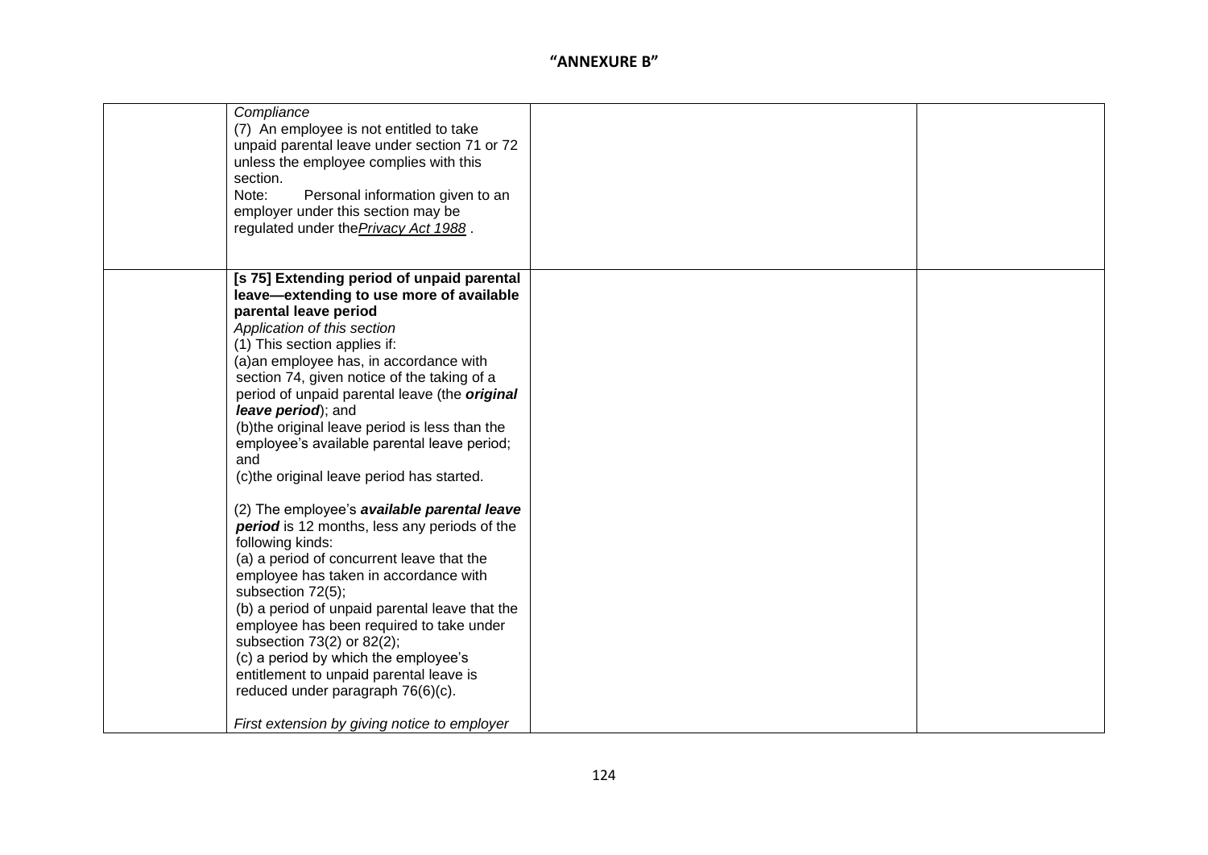"ANNEXURE B"

| | | | |
|---|---|---|---|
| | *Compliance*<br>(7) An employee is not entitled to take unpaid parental leave under section 71 or 72 unless the employee complies with this section.<br>Note: Personal information given to an employer under this section may be regulated under the*Privacy Act 1988* . | | |
| | **[s 75] Extending period of unpaid parental leave—extending to use more of available parental leave period**<br>*Application of this section*<br>(1) This section applies if:<br>(a)an employee has, in accordance with section 74, given notice of the taking of a period of unpaid parental leave (the ***original leave period***); and<br>(b)the original leave period is less than the employee's available parental leave period; and<br>(c)the original leave period has started.<br><br>(2) The employee's ***available parental leave period*** is 12 months, less any periods of the following kinds:<br>(a) a period of concurrent leave that the employee has taken in accordance with subsection 72(5);<br>(b) a period of unpaid parental leave that the employee has been required to take under subsection 73(2) or 82(2);<br>(c) a period by which the employee's entitlement to unpaid parental leave is reduced under paragraph 76(6)(c).<br><br>*First extension by giving notice to employer* | | |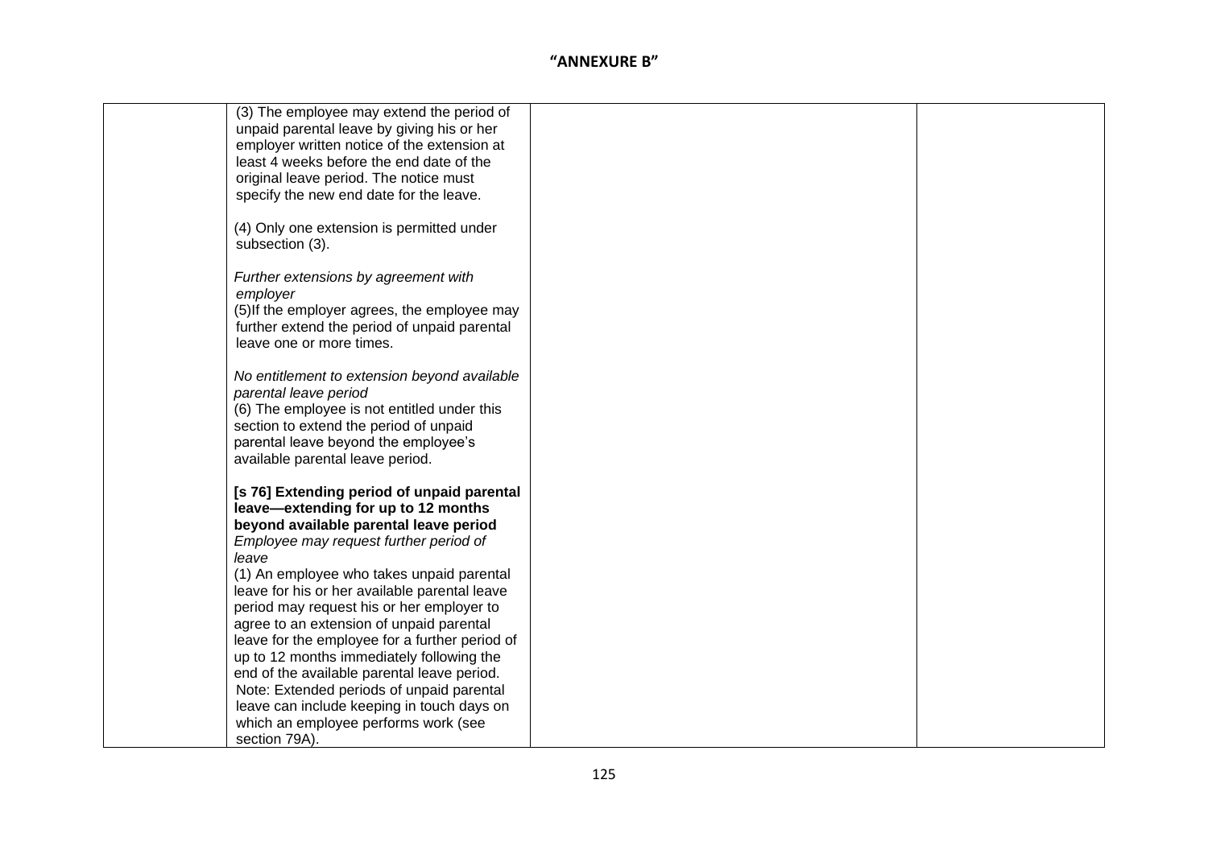"ANNEXURE B"

| | | | |
|---|---|---|---|
| | (3) The employee may extend the period of unpaid parental leave by giving his or her employer written notice of the extension at least 4 weeks before the end date of the original leave period. The notice must specify the new end date for the leave.<br><br>(4) Only one extension is permitted under subsection (3).<br><br>*Further extensions by agreement with employer*<br>(5)If the employer agrees, the employee may further extend the period of unpaid parental leave one or more times.<br><br>*No entitlement to extension beyond available parental leave period*<br>(6) The employee is not entitled under this section to extend the period of unpaid parental leave beyond the employee's available parental leave period.<br><br>**[s 76] Extending period of unpaid parental leave—extending for up to 12 months beyond available parental leave period**<br>*Employee may request further period of leave*<br>(1) An employee who takes unpaid parental leave for his or her available parental leave period may request his or her employer to agree to an extension of unpaid parental leave for the employee for a further period of up to 12 months immediately following the end of the available parental leave period.<br>Note: Extended periods of unpaid parental leave can include keeping in touch days on which an employee performs work (see section 79A). | | |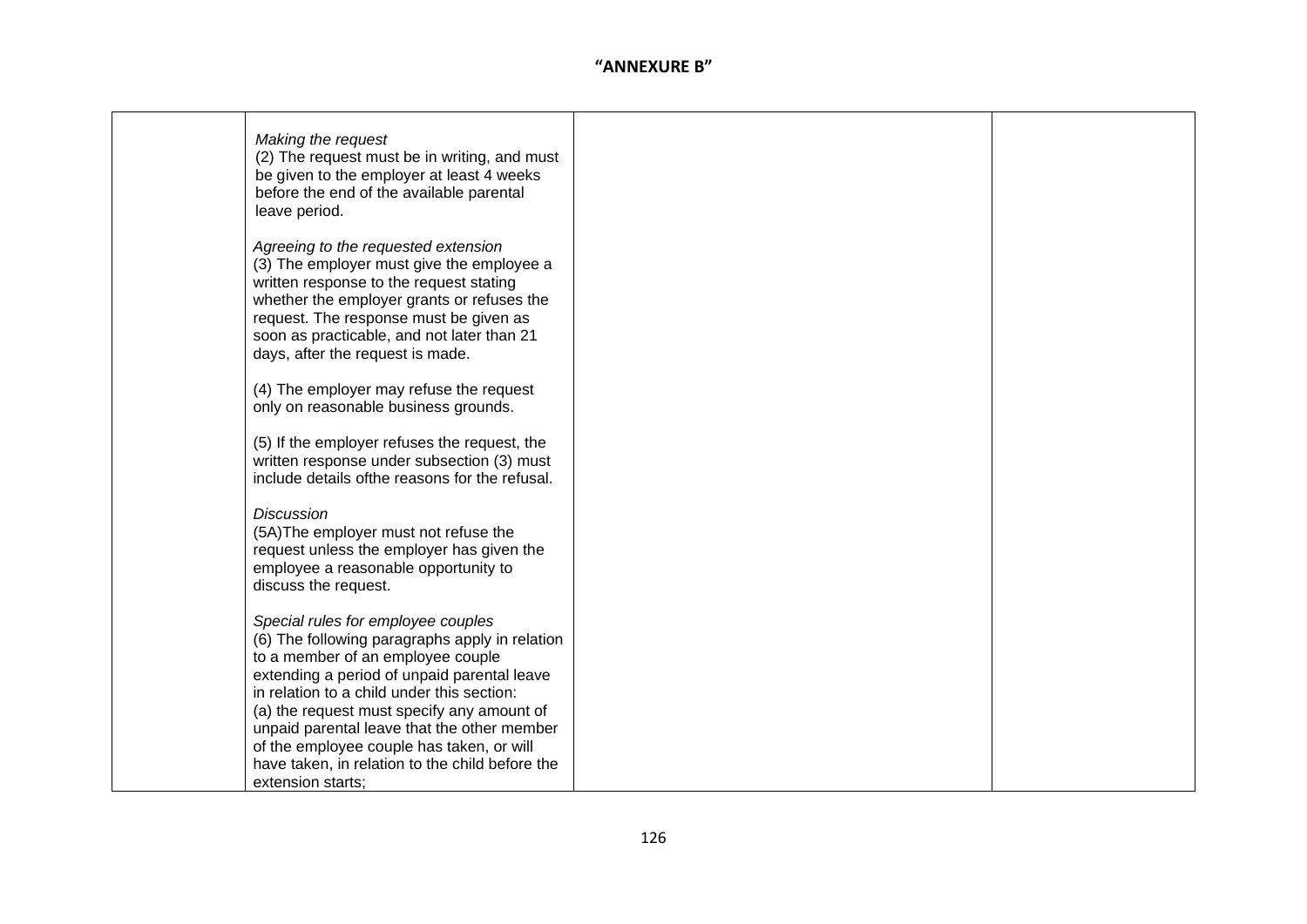**"ANNEXURE B"**

| | | | |
|---|---|---|---|
| | *Making the request*<br>(2) The request must be in writing, and must be given to the employer at least 4 weeks before the end of the available parental leave period.<br><br>*Agreeing to the requested extension*<br>(3) The employer must give the employee a written response to the request stating whether the employer grants or refuses the request. The response must be given as soon as practicable, and not later than 21 days, after the request is made.<br><br>(4) The employer may refuse the request only on reasonable business grounds.<br><br>(5) If the employer refuses the request, the written response under subsection (3) must include details ofthe reasons for the refusal.<br><br>*Discussion*<br>(5A)The employer must not refuse the request unless the employer has given the employee a reasonable opportunity to discuss the request.<br><br>*Special rules for employee couples*<br>(6) The following paragraphs apply in relation to a member of an employee couple extending a period of unpaid parental leave in relation to a child under this section:<br>(a) the request must specify any amount of unpaid parental leave that the other member of the employee couple has taken, or will have taken, in relation to the child before the extension starts; | | |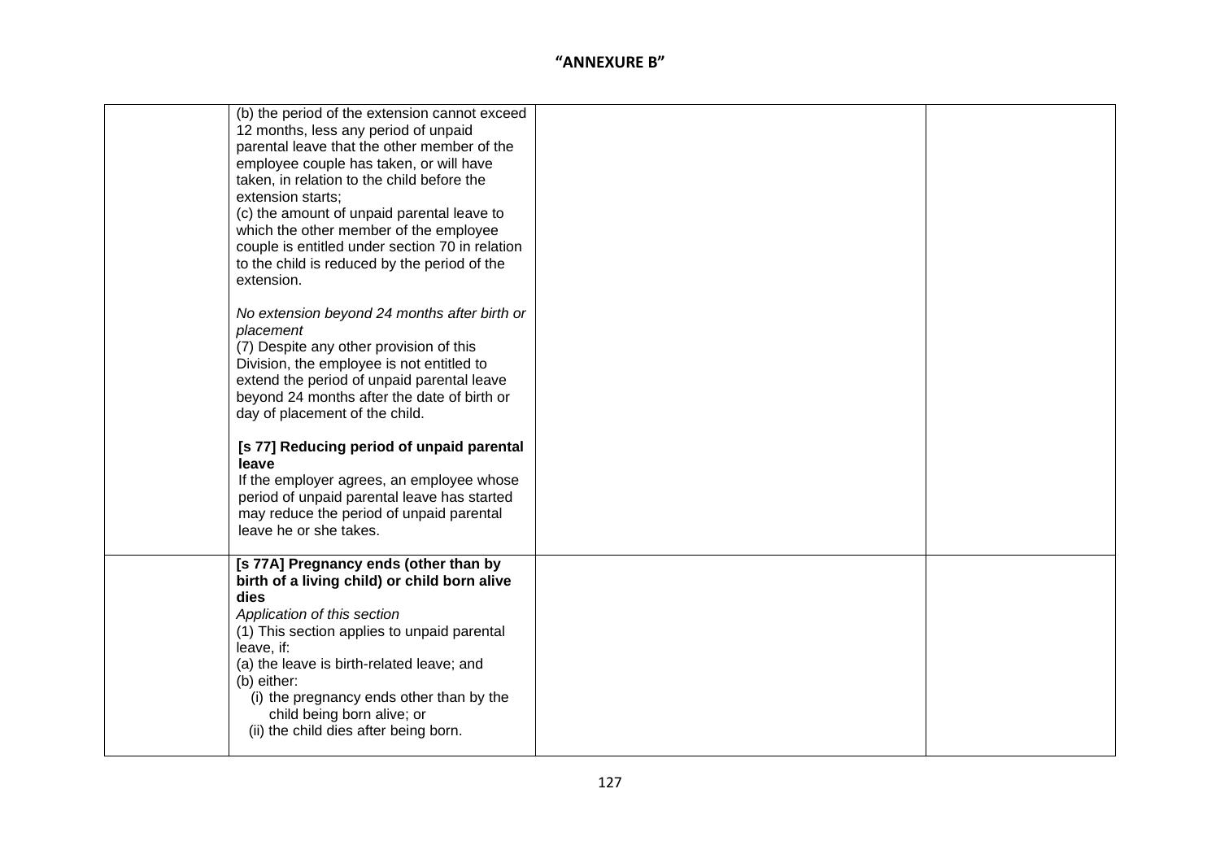"ANNEXURE B"

| | | | |
|---|---|---|---|
| | (b) the period of the extension cannot exceed 12 months, less any period of unpaid parental leave that the other member of the employee couple has taken, or will have taken, in relation to the child before the extension starts;<br>(c) the amount of unpaid parental leave to which the other member of the employee couple is entitled under section 70 in relation to the child is reduced by the period of the extension.<br><br>*No extension beyond 24 months after birth or placement*<br>(7) Despite any other provision of this Division, the employee is not entitled to extend the period of unpaid parental leave beyond 24 months after the date of birth or day of placement of the child.<br><br>**[s 77] Reducing period of unpaid parental leave**<br>If the employer agrees, an employee whose period of unpaid parental leave has started may reduce the period of unpaid parental leave he or she takes. | | |
| | **[s 77A] Pregnancy ends (other than by birth of a living child) or child born alive dies**<br>*Application of this section*<br>(1) This section applies to unpaid parental leave, if:<br>(a) the leave is birth-related leave; and<br>(b) either:<br>(i) the pregnancy ends other than by the child being born alive; or<br>(ii) the child dies after being born. | | |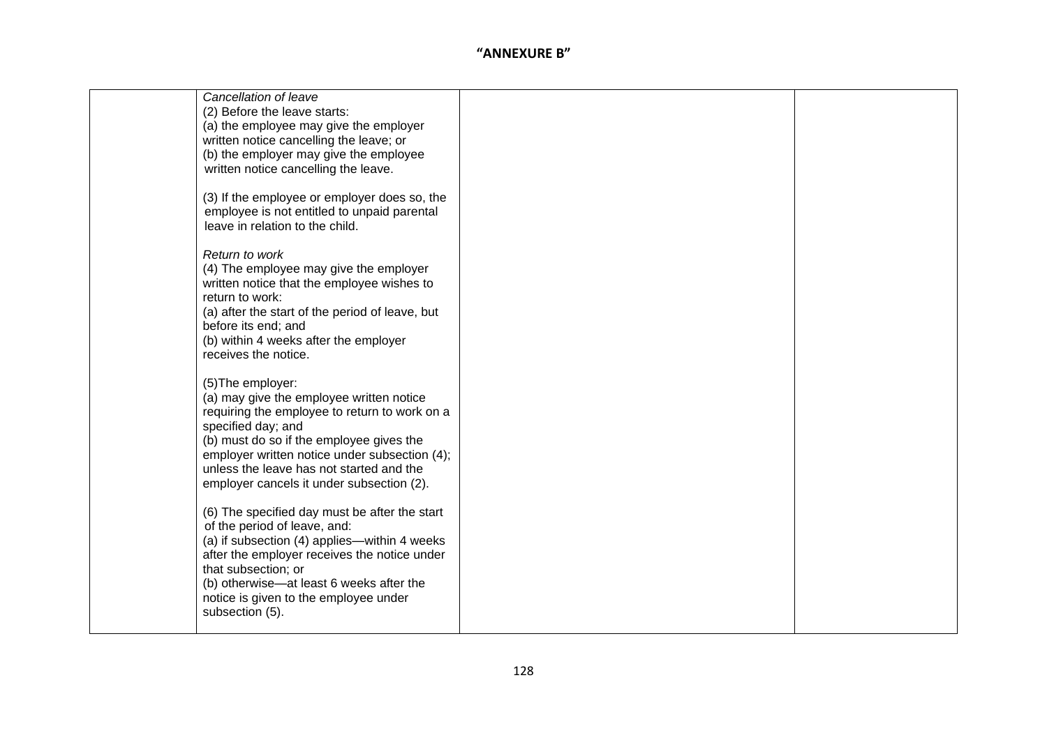"ANNEXURE B"

| | | | |
|---|---|---|---|
| | *Cancellation of leave*<br>(2) Before the leave starts:<br>(a) the employee may give the employer written notice cancelling the leave; or<br>(b) the employer may give the employee written notice cancelling the leave.<br><br>(3) If the employee or employer does so, the employee is not entitled to unpaid parental leave in relation to the child.<br><br>*Return to work*<br>(4) The employee may give the employer written notice that the employee wishes to return to work:<br>(a) after the start of the period of leave, but before its end; and<br>(b) within 4 weeks after the employer receives the notice.<br><br>(5)The employer:<br>(a) may give the employee written notice requiring the employee to return to work on a specified day; and<br>(b) must do so if the employee gives the employer written notice under subsection (4); unless the leave has not started and the employer cancels it under subsection (2).<br><br>(6) The specified day must be after the start of the period of leave, and:<br>(a) if subsection (4) applies—within 4 weeks after the employer receives the notice under that subsection; or<br>(b) otherwise—at least 6 weeks after the notice is given to the employee under subsection (5). | | |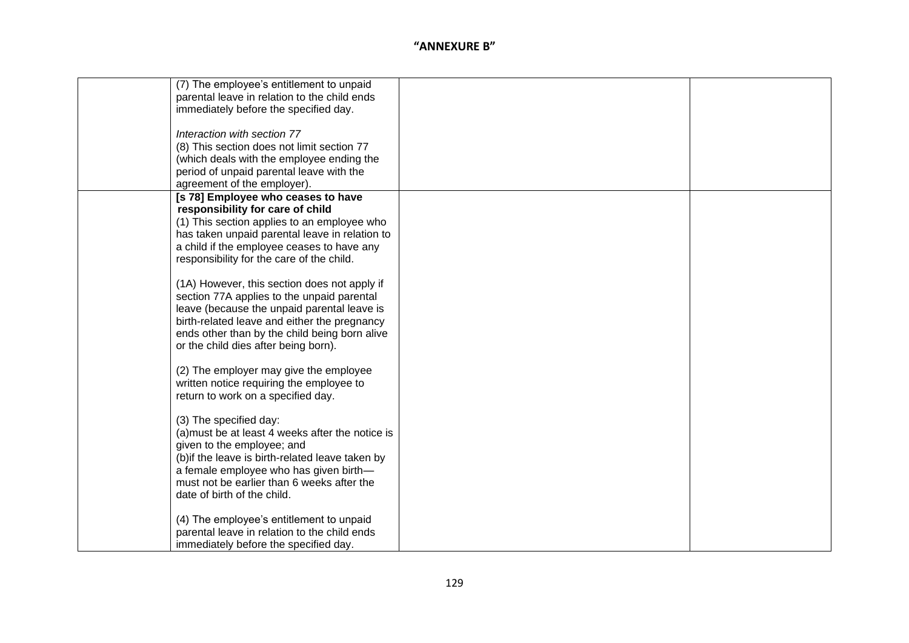"ANNEXURE B"

| | | | |
|---|---|---|---|
| | (7) The employee's entitlement to unpaid parental leave in relation to the child ends immediately before the specified day.<br><br>*Interaction with section 77*<br>(8) This section does not limit section 77 (which deals with the employee ending the period of unpaid parental leave with the agreement of the employer). | | |
| | **[s 78] Employee who ceases to have responsibility for care of child**<br>(1) This section applies to an employee who has taken unpaid parental leave in relation to a child if the employee ceases to have any responsibility for the care of the child.<br><br>(1A) However, this section does not apply if section 77A applies to the unpaid parental leave (because the unpaid parental leave is birth-related leave and either the pregnancy ends other than by the child being born alive or the child dies after being born).<br><br>(2) The employer may give the employee written notice requiring the employee to return to work on a specified day.<br><br>(3) The specified day:<br>(a)must be at least 4 weeks after the notice is given to the employee; and<br>(b)if the leave is birth-related leave taken by a female employee who has given birth—must not be earlier than 6 weeks after the date of birth of the child.<br><br>(4) The employee's entitlement to unpaid parental leave in relation to the child ends immediately before the specified day. | | |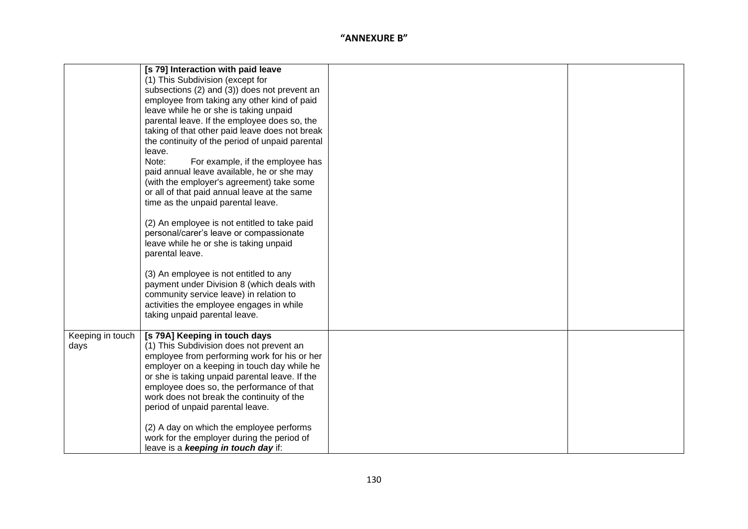**"ANNEXURE B"**

| | | | |
|---|---|---|---|
| | **[s 79] Interaction with paid leave**<br>(1) This Subdivision (except for subsections (2) and (3)) does not prevent an employee from taking any other kind of paid leave while he or she is taking unpaid parental leave. If the employee does so, the taking of that other paid leave does not break the continuity of the period of unpaid parental leave.<br>Note: For example, if the employee has paid annual leave available, he or she may (with the employer's agreement) take some or all of that paid annual leave at the same time as the unpaid parental leave.<br><br>(2) An employee is not entitled to take paid personal/carer's leave or compassionate leave while he or she is taking unpaid parental leave.<br><br>(3) An employee is not entitled to any payment under Division 8 (which deals with community service leave) in relation to activities the employee engages in while taking unpaid parental leave. | | |
| Keeping in touch days | **[s 79A] Keeping in touch days**<br>(1) This Subdivision does not prevent an employee from performing work for his or her employer on a keeping in touch day while he or she is taking unpaid parental leave. If the employee does so, the performance of that work does not break the continuity of the period of unpaid parental leave.<br><br>(2) A day on which the employee performs work for the employer during the period of leave is a ***keeping in touch day*** if: | | |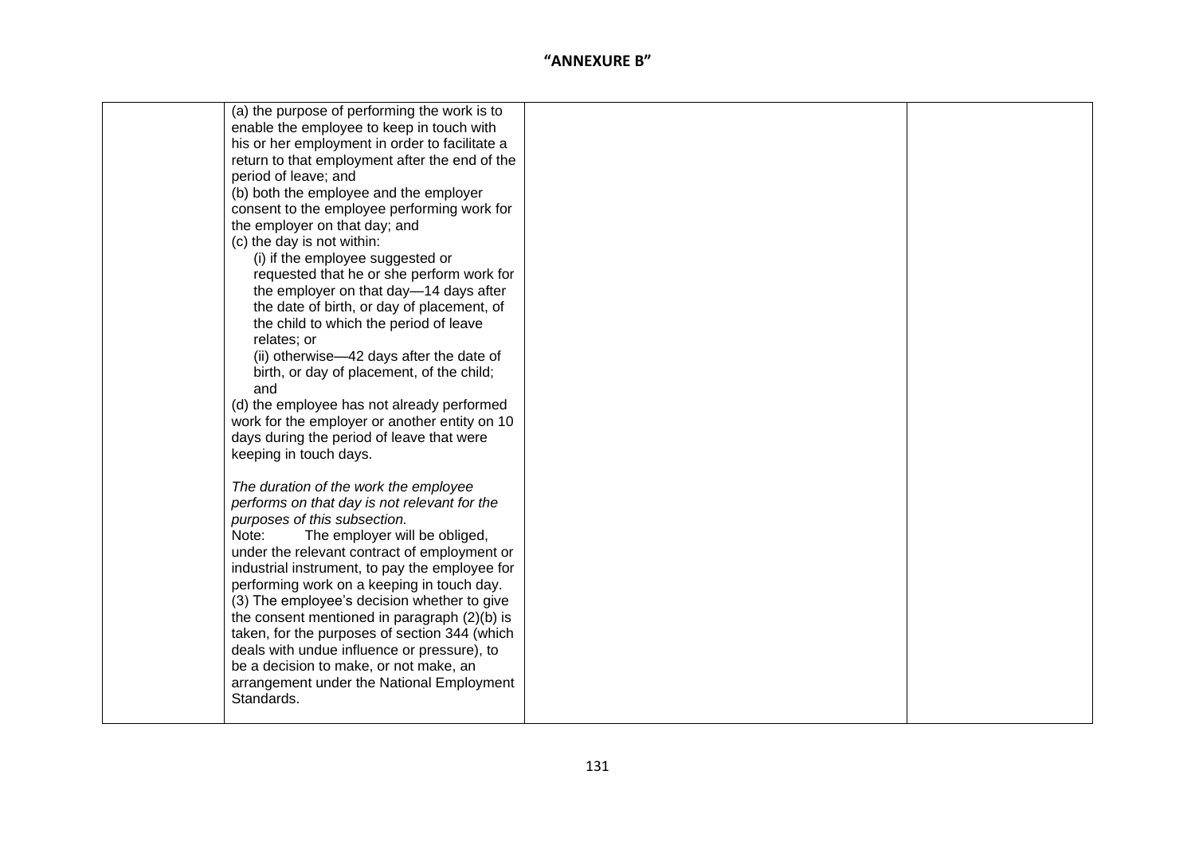**"ANNEXURE B"**

| | | | |
|---|---|---|---|
| | (a) the purpose of performing the work is to enable the employee to keep in touch with his or her employment in order to facilitate a return to that employment after the end of the period of leave; and<br>(b) both the employee and the employer consent to the employee performing work for the employer on that day; and<br>(c) the day is not within:<br>(i) if the employee suggested or requested that he or she perform work for the employer on that day—14 days after the date of birth, or day of placement, of the child to which the period of leave relates; or<br>(ii) otherwise—42 days after the date of birth, or day of placement, of the child; and<br>(d) the employee has not already performed work for the employer or another entity on 10 days during the period of leave that were keeping in touch days.<br><br>*The duration of the work the employee performs on that day is not relevant for the purposes of this subsection.*<br>Note: The employer will be obliged, under the relevant contract of employment or industrial instrument, to pay the employee for performing work on a keeping in touch day.<br>(3) The employee's decision whether to give the consent mentioned in paragraph (2)(b) is taken, for the purposes of section 344 (which deals with undue influence or pressure), to be a decision to make, or not make, an arrangement under the National Employment Standards. | | |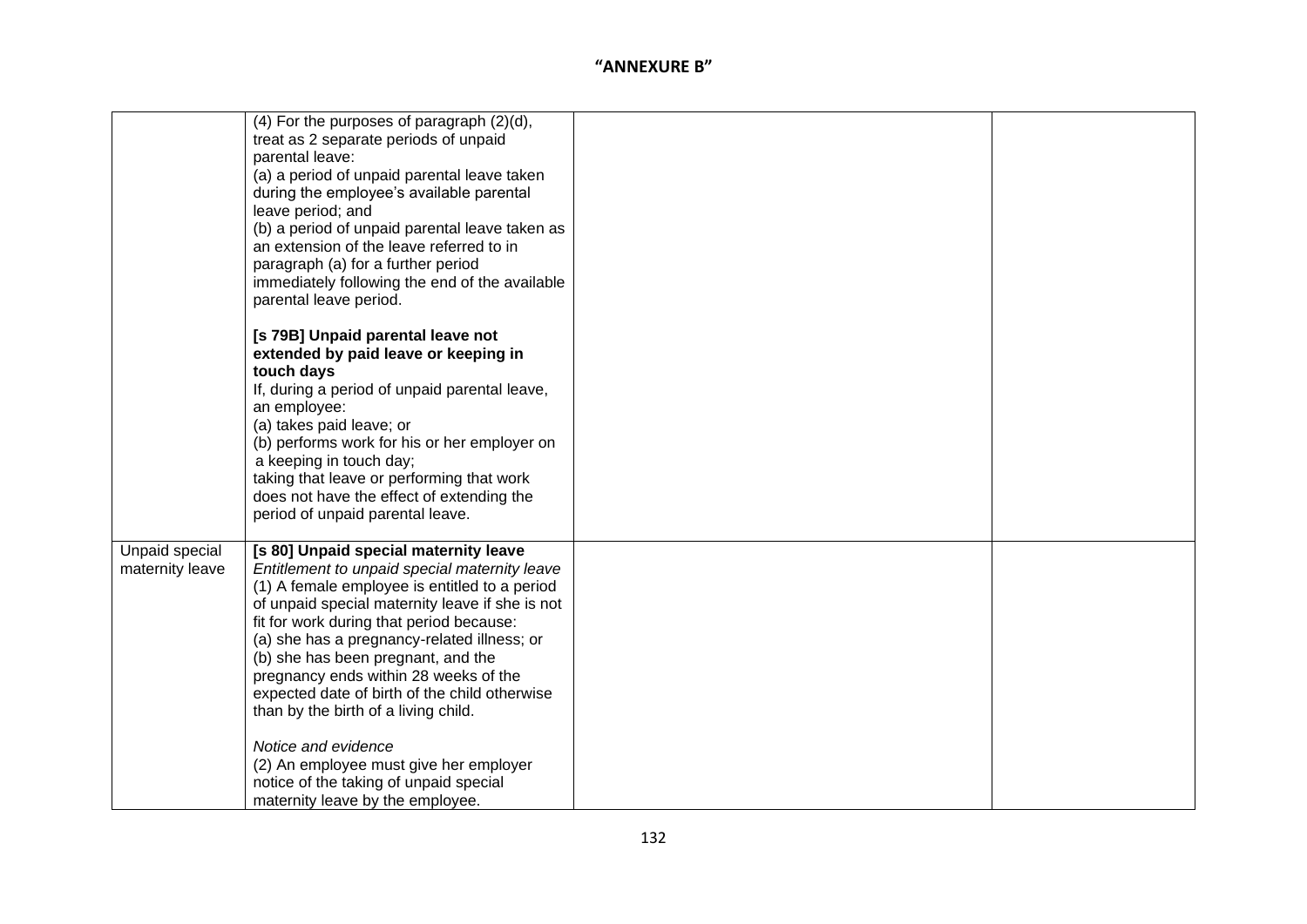**"ANNEXURE B"**

| | | | |
|---|---|---|---|
| | (4) For the purposes of paragraph (2)(d), treat as 2 separate periods of unpaid parental leave:<br>(a) a period of unpaid parental leave taken during the employee's available parental leave period; and<br>(b) a period of unpaid parental leave taken as an extension of the leave referred to in paragraph (a) for a further period immediately following the end of the available parental leave period.<br><br>**[s 79B] Unpaid parental leave not extended by paid leave or keeping in touch days**<br>If, during a period of unpaid parental leave, an employee:<br>(a) takes paid leave; or<br>(b) performs work for his or her employer on a keeping in touch day;<br>taking that leave or performing that work does not have the effect of extending the period of unpaid parental leave. | | |
| Unpaid special maternity leave | **[s 80] Unpaid special maternity leave**<br>*Entitlement to unpaid special maternity leave*<br>(1) A female employee is entitled to a period of unpaid special maternity leave if she is not fit for work during that period because:<br>(a) she has a pregnancy-related illness; or<br>(b) she has been pregnant, and the pregnancy ends within 28 weeks of the expected date of birth of the child otherwise than by the birth of a living child.<br><br>*Notice and evidence*<br>(2) An employee must give her employer notice of the taking of unpaid special maternity leave by the employee. | | |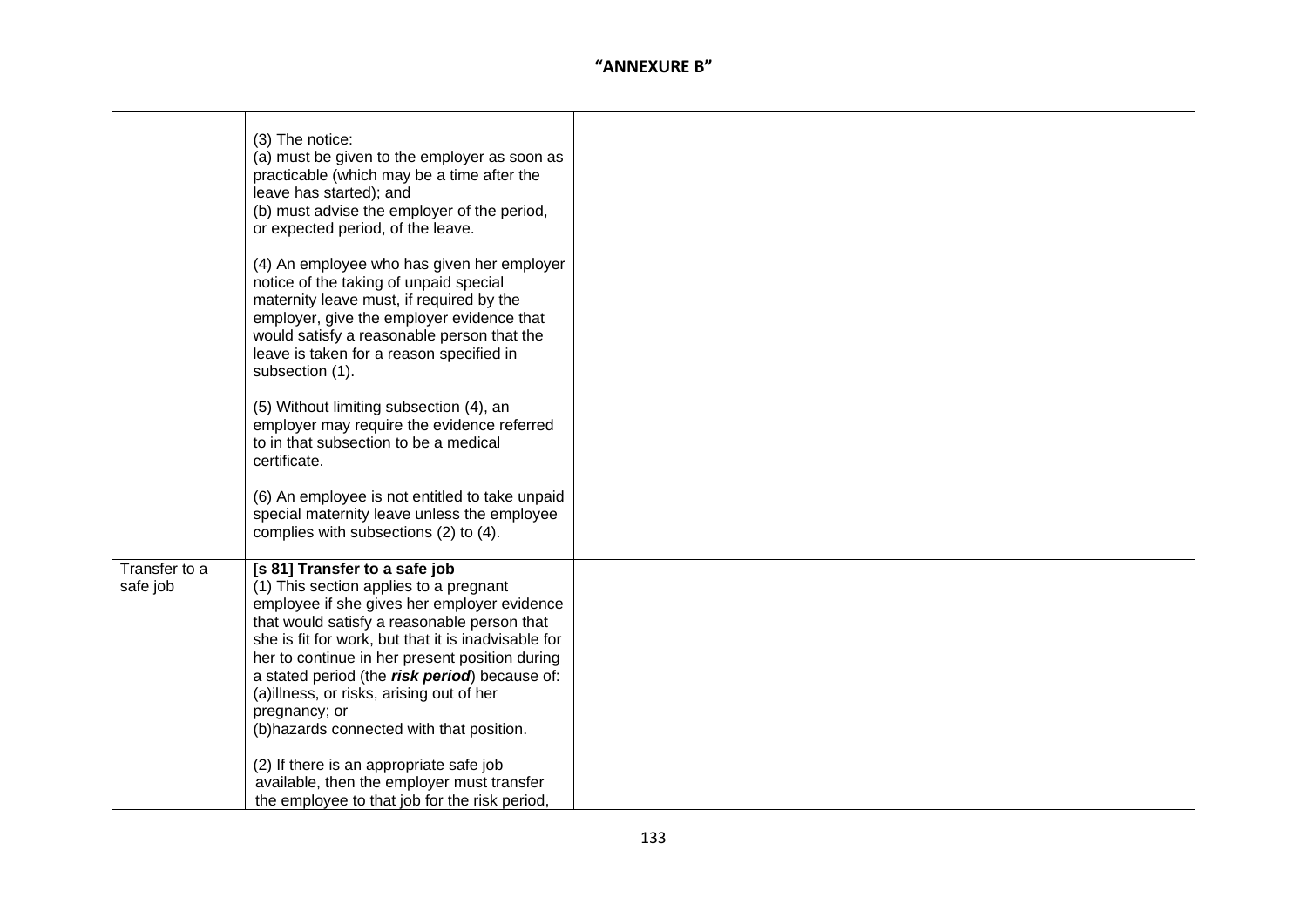# "ANNEXURE B"

| | | | |
|---|---|---|---|
| | (3) The notice:<br>(a) must be given to the employer as soon as practicable (which may be a time after the leave has started); and<br>(b) must advise the employer of the period, or expected period, of the leave.<br><br>(4) An employee who has given her employer notice of the taking of unpaid special maternity leave must, if required by the employer, give the employer evidence that would satisfy a reasonable person that the leave is taken for a reason specified in subsection (1).<br><br>(5) Without limiting subsection (4), an employer may require the evidence referred to in that subsection to be a medical certificate.<br><br>(6) An employee is not entitled to take unpaid special maternity leave unless the employee complies with subsections (2) to (4). | | |
| Transfer to a safe job | **[s 81] Transfer to a safe job**<br>(1) This section applies to a pregnant employee if she gives her employer evidence that would satisfy a reasonable person that she is fit for work, but that it is inadvisable for her to continue in her present position during a stated period (the ***risk period***) because of:<br>(a)illness, or risks, arising out of her pregnancy; or<br>(b)hazards connected with that position.<br><br>(2) If there is an appropriate safe job available, then the employer must transfer the employee to that job for the risk period, | | |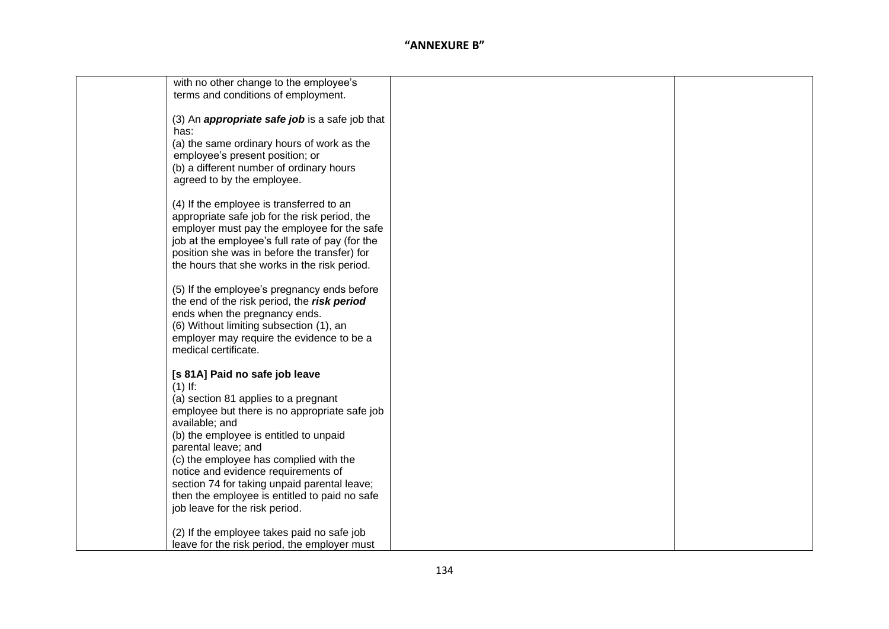"ANNEXURE B"

| | | | |
|---|---|---|---|
| | with no other change to the employee's terms and conditions of employment.<br><br>(3) An ***appropriate safe job*** is a safe job that has:<br>(a) the same ordinary hours of work as the employee's present position; or<br>(b) a different number of ordinary hours agreed to by the employee.<br><br>(4) If the employee is transferred to an appropriate safe job for the risk period, the employer must pay the employee for the safe job at the employee's full rate of pay (for the position she was in before the transfer) for the hours that she works in the risk period.<br><br>(5) If the employee's pregnancy ends before the end of the risk period, the ***risk period*** ends when the pregnancy ends.<br>(6) Without limiting subsection (1), an employer may require the evidence to be a medical certificate.<br><br>**[s 81A] Paid no safe job leave**<br>(1) If:<br>(a) section 81 applies to a pregnant employee but there is no appropriate safe job available; and<br>(b) the employee is entitled to unpaid parental leave; and<br>(c) the employee has complied with the notice and evidence requirements of section 74 for taking unpaid parental leave;<br>then the employee is entitled to paid no safe job leave for the risk period.<br><br>(2) If the employee takes paid no safe job leave for the risk period, the employer must | | |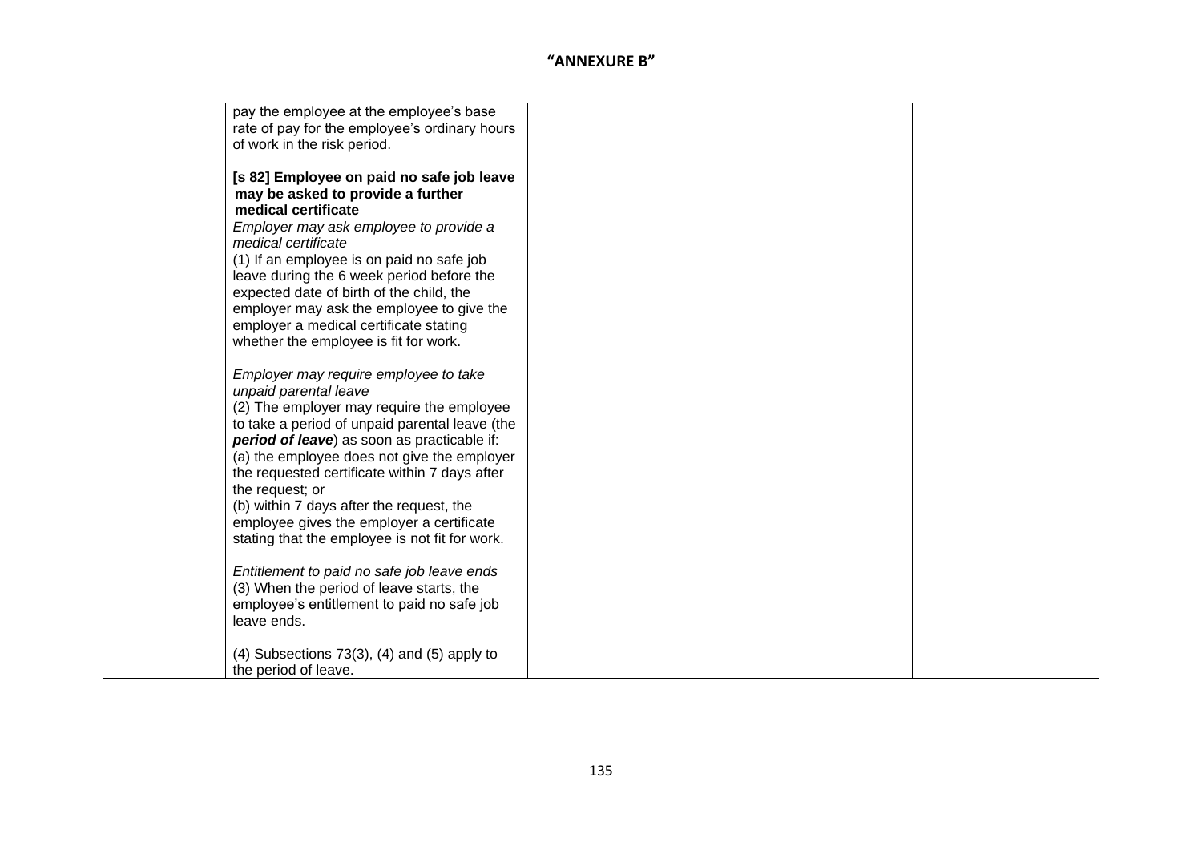**"ANNEXURE B"**

| | | | |
|---|---|---|---|
| | pay the employee at the employee's base rate of pay for the employee's ordinary hours of work in the risk period.<br><br>**[s 82] Employee on paid no safe job leave may be asked to provide a further medical certificate**<br>*Employer may ask employee to provide a medical certificate*<br>(1) If an employee is on paid no safe job leave during the 6 week period before the expected date of birth of the child, the employer may ask the employee to give the employer a medical certificate stating whether the employee is fit for work.<br><br>*Employer may require employee to take unpaid parental leave*<br>(2) The employer may require the employee to take a period of unpaid parental leave (the ***period of leave***) as soon as practicable if:<br>(a) the employee does not give the employer the requested certificate within 7 days after the request; or<br>(b) within 7 days after the request, the employee gives the employer a certificate stating that the employee is not fit for work.<br><br>*Entitlement to paid no safe job leave ends*<br>(3) When the period of leave starts, the employee's entitlement to paid no safe job leave ends.<br><br>(4) Subsections 73(3), (4) and (5) apply to the period of leave. | | |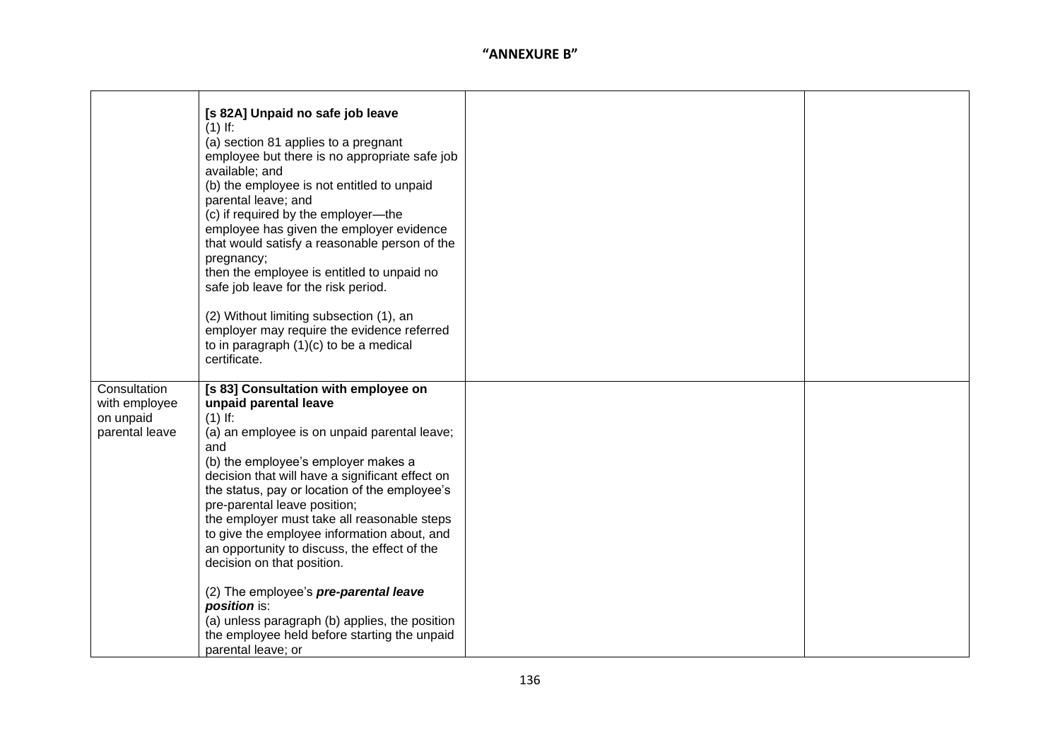**"ANNEXURE B"**

| | | | |
|---|---|---|---|
| | **[s 82A] Unpaid no safe job leave**<br>(1) If:<br>(a) section 81 applies to a pregnant employee but there is no appropriate safe job available; and<br>(b) the employee is not entitled to unpaid parental leave; and<br>(c) if required by the employer—the employee has given the employer evidence that would satisfy a reasonable person of the pregnancy;<br>then the employee is entitled to unpaid no safe job leave for the risk period.<br><br>(2) Without limiting subsection (1), an employer may require the evidence referred to in paragraph (1)(c) to be a medical certificate. | | |
| Consultation with employee on unpaid parental leave | **[s 83] Consultation with employee on unpaid parental leave**<br>(1) If:<br>(a) an employee is on unpaid parental leave; and<br>(b) the employee's employer makes a decision that will have a significant effect on the status, pay or location of the employee's pre-parental leave position;<br>the employer must take all reasonable steps to give the employee information about, and an opportunity to discuss, the effect of the decision on that position.<br><br>(2) The employee's ***pre-parental leave position*** is:<br>(a) unless paragraph (b) applies, the position the employee held before starting the unpaid parental leave; or | | |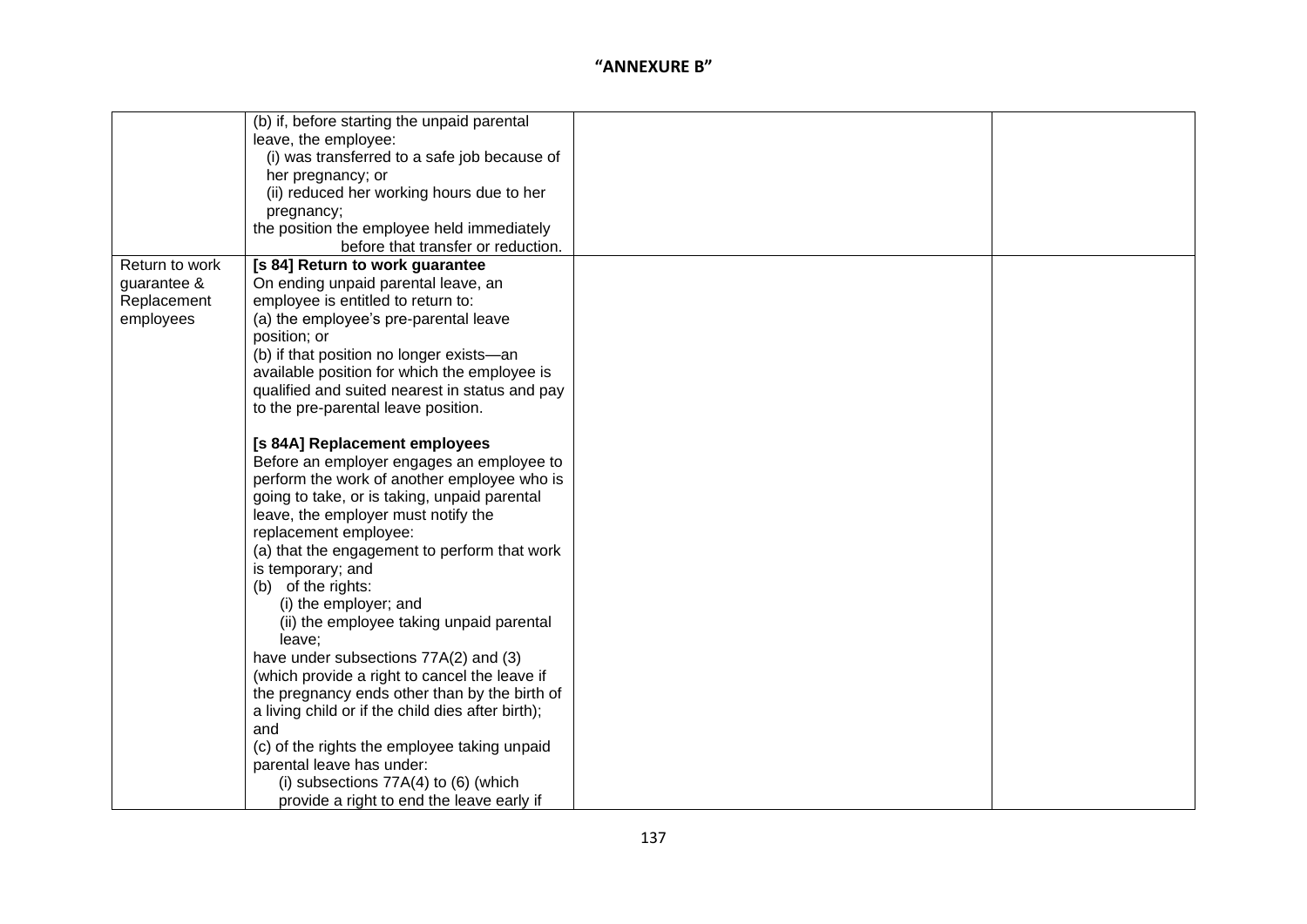# "ANNEXURE B"

| | | | |
|---|---|---|---|
| | (b) if, before starting the unpaid parental leave, the employee:<br>(i) was transferred to a safe job because of her pregnancy; or<br>(ii) reduced her working hours due to her pregnancy;<br>the position the employee held immediately before that transfer or reduction. | | |
| Return to work guarantee & Replacement employees | **[s 84] Return to work guarantee**<br>On ending unpaid parental leave, an employee is entitled to return to:<br>(a) the employee's pre-parental leave position; or<br>(b) if that position no longer exists—an available position for which the employee is qualified and suited nearest in status and pay to the pre-parental leave position.<br><br>**[s 84A] Replacement employees**<br>Before an employer engages an employee to perform the work of another employee who is going to take, or is taking, unpaid parental leave, the employer must notify the replacement employee:<br>(a) that the engagement to perform that work is temporary; and<br>(b) of the rights:<br>(i) the employer; and<br>(ii) the employee taking unpaid parental leave;<br>have under subsections 77A(2) and (3) (which provide a right to cancel the leave if the pregnancy ends other than by the birth of a living child or if the child dies after birth); and<br>(c) of the rights the employee taking unpaid parental leave has under:<br>(i) subsections 77A(4) to (6) (which provide a right to end the leave early if | | |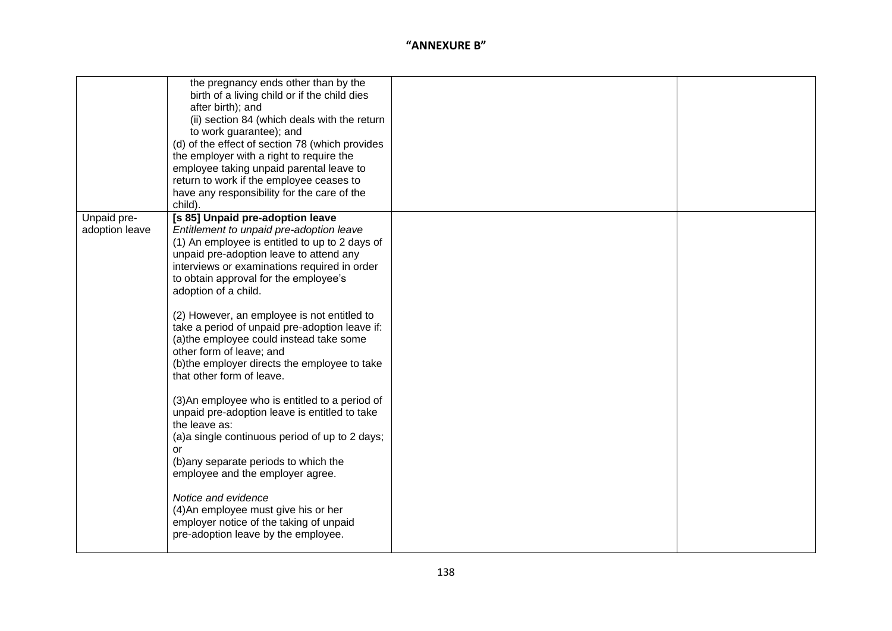**"ANNEXURE B"**

| | | | |
|---|---|---|---|
| | the pregnancy ends other than by the birth of a living child or if the child dies after birth); and<br>(ii) section 84 (which deals with the return to work guarantee); and<br>(d) of the effect of section 78 (which provides the employer with a right to require the employee taking unpaid parental leave to return to work if the employee ceases to have any responsibility for the care of the child). | | |
| Unpaid pre-adoption leave | **[s 85] Unpaid pre-adoption leave**<br>*Entitlement to unpaid pre-adoption leave*<br>(1) An employee is entitled to up to 2 days of unpaid pre-adoption leave to attend any interviews or examinations required in order to obtain approval for the employee's adoption of a child.<br><br>(2) However, an employee is not entitled to take a period of unpaid pre-adoption leave if:<br>(a)the employee could instead take some other form of leave; and<br>(b)the employer directs the employee to take that other form of leave.<br><br>(3)An employee who is entitled to a period of unpaid pre-adoption leave is entitled to take the leave as:<br>(a)a single continuous period of up to 2 days; or<br>(b)any separate periods to which the employee and the employer agree.<br><br>*Notice and evidence*<br>(4)An employee must give his or her employer notice of the taking of unpaid pre-adoption leave by the employee. | | |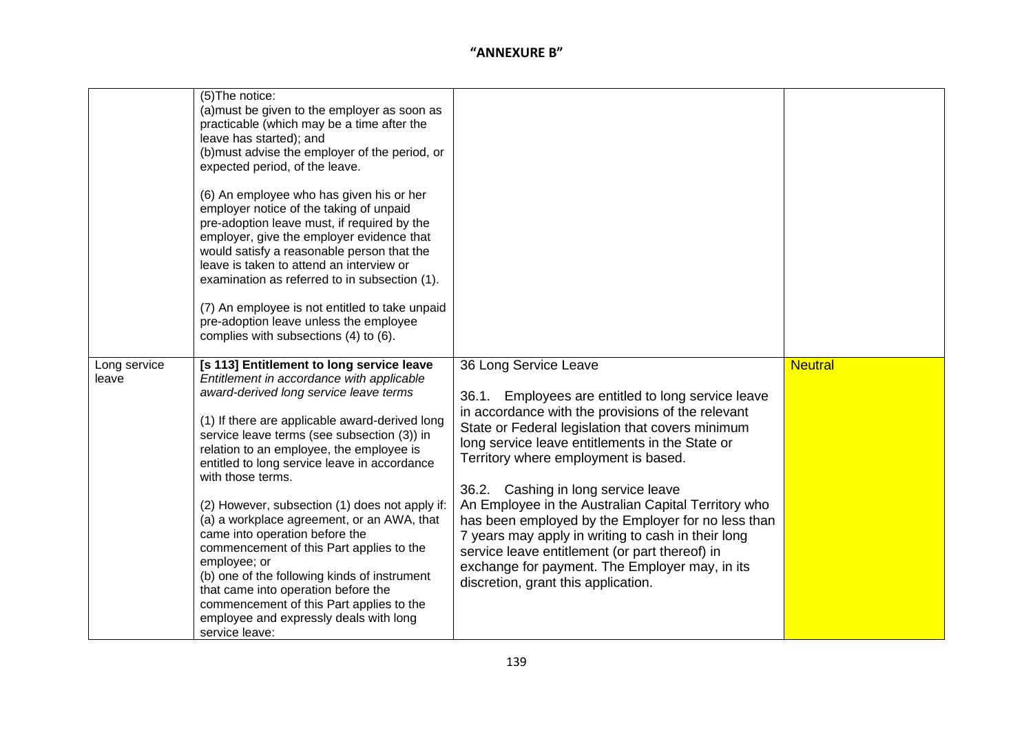**"ANNEXURE B"**

| | | | |
|---|---|---|---|
| | (5)The notice:<br>(a)must be given to the employer as soon as practicable (which may be a time after the leave has started); and<br>(b)must advise the employer of the period, or expected period, of the leave.<br><br>(6) An employee who has given his or her employer notice of the taking of unpaid pre-adoption leave must, if required by the employer, give the employer evidence that would satisfy a reasonable person that the leave is taken to attend an interview or examination as referred to in subsection (1).<br><br>(7) An employee is not entitled to take unpaid pre-adoption leave unless the employee complies with subsections (4) to (6). | | |
| Long service leave | **[s 113] Entitlement to long service leave**<br>*Entitlement in accordance with applicable award-derived long service leave terms*<br><br>(1) If there are applicable award-derived long service leave terms (see subsection (3)) in relation to an employee, the employee is entitled to long service leave in accordance with those terms.<br><br>(2) However, subsection (1) does not apply if:<br>(a) a workplace agreement, or an AWA, that came into operation before the commencement of this Part applies to the employee; or<br>(b) one of the following kinds of instrument that came into operation before the commencement of this Part applies to the employee and expressly deals with long service leave: | 36 Long Service Leave<br><br>36.1. Employees are entitled to long service leave in accordance with the provisions of the relevant State or Federal legislation that covers minimum long service leave entitlements in the State or Territory where employment is based.<br><br>36.2. Cashing in long service leave<br>An Employee in the Australian Capital Territory who has been employed by the Employer for no less than 7 years may apply in writing to cash in their long service leave entitlement (or part thereof) in exchange for payment. The Employer may, in its discretion, grant this application. | Neutral |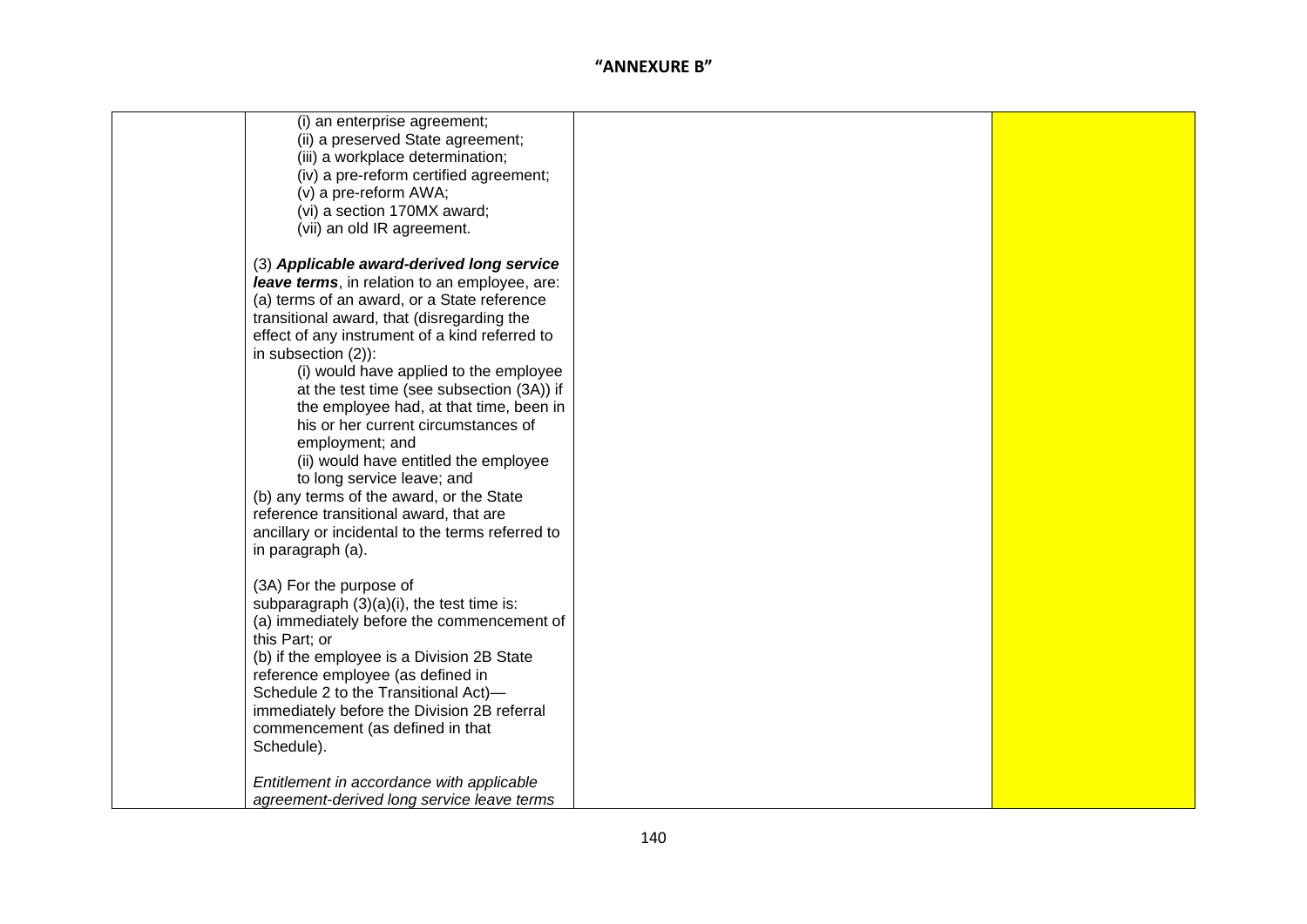**"ANNEXURE B"**

| | | | |
|---|---|---|---|
| | (i) an enterprise agreement;<br>(ii) a preserved State agreement;<br>(iii) a workplace determination;<br>(iv) a pre-reform certified agreement;<br>(v) a pre-reform AWA;<br>(vi) a section 170MX award;<br>(vii) an old IR agreement.<br><br>(3) ***Applicable award-derived long service leave terms***, in relation to an employee, are:<br>(a) terms of an award, or a State reference transitional award, that (disregarding the effect of any instrument of a kind referred to in subsection (2)):<br>(i) would have applied to the employee at the test time (see subsection (3A)) if the employee had, at that time, been in his or her current circumstances of employment; and<br>(ii) would have entitled the employee to long service leave; and<br>(b) any terms of the award, or the State reference transitional award, that are ancillary or incidental to the terms referred to in paragraph (a).<br><br>(3A) For the purpose of subparagraph (3)(a)(i), the test time is:<br>(a) immediately before the commencement of this Part; or<br>(b) if the employee is a Division 2B State reference employee (as defined in Schedule 2 to the Transitional Act)—immediately before the Division 2B referral commencement (as defined in that Schedule).<br><br>*Entitlement in accordance with applicable agreement-derived long service leave terms* | | |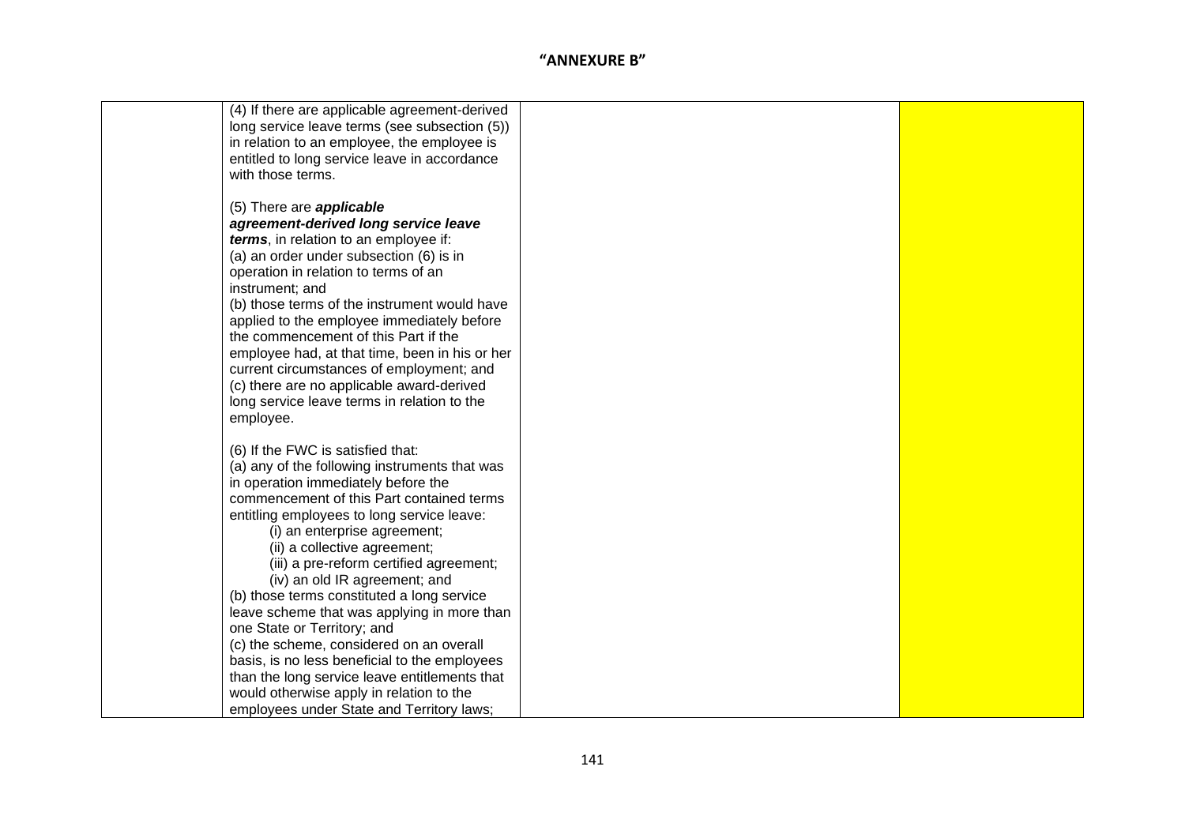## "ANNEXURE B"

| | | | |
|---|---|---|---|
| | (4) If there are applicable agreement-derived long service leave terms (see subsection (5)) in relation to an employee, the employee is entitled to long service leave in accordance with those terms.<br><br>(5) There are ***applicable agreement-derived long service leave terms***, in relation to an employee if:<br>(a) an order under subsection (6) is in operation in relation to terms of an instrument; and<br>(b) those terms of the instrument would have applied to the employee immediately before the commencement of this Part if the employee had, at that time, been in his or her current circumstances of employment; and<br>(c) there are no applicable award-derived long service leave terms in relation to the employee.<br><br>(6) If the FWC is satisfied that:<br>(a) any of the following instruments that was in operation immediately before the commencement of this Part contained terms entitling employees to long service leave:<br>(i) an enterprise agreement;<br>(ii) a collective agreement;<br>(iii) a pre-reform certified agreement;<br>(iv) an old IR agreement; and<br>(b) those terms constituted a long service leave scheme that was applying in more than one State or Territory; and<br>(c) the scheme, considered on an overall basis, is no less beneficial to the employees than the long service leave entitlements that would otherwise apply in relation to the employees under State and Territory laws; | | |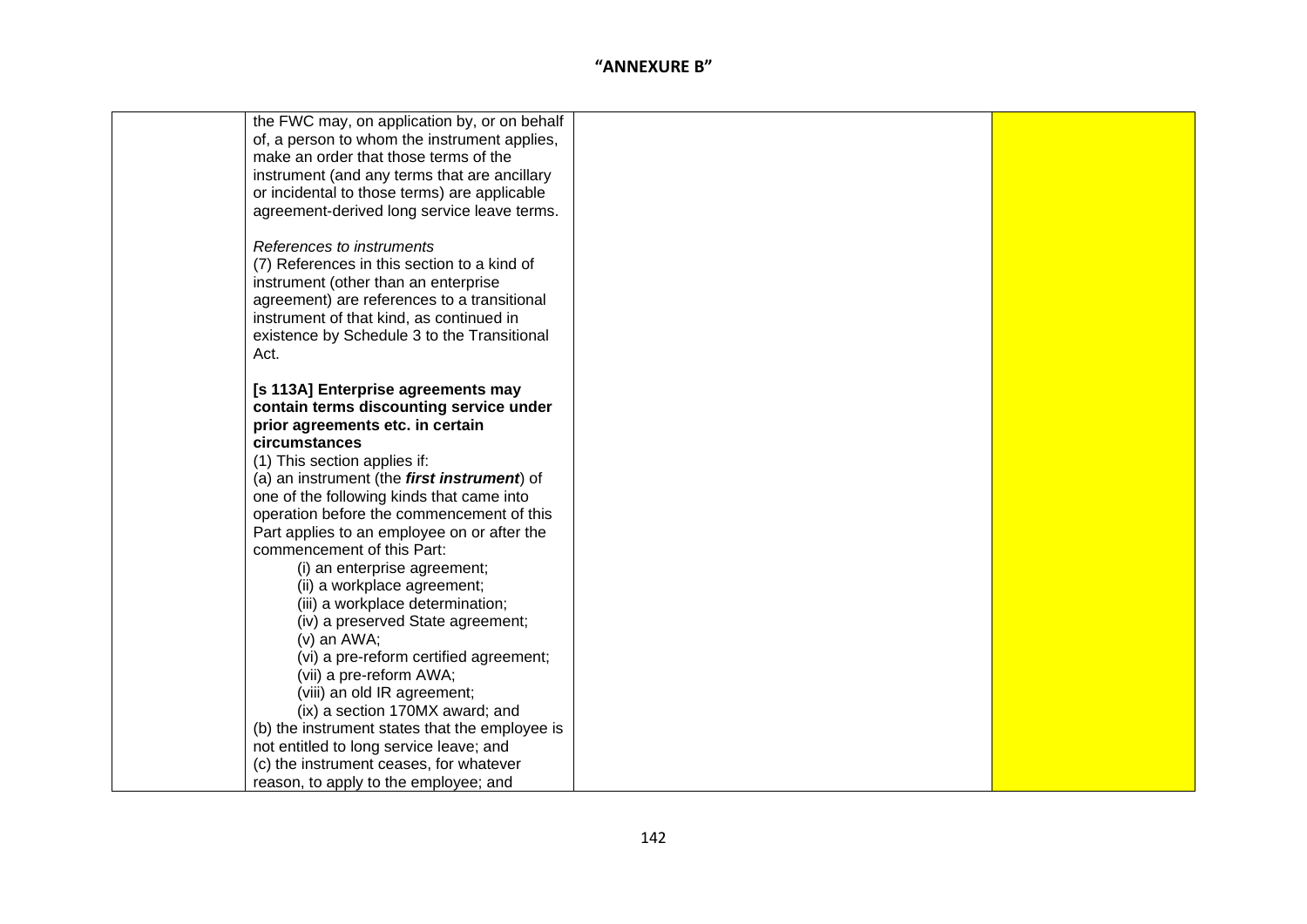# "ANNEXURE B"

| | | | |
|---|---|---|---|
| | the FWC may, on application by, or on behalf of, a person to whom the instrument applies, make an order that those terms of the instrument (and any terms that are ancillary or incidental to those terms) are applicable agreement-derived long service leave terms.<br><br>*References to instruments*<br>(7) References in this section to a kind of instrument (other than an enterprise agreement) are references to a transitional instrument of that kind, as continued in existence by Schedule 3 to the Transitional Act.<br><br>**[s 113A] Enterprise agreements may contain terms discounting service under prior agreements etc. in certain circumstances**<br>(1) This section applies if:<br>(a) an instrument (the ***first instrument***) of one of the following kinds that came into operation before the commencement of this Part applies to an employee on or after the commencement of this Part:<br>(i) an enterprise agreement;<br>(ii) a workplace agreement;<br>(iii) a workplace determination;<br>(iv) a preserved State agreement;<br>(v) an AWA;<br>(vi) a pre-reform certified agreement;<br>(vii) a pre-reform AWA;<br>(viii) an old IR agreement;<br>(ix) a section 170MX award; and<br>(b) the instrument states that the employee is not entitled to long service leave; and<br>(c) the instrument ceases, for whatever reason, to apply to the employee; and | | |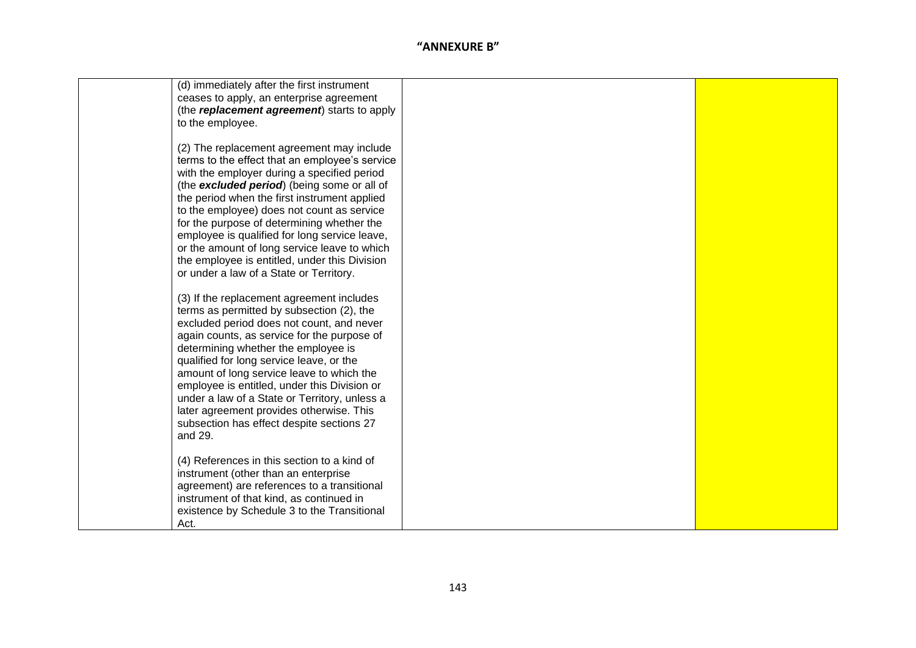## "ANNEXURE B"

| | | | |
|---|---|---|---|
| | (d) immediately after the first instrument ceases to apply, an enterprise agreement (the ***replacement agreement***) starts to apply to the employee.<br><br>(2) The replacement agreement may include terms to the effect that an employee's service with the employer during a specified period (the ***excluded period***) (being some or all of the period when the first instrument applied to the employee) does not count as service for the purpose of determining whether the employee is qualified for long service leave, or the amount of long service leave to which the employee is entitled, under this Division or under a law of a State or Territory.<br><br>(3) If the replacement agreement includes terms as permitted by subsection (2), the excluded period does not count, and never again counts, as service for the purpose of determining whether the employee is qualified for long service leave, or the amount of long service leave to which the employee is entitled, under this Division or under a law of a State or Territory, unless a later agreement provides otherwise. This subsection has effect despite sections 27 and 29.<br><br>(4) References in this section to a kind of instrument (other than an enterprise agreement) are references to a transitional instrument of that kind, as continued in existence by Schedule 3 to the Transitional Act. | | |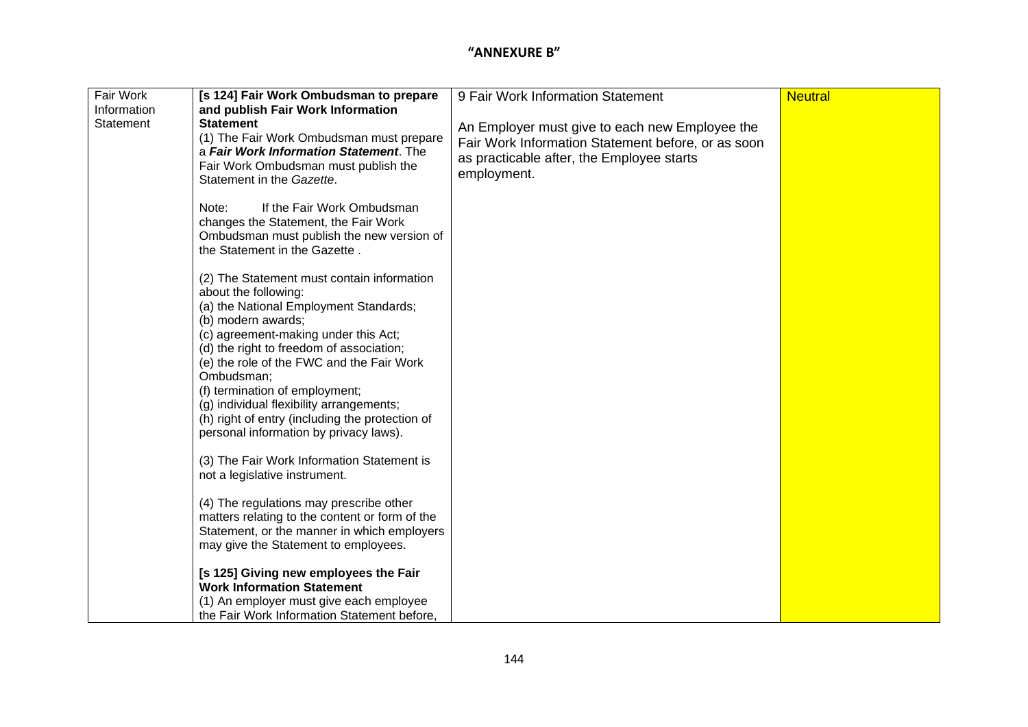**"ANNEXURE B"**

| | | | |
|---|---|---|---|
| Fair Work Information Statement | **[s 124] Fair Work Ombudsman to prepare and publish Fair Work Information Statement**<br>(1) The Fair Work Ombudsman must prepare a ***Fair Work Information Statement***. The Fair Work Ombudsman must publish the Statement in the *Gazette*.<br><br>Note: If the Fair Work Ombudsman changes the Statement, the Fair Work Ombudsman must publish the new version of the Statement in the Gazette .<br><br>(2) The Statement must contain information about the following:<br>(a) the National Employment Standards;<br>(b) modern awards;<br>(c) agreement-making under this Act;<br>(d) the right to freedom of association;<br>(e) the role of the FWC and the Fair Work Ombudsman;<br>(f) termination of employment;<br>(g) individual flexibility arrangements;<br>(h) right of entry (including the protection of personal information by privacy laws).<br><br>(3) The Fair Work Information Statement is not a legislative instrument.<br><br>(4) The regulations may prescribe other matters relating to the content or form of the Statement, or the manner in which employers may give the Statement to employees.<br><br>**[s 125] Giving new employees the Fair Work Information Statement**<br>(1) An employer must give each employee the Fair Work Information Statement before, | 9 Fair Work Information Statement<br><br>An Employer must give to each new Employee the Fair Work Information Statement before, or as soon as practicable after, the Employee starts employment. | Neutral |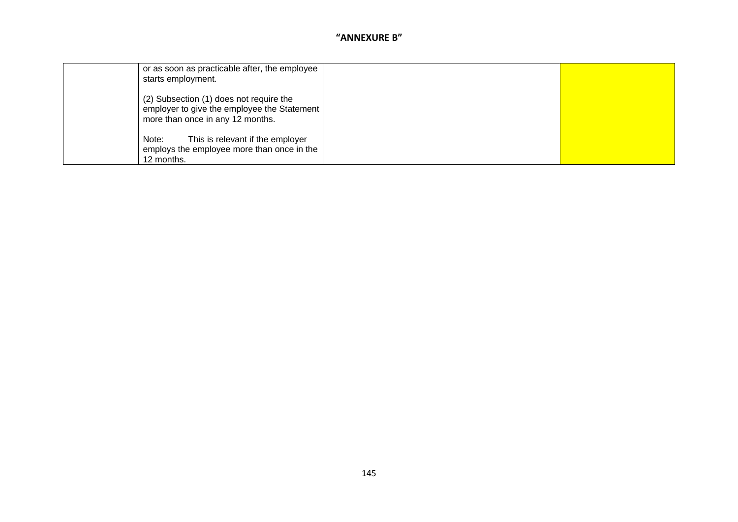"ANNEXURE B"

| | | | |
|---|---|---|---|
| | or as soon as practicable after, the employee starts employment.<br><br>(2) Subsection (1) does not require the employer to give the employee the Statement more than once in any 12 months.<br><br>Note: This is relevant if the employer employs the employee more than once in the 12 months. | | |